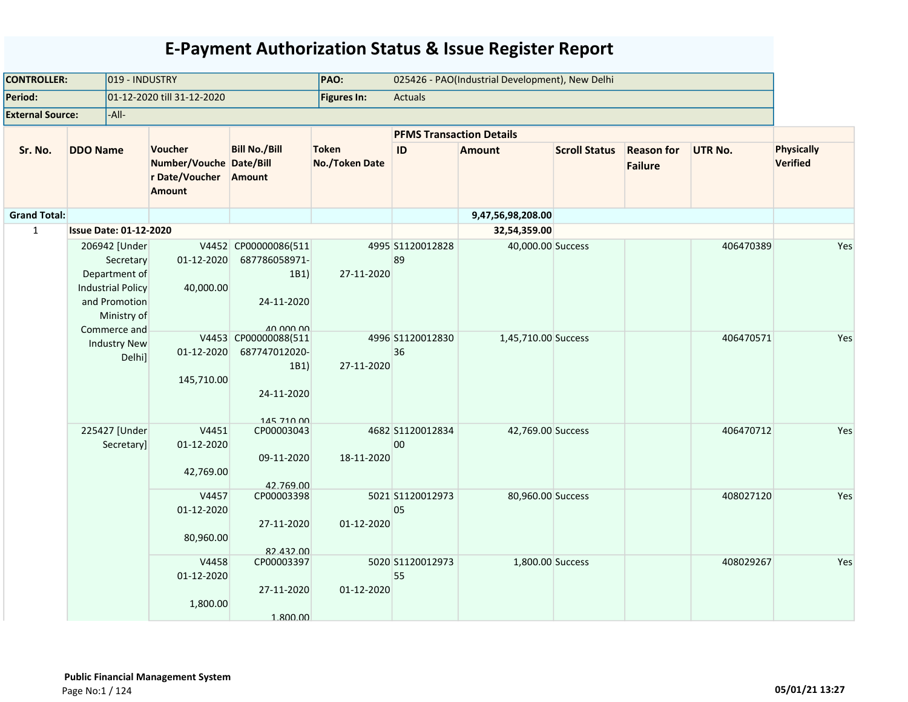# E-Payment Authorization Status & Issue Register Report

| | | | |
|---|---|---|---|
| **CONTROLLER:** | 019 - INDUSTRY | **PAO:** | 025426 - PAO(Industrial Development), New Delhi |
| **Period:** | 01-12-2020 till 31-12-2020 | **Figures In:** | Actuals |
| **External Source:** | -All- | | |

| Sr. No. | DDO Name | Voucher Number/Voucher Date/Voucher Amount | Bill No./Bill Date/Bill Amount | Token No./Token Date | PFMS Transaction Details | | | | | Physically Verified |
|---|---|---|---|---|---|---|---|---|---|---|
| | | | | | ID | Amount | Scroll Status | Reason for Failure | UTR No. | |
| **Grand Total:** | | | | | | **9,47,56,98,208.00** | | | | |
| 1 | **Issue Date: 01-12-2020** | | | | | **32,54,359.00** | | | | |
| | 206942 [Under Secretary Department of Industrial Policy and Promotion Ministry of Commerce and Industry New Delhi] | V4452 01-12-2020 40,000.00 | CP00000086(511687786058971-1B1) 24-11-2020 40,000.00 | 4995 27-11-2020 | S112001282889 | 40,000.00 | Success | | 406470389 | Yes |
| | | V4453 01-12-2020 145,710.00 | CP00000088(511687747012020-1B1) 24-11-2020 145,710.00 | 4996 27-11-2020 | S112001283036 | 1,45,710.00 | Success | | 406470571 | Yes |
| | 225427 [Under Secretary] | V4451 01-12-2020 42,769.00 | CP00003043 09-11-2020 42,769.00 | 4682 18-11-2020 | S112001283400 | 42,769.00 | Success | | 406470712 | Yes |
| | | V4457 01-12-2020 80,960.00 | CP00003398 27-11-2020 82,432.00 | 5021 01-12-2020 | S112001297305 | 80,960.00 | Success | | 408027120 | Yes |
| | | V4458 01-12-2020 1,800.00 | CP00003397 27-11-2020 1,800.00 | 5020 01-12-2020 | S112001297355 | 1,800.00 | Success | | 408029267 | Yes |

**Public Financial Management System**

05/01/21 13:27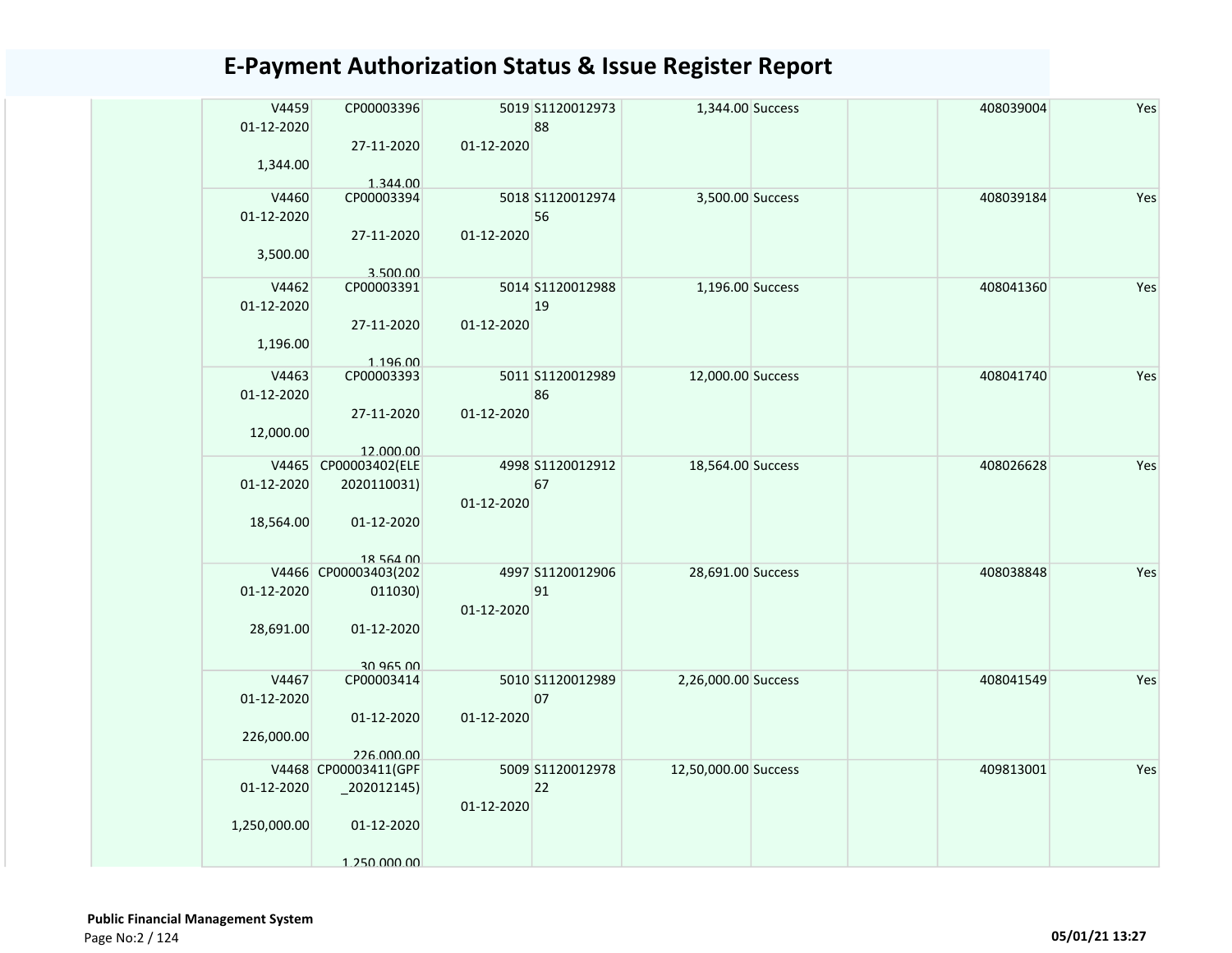# E-Payment Authorization Status & Issue Register Report

| | | | | | | | | | |
|---|---|---|---|---|---|---|---|---|---|
| | V4459 01-12-2020 1,344.00 | CP00003396 27-11-2020 1,344.00 | 5019 01-12-2020 | S112001297388 | 1,344.00 | Success | | 408039004 | Yes |
| | V4460 01-12-2020 3,500.00 | CP00003394 27-11-2020 3,500.00 | 5018 01-12-2020 | S112001297456 | 3,500.00 | Success | | 408039184 | Yes |
| | V4462 01-12-2020 1,196.00 | CP00003391 27-11-2020 1,196.00 | 5014 01-12-2020 | S112001298819 | 1,196.00 | Success | | 408041360 | Yes |
| | V4463 01-12-2020 12,000.00 | CP00003393 27-11-2020 12,000.00 | 5011 01-12-2020 | S112001298986 | 12,000.00 | Success | | 408041740 | Yes |
| | V4465 01-12-2020 18,564.00 | CP00003402(ELE2020110031) 01-12-2020 18,564.00 | 4998 01-12-2020 | S112001291267 | 18,564.00 | Success | | 408026628 | Yes |
| | V4466 01-12-2020 28,691.00 | CP00003403(202011030) 01-12-2020 30,965.00 | 4997 01-12-2020 | S112001290691 | 28,691.00 | Success | | 408038848 | Yes |
| | V4467 01-12-2020 226,000.00 | CP00003414 01-12-2020 226,000.00 | 5010 01-12-2020 | S112001298907 | 2,26,000.00 | Success | | 408041549 | Yes |
| | V4468 01-12-2020 1,250,000.00 | CP00003411(GPF_202012145) 01-12-2020 1,250,000.00 | 5009 01-12-2020 | S112001297822 | 12,50,000.00 | Success | | 409813001 | Yes |

**Public Financial Management System**

05/01/21 13:27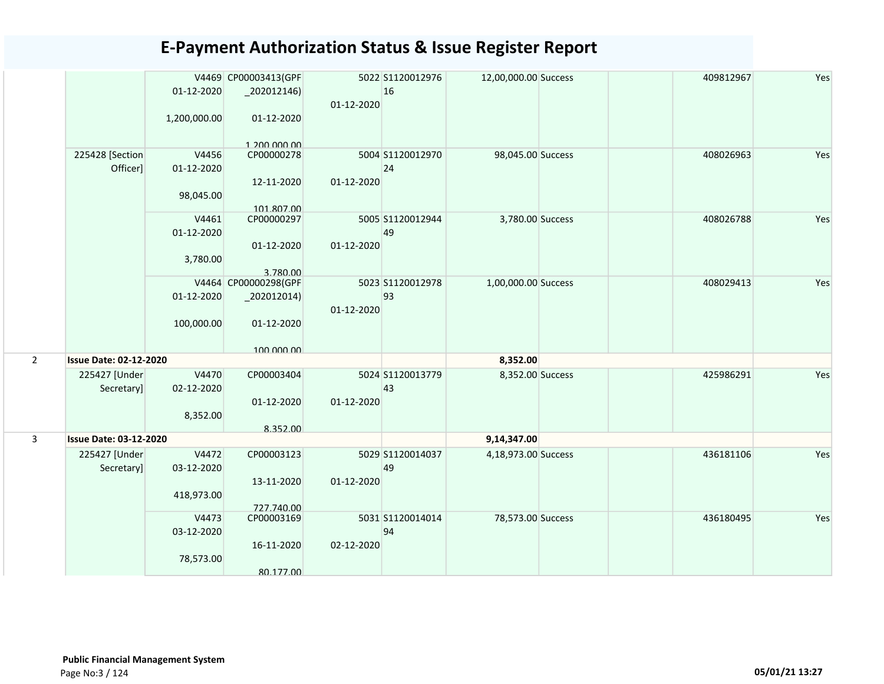# E-Payment Authorization Status & Issue Register Report

| | | | | | | | | | | | |
|---|---|---|---|---|---|---|---|---|---|---|---|
| | | V4469 01-12-2020 1,200,000.00 | CP00003413(GPF _202012146) 01-12-2020 1,200,000.00 | 5022 01-12-2020 | S1120012976 16 | 12,00,000.00 | Success | | | 409812967 | Yes |
| | 225428 [Section Officer] | V4456 01-12-2020 98,045.00 | CP00000278 12-11-2020 101,807.00 | 5004 01-12-2020 | S1120012970 24 | 98,045.00 | Success | | | 408026963 | Yes |
| | | V4461 01-12-2020 3,780.00 | CP00000297 01-12-2020 3,780.00 | 5005 01-12-2020 | S1120012944 49 | 3,780.00 | Success | | | 408026788 | Yes |
| | | V4464 01-12-2020 100,000.00 | CP00000298(GPF _202012014) 01-12-2020 100,000.00 | 5023 01-12-2020 | S1120012978 93 | 1,00,000.00 | Success | | | 408029413 | Yes |
| 2 | **Issue Date: 02-12-2020** | | | | | **8,352.00** | | | | | |
| | 225427 [Under Secretary] | V4470 02-12-2020 8,352.00 | CP00003404 01-12-2020 8,352.00 | 5024 01-12-2020 | S1120013779 43 | 8,352.00 | Success | | | 425986291 | Yes |
| 3 | **Issue Date: 03-12-2020** | | | | | **9,14,347.00** | | | | | |
| | 225427 [Under Secretary] | V4472 03-12-2020 418,973.00 | CP00003123 13-11-2020 727,740.00 | 5029 01-12-2020 | S1120014037 49 | 4,18,973.00 | Success | | | 436181106 | Yes |
| | | V4473 03-12-2020 78,573.00 | CP00003169 16-11-2020 80,177.00 | 5031 02-12-2020 | S1120014014 94 | 78,573.00 | Success | | | 436180495 | Yes |

**Public Financial Management System**

05/01/21 13:27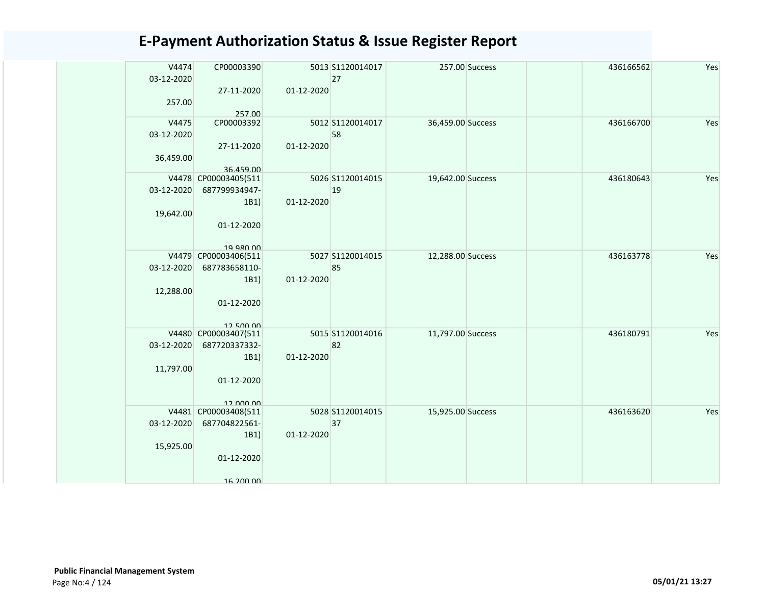# E-Payment Authorization Status & Issue Register Report

| | | | | | | | | | |
|---|---|---|---|---|---|---|---|---|---|
| | V4474 03-12-2020 257.00 | CP00003390 27-11-2020 257.00 | 5013 01-12-2020 | S112001401727 | 257.00 | Success | | 436166562 | Yes |
| | V4475 03-12-2020 36,459.00 | CP00003392 27-11-2020 36,459.00 | 5012 01-12-2020 | S112001401758 | 36,459.00 | Success | | 436166700 | Yes |
| | V4478 03-12-2020 19,642.00 | CP00003405(511687799934947-1B1) 01-12-2020 19,980.00 | 5026 01-12-2020 | S112001401519 | 19,642.00 | Success | | 436180643 | Yes |
| | V4479 03-12-2020 12,288.00 | CP00003406(511687783658110-1B1) 01-12-2020 12,500.00 | 5027 01-12-2020 | S112001401585 | 12,288.00 | Success | | 436163778 | Yes |
| | V4480 03-12-2020 11,797.00 | CP00003407(511687720337332-1B1) 01-12-2020 12,000.00 | 5015 01-12-2020 | S112001401682 | 11,797.00 | Success | | 436180791 | Yes |
| | V4481 03-12-2020 15,925.00 | CP00003408(511687704822561-1B1) 01-12-2020 16,200.00 | 5028 01-12-2020 | S112001401537 | 15,925.00 | Success | | 436163620 | Yes |

**Public Financial Management System**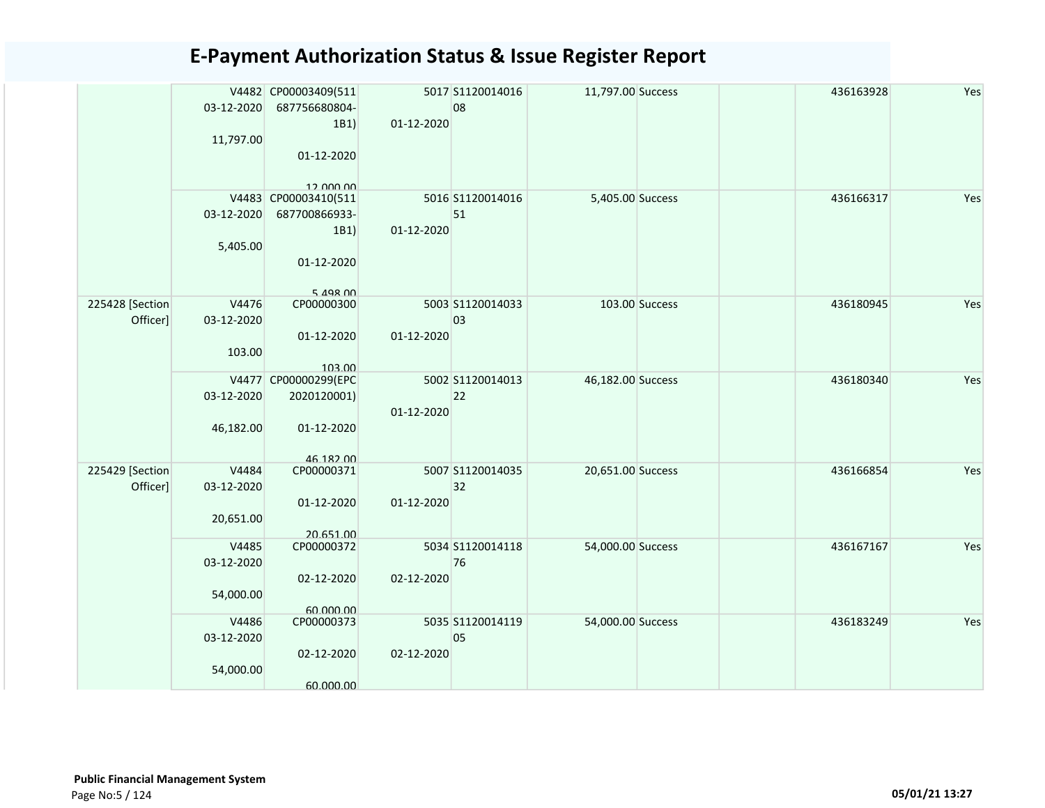# E-Payment Authorization Status & Issue Register Report

| | | | | | | | | | |
|---|---|---|---|---|---|---|---|---|---|
| | V4482 03-12-2020 11,797.00 | CP00003409(511 687756680804-1B1) 01-12-2020 12,000.00 | 5017 01-12-2020 | S112001401608 | 11,797.00 | Success | | 436163928 | Yes |
| | V4483 03-12-2020 5,405.00 | CP00003410(511 687700866933-1B1) 01-12-2020 5,498.00 | 5016 01-12-2020 | S112001401651 | 5,405.00 | Success | | 436166317 | Yes |
| 225428 [Section Officer] | V4476 03-12-2020 103.00 | CP00000300 01-12-2020 103.00 | 5003 01-12-2020 | S112001403303 | 103.00 | Success | | 436180945 | Yes |
| | V4477 03-12-2020 46,182.00 | CP00000299(EPC 2020120001) 01-12-2020 46,182.00 | 5002 01-12-2020 | S112001401322 | 46,182.00 | Success | | 436180340 | Yes |
| 225429 [Section Officer] | V4484 03-12-2020 20,651.00 | CP00000371 01-12-2020 20,651.00 | 5007 01-12-2020 | S112001403532 | 20,651.00 | Success | | 436166854 | Yes |
| | V4485 03-12-2020 54,000.00 | CP00000372 02-12-2020 60,000.00 | 5034 02-12-2020 | S112001411876 | 54,000.00 | Success | | 436167167 | Yes |
| | V4486 03-12-2020 54,000.00 | CP00000373 02-12-2020 60,000.00 | 5035 02-12-2020 | S112001411905 | 54,000.00 | Success | | 436183249 | Yes |

**Public Financial Management System**

05/01/21 13:27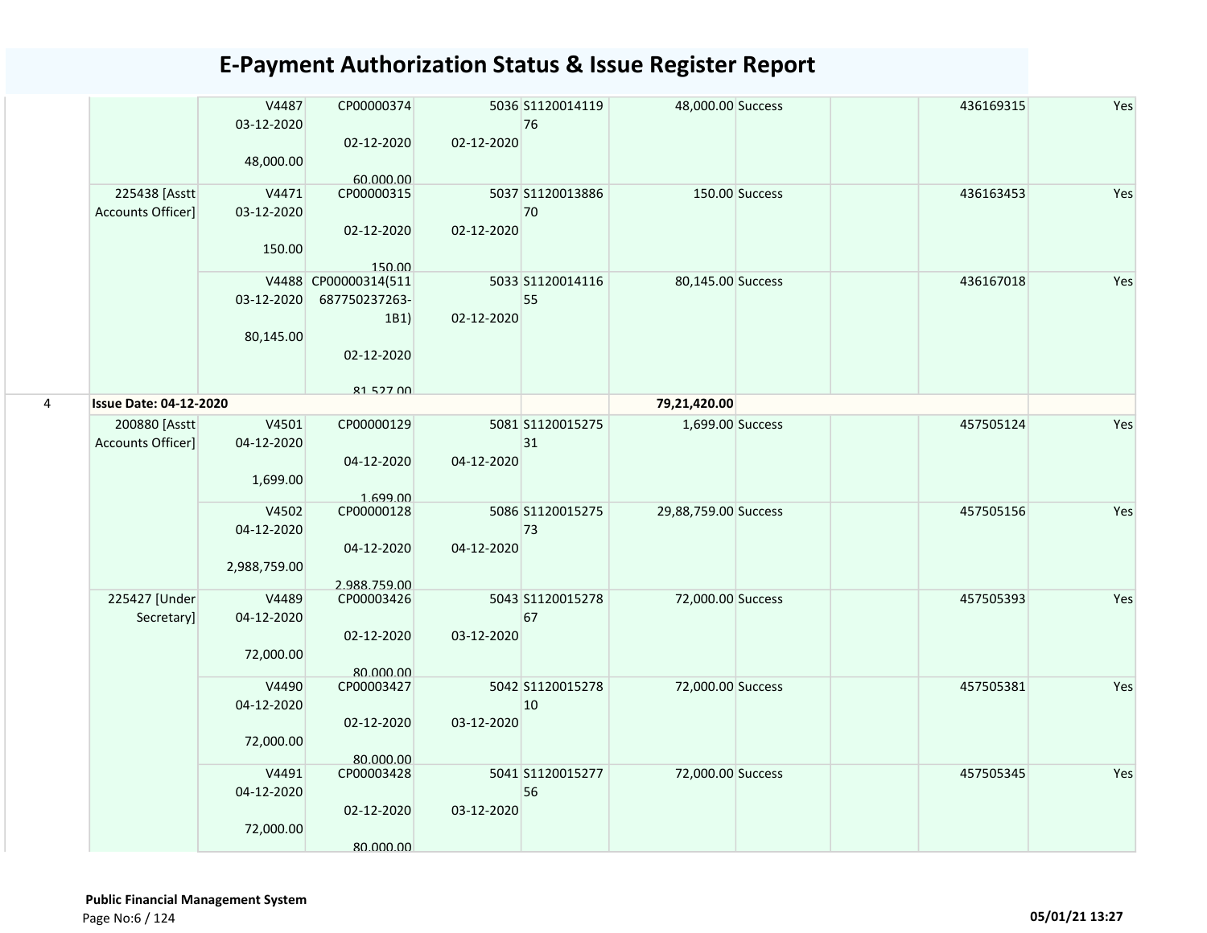# E-Payment Authorization Status & Issue Register Report

| | | | | | | | | | | |
|---|---|---|---|---|---|---|---|---|---|---|
| | | V4487 03-12-2020 48,000.00 | CP00000374 02-12-2020 60,000.00 | 5036 02-12-2020 | S112001411976 | 48,000.00 | Success | | 436169315 | Yes |
| | 225438 [Asstt Accounts Officer] | V4471 03-12-2020 150.00 | CP00000315 02-12-2020 150.00 | 5037 02-12-2020 | S112001388670 | 150.00 | Success | | 436163453 | Yes |
| | | V4488 03-12-2020 80,145.00 | CP00000314(511687750237263-1B1) 02-12-2020 81,527.00 | 5033 02-12-2020 | S112001411655 | 80,145.00 | Success | | 436167018 | Yes |
| 4 | **Issue Date: 04-12-2020** | | | | | **79,21,420.00** | | | | |
| | 200880 [Asstt Accounts Officer] | V4501 04-12-2020 1,699.00 | CP00000129 04-12-2020 1,699.00 | 5081 04-12-2020 | S112001527531 | 1,699.00 | Success | | 457505124 | Yes |
| | | V4502 04-12-2020 2,988,759.00 | CP00000128 04-12-2020 2,988,759.00 | 5086 04-12-2020 | S112001527573 | 29,88,759.00 | Success | | 457505156 | Yes |
| | 225427 [Under Secretary] | V4489 04-12-2020 72,000.00 | CP00003426 02-12-2020 80,000.00 | 5043 03-12-2020 | S112001527867 | 72,000.00 | Success | | 457505393 | Yes |
| | | V4490 04-12-2020 72,000.00 | CP00003427 02-12-2020 80,000.00 | 5042 03-12-2020 | S112001527810 | 72,000.00 | Success | | 457505381 | Yes |
| | | V4491 04-12-2020 72,000.00 | CP00003428 02-12-2020 80,000.00 | 5041 03-12-2020 | S112001527756 | 72,000.00 | Success | | 457505345 | Yes |

**Public Financial Management System**

**05/01/21 13:27**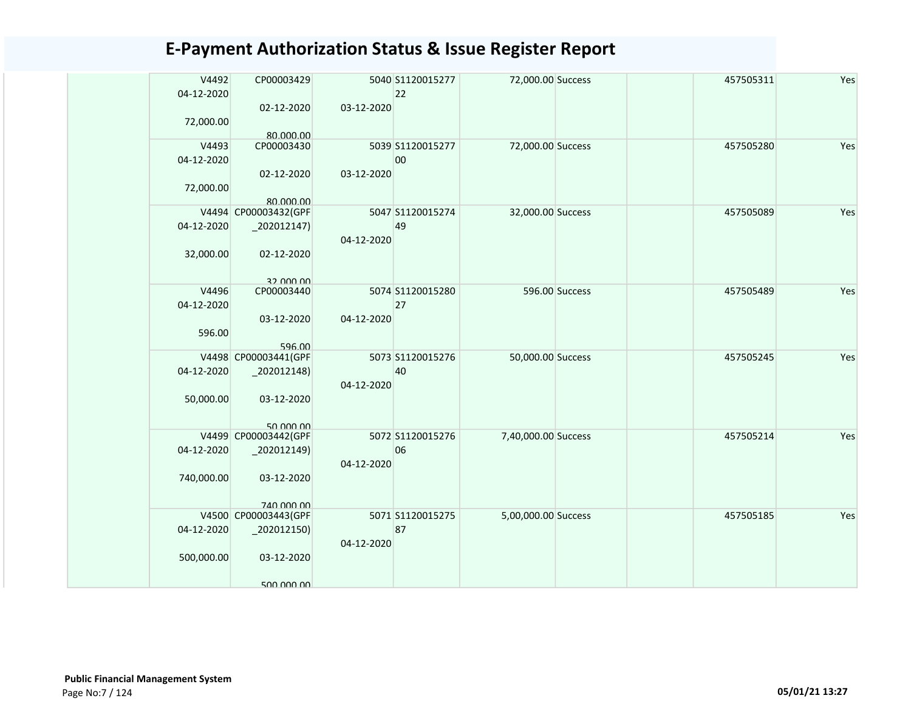# E-Payment Authorization Status & Issue Register Report

| | | | | | | | | | |
|---|---|---|---|---|---|---|---|---|---|
| | V4492 04-12-2020 72,000.00 | CP00003429 02-12-2020 80,000.00 | 5040 03-12-2020 | S112001527722 | 72,000.00 | Success | | 457505311 | Yes |
| | V4493 04-12-2020 72,000.00 | CP00003430 02-12-2020 80,000.00 | 5039 03-12-2020 | S112001527700 | 72,000.00 | Success | | 457505280 | Yes |
| | V4494 04-12-2020 32,000.00 | CP00003432(GPF_202012147) 02-12-2020 32,000.00 | 5047 04-12-2020 | S112001527449 | 32,000.00 | Success | | 457505089 | Yes |
| | V4496 04-12-2020 596.00 | CP00003440 03-12-2020 596.00 | 5074 04-12-2020 | S112001528027 | 596.00 | Success | | 457505489 | Yes |
| | V4498 04-12-2020 50,000.00 | CP00003441(GPF_202012148) 03-12-2020 50,000.00 | 5073 04-12-2020 | S112001527640 | 50,000.00 | Success | | 457505245 | Yes |
| | V4499 04-12-2020 740,000.00 | CP00003442(GPF_202012149) 03-12-2020 740,000.00 | 5072 04-12-2020 | S112001527606 | 7,40,000.00 | Success | | 457505214 | Yes |
| | V4500 04-12-2020 500,000.00 | CP00003443(GPF_202012150) 03-12-2020 500,000.00 | 5071 04-12-2020 | S112001527587 | 5,00,000.00 | Success | | 457505185 | Yes |

**Public Financial Management System**

05/01/21 13:27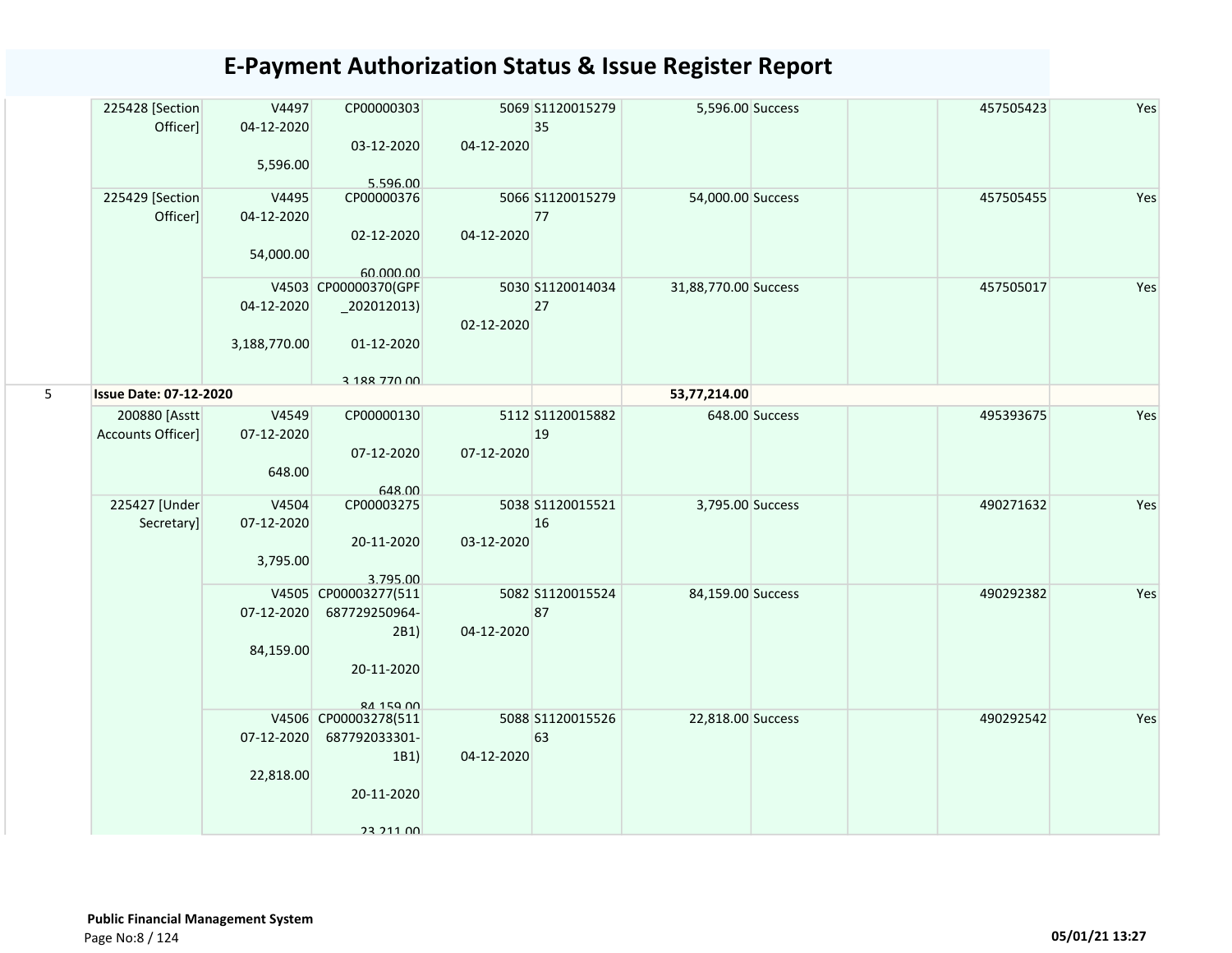# E-Payment Authorization Status & Issue Register Report

| | | | | | | | | | | |
|---|---|---|---|---|---|---|---|---|---|---|
| | 225428 [Section Officer] | V4497 04-12-2020 5,596.00 | CP00000303 03-12-2020 5,596.00 | 5069 04-12-2020 | S112001527935 | 5,596.00 | Success | | 457505423 | Yes |
| | 225429 [Section Officer] | V4495 04-12-2020 54,000.00 | CP00000376 02-12-2020 60,000.00 | 5066 04-12-2020 | S112001527977 | 54,000.00 | Success | | 457505455 | Yes |
| | | V4503 04-12-2020 3,188,770.00 | CP00000370(GPF_202012013) 01-12-2020 3,188,770.00 | 5030 02-12-2020 | S112001403427 | 31,88,770.00 | Success | | 457505017 | Yes |
| 5 | **Issue Date: 07-12-2020** | | | | | **53,77,214.00** | | | | |
| | 200880 [Asstt Accounts Officer] | V4549 07-12-2020 648.00 | CP00000130 07-12-2020 648.00 | 5112 07-12-2020 | S112001588219 | 648.00 | Success | | 495393675 | Yes |
| | 225427 [Under Secretary] | V4504 07-12-2020 3,795.00 | CP00003275 20-11-2020 3,795.00 | 5038 03-12-2020 | S112001552116 | 3,795.00 | Success | | 490271632 | Yes |
| | | V4505 07-12-2020 84,159.00 | CP00003277(511687729250964-2B1) 20-11-2020 84,159.00 | 5082 04-12-2020 | S112001552487 | 84,159.00 | Success | | 490292382 | Yes |
| | | V4506 07-12-2020 22,818.00 | CP00003278(511687792033301-1B1) 20-11-2020 23,211.00 | 5088 04-12-2020 | S112001552663 | 22,818.00 | Success | | 490292542 | Yes |

**Public Financial Management System**

05/01/21 13:27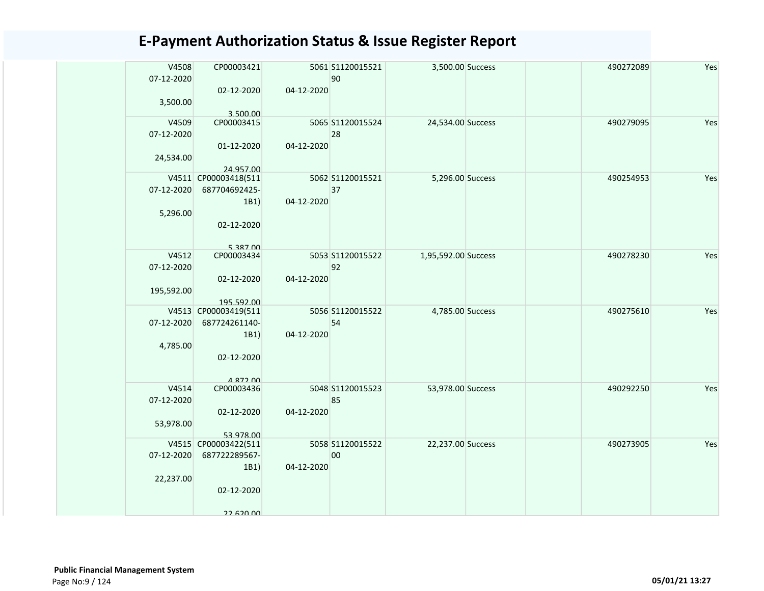# E-Payment Authorization Status & Issue Register Report

| | | | | | | | | |
|---|---|---|---|---|---|---|---|---|
| | V4508 07-12-2020 3,500.00 | CP00003421 02-12-2020 3,500.00 | 5061 04-12-2020 | S112001552190 | 3,500.00 | Success | | 490272089 | Yes |
| | V4509 07-12-2020 24,534.00 | CP00003415 01-12-2020 24,957.00 | 5065 04-12-2020 | S112001552428 | 24,534.00 | Success | | 490279095 | Yes |
| | V4511 07-12-2020 5,296.00 | CP00003418(511687704692425-1B1) 02-12-2020 5,387.00 | 5062 04-12-2020 | S112001552137 | 5,296.00 | Success | | 490254953 | Yes |
| | V4512 07-12-2020 195,592.00 | CP00003434 02-12-2020 195,592.00 | 5053 04-12-2020 | S112001552292 | 1,95,592.00 | Success | | 490278230 | Yes |
| | V4513 07-12-2020 4,785.00 | CP00003419(511687724261140-1B1) 02-12-2020 4,872.00 | 5056 04-12-2020 | S112001552254 | 4,785.00 | Success | | 490275610 | Yes |
| | V4514 07-12-2020 53,978.00 | CP00003436 02-12-2020 53,978.00 | 5048 04-12-2020 | S112001552385 | 53,978.00 | Success | | 490292250 | Yes |
| | V4515 07-12-2020 22,237.00 | CP00003422(511687722289567-1B1) 02-12-2020 22,620.00 | 5058 04-12-2020 | S112001552200 | 22,237.00 | Success | | 490273905 | Yes |

**Public Financial Management System**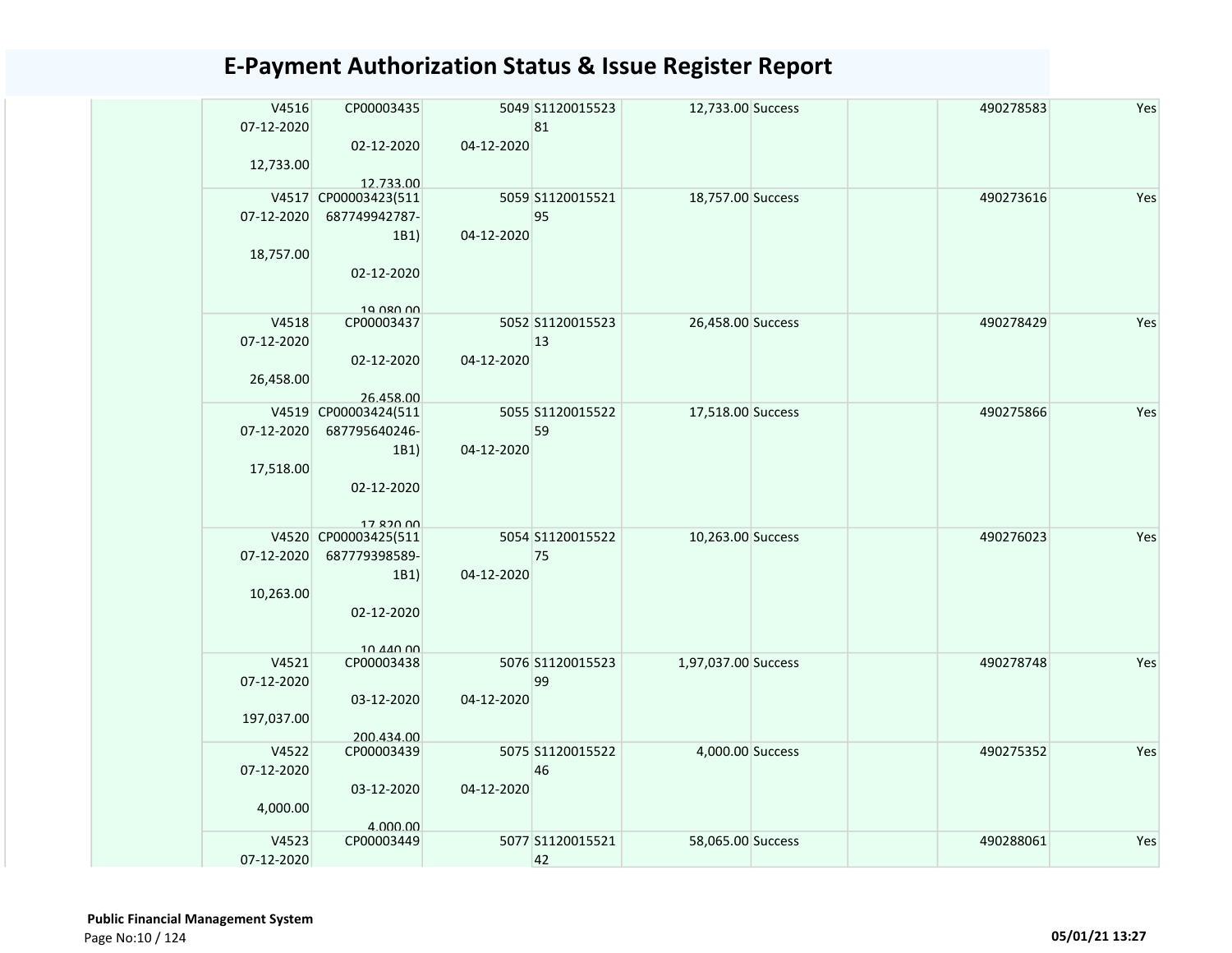# E-Payment Authorization Status & Issue Register Report

| | | | | | | | | | |
|---|---|---|---|---|---|---|---|---|---|
| | V4516 07-12-2020 12,733.00 | CP00003435 02-12-2020 12,733.00 | 5049 04-12-2020 | S112001552381 | 12,733.00 | Success | | 490278583 | Yes |
| | V4517 07-12-2020 18,757.00 | CP00003423(511687749942787-1B1) 02-12-2020 19,080.00 | 5059 04-12-2020 | S112001552195 | 18,757.00 | Success | | 490273616 | Yes |
| | V4518 07-12-2020 26,458.00 | CP00003437 02-12-2020 26,458.00 | 5052 04-12-2020 | S112001552313 | 26,458.00 | Success | | 490278429 | Yes |
| | V4519 07-12-2020 17,518.00 | CP00003424(511687795640246-1B1) 02-12-2020 17,820.00 | 5055 04-12-2020 | S112001552259 | 17,518.00 | Success | | 490275866 | Yes |
| | V4520 07-12-2020 10,263.00 | CP00003425(511687779398589-1B1) 02-12-2020 10,440.00 | 5054 04-12-2020 | S112001552275 | 10,263.00 | Success | | 490276023 | Yes |
| | V4521 07-12-2020 197,037.00 | CP00003438 03-12-2020 200,434.00 | 5076 04-12-2020 | S112001552399 | 1,97,037.00 | Success | | 490278748 | Yes |
| | V4522 07-12-2020 4,000.00 | CP00003439 03-12-2020 4,000.00 | 5075 04-12-2020 | S112001552246 | 4,000.00 | Success | | 490275352 | Yes |
| | V4523 07-12-2020 | CP00003449 | 5077 | S112001552142 | 58,065.00 | Success | | 490288061 | Yes |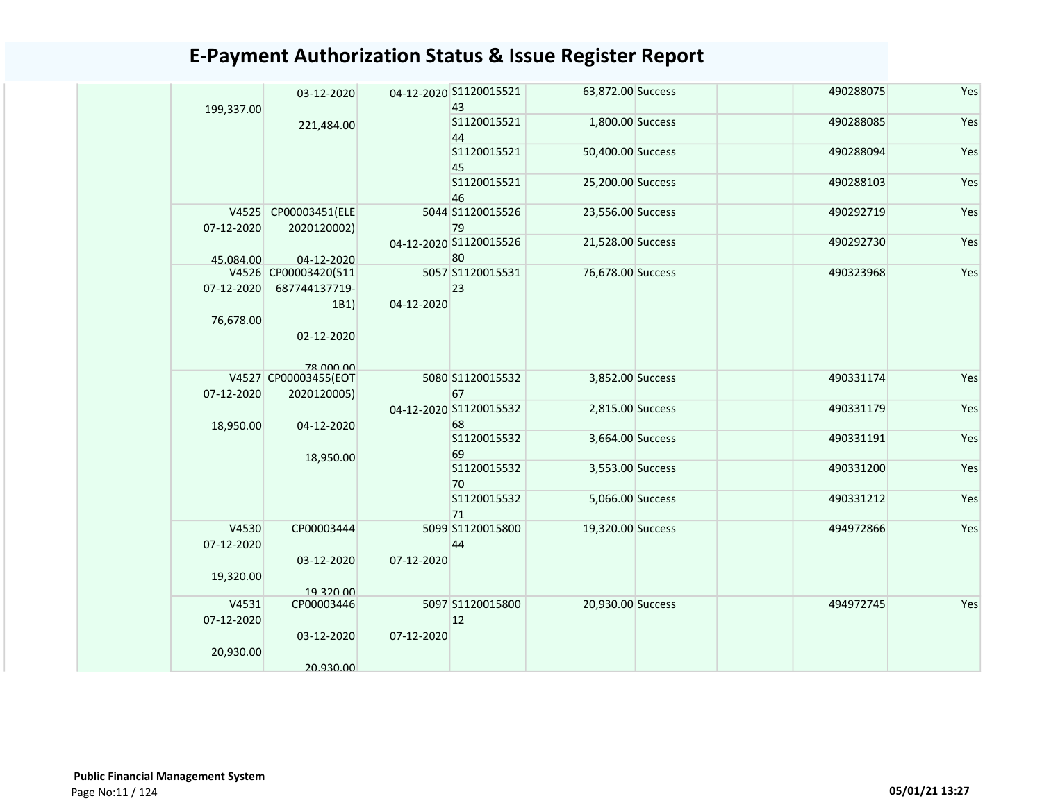# E-Payment Authorization Status & Issue Register Report

| | | | | | | | | | |
|---|---|---|---|---|---|---|---|---|---|
| | 199,337.00 | 03-12-2020<br>221,484.00 | 04-12-2020 | S112001552143 | 63,872.00 | Success | | 490288075 | Yes |
| | | | | S112001552144 | 1,800.00 | Success | | 490288085 | Yes |
| | | | | S112001552145 | 50,400.00 | Success | | 490288094 | Yes |
| | | | | S112001552146 | 25,200.00 | Success | | 490288103 | Yes |
| | V4525<br>07-12-2020<br>45,084.00 | CP00003451(ELE2020120002)<br>04-12-2020 | 5044<br>04-12-2020 | S112001552679 | 23,556.00 | Success | | 490292719 | Yes |
| | | | | S112001552680 | 21,528.00 | Success | | 490292730 | Yes |
| | V4526<br>07-12-2020<br>76,678.00 | CP00003420(511687744137719-1B1)<br>02-12-2020<br>78,000.00 | 5057<br>04-12-2020 | S112001553123 | 76,678.00 | Success | | 490323968 | Yes |
| | V4527<br>07-12-2020<br>18,950.00 | CP00003455(EOT2020120005)<br>04-12-2020<br>18,950.00 | 5080<br>04-12-2020 | S112001553267 | 3,852.00 | Success | | 490331174 | Yes |
| | | | | S112001553268 | 2,815.00 | Success | | 490331179 | Yes |
| | | | | S112001553269 | 3,664.00 | Success | | 490331191 | Yes |
| | | | | S112001553270 | 3,553.00 | Success | | 490331200 | Yes |
| | | | | S112001553271 | 5,066.00 | Success | | 490331212 | Yes |
| | V4530<br>07-12-2020<br>19,320.00 | CP00003444<br>03-12-2020<br>19,320.00 | 5099<br>07-12-2020 | S112001580044 | 19,320.00 | Success | | 494972866 | Yes |
| | V4531<br>07-12-2020<br>20,930.00 | CP00003446<br>03-12-2020<br>20,930.00 | 5097<br>07-12-2020 | S112001580012 | 20,930.00 | Success | | 494972745 | Yes |

**Public Financial Management System**

05/01/21 13:27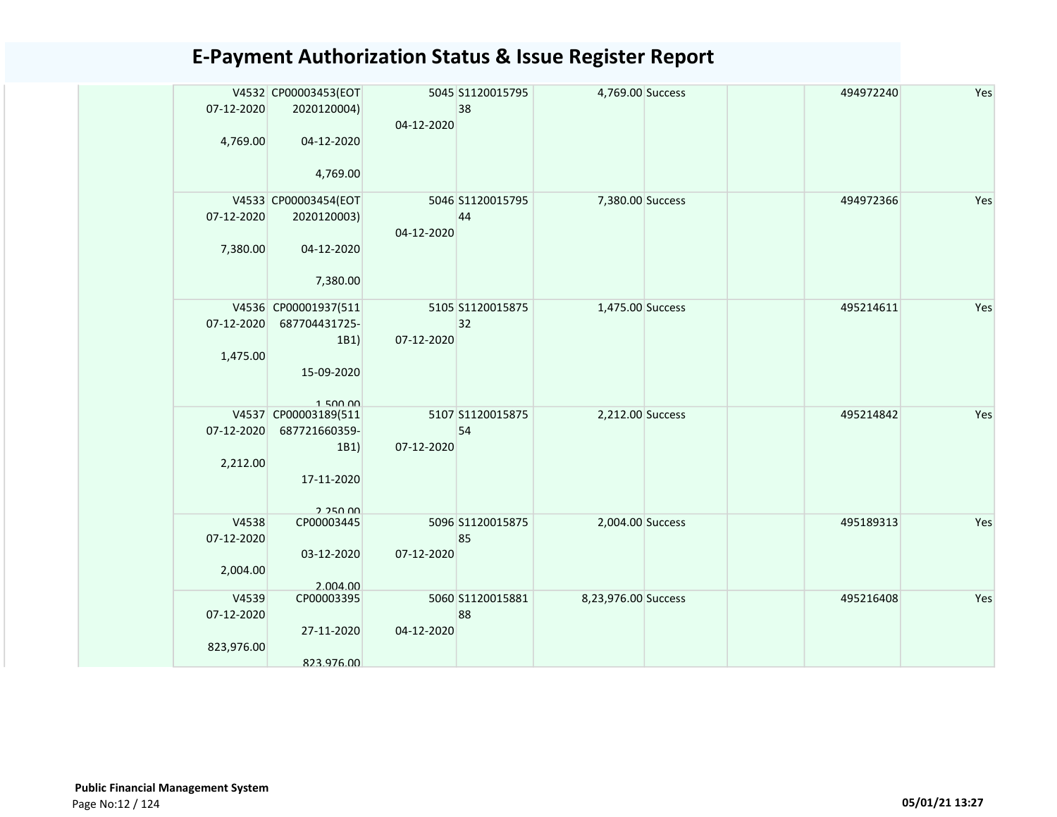# E-Payment Authorization Status & Issue Register Report

| | | | | | | | | | |
|---|---|---|---|---|---|---|---|---|---|
| | V4532 07-12-2020 4,769.00 | CP00003453(EOT 2020120004) 04-12-2020 4,769.00 | 5045 04-12-2020 | S1120015795 38 | 4,769.00 | Success | | 494972240 | Yes |
| | V4533 07-12-2020 7,380.00 | CP00003454(EOT 2020120003) 04-12-2020 7,380.00 | 5046 04-12-2020 | S1120015795 44 | 7,380.00 | Success | | 494972366 | Yes |
| | V4536 07-12-2020 1,475.00 | CP00001937(511 687704431725-1B1) 15-09-2020 1,500.00 | 5105 07-12-2020 | S1120015875 32 | 1,475.00 | Success | | 495214611 | Yes |
| | V4537 07-12-2020 2,212.00 | CP00003189(511 687721660359-1B1) 17-11-2020 2,250.00 | 5107 07-12-2020 | S1120015875 54 | 2,212.00 | Success | | 495214842 | Yes |
| | V4538 07-12-2020 2,004.00 | CP00003445 03-12-2020 2,004.00 | 5096 07-12-2020 | S1120015875 85 | 2,004.00 | Success | | 495189313 | Yes |
| | V4539 07-12-2020 823,976.00 | CP00003395 27-11-2020 823,976.00 | 5060 04-12-2020 | S1120015881 88 | 8,23,976.00 | Success | | 495216408 | Yes |

**Public Financial Management System**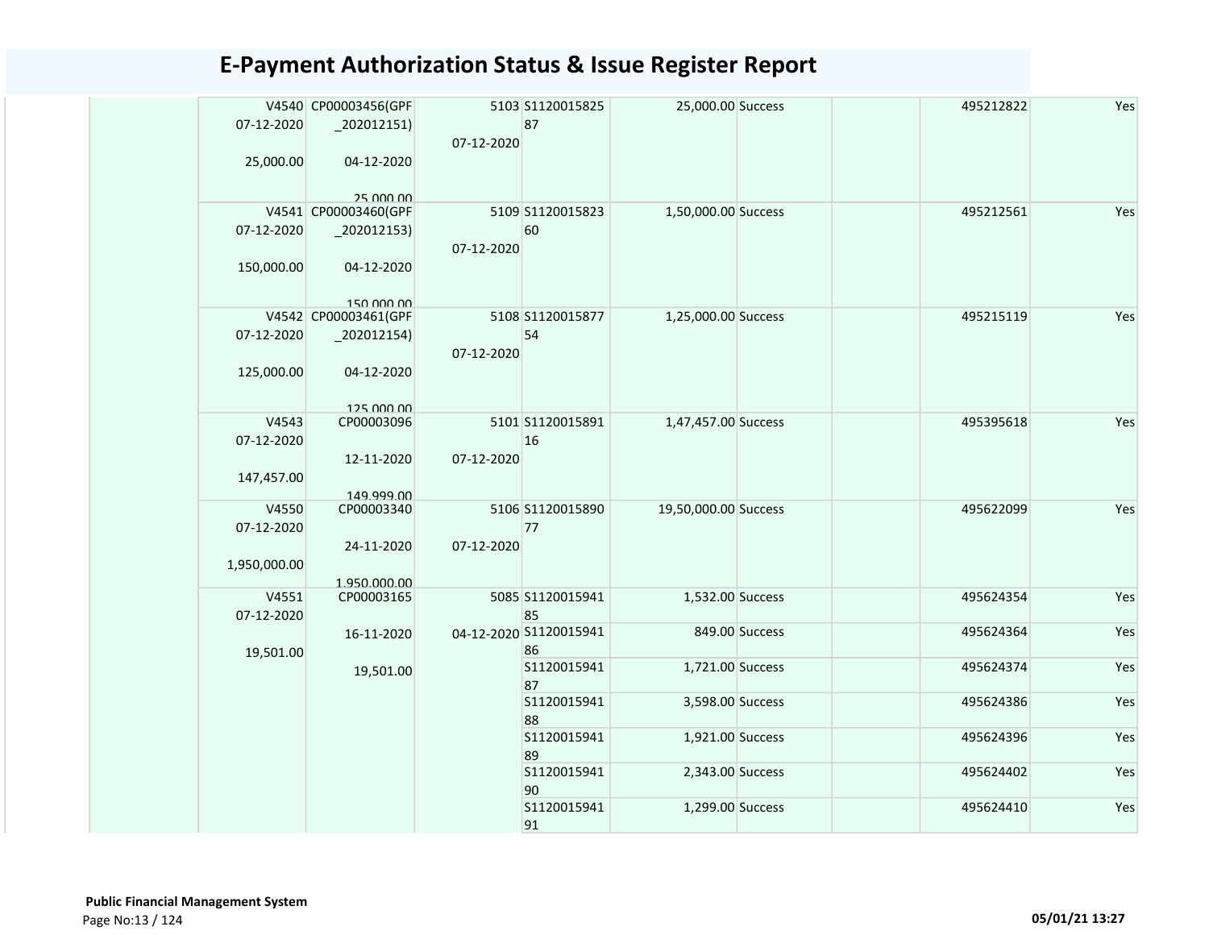# E-Payment Authorization Status & Issue Register Report

| | | | | | | | | | |
|---|---|---|---|---|---|---|---|---|---|
| | V4540 07-12-2020 25,000.00 | CP00003456(GPF _202012151) 04-12-2020 25,000.00 | 5103 07-12-2020 | S112001582587 | 25,000.00 | Success | | 495212822 | Yes |
| | V4541 07-12-2020 150,000.00 | CP00003460(GPF _202012153) 04-12-2020 150,000.00 | 5109 07-12-2020 | S112001582360 | 1,50,000.00 | Success | | 495212561 | Yes |
| | V4542 07-12-2020 125,000.00 | CP00003461(GPF _202012154) 04-12-2020 125,000.00 | 5108 07-12-2020 | S112001587754 | 1,25,000.00 | Success | | 495215119 | Yes |
| | V4543 07-12-2020 147,457.00 | CP00003096 12-11-2020 149,999.00 | 5101 07-12-2020 | S112001589116 | 1,47,457.00 | Success | | 495395618 | Yes |
| | V4550 07-12-2020 1,950,000.00 | CP00003340 24-11-2020 1,950,000.00 | 5106 07-12-2020 | S112001589077 | 19,50,000.00 | Success | | 495622099 | Yes |
| | V4551 07-12-2020 19,501.00 | CP00003165 16-11-2020 19,501.00 | 5085 04-12-2020 | S112001594185 | 1,532.00 | Success | | 495624354 | Yes |
| | | | | S112001594186 | 849.00 | Success | | 495624364 | Yes |
| | | | | S112001594187 | 1,721.00 | Success | | 495624374 | Yes |
| | | | | S112001594188 | 3,598.00 | Success | | 495624386 | Yes |
| | | | | S112001594189 | 1,921.00 | Success | | 495624396 | Yes |
| | | | | S112001594190 | 2,343.00 | Success | | 495624402 | Yes |
| | | | | S112001594191 | 1,299.00 | Success | | 495624410 | Yes |

**Public Financial Management System**

05/01/21 13:27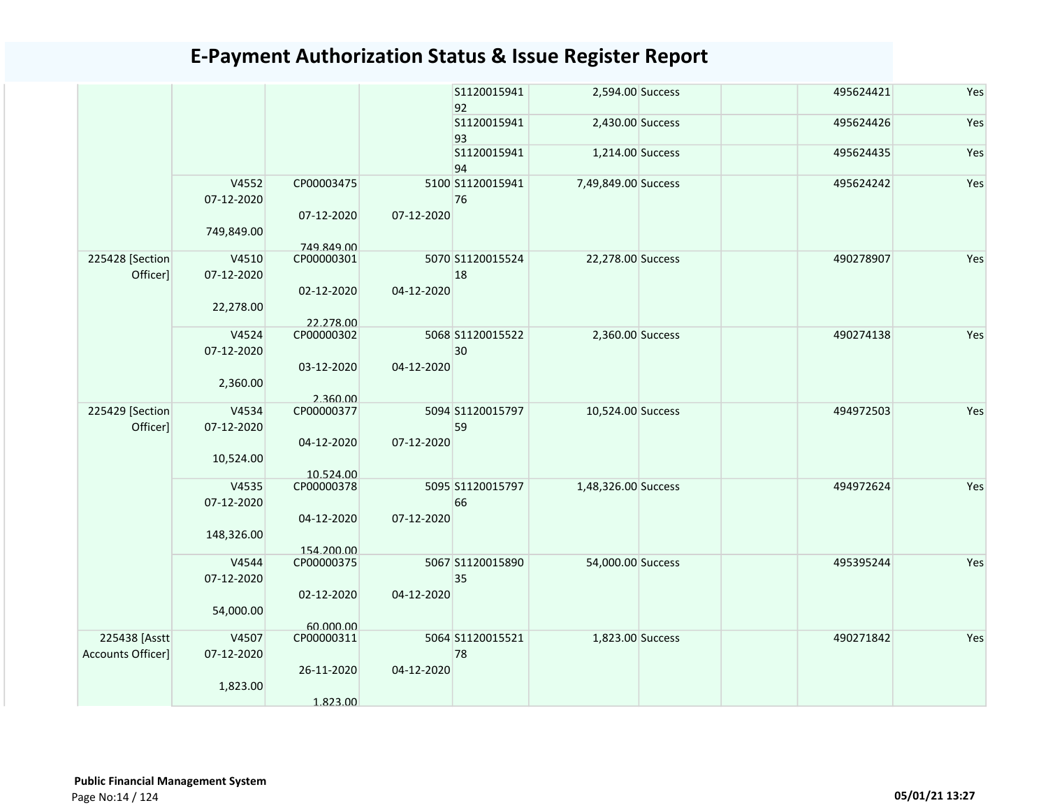# E-Payment Authorization Status & Issue Register Report

| | | | | | | | | | |
|---|---|---|---|---|---|---|---|---|---|
| | | | | S112001594192 | 2,594.00 | Success | | 495624421 | Yes |
| | | | | S112001594193 | 2,430.00 | Success | | 495624426 | Yes |
| | | | | S112001594194 | 1,214.00 | Success | | 495624435 | Yes |
| | V4552 07-12-2020 749,849.00 | CP00003475 07-12-2020 749,849.00 | 5100 07-12-2020 | S112001594176 | 7,49,849.00 | Success | | 495624242 | Yes |
| 225428 [Section Officer] | V4510 07-12-2020 22,278.00 | CP00000301 02-12-2020 22,278.00 | 5070 04-12-2020 | S112001552418 | 22,278.00 | Success | | 490278907 | Yes |
| | V4524 07-12-2020 2,360.00 | CP00000302 03-12-2020 2,360.00 | 5068 04-12-2020 | S112001552230 | 2,360.00 | Success | | 490274138 | Yes |
| 225429 [Section Officer] | V4534 07-12-2020 10,524.00 | CP00000377 04-12-2020 10,524.00 | 5094 07-12-2020 | S112001579759 | 10,524.00 | Success | | 494972503 | Yes |
| | V4535 07-12-2020 148,326.00 | CP00000378 04-12-2020 154,200.00 | 5095 07-12-2020 | S112001579766 | 1,48,326.00 | Success | | 494972624 | Yes |
| | V4544 07-12-2020 54,000.00 | CP00000375 02-12-2020 60,000.00 | 5067 04-12-2020 | S112001589035 | 54,000.00 | Success | | 495395244 | Yes |
| 225438 [Asstt Accounts Officer] | V4507 07-12-2020 1,823.00 | CP00000311 26-11-2020 1,823.00 | 5064 04-12-2020 | S112001552178 | 1,823.00 | Success | | 490271842 | Yes |

**Public Financial Management System**

05/01/21 13:27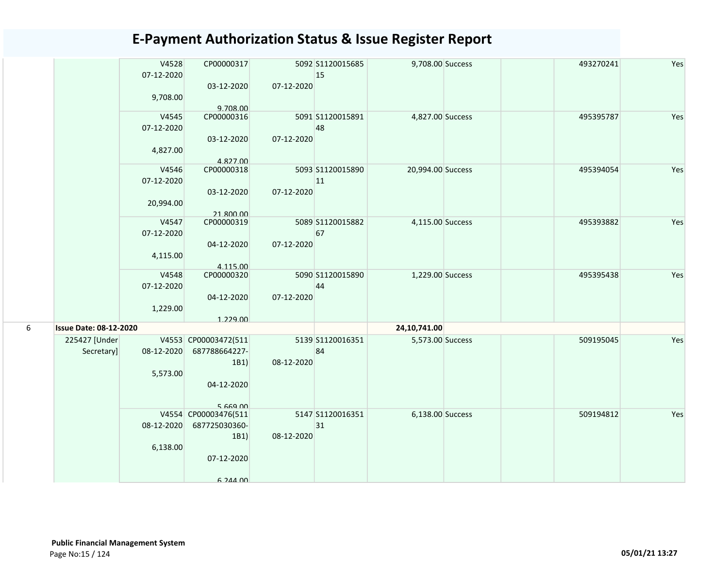# E-Payment Authorization Status & Issue Register Report

| | | | | | | | | | | |
|---|---|---|---|---|---|---|---|---|---|---|
| | | V4528 07-12-2020 9,708.00 | CP00000317 03-12-2020 9,708.00 | 5092 07-12-2020 | S112001568515 | 9,708.00 | Success | | 493270241 | Yes |
| | | V4545 07-12-2020 4,827.00 | CP00000316 03-12-2020 4,827.00 | 5091 07-12-2020 | S112001589148 | 4,827.00 | Success | | 495395787 | Yes |
| | | V4546 07-12-2020 20,994.00 | CP00000318 03-12-2020 21,800.00 | 5093 07-12-2020 | S112001589011 | 20,994.00 | Success | | 495394054 | Yes |
| | | V4547 07-12-2020 4,115.00 | CP00000319 04-12-2020 4,115.00 | 5089 07-12-2020 | S112001588267 | 4,115.00 | Success | | 495393882 | Yes |
| | | V4548 07-12-2020 1,229.00 | CP00000320 04-12-2020 1,229.00 | 5090 07-12-2020 | S112001589044 | 1,229.00 | Success | | 495395438 | Yes |
| 6 | **Issue Date: 08-12-2020** | | | | | **24,10,741.00** | | | | |
| | 225427 [Under Secretary] | V4553 08-12-2020 5,573.00 | CP00003472(511687788664227-1B1) 04-12-2020 5,669.00 | 5139 08-12-2020 | S112001635184 | 5,573.00 | Success | | 509195045 | Yes |
| | | V4554 08-12-2020 6,138.00 | CP00003476(511687725030360-1B1) 07-12-2020 6,244.00 | 5147 08-12-2020 | S112001635131 | 6,138.00 | Success | | 509194812 | Yes |

**Public Financial Management System**

05/01/21 13:27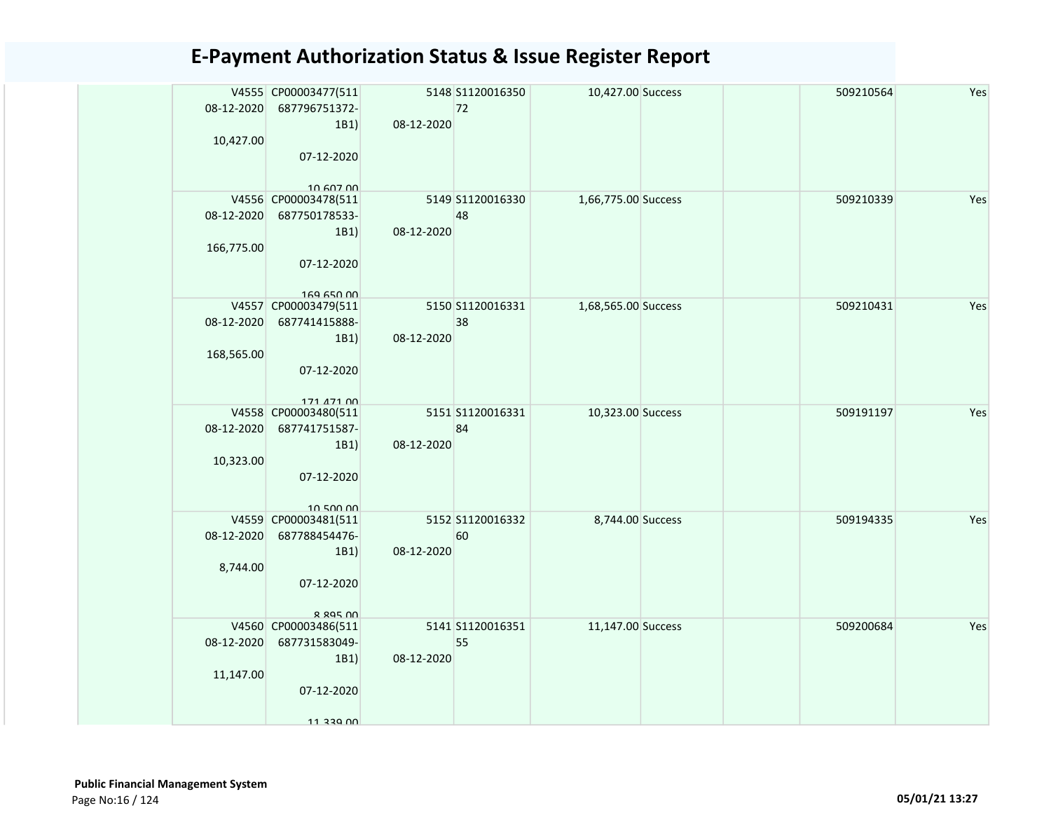# E-Payment Authorization Status & Issue Register Report

| | | | | | | | | |
|---|---|---|---|---|---|---|---|---|
| | V4555 08-12-2020 10,427.00 | CP00003477(511687796751372-1B1) 07-12-2020 10,607.00 | 5148 08-12-2020 | S112001635072 | 10,427.00 | Success | | 509210564 | Yes |
| | V4556 08-12-2020 166,775.00 | CP00003478(511687750178533-1B1) 07-12-2020 169,650.00 | 5149 08-12-2020 | S112001633048 | 1,66,775.00 | Success | | 509210339 | Yes |
| | V4557 08-12-2020 168,565.00 | CP00003479(511687741415888-1B1) 07-12-2020 171,471.00 | 5150 08-12-2020 | S112001633138 | 1,68,565.00 | Success | | 509210431 | Yes |
| | V4558 08-12-2020 10,323.00 | CP00003480(511687741751587-1B1) 07-12-2020 10,500.00 | 5151 08-12-2020 | S112001633184 | 10,323.00 | Success | | 509191197 | Yes |
| | V4559 08-12-2020 8,744.00 | CP00003481(511687788454476-1B1) 07-12-2020 8,895.00 | 5152 08-12-2020 | S112001633260 | 8,744.00 | Success | | 509194335 | Yes |
| | V4560 08-12-2020 11,147.00 | CP00003486(511687731583049-1B1) 07-12-2020 11,339.00 | 5141 08-12-2020 | S112001635155 | 11,147.00 | Success | | 509200684 | Yes |

**Public Financial Management System**

05/01/21 13:27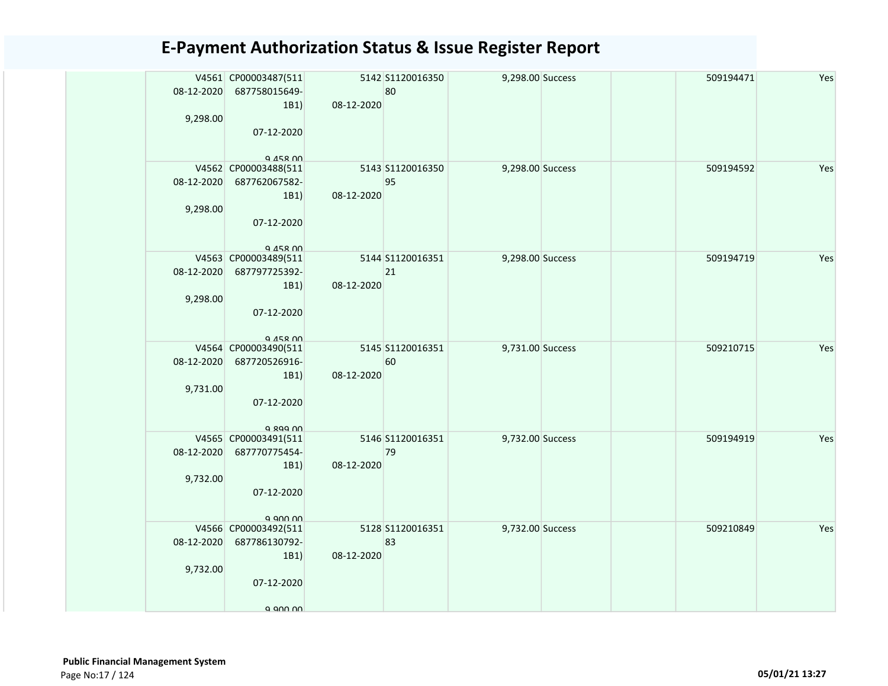# E-Payment Authorization Status & Issue Register Report

| | | | | | | | | | |
|---|---|---|---|---|---|---|---|---|---|
| | V4561 08-12-2020 9,298.00 | CP00003487(511687758015649-1B1) 07-12-2020 9,458.00 | 5142 08-12-2020 | S112001635080 | 9,298.00 | Success | | 509194471 | Yes |
| | V4562 08-12-2020 9,298.00 | CP00003488(511687762067582-1B1) 07-12-2020 9,458.00 | 5143 08-12-2020 | S112001635095 | 9,298.00 | Success | | 509194592 | Yes |
| | V4563 08-12-2020 9,298.00 | CP00003489(511687797725392-1B1) 07-12-2020 9,458.00 | 5144 08-12-2020 | S112001635121 | 9,298.00 | Success | | 509194719 | Yes |
| | V4564 08-12-2020 9,731.00 | CP00003490(511687720526916-1B1) 07-12-2020 9,899.00 | 5145 08-12-2020 | S112001635160 | 9,731.00 | Success | | 509210715 | Yes |
| | V4565 08-12-2020 9,732.00 | CP00003491(511687770775454-1B1) 07-12-2020 9,900.00 | 5146 08-12-2020 | S112001635179 | 9,732.00 | Success | | 509194919 | Yes |
| | V4566 08-12-2020 9,732.00 | CP00003492(511687786130792-1B1) 07-12-2020 9,900.00 | 5128 08-12-2020 | S112001635183 | 9,732.00 | Success | | 509210849 | Yes |

**Public Financial Management System**

05/01/21 13:27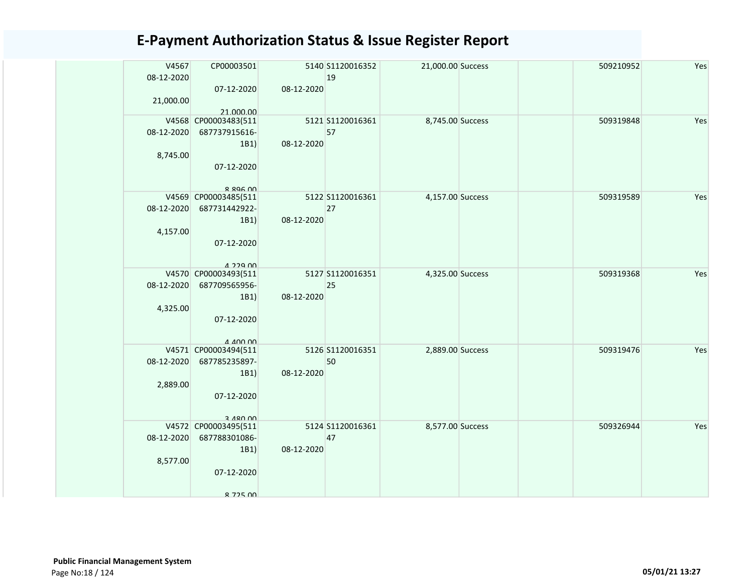# E-Payment Authorization Status & Issue Register Report

| | | | | | | | | |
|---|---|---|---|---|---|---|---|---|
| | V4567 08-12-2020 21,000.00 | CP00003501 07-12-2020 21,000.00 | 5140 08-12-2020 | S112001635219 | 21,000.00 | Success | | 509210952 | Yes |
| | V4568 08-12-2020 8,745.00 | CP00003483(511687737915616-1B1) 07-12-2020 8,896.00 | 5121 08-12-2020 | S112001636157 | 8,745.00 | Success | | 509319848 | Yes |
| | V4569 08-12-2020 4,157.00 | CP00003485(511687731442922-1B1) 07-12-2020 4,229.00 | 5122 08-12-2020 | S112001636127 | 4,157.00 | Success | | 509319589 | Yes |
| | V4570 08-12-2020 4,325.00 | CP00003493(511687709565956-1B1) 07-12-2020 4,400.00 | 5127 08-12-2020 | S112001635125 | 4,325.00 | Success | | 509319368 | Yes |
| | V4571 08-12-2020 2,889.00 | CP00003494(511687785235897-1B1) 07-12-2020 3,480.00 | 5126 08-12-2020 | S112001635150 | 2,889.00 | Success | | 509319476 | Yes |
| | V4572 08-12-2020 8,577.00 | CP00003495(511687788301086-1B1) 07-12-2020 8,725.00 | 5124 08-12-2020 | S112001636147 | 8,577.00 | Success | | 509326944 | Yes |

**Public Financial Management System**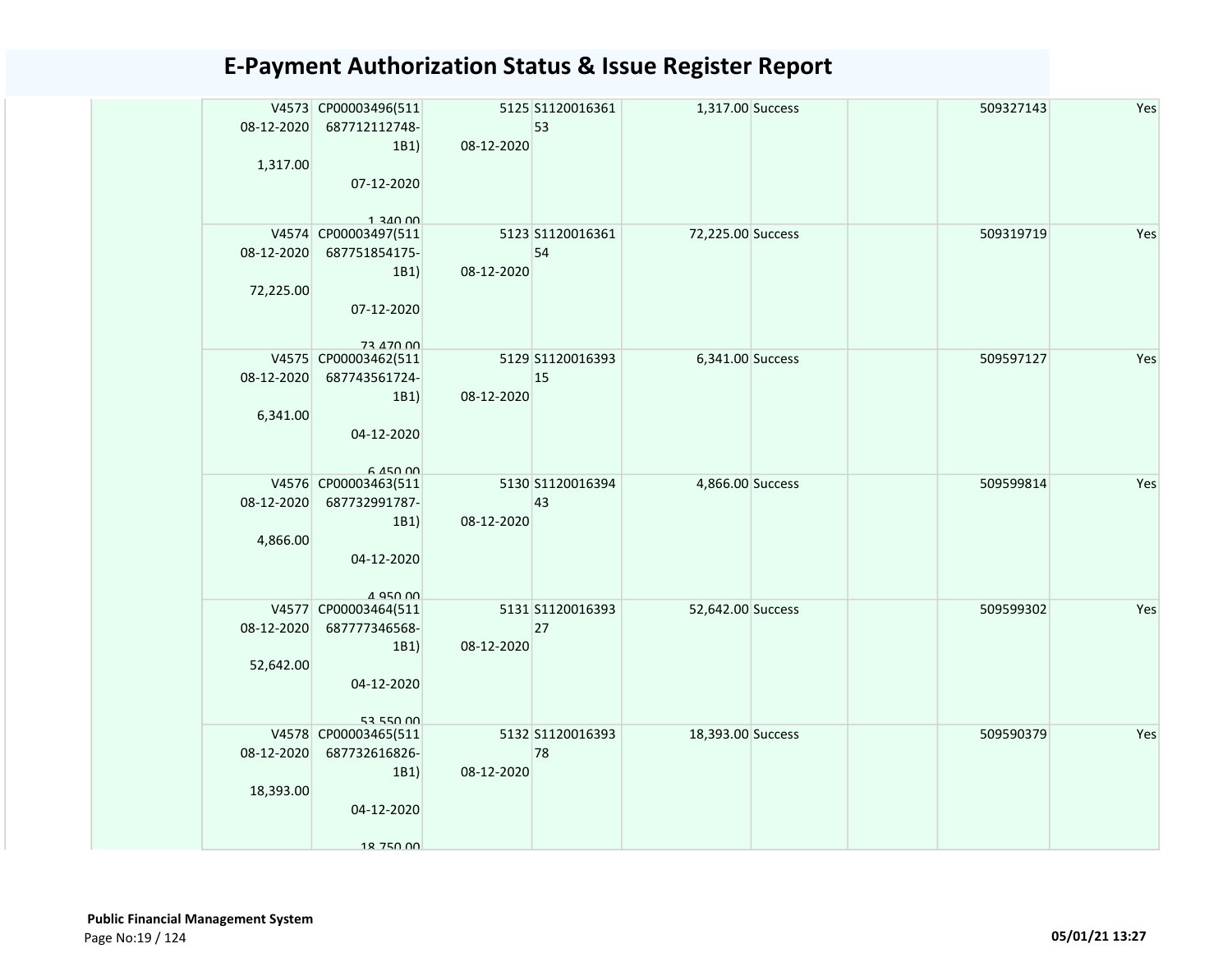# E-Payment Authorization Status & Issue Register Report

| | | | | | | | | |
|---|---|---|---|---|---|---|---|---|
| | V4573 08-12-2020 1,317.00 | CP00003496(511 687712112748-1B1) 07-12-2020 1,340.00 | 5125 08-12-2020 | S1120016361 53 | 1,317.00 Success | | 509327143 | Yes |
| | V4574 08-12-2020 72,225.00 | CP00003497(511 687751854175-1B1) 07-12-2020 73,470.00 | 5123 08-12-2020 | S1120016361 54 | 72,225.00 Success | | 509319719 | Yes |
| | V4575 08-12-2020 6,341.00 | CP00003462(511 687743561724-1B1) 04-12-2020 6,450.00 | 5129 08-12-2020 | S1120016393 15 | 6,341.00 Success | | 509597127 | Yes |
| | V4576 08-12-2020 4,866.00 | CP00003463(511 687732991787-1B1) 04-12-2020 4,950.00 | 5130 08-12-2020 | S1120016394 43 | 4,866.00 Success | | 509599814 | Yes |
| | V4577 08-12-2020 52,642.00 | CP00003464(511 687777346568-1B1) 04-12-2020 53,550.00 | 5131 08-12-2020 | S1120016393 27 | 52,642.00 Success | | 509599302 | Yes |
| | V4578 08-12-2020 18,393.00 | CP00003465(511 687732616826-1B1) 04-12-2020 18,750.00 | 5132 08-12-2020 | S1120016393 78 | 18,393.00 Success | | 509590379 | Yes |

**Public Financial Management System**

05/01/21 13:27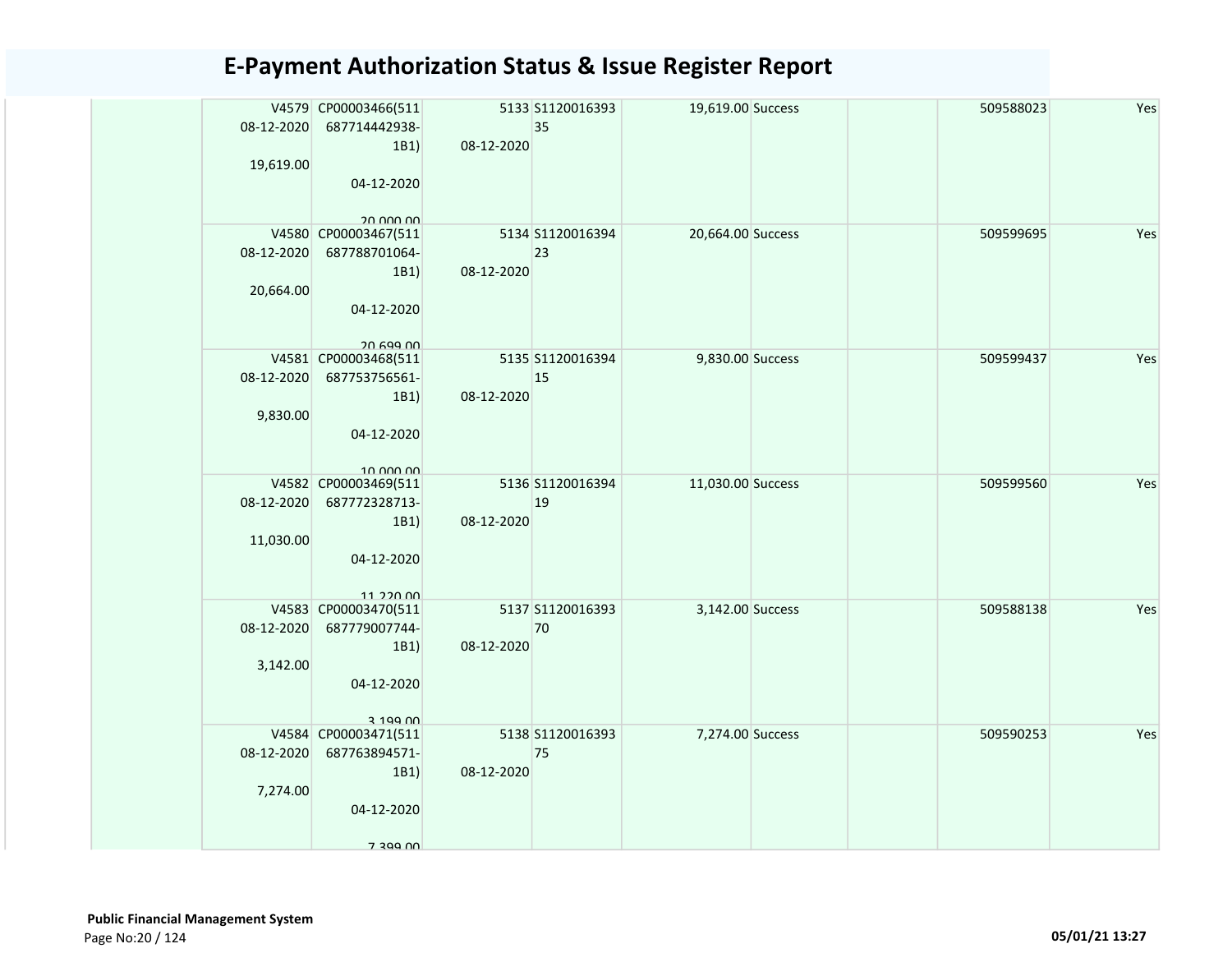# E-Payment Authorization Status & Issue Register Report

| | | | | | | | | |
|---|---|---|---|---|---|---|---|---|
| | V4579 08-12-2020 19,619.00 | CP00003466(511 687714442938-1B1) 04-12-2020 20,000.00 | 5133 08-12-2020 | S1120016393 35 | 19,619.00 Success | | 509588023 | Yes |
| | V4580 08-12-2020 20,664.00 | CP00003467(511 687788701064-1B1) 04-12-2020 20,699.00 | 5134 08-12-2020 | S1120016394 23 | 20,664.00 Success | | 509599695 | Yes |
| | V4581 08-12-2020 9,830.00 | CP00003468(511 687753756561-1B1) 04-12-2020 10,000.00 | 5135 08-12-2020 | S1120016394 15 | 9,830.00 Success | | 509599437 | Yes |
| | V4582 08-12-2020 11,030.00 | CP00003469(511 687772328713-1B1) 04-12-2020 11,220.00 | 5136 08-12-2020 | S1120016394 19 | 11,030.00 Success | | 509599560 | Yes |
| | V4583 08-12-2020 3,142.00 | CP00003470(511 687779007744-1B1) 04-12-2020 3,199.00 | 5137 08-12-2020 | S1120016393 70 | 3,142.00 Success | | 509588138 | Yes |
| | V4584 08-12-2020 7,274.00 | CP00003471(511 687763894571-1B1) 04-12-2020 7,399.00 | 5138 08-12-2020 | S1120016393 75 | 7,274.00 Success | | 509590253 | Yes |

**Public Financial Management System**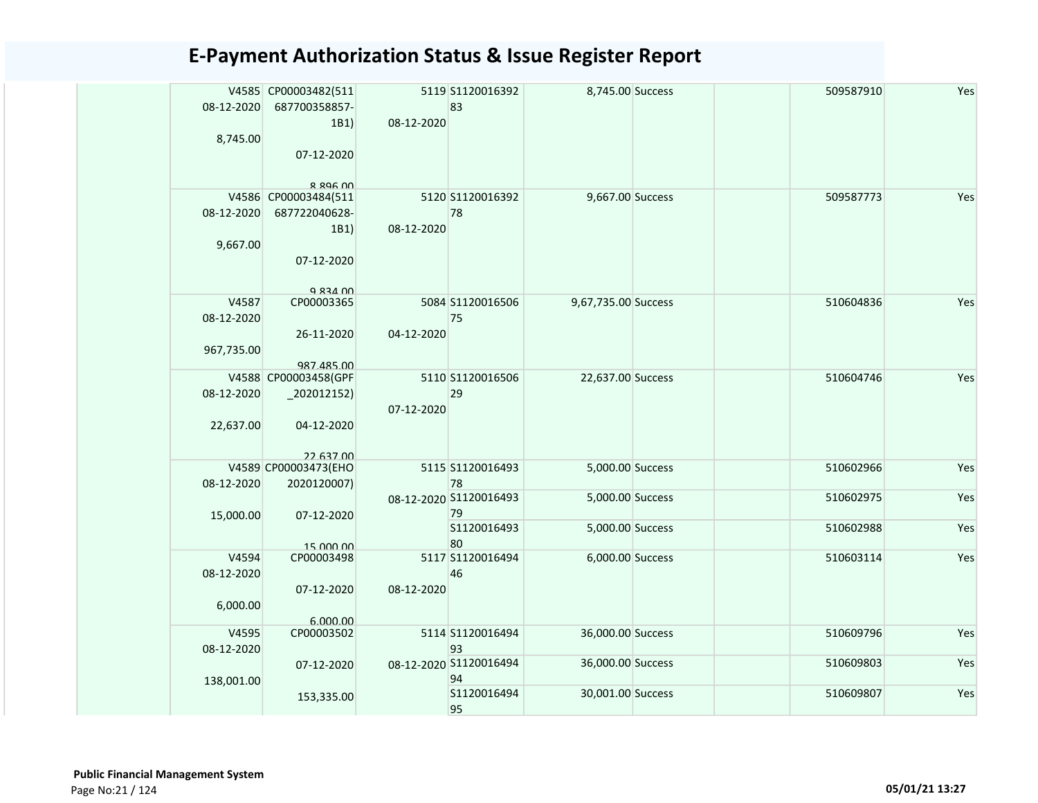# E-Payment Authorization Status & Issue Register Report

| | | | | | | | | | |
|---|---|---|---|---|---|---|---|---|---|
| | V4585 08-12-2020 8,745.00 | CP00003482(511687700358857-1B1) 07-12-2020 8,896.00 | 5119 08-12-2020 | S112001639283 | 8,745.00 | Success | | 509587910 | Yes |
| | V4586 08-12-2020 9,667.00 | CP00003484(511687722040628-1B1) 07-12-2020 9,834.00 | 5120 08-12-2020 | S112001639278 | 9,667.00 | Success | | 509587773 | Yes |
| | V4587 08-12-2020 967,735.00 | CP00003365 26-11-2020 987,485.00 | 5084 04-12-2020 | S112001650675 | 9,67,735.00 | Success | | 510604836 | Yes |
| | V4588 08-12-2020 22,637.00 | CP00003458(GPF_202012152) 04-12-2020 22,637.00 | 5110 07-12-2020 | S112001650629 | 22,637.00 | Success | | 510604746 | Yes |
| | V4589 08-12-2020 15,000.00 | CP00003473(EHO2020120007) 07-12-2020 15,000.00 | 5115 08-12-2020 | S112001649378 | 5,000.00 | Success | | 510602966 | Yes |
| | | | | S112001649379 | 5,000.00 | Success | | 510602975 | Yes |
| | | | | S112001649380 | 5,000.00 | Success | | 510602988 | Yes |
| | V4594 08-12-2020 6,000.00 | CP00003498 07-12-2020 6,000.00 | 5117 08-12-2020 | S112001649446 | 6,000.00 | Success | | 510603114 | Yes |
| | V4595 08-12-2020 138,001.00 | CP00003502 07-12-2020 153,335.00 | 5114 08-12-2020 | S112001649493 | 36,000.00 | Success | | 510609796 | Yes |
| | | | | S112001649494 | 36,000.00 | Success | | 510609803 | Yes |
| | | | | S112001649495 | 30,001.00 | Success | | 510609807 | Yes |

**Public Financial Management System**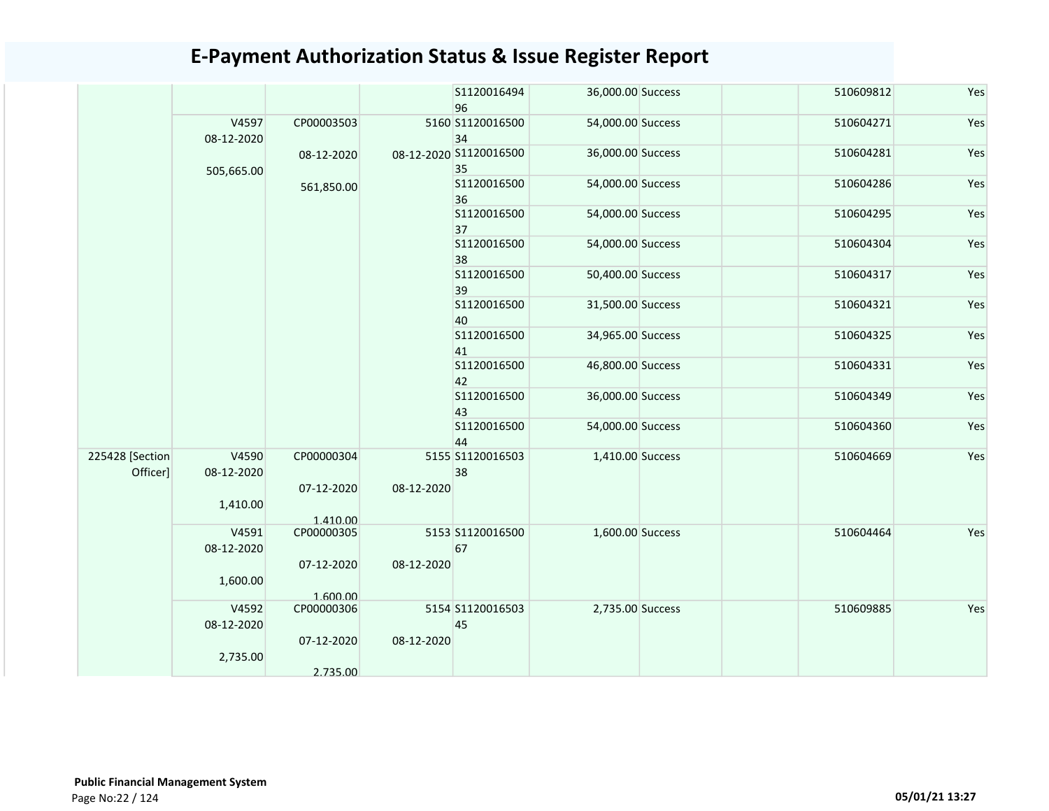# E-Payment Authorization Status & Issue Register Report

| | | | | | | | | | |
|---|---|---|---|---|---|---|---|---|---|
| | | | | S112001649496 | 36,000.00 | Success | | 510609812 | Yes |
| | V4597 08-12-2020 505,665.00 | CP00003503 08-12-2020 561,850.00 | 5160 08-12-2020 | S112001650034 | 54,000.00 | Success | | 510604271 | Yes |
| | | | | S112001650035 | 36,000.00 | Success | | 510604281 | Yes |
| | | | | S112001650036 | 54,000.00 | Success | | 510604286 | Yes |
| | | | | S112001650037 | 54,000.00 | Success | | 510604295 | Yes |
| | | | | S112001650038 | 54,000.00 | Success | | 510604304 | Yes |
| | | | | S112001650039 | 50,400.00 | Success | | 510604317 | Yes |
| | | | | S112001650040 | 31,500.00 | Success | | 510604321 | Yes |
| | | | | S112001650041 | 34,965.00 | Success | | 510604325 | Yes |
| | | | | S112001650042 | 46,800.00 | Success | | 510604331 | Yes |
| | | | | S112001650043 | 36,000.00 | Success | | 510604349 | Yes |
| | | | | S112001650044 | 54,000.00 | Success | | 510604360 | Yes |
| 225428 [Section Officer] | V4590 08-12-2020 1,410.00 | CP00000304 07-12-2020 1,410.00 | 5155 08-12-2020 | S112001650338 | 1,410.00 | Success | | 510604669 | Yes |
| | V4591 08-12-2020 1,600.00 | CP00000305 07-12-2020 1,600.00 | 5153 08-12-2020 | S112001650067 | 1,600.00 | Success | | 510604464 | Yes |
| | V4592 08-12-2020 2,735.00 | CP00000306 07-12-2020 2,735.00 | 5154 08-12-2020 | S112001650345 | 2,735.00 | Success | | 510609885 | Yes |

**Public Financial Management System**

05/01/21 13:27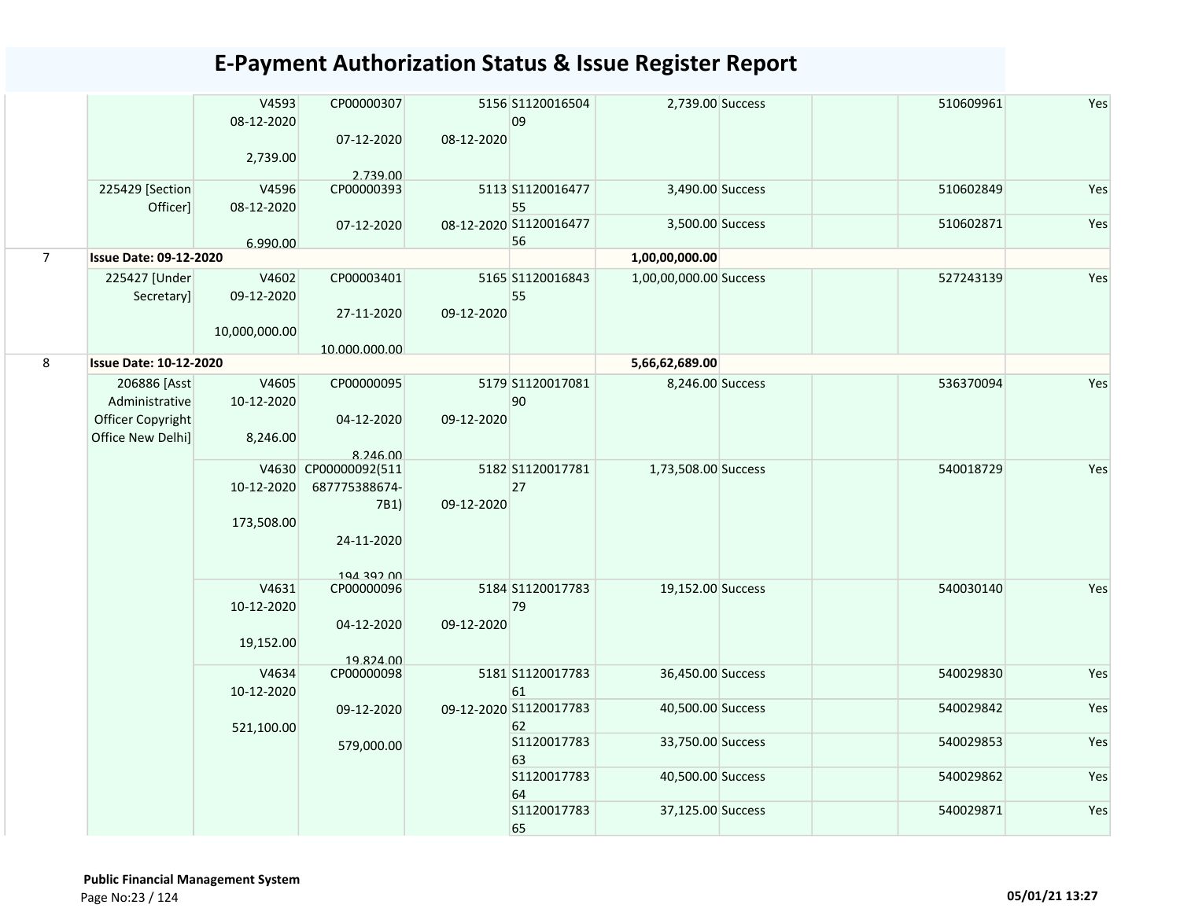# E-Payment Authorization Status & Issue Register Report

| | | | | | | | | | | |
|---|---|---|---|---|---|---|---|---|---|---|
| | | V4593 08-12-2020 2,739.00 | CP00000307 07-12-2020 2,739.00 | 5156 08-12-2020 | S112001650409 | 2,739.00 | Success | | 510609961 | Yes |
| | 225429 [Section Officer] | V4596 08-12-2020 6,990.00 | CP00000393 07-12-2020 | 5113 08-12-2020 | S112001647755 | 3,490.00 | Success | | 510602849 | Yes |
| | | | | | S112001647756 | 3,500.00 | Success | | 510602871 | Yes |
| 7 | **Issue Date: 09-12-2020** | | | | | **1,00,00,000.00** | | | | |
| | 225427 [Under Secretary] | V4602 09-12-2020 10,000,000.00 | CP00003401 27-11-2020 10,000,000.00 | 5165 09-12-2020 | S112001684355 | 1,00,00,000.00 | Success | | 527243139 | Yes |
| 8 | **Issue Date: 10-12-2020** | | | | | **5,66,62,689.00** | | | | |
| | 206886 [Asst Administrative Officer Copyright Office New Delhi] | V4605 10-12-2020 8,246.00 | CP00000095 04-12-2020 8,246.00 | 5179 09-12-2020 | S112001708190 | 8,246.00 | Success | | 536370094 | Yes |
| | | V4630 10-12-2020 173,508.00 | CP00000092(511687775388674-7B1) 24-11-2020 194,392.00 | 5182 09-12-2020 | S112001778127 | 1,73,508.00 | Success | | 540018729 | Yes |
| | | V4631 10-12-2020 19,152.00 | CP00000096 04-12-2020 19,824.00 | 5184 09-12-2020 | S112001778379 | 19,152.00 | Success | | 540030140 | Yes |
| | | V4634 10-12-2020 521,100.00 | CP00000098 09-12-2020 579,000.00 | 5181 09-12-2020 | S112001778361 | 36,450.00 | Success | | 540029830 | Yes |
| | | | | | S112001778362 | 40,500.00 | Success | | 540029842 | Yes |
| | | | | | S112001778363 | 33,750.00 | Success | | 540029853 | Yes |
| | | | | | S112001778364 | 40,500.00 | Success | | 540029862 | Yes |
| | | | | | S112001778365 | 37,125.00 | Success | | 540029871 | Yes |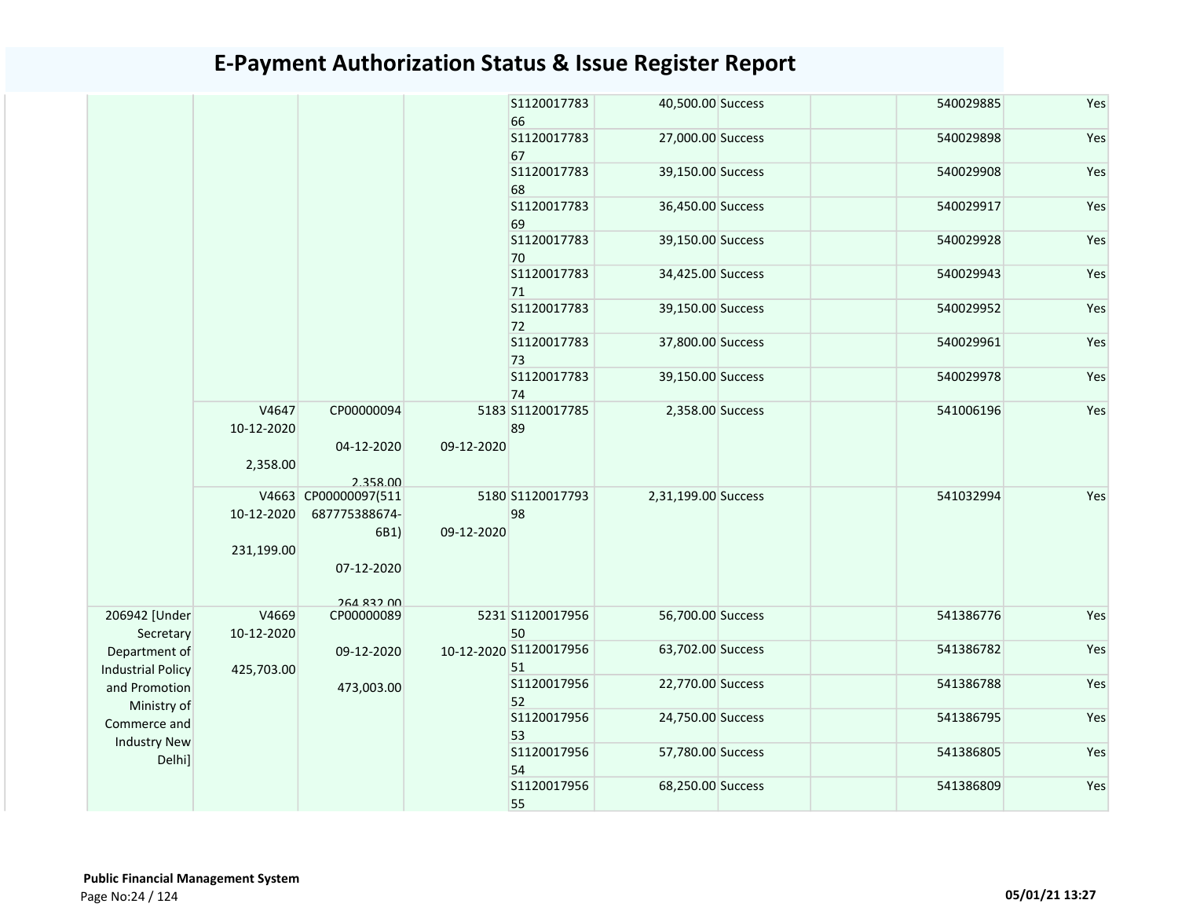# E-Payment Authorization Status & Issue Register Report

| | | | | | | | | | |
|---|---|---|---|---|---|---|---|---|---|
| | | | | S112001778366 | 40,500.00 | Success | | 540029885 | Yes |
| | | | | S112001778367 | 27,000.00 | Success | | 540029898 | Yes |
| | | | | S112001778368 | 39,150.00 | Success | | 540029908 | Yes |
| | | | | S112001778369 | 36,450.00 | Success | | 540029917 | Yes |
| | | | | S112001778370 | 39,150.00 | Success | | 540029928 | Yes |
| | | | | S112001778371 | 34,425.00 | Success | | 540029943 | Yes |
| | | | | S112001778372 | 39,150.00 | Success | | 540029952 | Yes |
| | | | | S112001778373 | 37,800.00 | Success | | 540029961 | Yes |
| | | | | S112001778374 | 39,150.00 | Success | | 540029978 | Yes |
| | V4647 10-12-2020 2,358.00 | CP00000094 04-12-2020 2,358.00 | 5183 09-12-2020 | S112001778589 | 2,358.00 | Success | | 541006196 | Yes |
| | V4663 10-12-2020 231,199.00 | CP00000097(511687775388674-6B1) 07-12-2020 264,832.00 | 5180 09-12-2020 | S112001779398 | 2,31,199.00 | Success | | 541032994 | Yes |
| 206942 [Under Secretary Department of Industrial Policy and Promotion Ministry of Commerce and Industry New Delhi] | V4669 10-12-2020 425,703.00 | CP00000089 09-12-2020 473,003.00 | 5231 10-12-2020 | S112001795650 | 56,700.00 | Success | | 541386776 | Yes |
| | | | | S112001795651 | 63,702.00 | Success | | 541386782 | Yes |
| | | | | S112001795652 | 22,770.00 | Success | | 541386788 | Yes |
| | | | | S112001795653 | 24,750.00 | Success | | 541386795 | Yes |
| | | | | S112001795654 | 57,780.00 | Success | | 541386805 | Yes |
| | | | | S112001795655 | 68,250.00 | Success | | 541386809 | Yes |

**Public Financial Management System**

05/01/21 13:27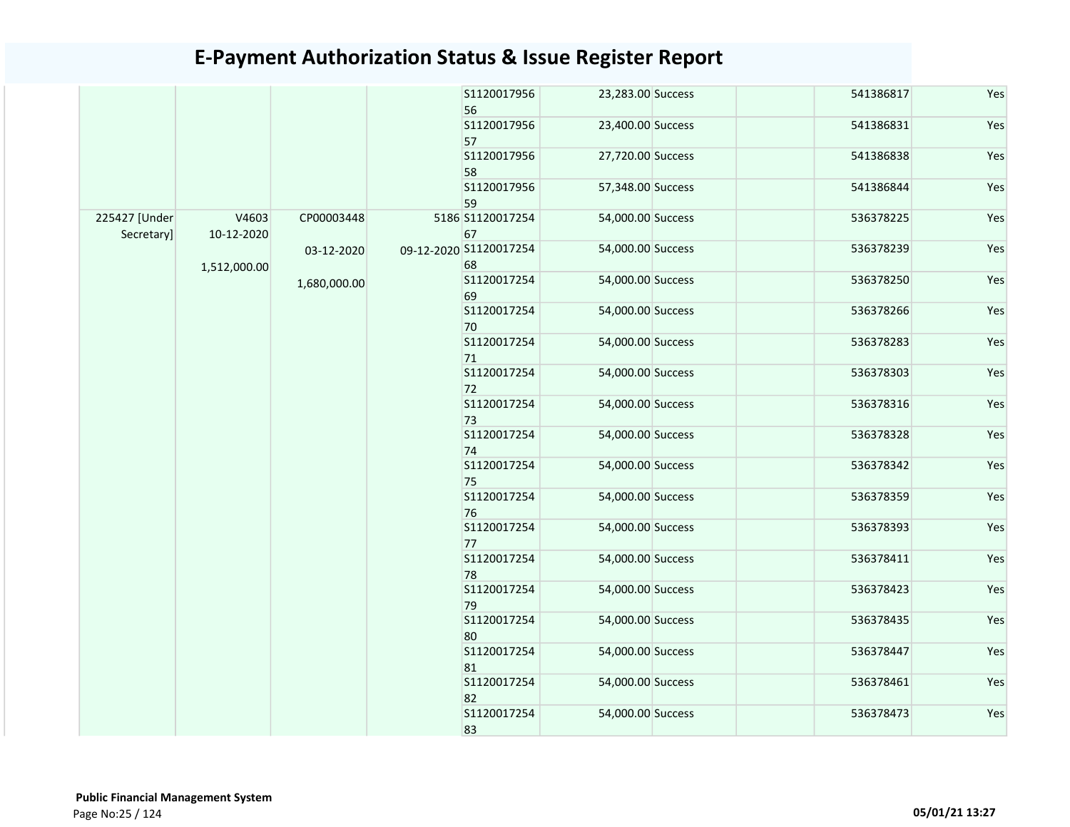# E-Payment Authorization Status & Issue Register Report

| | | | | | | | | | |
|---|---|---|---|---|---|---|---|---|---|
| | | | | S112001795656 | 23,283.00 | Success | | 541386817 | Yes |
| | | | | S112001795657 | 23,400.00 | Success | | 541386831 | Yes |
| | | | | S112001795658 | 27,720.00 | Success | | 541386838 | Yes |
| | | | | S112001795659 | 57,348.00 | Success | | 541386844 | Yes |
| 225427 [Under Secretary] | V4603 10-12-2020 1,512,000.00 | CP00003448 03-12-2020 1,680,000.00 | 5186 09-12-2020 | S112001725467 | 54,000.00 | Success | | 536378225 | Yes |
| | | | | S112001725468 | 54,000.00 | Success | | 536378239 | Yes |
| | | | | S112001725469 | 54,000.00 | Success | | 536378250 | Yes |
| | | | | S112001725470 | 54,000.00 | Success | | 536378266 | Yes |
| | | | | S112001725471 | 54,000.00 | Success | | 536378283 | Yes |
| | | | | S112001725472 | 54,000.00 | Success | | 536378303 | Yes |
| | | | | S112001725473 | 54,000.00 | Success | | 536378316 | Yes |
| | | | | S112001725474 | 54,000.00 | Success | | 536378328 | Yes |
| | | | | S112001725475 | 54,000.00 | Success | | 536378342 | Yes |
| | | | | S112001725476 | 54,000.00 | Success | | 536378359 | Yes |
| | | | | S112001725477 | 54,000.00 | Success | | 536378393 | Yes |
| | | | | S112001725478 | 54,000.00 | Success | | 536378411 | Yes |
| | | | | S112001725479 | 54,000.00 | Success | | 536378423 | Yes |
| | | | | S112001725480 | 54,000.00 | Success | | 536378435 | Yes |
| | | | | S112001725481 | 54,000.00 | Success | | 536378447 | Yes |
| | | | | S112001725482 | 54,000.00 | Success | | 536378461 | Yes |
| | | | | S112001725483 | 54,000.00 | Success | | 536378473 | Yes |

**Public Financial Management System**

05/01/21 13:27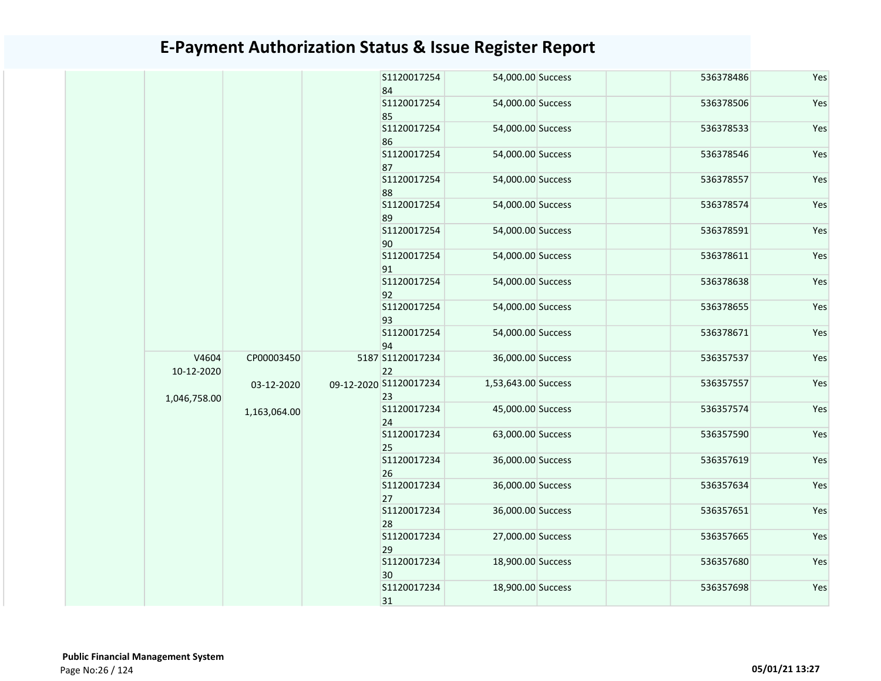# E-Payment Authorization Status & Issue Register Report

| | | | | | | | | | |
|---|---|---|---|---|---|---|---|---|---|
| | | | | S112001725484 | 54,000.00 | Success | | 536378486 | Yes |
| | | | | S112001725485 | 54,000.00 | Success | | 536378506 | Yes |
| | | | | S112001725486 | 54,000.00 | Success | | 536378533 | Yes |
| | | | | S112001725487 | 54,000.00 | Success | | 536378546 | Yes |
| | | | | S112001725488 | 54,000.00 | Success | | 536378557 | Yes |
| | | | | S112001725489 | 54,000.00 | Success | | 536378574 | Yes |
| | | | | S112001725490 | 54,000.00 | Success | | 536378591 | Yes |
| | | | | S112001725491 | 54,000.00 | Success | | 536378611 | Yes |
| | | | | S112001725492 | 54,000.00 | Success | | 536378638 | Yes |
| | | | | S112001725493 | 54,000.00 | Success | | 536378655 | Yes |
| | | | | S112001725494 | 54,000.00 | Success | | 536378671 | Yes |
| | V4604 10-12-2020 1,046,758.00 | CP00003450 03-12-2020 1,163,064.00 | 5187 09-12-2020 | S112001723422 | 36,000.00 | Success | | 536357537 | Yes |
| | | | | S112001723423 | 1,53,643.00 | Success | | 536357557 | Yes |
| | | | | S112001723424 | 45,000.00 | Success | | 536357574 | Yes |
| | | | | S112001723425 | 63,000.00 | Success | | 536357590 | Yes |
| | | | | S112001723426 | 36,000.00 | Success | | 536357619 | Yes |
| | | | | S112001723427 | 36,000.00 | Success | | 536357634 | Yes |
| | | | | S112001723428 | 36,000.00 | Success | | 536357651 | Yes |
| | | | | S112001723429 | 27,000.00 | Success | | 536357665 | Yes |
| | | | | S112001723430 | 18,900.00 | Success | | 536357680 | Yes |
| | | | | S112001723431 | 18,900.00 | Success | | 536357698 | Yes |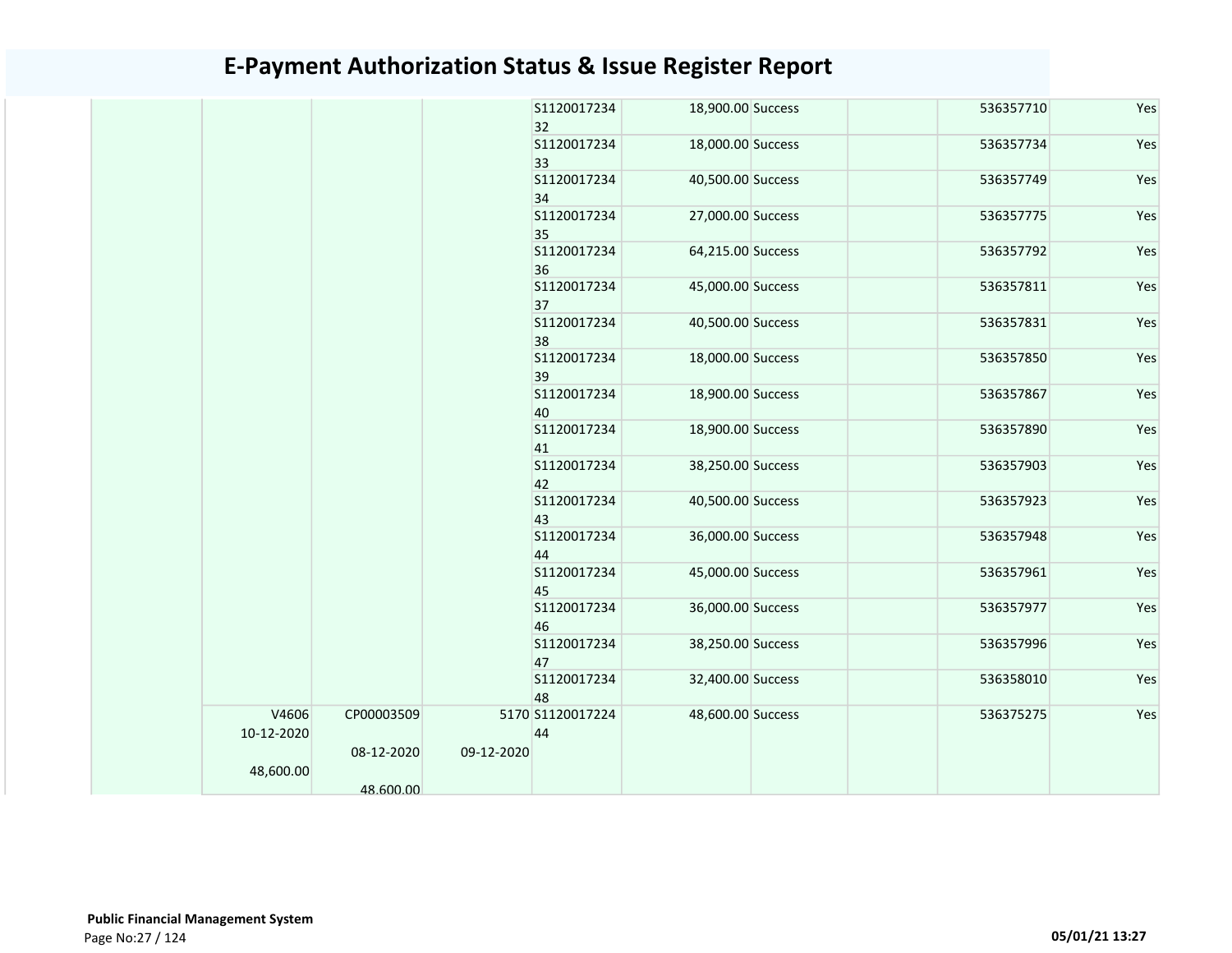# E-Payment Authorization Status & Issue Register Report

| | | | | | | | | | |
|---|---|---|---|---|---|---|---|---|---|
| | | | | S112001723432 | 18,900.00 | Success | | 536357710 | Yes |
| | | | | S112001723433 | 18,000.00 | Success | | 536357734 | Yes |
| | | | | S112001723434 | 40,500.00 | Success | | 536357749 | Yes |
| | | | | S112001723435 | 27,000.00 | Success | | 536357775 | Yes |
| | | | | S112001723436 | 64,215.00 | Success | | 536357792 | Yes |
| | | | | S112001723437 | 45,000.00 | Success | | 536357811 | Yes |
| | | | | S112001723438 | 40,500.00 | Success | | 536357831 | Yes |
| | | | | S112001723439 | 18,000.00 | Success | | 536357850 | Yes |
| | | | | S112001723440 | 18,900.00 | Success | | 536357867 | Yes |
| | | | | S112001723441 | 18,900.00 | Success | | 536357890 | Yes |
| | | | | S112001723442 | 38,250.00 | Success | | 536357903 | Yes |
| | | | | S112001723443 | 40,500.00 | Success | | 536357923 | Yes |
| | | | | S112001723444 | 36,000.00 | Success | | 536357948 | Yes |
| | | | | S112001723445 | 45,000.00 | Success | | 536357961 | Yes |
| | | | | S112001723446 | 36,000.00 | Success | | 536357977 | Yes |
| | | | | S112001723447 | 38,250.00 | Success | | 536357996 | Yes |
| | | | | S112001723448 | 32,400.00 | Success | | 536358010 | Yes |
| | V4606 10-12-2020 48,600.00 | CP00003509 08-12-2020 48,600.00 | 5170 09-12-2020 | S112001722444 | 48,600.00 | Success | | 536375275 | Yes |

**Public Financial Management System**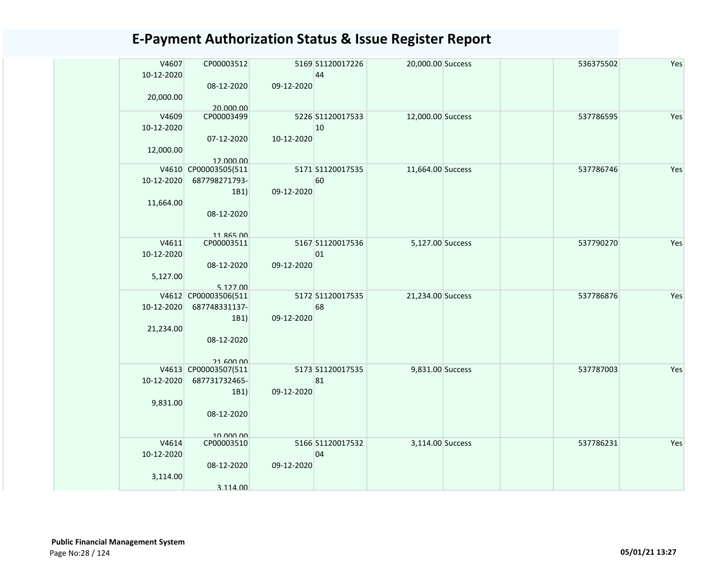# E-Payment Authorization Status & Issue Register Report

| | | | | | | | | |
|---|---|---|---|---|---|---|---|---|
| | V4607 10-12-2020 20,000.00 | CP00003512 08-12-2020 20,000.00 | 5169 09-12-2020 | S112001722644 | 20,000.00 | Success | | 536375502 | Yes |
| | V4609 10-12-2020 12,000.00 | CP00003499 07-12-2020 12,000.00 | 5226 10-12-2020 | S112001753310 | 12,000.00 | Success | | 537786595 | Yes |
| | V4610 10-12-2020 11,664.00 | CP00003505(511687798271793-1B1) 08-12-2020 11,865.00 | 5171 09-12-2020 | S112001753560 | 11,664.00 | Success | | 537786746 | Yes |
| | V4611 10-12-2020 5,127.00 | CP00003511 08-12-2020 5,127.00 | 5167 09-12-2020 | S112001753601 | 5,127.00 | Success | | 537790270 | Yes |
| | V4612 10-12-2020 21,234.00 | CP00003506(511687748331137-1B1) 08-12-2020 21,600.00 | 5172 09-12-2020 | S112001753568 | 21,234.00 | Success | | 537786876 | Yes |
| | V4613 10-12-2020 9,831.00 | CP00003507(511687731732465-1B1) 08-12-2020 10,000.00 | 5173 09-12-2020 | S112001753581 | 9,831.00 | Success | | 537787003 | Yes |
| | V4614 10-12-2020 3,114.00 | CP00003510 08-12-2020 3,114.00 | 5166 09-12-2020 | S112001753204 | 3,114.00 | Success | | 537786231 | Yes |

**Public Financial Management System**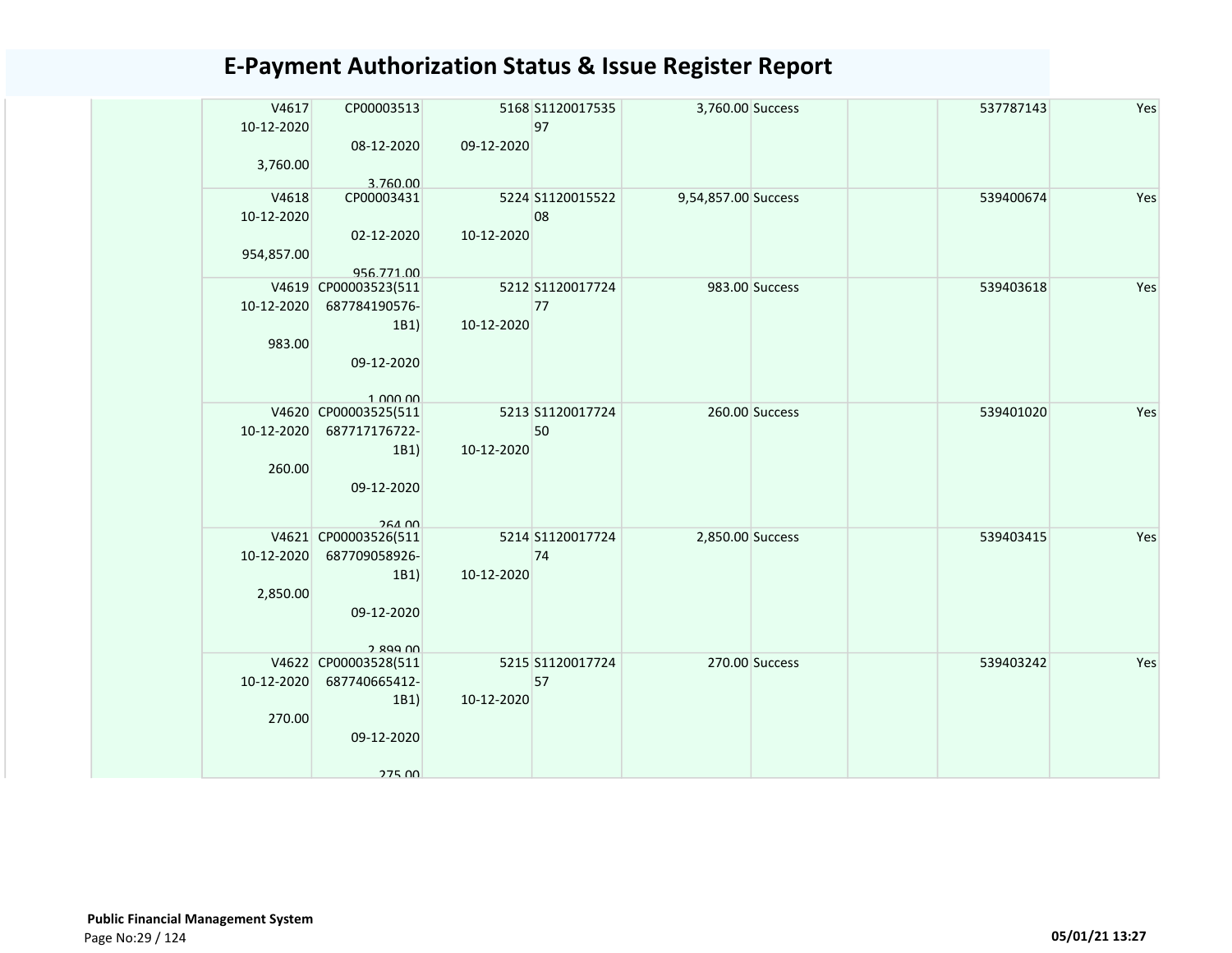# E-Payment Authorization Status & Issue Register Report

| | | | | | | | | | |
|---|---|---|---|---|---|---|---|---|---|
| | V4617 10-12-2020 3,760.00 | CP00003513 08-12-2020 3,760.00 | 5168 09-12-2020 | S112001753597 | 3,760.00 | Success | | 537787143 | Yes |
| | V4618 10-12-2020 954,857.00 | CP00003431 02-12-2020 956,771.00 | 5224 10-12-2020 | S112001552208 | 9,54,857.00 | Success | | 539400674 | Yes |
| | V4619 10-12-2020 983.00 | CP00003523(511687784190576-1B1) 09-12-2020 1,000.00 | 5212 10-12-2020 | S112001772477 | 983.00 | Success | | 539403618 | Yes |
| | V4620 10-12-2020 260.00 | CP00003525(511687717176722-1B1) 09-12-2020 264.00 | 5213 10-12-2020 | S112001772450 | 260.00 | Success | | 539401020 | Yes |
| | V4621 10-12-2020 2,850.00 | CP00003526(511687709058926-1B1) 09-12-2020 2,899.00 | 5214 10-12-2020 | S112001772474 | 2,850.00 | Success | | 539403415 | Yes |
| | V4622 10-12-2020 270.00 | CP00003528(511687740665412-1B1) 09-12-2020 275.00 | 5215 10-12-2020 | S112001772457 | 270.00 | Success | | 539403242 | Yes |

**Public Financial Management System**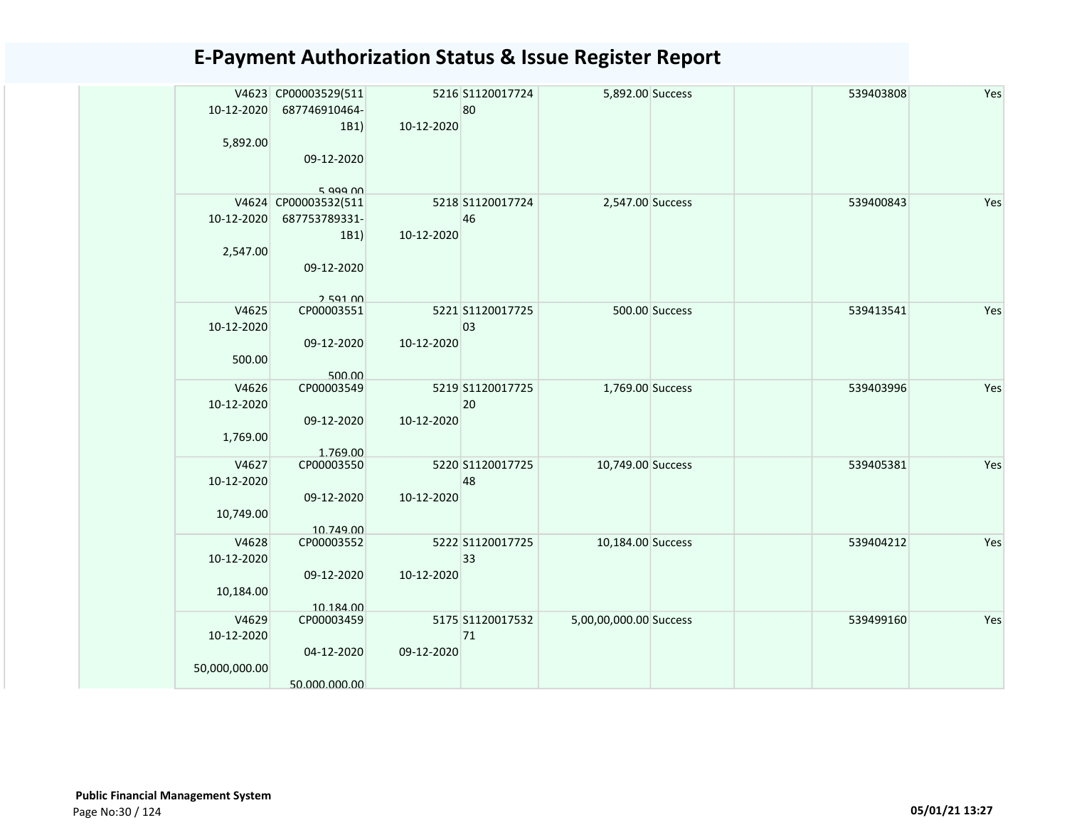# E-Payment Authorization Status & Issue Register Report

| | | | | | | | | | |
|---|---|---|---|---|---|---|---|---|---|
| | V4623<br>10-12-2020<br><br>5,892.00 | CP00003529(511687746910464-1B1)<br><br>09-12-2020<br><br>5,999.00 | 5216<br>10-12-2020 | S112001772480 | 5,892.00 | Success | | 539403808 | Yes |
| | V4624<br>10-12-2020<br><br>2,547.00 | CP00003532(511687753789331-1B1)<br><br>09-12-2020<br><br>2,591.00 | 5218<br>10-12-2020 | S112001772446 | 2,547.00 | Success | | 539400843 | Yes |
| | V4625<br>10-12-2020<br><br>500.00 | CP00003551<br><br>09-12-2020<br><br>500.00 | 5221<br>10-12-2020 | S112001772503 | 500.00 | Success | | 539413541 | Yes |
| | V4626<br>10-12-2020<br><br>1,769.00 | CP00003549<br><br>09-12-2020<br><br>1,769.00 | 5219<br>10-12-2020 | S112001772520 | 1,769.00 | Success | | 539403996 | Yes |
| | V4627<br>10-12-2020<br><br>10,749.00 | CP00003550<br><br>09-12-2020<br><br>10,749.00 | 5220<br>10-12-2020 | S112001772548 | 10,749.00 | Success | | 539405381 | Yes |
| | V4628<br>10-12-2020<br><br>10,184.00 | CP00003552<br><br>09-12-2020<br><br>10,184.00 | 5222<br>10-12-2020 | S112001772533 | 10,184.00 | Success | | 539404212 | Yes |
| | V4629<br>10-12-2020<br><br>50,000,000.00 | CP00003459<br><br>04-12-2020<br><br>50,000,000.00 | 5175<br>09-12-2020 | S112001753271 | 5,00,00,000.00 | Success | | 539499160 | Yes |

**Public Financial Management System**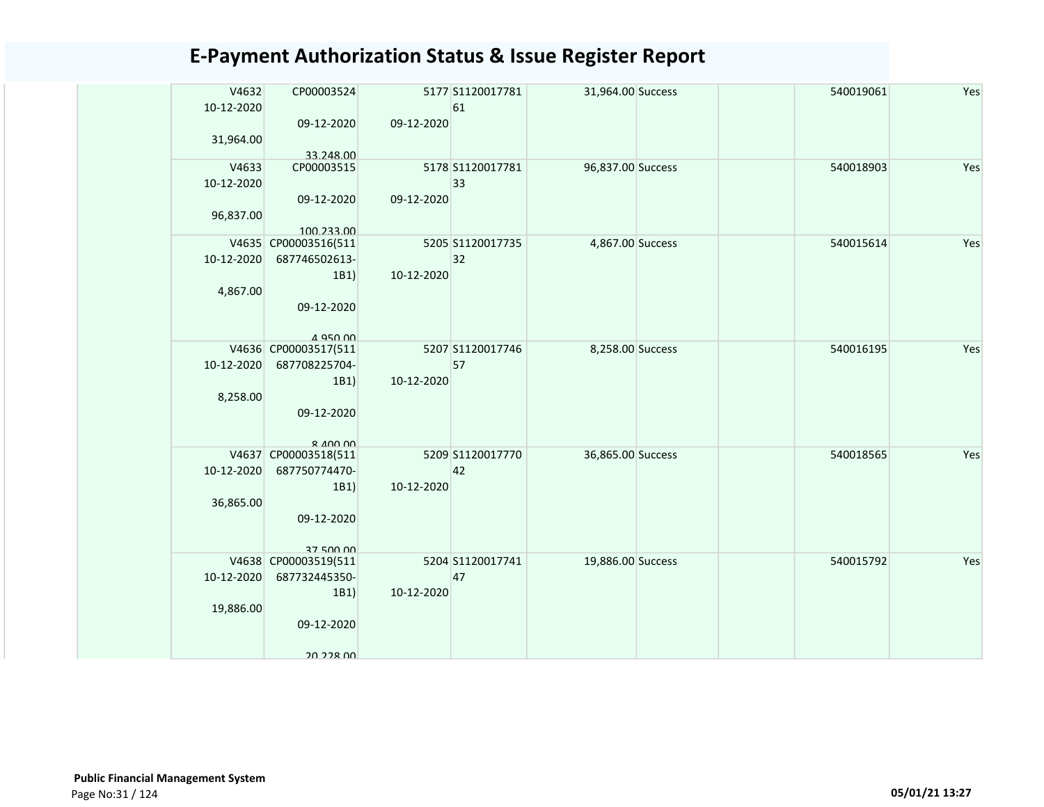# E-Payment Authorization Status & Issue Register Report

| | | | | | | | | | |
|---|---|---|---|---|---|---|---|---|---|
| | V4632<br>10-12-2020<br><br>31,964.00 | CP00003524<br><br>09-12-2020<br><br>33,248.00 | 5177<br><br>09-12-2020 | S1120017781<br>61 | 31,964.00 | Success | | 540019061 | Yes |
| | V4633<br>10-12-2020<br><br>96,837.00 | CP00003515<br><br>09-12-2020<br><br>100,233.00 | 5178<br><br>09-12-2020 | S1120017781<br>33 | 96,837.00 | Success | | 540018903 | Yes |
| | V4635<br>10-12-2020<br><br>4,867.00 | CP00003516(511<br>687746502613-<br>1B1)<br><br>09-12-2020<br><br>4,950.00 | 5205<br><br>10-12-2020 | S1120017735<br>32 | 4,867.00 | Success | | 540015614 | Yes |
| | V4636<br>10-12-2020<br><br>8,258.00 | CP00003517(511<br>687708225704-<br>1B1)<br><br>09-12-2020<br><br>8,400.00 | 5207<br><br>10-12-2020 | S1120017746<br>57 | 8,258.00 | Success | | 540016195 | Yes |
| | V4637<br>10-12-2020<br><br>36,865.00 | CP00003518(511<br>687750774470-<br>1B1)<br><br>09-12-2020<br><br>37,500.00 | 5209<br><br>10-12-2020 | S1120017770<br>42 | 36,865.00 | Success | | 540018565 | Yes |
| | V4638<br>10-12-2020<br><br>19,886.00 | CP00003519(511<br>687732445350-<br>1B1)<br><br>09-12-2020<br><br>20,228.00 | 5204<br><br>10-12-2020 | S1120017741<br>47 | 19,886.00 | Success | | 540015792 | Yes |

**Public Financial Management System**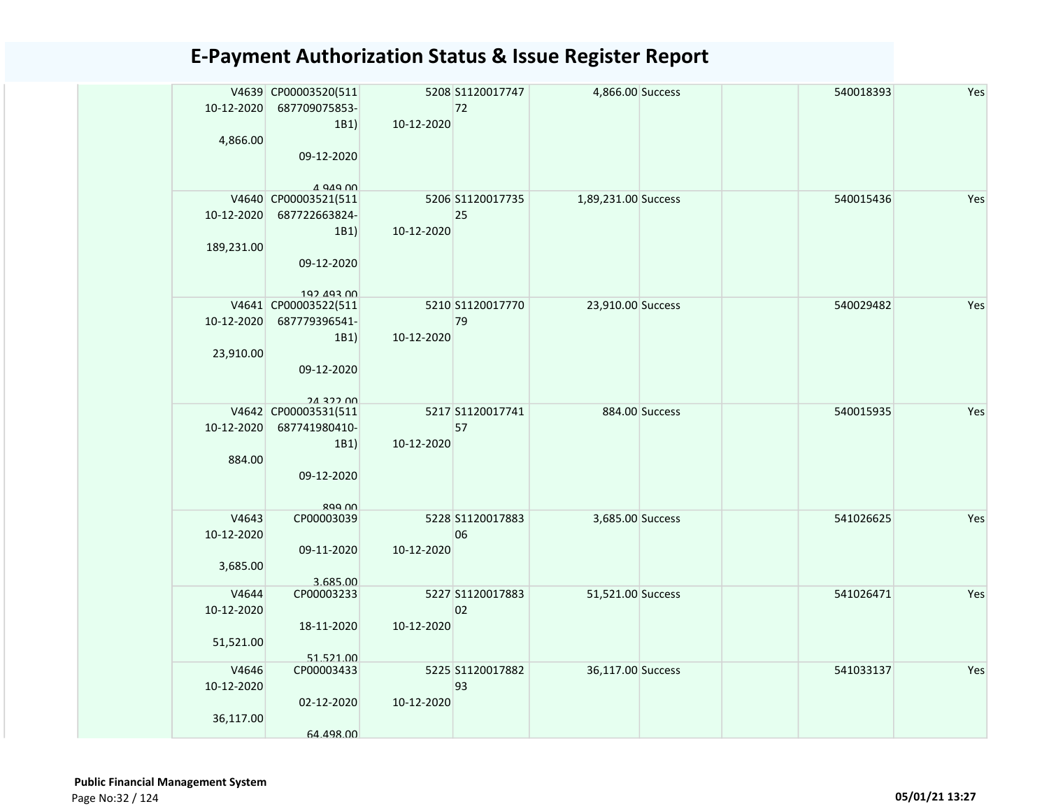# E-Payment Authorization Status & Issue Register Report

| | | | | | | | | | |
|---|---|---|---|---|---|---|---|---|---|
| | V4639 10-12-2020 4,866.00 | CP00003520(511687709075853-1B1) 09-12-2020 4,949.00 | 5208 10-12-2020 | S112001774772 | 4,866.00 | Success | | 540018393 | Yes |
| | V4640 10-12-2020 189,231.00 | CP00003521(511687722663824-1B1) 09-12-2020 192,493.00 | 5206 10-12-2020 | S112001773525 | 1,89,231.00 | Success | | 540015436 | Yes |
| | V4641 10-12-2020 23,910.00 | CP00003522(511687779396541-1B1) 09-12-2020 24,322.00 | 5210 10-12-2020 | S112001777079 | 23,910.00 | Success | | 540029482 | Yes |
| | V4642 10-12-2020 884.00 | CP00003531(511687741980410-1B1) 09-12-2020 899.00 | 5217 10-12-2020 | S112001774157 | 884.00 | Success | | 540015935 | Yes |
| | V4643 10-12-2020 3,685.00 | CP00003039 09-11-2020 3,685.00 | 5228 10-12-2020 | S112001788306 | 3,685.00 | Success | | 541026625 | Yes |
| | V4644 10-12-2020 51,521.00 | CP00003233 18-11-2020 51,521.00 | 5227 10-12-2020 | S112001788302 | 51,521.00 | Success | | 541026471 | Yes |
| | V4646 10-12-2020 36,117.00 | CP00003433 02-12-2020 64,498.00 | 5225 10-12-2020 | S112001788293 | 36,117.00 | Success | | 541033137 | Yes |

**Public Financial Management System**

05/01/21 13:27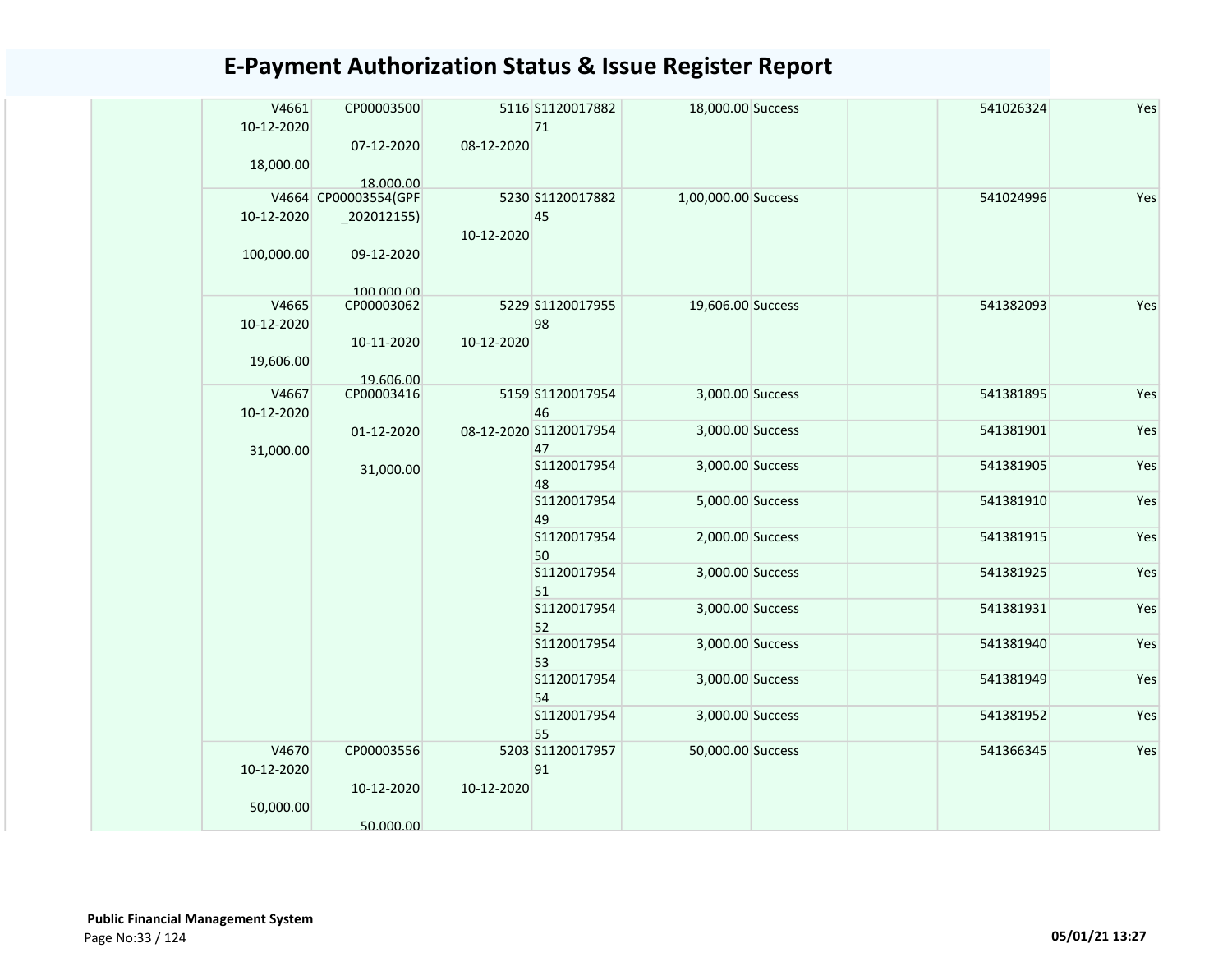# E-Payment Authorization Status & Issue Register Report

| | | | | | | | | | |
|---|---|---|---|---|---|---|---|---|---|
| | V4661 10-12-2020 18,000.00 | CP00003500 07-12-2020 18,000.00 | 5116 08-12-2020 | S112001788271 | 18,000.00 | Success | | 541026324 | Yes |
| | V4664 10-12-2020 100,000.00 | CP00003554(GPF_202012155) 09-12-2020 100,000.00 | 5230 10-12-2020 | S112001788245 | 1,00,000.00 | Success | | 541024996 | Yes |
| | V4665 10-12-2020 19,606.00 | CP00003062 10-11-2020 19,606.00 | 5229 10-12-2020 | S112001795598 | 19,606.00 | Success | | 541382093 | Yes |
| | V4667 10-12-2020 31,000.00 | CP00003416 01-12-2020 31,000.00 | 5159 08-12-2020 | S112001795446 | 3,000.00 | Success | | 541381895 | Yes |
| | | | | S112001795447 | 3,000.00 | Success | | 541381901 | Yes |
| | | | | S112001795448 | 3,000.00 | Success | | 541381905 | Yes |
| | | | | S112001795449 | 5,000.00 | Success | | 541381910 | Yes |
| | | | | S112001795450 | 2,000.00 | Success | | 541381915 | Yes |
| | | | | S112001795451 | 3,000.00 | Success | | 541381925 | Yes |
| | | | | S112001795452 | 3,000.00 | Success | | 541381931 | Yes |
| | | | | S112001795453 | 3,000.00 | Success | | 541381940 | Yes |
| | | | | S112001795454 | 3,000.00 | Success | | 541381949 | Yes |
| | | | | S112001795455 | 3,000.00 | Success | | 541381952 | Yes |
| | V4670 10-12-2020 50,000.00 | CP00003556 10-12-2020 50,000.00 | 5203 10-12-2020 | S112001795791 | 50,000.00 | Success | | 541366345 | Yes |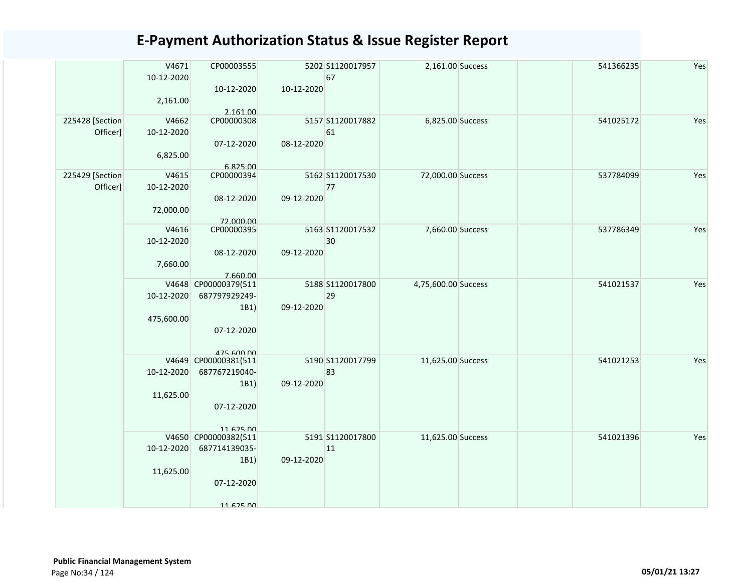# E-Payment Authorization Status & Issue Register Report

| | | | | | | | | | |
|---|---|---|---|---|---|---|---|---|---|
| | V4671 10-12-2020 2,161.00 | CP00003555 10-12-2020 2,161.00 | 5202 10-12-2020 | S112001795767 | 2,161.00 | Success | | 541366235 | Yes |
| 225428 [Section Officer] | V4662 10-12-2020 6,825.00 | CP00000308 07-12-2020 6,825.00 | 5157 08-12-2020 | S112001788261 | 6,825.00 | Success | | 541025172 | Yes |
| 225429 [Section Officer] | V4615 10-12-2020 72,000.00 | CP00000394 08-12-2020 72,000.00 | 5162 09-12-2020 | S112001753077 | 72,000.00 | Success | | 537784099 | Yes |
| | V4616 10-12-2020 7,660.00 | CP00000395 08-12-2020 7,660.00 | 5163 09-12-2020 | S112001753230 | 7,660.00 | Success | | 537786349 | Yes |
| | V4648 10-12-2020 475,600.00 | CP00000379(511687797929249-1B1) 07-12-2020 475,600.00 | 5188 09-12-2020 | S112001780029 | 4,75,600.00 | Success | | 541021537 | Yes |
| | V4649 10-12-2020 11,625.00 | CP00000381(511687767219040-1B1) 07-12-2020 11,625.00 | 5190 09-12-2020 | S112001779983 | 11,625.00 | Success | | 541021253 | Yes |
| | V4650 10-12-2020 11,625.00 | CP00000382(511687714139035-1B1) 07-12-2020 11,625.00 | 5191 09-12-2020 | S112001780011 | 11,625.00 | Success | | 541021396 | Yes |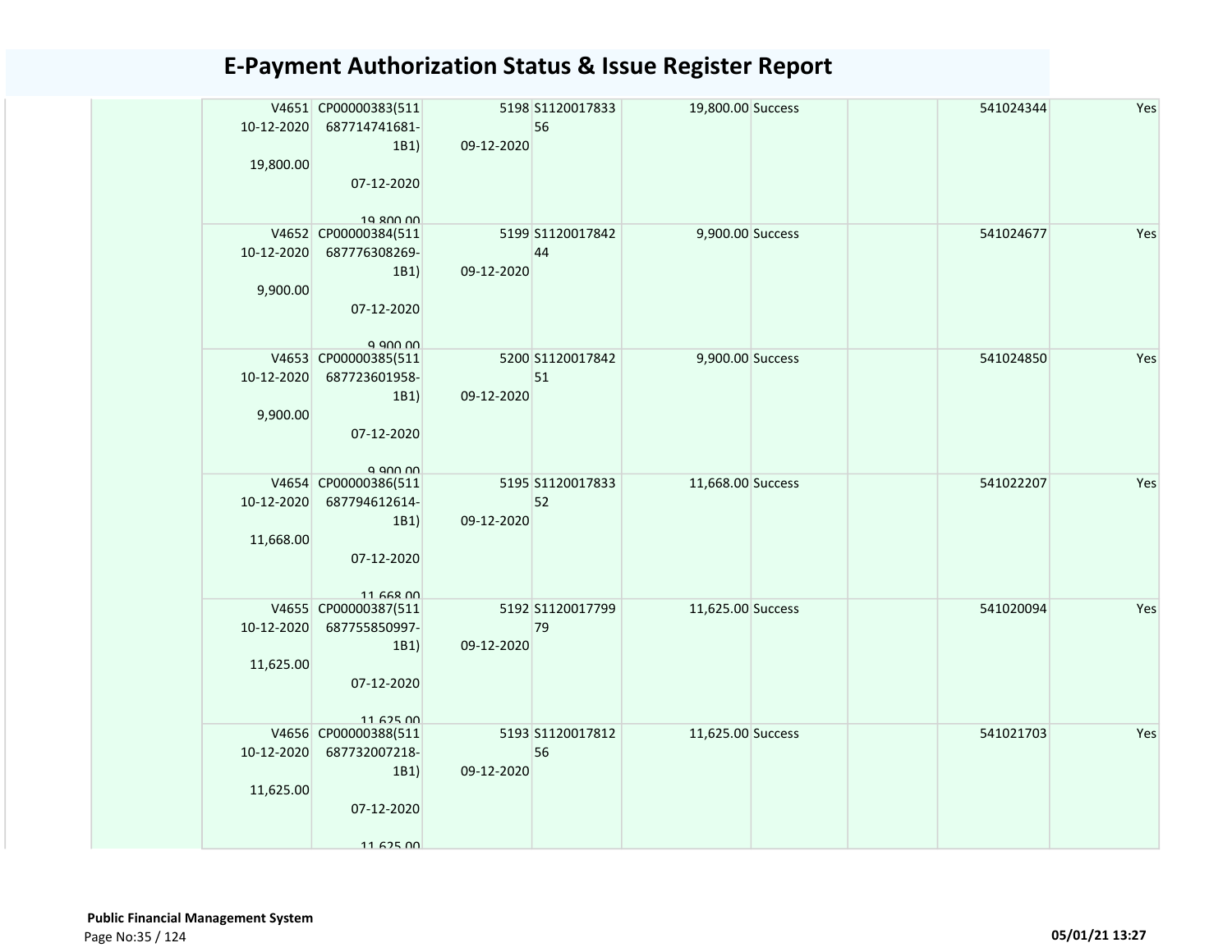# E-Payment Authorization Status & Issue Register Report

| | | | | | | | | |
|---|---|---|---|---|---|---|---|---|
| | V4651 10-12-2020 19,800.00 | CP00000383(511 687714741681-1B1) 07-12-2020 19,800.00 | 5198 09-12-2020 | S1120017833 56 | 19,800.00 | Success | | 541024344 | Yes |
| | V4652 10-12-2020 9,900.00 | CP00000384(511 687776308269-1B1) 07-12-2020 9,900.00 | 5199 09-12-2020 | S1120017842 44 | 9,900.00 | Success | | 541024677 | Yes |
| | V4653 10-12-2020 9,900.00 | CP00000385(511 687723601958-1B1) 07-12-2020 9,900.00 | 5200 09-12-2020 | S1120017842 51 | 9,900.00 | Success | | 541024850 | Yes |
| | V4654 10-12-2020 11,668.00 | CP00000386(511 687794612614-1B1) 07-12-2020 11,668.00 | 5195 09-12-2020 | S1120017833 52 | 11,668.00 | Success | | 541022207 | Yes |
| | V4655 10-12-2020 11,625.00 | CP00000387(511 687755850997-1B1) 07-12-2020 11,625.00 | 5192 09-12-2020 | S1120017799 79 | 11,625.00 | Success | | 541020094 | Yes |
| | V4656 10-12-2020 11,625.00 | CP00000388(511 687732007218-1B1) 07-12-2020 11,625.00 | 5193 09-12-2020 | S1120017812 56 | 11,625.00 | Success | | 541021703 | Yes |

**Public Financial Management System**

05/01/21 13:27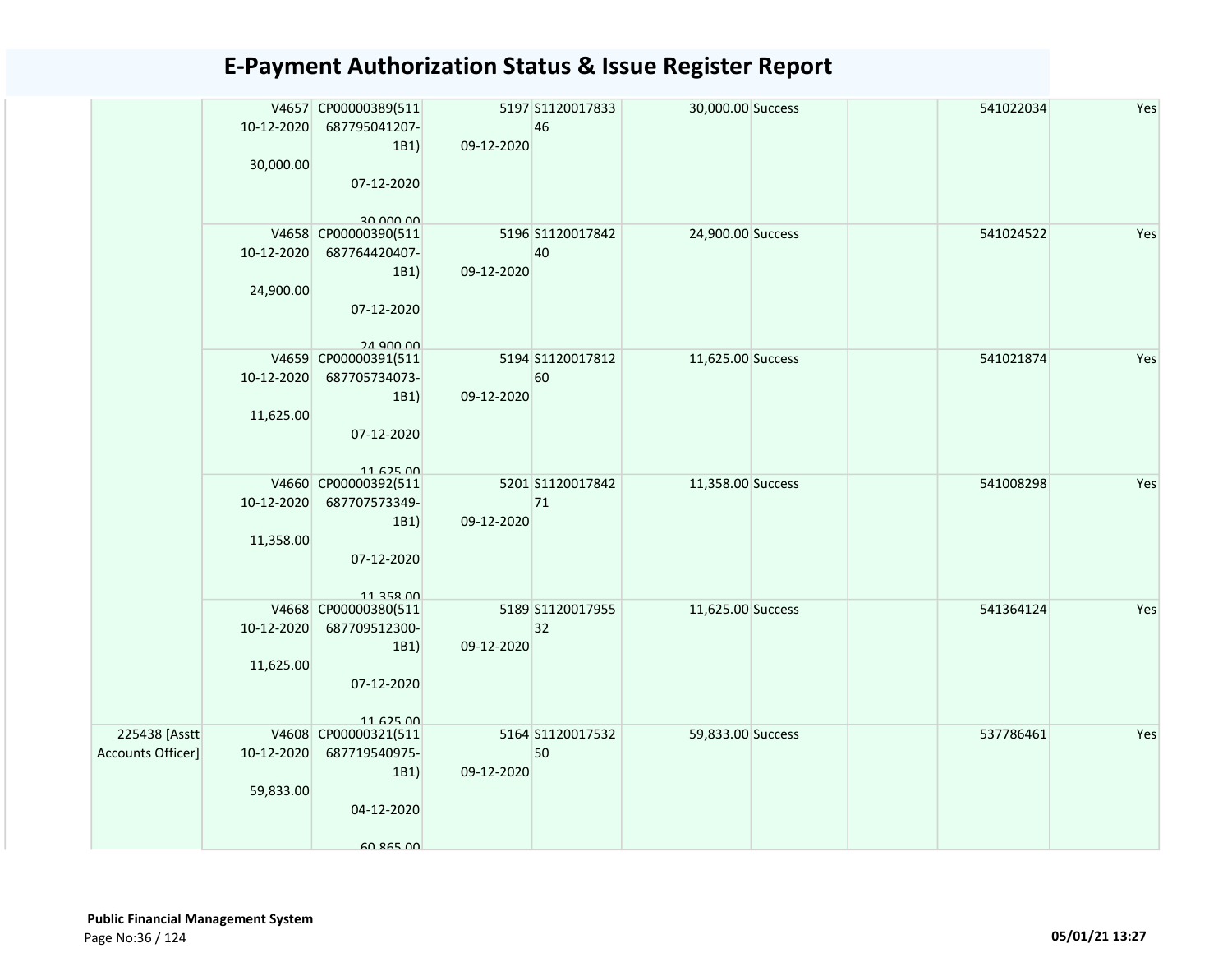# E-Payment Authorization Status & Issue Register Report

| | | | | | | | | | |
|---|---|---|---|---|---|---|---|---|---|
| | V4657 10-12-2020 30,000.00 | CP00000389(511687795041207-1B1) 07-12-2020 30,000.00 | 5197 09-12-2020 | S112001783346 | 30,000.00 | Success | | 541022034 | Yes |
| | V4658 10-12-2020 24,900.00 | CP00000390(511687764420407-1B1) 07-12-2020 24,900.00 | 5196 09-12-2020 | S112001784240 | 24,900.00 | Success | | 541024522 | Yes |
| | V4659 10-12-2020 11,625.00 | CP00000391(511687705734073-1B1) 07-12-2020 11,625.00 | 5194 09-12-2020 | S112001781260 | 11,625.00 | Success | | 541021874 | Yes |
| | V4660 10-12-2020 11,358.00 | CP00000392(511687707573349-1B1) 07-12-2020 11,358.00 | 5201 09-12-2020 | S112001784271 | 11,358.00 | Success | | 541008298 | Yes |
| | V4668 10-12-2020 11,625.00 | CP00000380(511687709512300-1B1) 07-12-2020 11,625.00 | 5189 09-12-2020 | S112001795532 | 11,625.00 | Success | | 541364124 | Yes |
| 225438 [Asstt Accounts Officer] | V4608 10-12-2020 59,833.00 | CP00000321(511687719540975-1B1) 04-12-2020 60,865.00 | 5164 09-12-2020 | S112001753250 | 59,833.00 | Success | | 537786461 | Yes |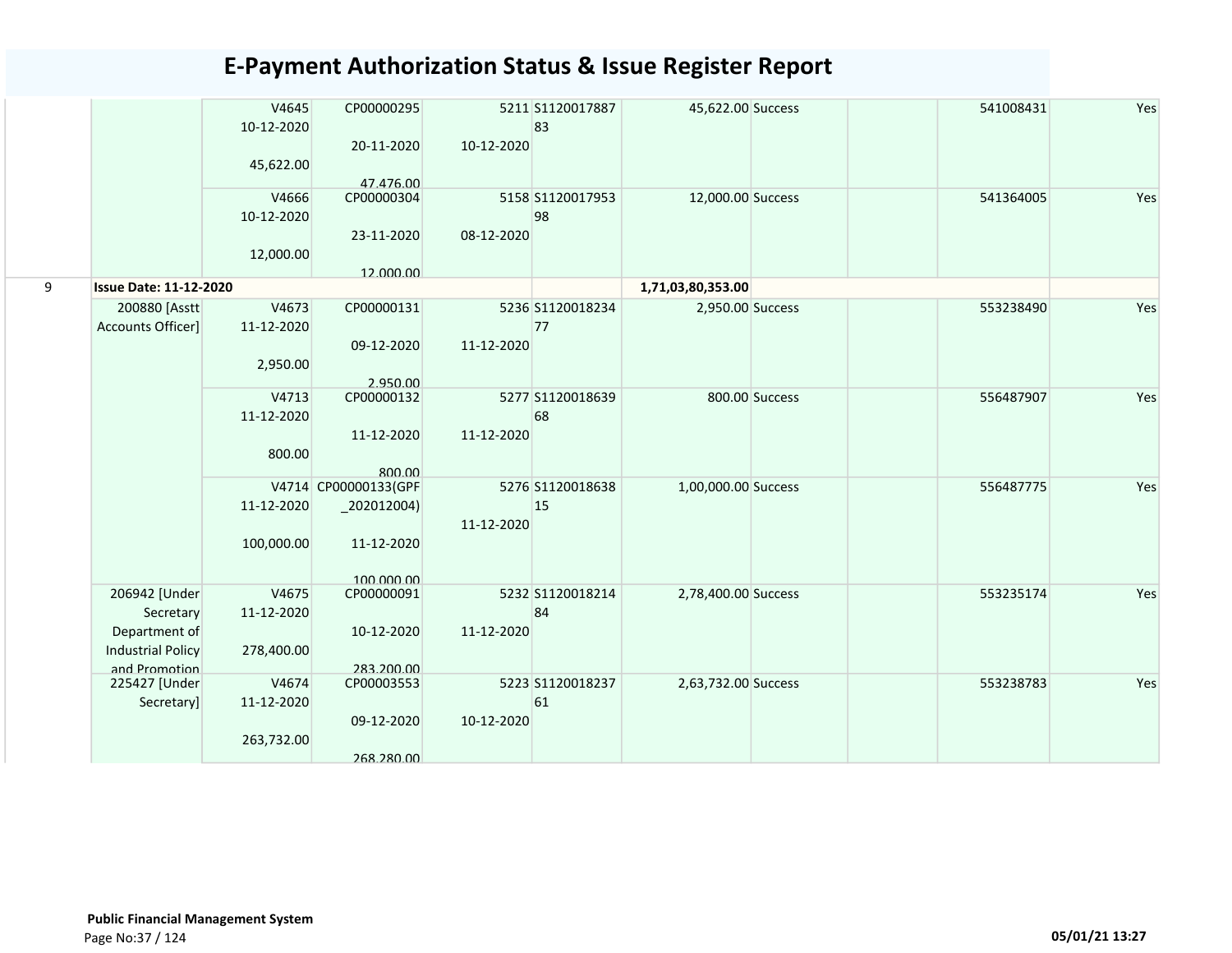# E-Payment Authorization Status & Issue Register Report

| | | | | | | | | | | |
|---|---|---|---|---|---|---|---|---|---|---|
| | | V4645 10-12-2020 45,622.00 | CP00000295 20-11-2020 47,476.00 | 5211 10-12-2020 | S112001788783 | 45,622.00 | Success | | 541008431 | Yes |
| | | V4666 10-12-2020 12,000.00 | CP00000304 23-11-2020 12,000.00 | 5158 08-12-2020 | S112001795398 | 12,000.00 | Success | | 541364005 | Yes |
| 9 | **Issue Date: 11-12-2020** | | | | | **1,71,03,80,353.00** | | | | |
| | 200880 [Asstt Accounts Officer] | V4673 11-12-2020 2,950.00 | CP00000131 09-12-2020 2,950.00 | 5236 11-12-2020 | S112001823477 | 2,950.00 | Success | | 553238490 | Yes |
| | | V4713 11-12-2020 800.00 | CP00000132 11-12-2020 800.00 | 5277 11-12-2020 | S112001863968 | 800.00 | Success | | 556487907 | Yes |
| | | V4714 11-12-2020 100,000.00 | CP00000133(GPF_202012004) 11-12-2020 100,000.00 | 5276 11-12-2020 | S112001863815 | 1,00,000.00 | Success | | 556487775 | Yes |
| | 206942 [Under Secretary Department of Industrial Policy and Promotion | V4675 11-12-2020 278,400.00 | CP00000091 10-12-2020 283,200.00 | 5232 11-12-2020 | S112001821484 | 2,78,400.00 | Success | | 553235174 | Yes |
| | 225427 [Under Secretary] | V4674 11-12-2020 263,732.00 | CP00003553 09-12-2020 268,280.00 | 5223 10-12-2020 | S112001823761 | 2,63,732.00 | Success | | 553238783 | Yes |

**Public Financial Management System**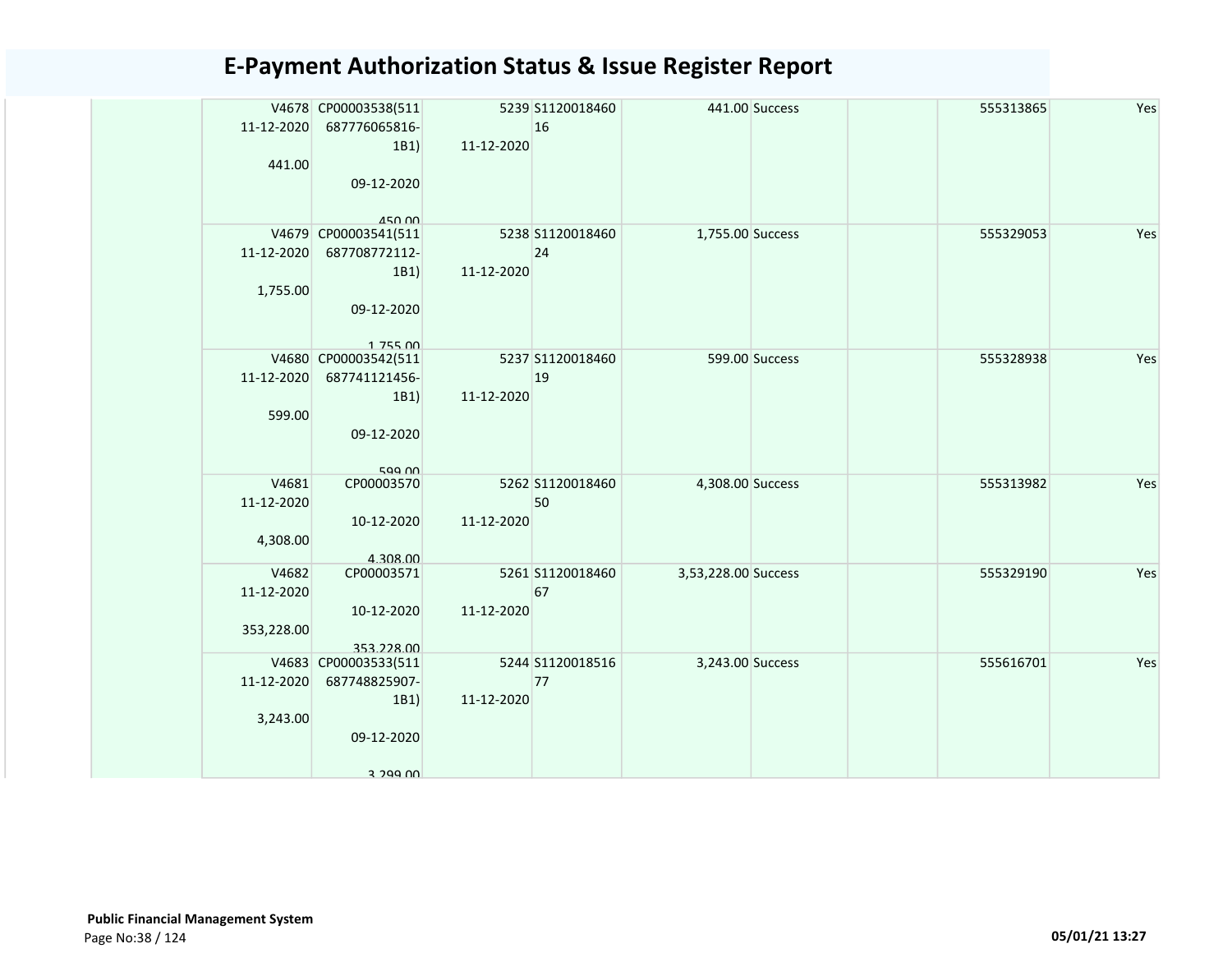# E-Payment Authorization Status & Issue Register Report

| | | | | | | | | | |
|---|---|---|---|---|---|---|---|---|---|
| | V4678 11-12-2020 441.00 | CP00003538(511687776065816-1B1) 09-12-2020 450.00 | 5239 11-12-2020 | S112001846016 | 441.00 | Success | | 555313865 | Yes |
| | V4679 11-12-2020 1,755.00 | CP00003541(511687708772112-1B1) 09-12-2020 1,755.00 | 5238 11-12-2020 | S112001846024 | 1,755.00 | Success | | 555329053 | Yes |
| | V4680 11-12-2020 599.00 | CP00003542(511687741121456-1B1) 09-12-2020 599.00 | 5237 11-12-2020 | S112001846019 | 599.00 | Success | | 555328938 | Yes |
| | V4681 11-12-2020 4,308.00 | CP00003570 10-12-2020 4,308.00 | 5262 11-12-2020 | S112001846050 | 4,308.00 | Success | | 555313982 | Yes |
| | V4682 11-12-2020 353,228.00 | CP00003571 10-12-2020 353,228.00 | 5261 11-12-2020 | S112001846067 | 3,53,228.00 | Success | | 555329190 | Yes |
| | V4683 11-12-2020 3,243.00 | CP00003533(511687748825907-1B1) 09-12-2020 3,299.00 | 5244 11-12-2020 | S112001851677 | 3,243.00 | Success | | 555616701 | Yes |

**Public Financial Management System**

Page No:38 / 124 05/01/21 13:27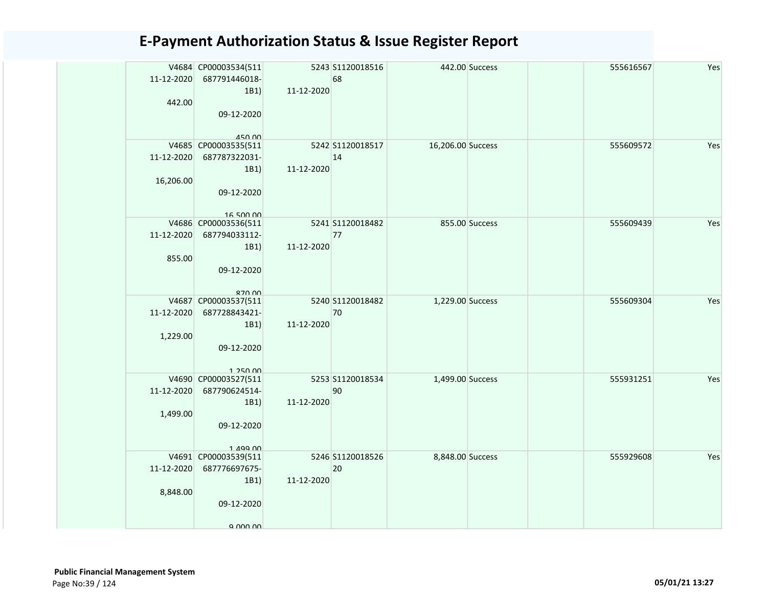# E-Payment Authorization Status & Issue Register Report

| | | | | | | | | |
|---|---|---|---|---|---|---|---|---|
| | V4684 11-12-2020 442.00 | CP00003534(511687791446018-1B1) 09-12-2020 450.00 | 5243 11-12-2020 | S112001851668 | 442.00 Success | | 555616567 | Yes |
| | V4685 11-12-2020 16,206.00 | CP00003535(511687787322031-1B1) 09-12-2020 16,500.00 | 5242 11-12-2020 | S112001851714 | 16,206.00 Success | | 555609572 | Yes |
| | V4686 11-12-2020 855.00 | CP00003536(511687794033112-1B1) 09-12-2020 870.00 | 5241 11-12-2020 | S112001848277 | 855.00 Success | | 555609439 | Yes |
| | V4687 11-12-2020 1,229.00 | CP00003537(511687728843421-1B1) 09-12-2020 1,250.00 | 5240 11-12-2020 | S112001848270 | 1,229.00 Success | | 555609304 | Yes |
| | V4690 11-12-2020 1,499.00 | CP00003527(511687790624514-1B1) 09-12-2020 1,499.00 | 5253 11-12-2020 | S112001853490 | 1,499.00 Success | | 555931251 | Yes |
| | V4691 11-12-2020 8,848.00 | CP00003539(511687776697675-1B1) 09-12-2020 9,000.00 | 5246 11-12-2020 | S112001852620 | 8,848.00 Success | | 555929608 | Yes |

**Public Financial Management System**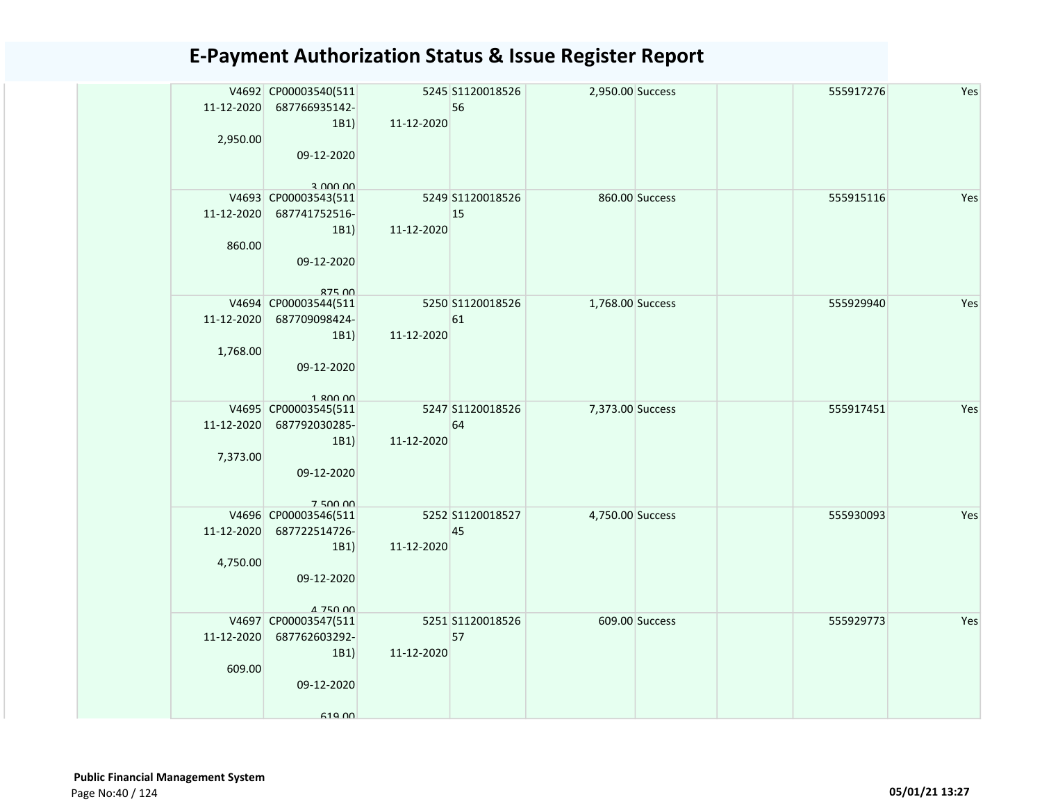# E-Payment Authorization Status & Issue Register Report

| | | | | | | | | | |
|---|---|---|---|---|---|---|---|---|---|
| | V4692 11-12-2020 2,950.00 | CP00003540(511687766935142-1B1) 09-12-2020 3,000.00 | 5245 11-12-2020 | S112001852656 | 2,950.00 | Success | | 555917276 | Yes |
| | V4693 11-12-2020 860.00 | CP00003543(511687741752516-1B1) 09-12-2020 875.00 | 5249 11-12-2020 | S112001852615 | 860.00 | Success | | 555915116 | Yes |
| | V4694 11-12-2020 1,768.00 | CP00003544(511687709098424-1B1) 09-12-2020 1,800.00 | 5250 11-12-2020 | S112001852661 | 1,768.00 | Success | | 555929940 | Yes |
| | V4695 11-12-2020 7,373.00 | CP00003545(511687792030285-1B1) 09-12-2020 7,500.00 | 5247 11-12-2020 | S112001852664 | 7,373.00 | Success | | 555917451 | Yes |
| | V4696 11-12-2020 4,750.00 | CP00003546(511687722514726-1B1) 09-12-2020 4,750.00 | 5252 11-12-2020 | S112001852745 | 4,750.00 | Success | | 555930093 | Yes |
| | V4697 11-12-2020 609.00 | CP00003547(511687762603292-1B1) 09-12-2020 619.00 | 5251 11-12-2020 | S112001852657 | 609.00 | Success | | 555929773 | Yes |

**Public Financial Management System**

05/01/21 13:27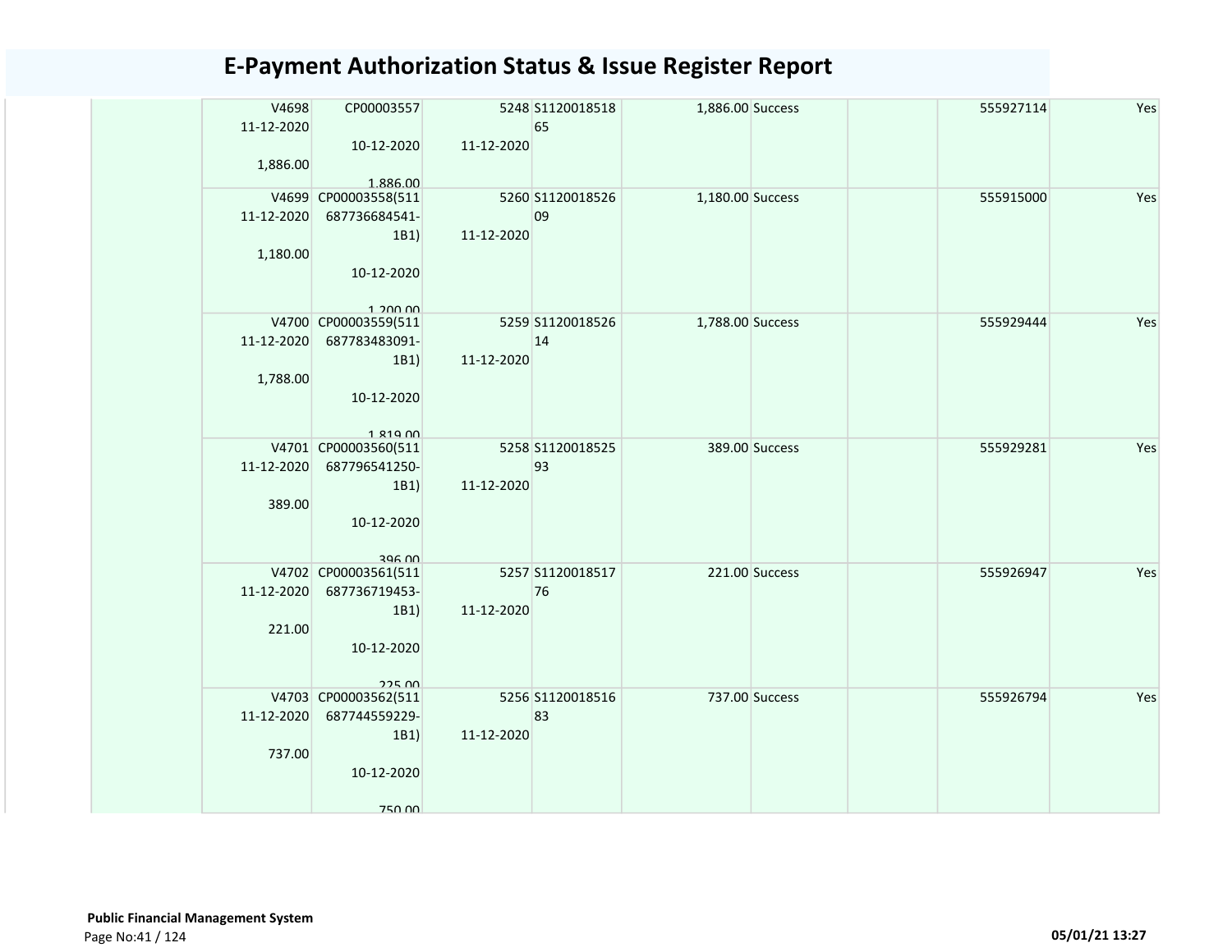# E-Payment Authorization Status & Issue Register Report

| | | | | | | | | |
|---|---|---|---|---|---|---|---|---|
| | V4698<br>11-12-2020<br><br>1,886.00 | CP00003557<br><br>10-12-2020<br><br>1,886.00 | 5248<br><br>11-12-2020 | S1120018518<br>65 | 1,886.00 | Success | | 555927114 | Yes |
| | V4699<br>11-12-2020<br><br>1,180.00 | CP00003558(511<br>687736684541-<br>1B1)<br><br>10-12-2020<br><br>1,200.00 | 5260<br><br>11-12-2020 | S1120018526<br>09 | 1,180.00 | Success | | 555915000 | Yes |
| | V4700<br>11-12-2020<br><br>1,788.00 | CP00003559(511<br>687783483091-<br>1B1)<br><br>10-12-2020<br><br>1,819.00 | 5259<br><br>11-12-2020 | S1120018526<br>14 | 1,788.00 | Success | | 555929444 | Yes |
| | V4701<br>11-12-2020<br><br>389.00 | CP00003560(511<br>687796541250-<br>1B1)<br><br>10-12-2020<br><br>396.00 | 5258<br><br>11-12-2020 | S1120018525<br>93 | 389.00 | Success | | 555929281 | Yes |
| | V4702<br>11-12-2020<br><br>221.00 | CP00003561(511<br>687736719453-<br>1B1)<br><br>10-12-2020<br><br>225.00 | 5257<br><br>11-12-2020 | S1120018517<br>76 | 221.00 | Success | | 555926947 | Yes |
| | V4703<br>11-12-2020<br><br>737.00 | CP00003562(511<br>687744559229-<br>1B1)<br><br>10-12-2020<br><br>750.00 | 5256<br><br>11-12-2020 | S1120018516<br>83 | 737.00 | Success | | 555926794 | Yes |

**Public Financial Management System**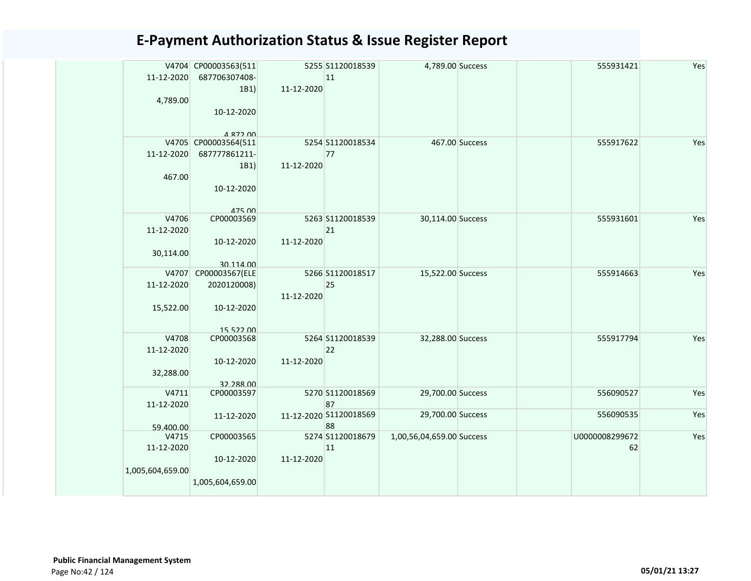# E-Payment Authorization Status & Issue Register Report

| | | | | | | | | | |
|---|---|---|---|---|---|---|---|---|---|
| | V4704 11-12-2020 4,789.00 | CP00003563(511687706307408-1B1) 10-12-2020 4,872.00 | 5255 11-12-2020 | S112001853911 | 4,789.00 | Success | | 555931421 | Yes |
| | V4705 11-12-2020 467.00 | CP00003564(511687777861211-1B1) 10-12-2020 475.00 | 5254 11-12-2020 | S112001853477 | 467.00 | Success | | 555917622 | Yes |
| | V4706 11-12-2020 30,114.00 | CP00003569 10-12-2020 30,114.00 | 5263 11-12-2020 | S112001853921 | 30,114.00 | Success | | 555931601 | Yes |
| | V4707 11-12-2020 15,522.00 | CP00003567(ELE2020120008) 10-12-2020 15,522.00 | 5266 11-12-2020 | S112001851725 | 15,522.00 | Success | | 555914663 | Yes |
| | V4708 11-12-2020 32,288.00 | CP00003568 10-12-2020 32,288.00 | 5264 11-12-2020 | S112001853922 | 32,288.00 | Success | | 555917794 | Yes |
| | V4711 11-12-2020 59,400.00 | CP00003597 11-12-2020 | 5270 11-12-2020 | S112001856987 | 29,700.00 | Success | | 556090527 | Yes |
| | | | | S112001856988 | 29,700.00 | Success | | 556090535 | Yes |
| | V4715 11-12-2020 1,005,604,659.00 | CP00003565 10-12-2020 1,005,604,659.00 | 5274 11-12-2020 | S112001867911 | 1,00,56,04,659.00 | Success | | U000000829967262 | Yes |

**Public Financial Management System**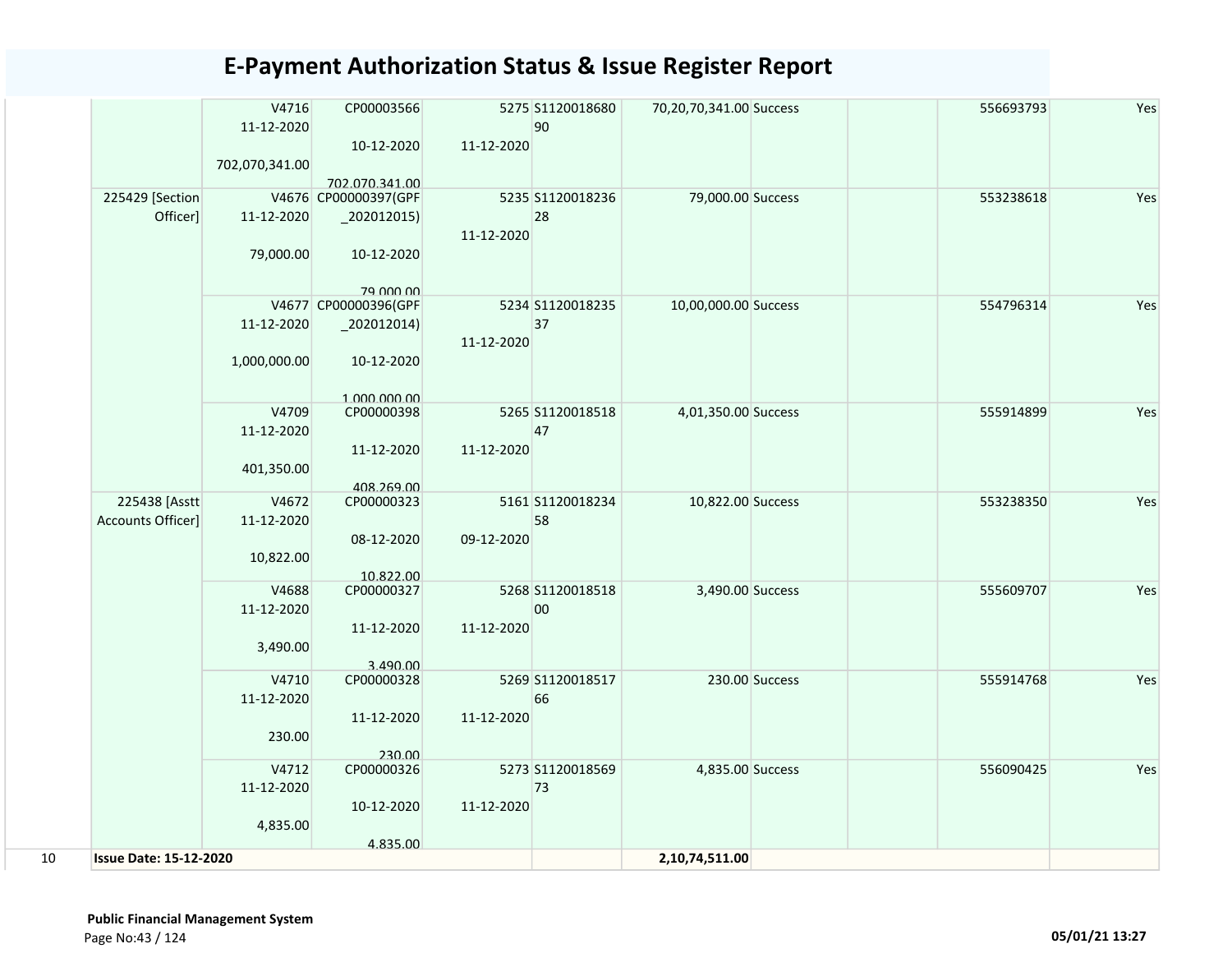# E-Payment Authorization Status & Issue Register Report

| | | | | | | | | | | | |
|---|---|---|---|---|---|---|---|---|---|---|---|
| | | V4716 11-12-2020 702,070,341.00 | CP00003566 10-12-2020 702,070,341.00 | 5275 11-12-2020 | S112001868090 | 70,20,70,341.00 | Success | | | 556693793 | Yes |
| | 225429 [Section Officer] | V4676 11-12-2020 79,000.00 | CP00000397(GPF_202012015) 10-12-2020 79,000.00 | 5235 11-12-2020 | S112001823628 | 79,000.00 | Success | | | 553238618 | Yes |
| | | V4677 11-12-2020 1,000,000.00 | CP00000396(GPF_202012014) 10-12-2020 1,000,000.00 | 5234 11-12-2020 | S112001823537 | 10,00,000.00 | Success | | | 554796314 | Yes |
| | | V4709 11-12-2020 401,350.00 | CP00000398 11-12-2020 408,269.00 | 5265 11-12-2020 | S112001851847 | 4,01,350.00 | Success | | | 555914899 | Yes |
| | 225438 [Asstt Accounts Officer] | V4672 11-12-2020 10,822.00 | CP00000323 08-12-2020 10,822.00 | 5161 09-12-2020 | S112001823458 | 10,822.00 | Success | | | 553238350 | Yes |
| | | V4688 11-12-2020 3,490.00 | CP00000327 11-12-2020 3,490.00 | 5268 11-12-2020 | S112001851800 | 3,490.00 | Success | | | 555609707 | Yes |
| | | V4710 11-12-2020 230.00 | CP00000328 11-12-2020 230.00 | 5269 11-12-2020 | S112001851766 | 230.00 | Success | | | 555914768 | Yes |
| | | V4712 11-12-2020 4,835.00 | CP00000326 10-12-2020 4,835.00 | 5273 11-12-2020 | S112001856973 | 4,835.00 | Success | | | 556090425 | Yes |
| 10 | **Issue Date: 15-12-2020** | | | | | **2,10,74,511.00** | | | | | |

**Public Financial Management System**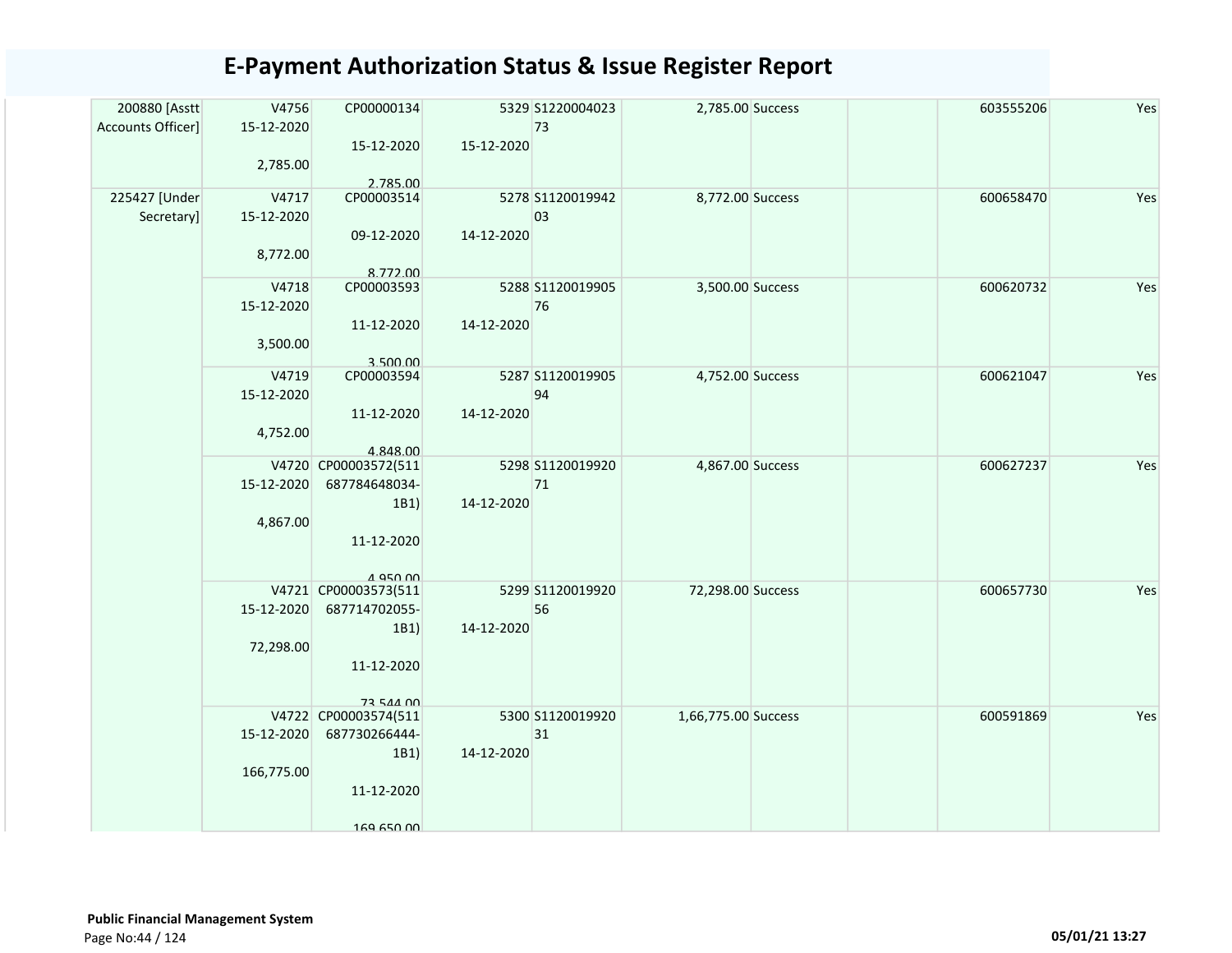# E-Payment Authorization Status & Issue Register Report

| | | | | | | | | | |
|---|---|---|---|---|---|---|---|---|---|
| 200880 [Asstt Accounts Officer] | V4756 15-12-2020 2,785.00 | CP00000134 15-12-2020 2,785.00 | 5329 15-12-2020 | S122000402373 | 2,785.00 | Success | | 603555206 | Yes |
| 225427 [Under Secretary] | V4717 15-12-2020 8,772.00 | CP00003514 09-12-2020 8,772.00 | 5278 14-12-2020 | S112001994203 | 8,772.00 | Success | | 600658470 | Yes |
| | V4718 15-12-2020 3,500.00 | CP00003593 11-12-2020 3,500.00 | 5288 14-12-2020 | S112001990576 | 3,500.00 | Success | | 600620732 | Yes |
| | V4719 15-12-2020 4,752.00 | CP00003594 11-12-2020 4,848.00 | 5287 14-12-2020 | S112001990594 | 4,752.00 | Success | | 600621047 | Yes |
| | V4720 15-12-2020 4,867.00 | CP00003572(511687784648034-1B1) 11-12-2020 4,950.00 | 5298 14-12-2020 | S112001992071 | 4,867.00 | Success | | 600627237 | Yes |
| | V4721 15-12-2020 72,298.00 | CP00003573(511687714702055-1B1) 11-12-2020 73,544.00 | 5299 14-12-2020 | S112001992056 | 72,298.00 | Success | | 600657730 | Yes |
| | V4722 15-12-2020 166,775.00 | CP00003574(511687730266444-1B1) 11-12-2020 169,650.00 | 5300 14-12-2020 | S112001992031 | 1,66,775.00 | Success | | 600591869 | Yes |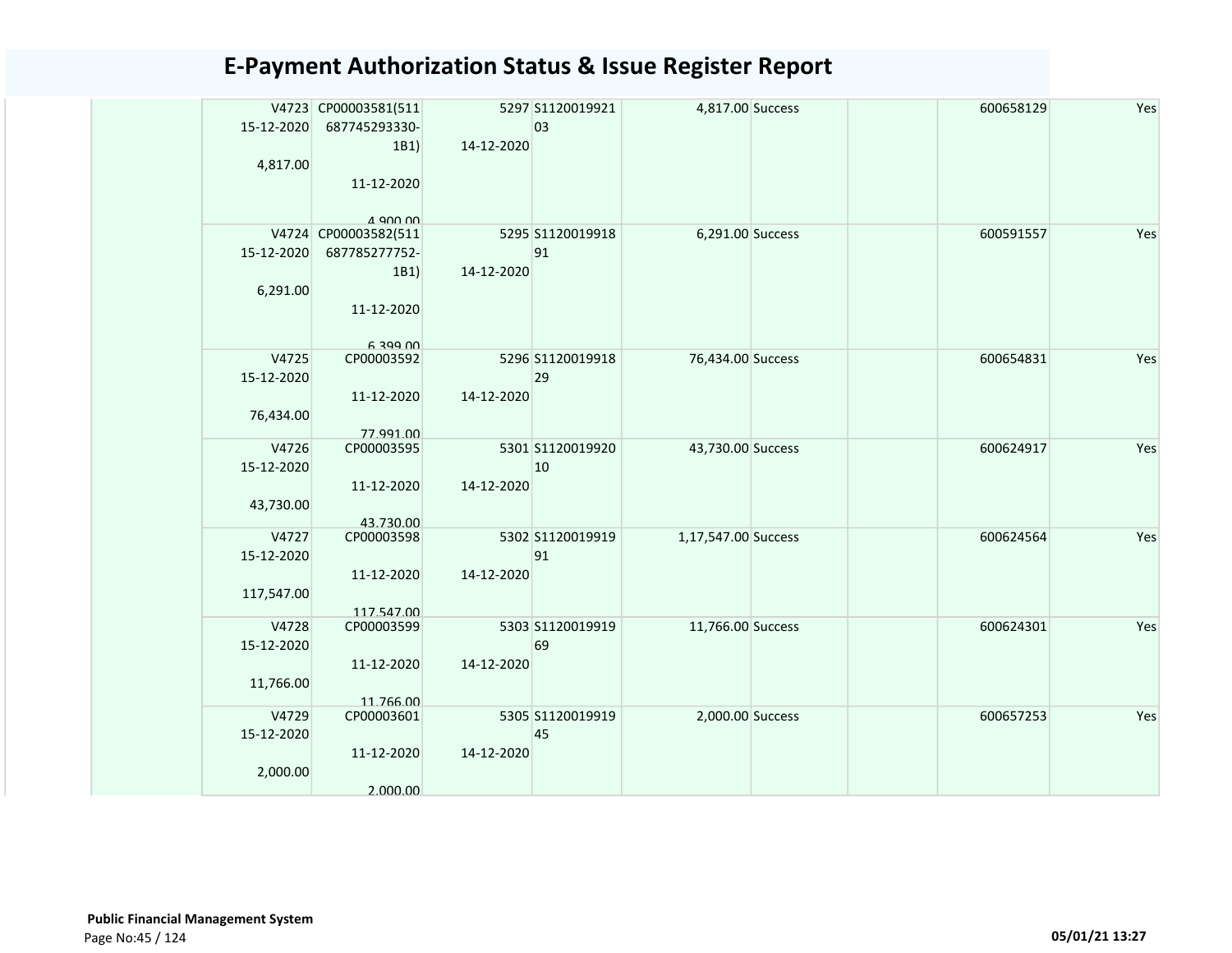# E-Payment Authorization Status & Issue Register Report

| | | | | | | | | | |
|---|---|---|---|---|---|---|---|---|---|
| | V4723 15-12-2020 4,817.00 | CP00003581(511687745293330-1B1) 11-12-2020 4,900.00 | 5297 14-12-2020 | S112001992103 | 4,817.00 | Success | | 600658129 | Yes |
| | V4724 15-12-2020 6,291.00 | CP00003582(511687785277752-1B1) 11-12-2020 6,399.00 | 5295 14-12-2020 | S112001991891 | 6,291.00 | Success | | 600591557 | Yes |
| | V4725 15-12-2020 76,434.00 | CP00003592 11-12-2020 77,991.00 | 5296 14-12-2020 | S112001991829 | 76,434.00 | Success | | 600654831 | Yes |
| | V4726 15-12-2020 43,730.00 | CP00003595 11-12-2020 43,730.00 | 5301 14-12-2020 | S112001992010 | 43,730.00 | Success | | 600624917 | Yes |
| | V4727 15-12-2020 117,547.00 | CP00003598 11-12-2020 117,547.00 | 5302 14-12-2020 | S112001991991 | 1,17,547.00 | Success | | 600624564 | Yes |
| | V4728 15-12-2020 11,766.00 | CP00003599 11-12-2020 11,766.00 | 5303 14-12-2020 | S112001991969 | 11,766.00 | Success | | 600624301 | Yes |
| | V4729 15-12-2020 2,000.00 | CP00003601 11-12-2020 2,000.00 | 5305 14-12-2020 | S112001991945 | 2,000.00 | Success | | 600657253 | Yes |

**Public Financial Management System**

05/01/21 13:27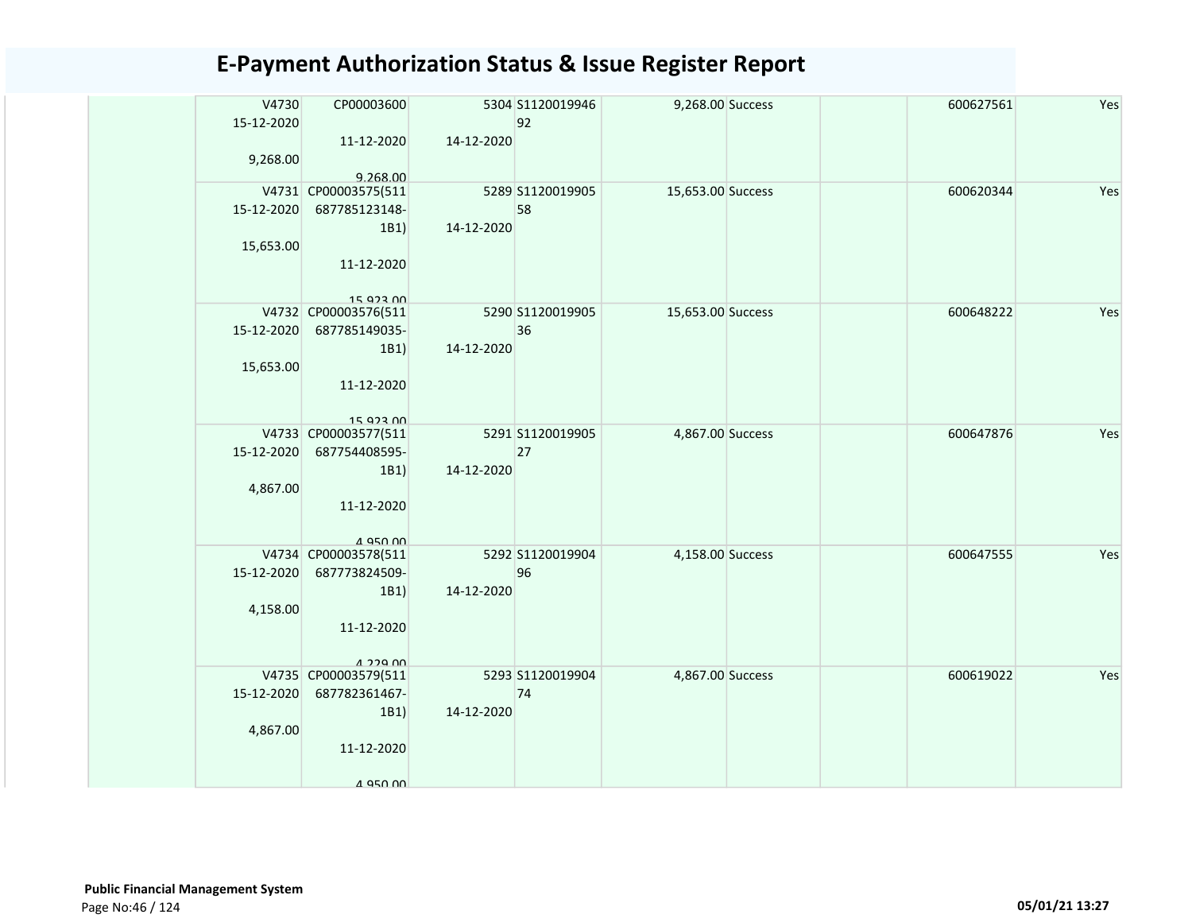# E-Payment Authorization Status & Issue Register Report

| | | | | | | | | |
|---|---|---|---|---|---|---|---|---|
| | V4730 15-12-2020 9,268.00 | CP00003600 11-12-2020 9,268.00 | 5304 14-12-2020 | S1120019946 92 | 9,268.00 | Success | | 600627561 | Yes |
| | V4731 15-12-2020 15,653.00 | CP00003575(511 687785123148-1B1) 11-12-2020 15,923.00 | 5289 14-12-2020 | S1120019905 58 | 15,653.00 | Success | | 600620344 | Yes |
| | V4732 15-12-2020 15,653.00 | CP00003576(511 687785149035-1B1) 11-12-2020 15,923.00 | 5290 14-12-2020 | S1120019905 36 | 15,653.00 | Success | | 600648222 | Yes |
| | V4733 15-12-2020 4,867.00 | CP00003577(511 687754408595-1B1) 11-12-2020 4,950.00 | 5291 14-12-2020 | S1120019905 27 | 4,867.00 | Success | | 600647876 | Yes |
| | V4734 15-12-2020 4,158.00 | CP00003578(511 687773824509-1B1) 11-12-2020 4,229.00 | 5292 14-12-2020 | S1120019904 96 | 4,158.00 | Success | | 600647555 | Yes |
| | V4735 15-12-2020 4,867.00 | CP00003579(511 687782361467-1B1) 11-12-2020 4,950.00 | 5293 14-12-2020 | S1120019904 74 | 4,867.00 | Success | | 600619022 | Yes |

**Public Financial Management System**

05/01/21 13:27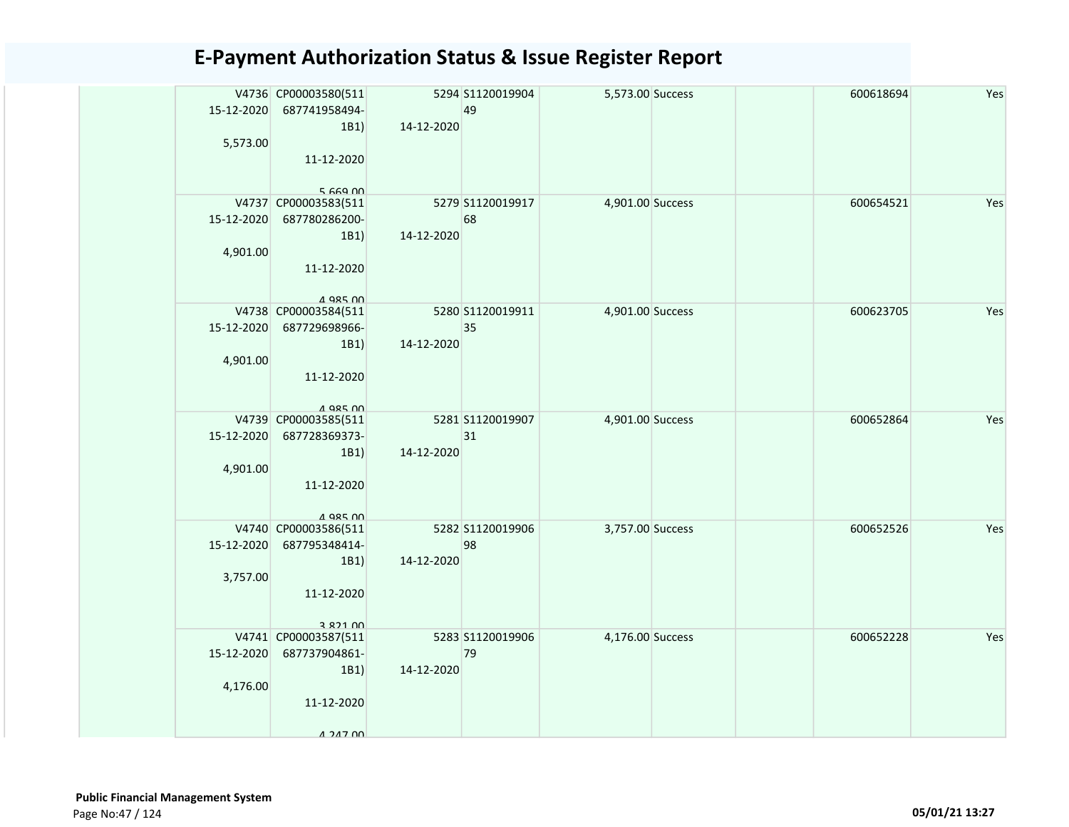# E-Payment Authorization Status & Issue Register Report

| | | | | | | | | |
|---|---|---|---|---|---|---|---|---|
| | V4736 15-12-2020 5,573.00 | CP00003580(511687741958494-1B1) 11-12-2020 5,669.00 | 5294 14-12-2020 | S112001990449 | 5,573.00 | Success | | 600618694 | Yes |
| | V4737 15-12-2020 4,901.00 | CP00003583(511687780286200-1B1) 11-12-2020 4,985.00 | 5279 14-12-2020 | S112001991768 | 4,901.00 | Success | | 600654521 | Yes |
| | V4738 15-12-2020 4,901.00 | CP00003584(511687729698966-1B1) 11-12-2020 4,985.00 | 5280 14-12-2020 | S112001991135 | 4,901.00 | Success | | 600623705 | Yes |
| | V4739 15-12-2020 4,901.00 | CP00003585(511687728369373-1B1) 11-12-2020 4,985.00 | 5281 14-12-2020 | S112001990731 | 4,901.00 | Success | | 600652864 | Yes |
| | V4740 15-12-2020 3,757.00 | CP00003586(511687795348414-1B1) 11-12-2020 3,821.00 | 5282 14-12-2020 | S112001990698 | 3,757.00 | Success | | 600652526 | Yes |
| | V4741 15-12-2020 4,176.00 | CP00003587(511687737904861-1B1) 11-12-2020 4,247.00 | 5283 14-12-2020 | S112001990679 | 4,176.00 | Success | | 600652228 | Yes |

**Public Financial Management System**

05/01/21 13:27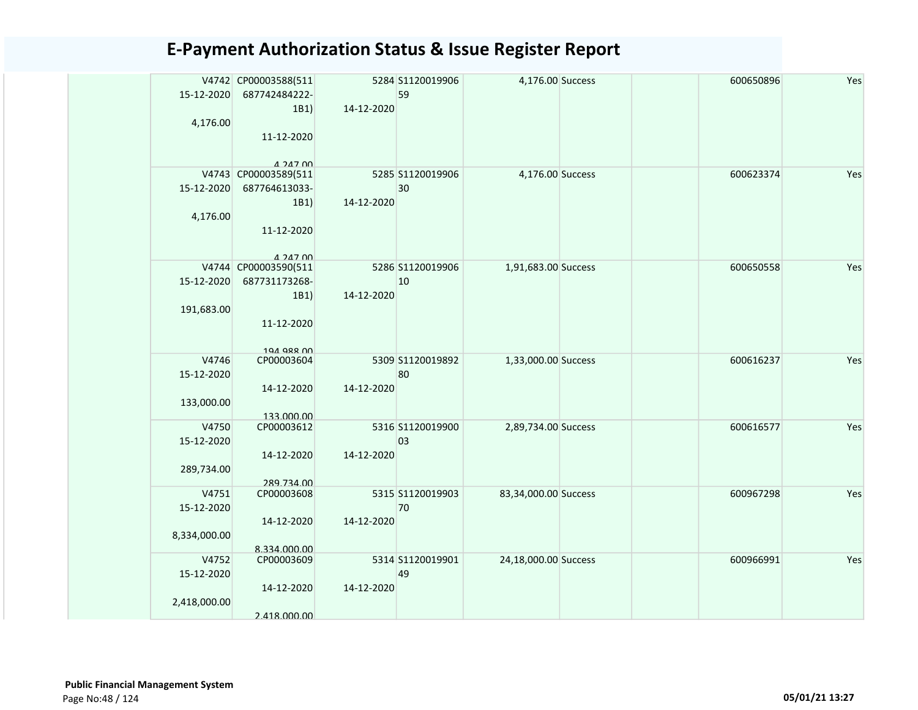# E-Payment Authorization Status & Issue Register Report

| | | | | | | | | |
|---|---|---|---|---|---|---|---|---|
| V4742 15-12-2020 4,176.00 | CP00003588(511687742484222-1B1) 11-12-2020 4,247.00 | 5284 14-12-2020 | S112001990659 | 4,176.00 | Success | | 600650896 | Yes |
| V4743 15-12-2020 4,176.00 | CP00003589(511687764613033-1B1) 11-12-2020 4,247.00 | 5285 14-12-2020 | S112001990630 | 4,176.00 | Success | | 600623374 | Yes |
| V4744 15-12-2020 191,683.00 | CP00003590(511687731173268-1B1) 11-12-2020 194,988.00 | 5286 14-12-2020 | S112001990610 | 1,91,683.00 | Success | | 600650558 | Yes |
| V4746 15-12-2020 133,000.00 | CP00003604 14-12-2020 133,000.00 | 5309 14-12-2020 | S112001989280 | 1,33,000.00 | Success | | 600616237 | Yes |
| V4750 15-12-2020 289,734.00 | CP00003612 14-12-2020 289,734.00 | 5316 14-12-2020 | S112001990003 | 2,89,734.00 | Success | | 600616577 | Yes |
| V4751 15-12-2020 8,334,000.00 | CP00003608 14-12-2020 8,334,000.00 | 5315 14-12-2020 | S112001990370 | 83,34,000.00 | Success | | 600967298 | Yes |
| V4752 15-12-2020 2,418,000.00 | CP00003609 14-12-2020 2,418,000.00 | 5314 14-12-2020 | S112001990149 | 24,18,000.00 | Success | | 600966991 | Yes |

**Public Financial Management System**

05/01/21 13:27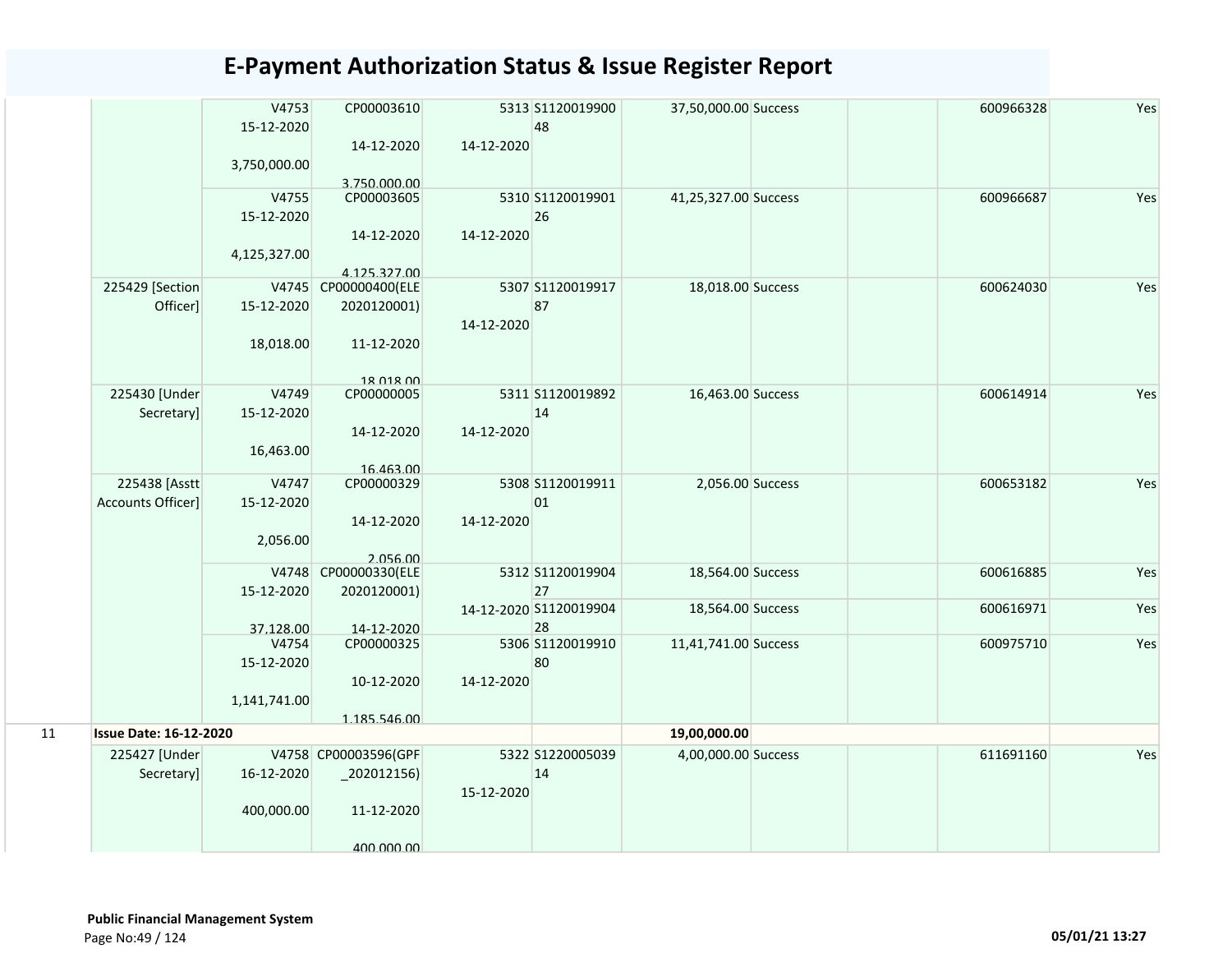# E-Payment Authorization Status & Issue Register Report

| | | | | | | | | | | |
|---|---|---|---|---|---|---|---|---|---|---|
| | | V4753 15-12-2020 3,750,000.00 | CP00003610 14-12-2020 3,750,000.00 | 5313 14-12-2020 | S112001990048 | 37,50,000.00 | Success | | 600966328 | Yes |
| | | V4755 15-12-2020 4,125,327.00 | CP00003605 14-12-2020 4,125,327.00 | 5310 14-12-2020 | S112001990126 | 41,25,327.00 | Success | | 600966687 | Yes |
| | 225429 [Section Officer] | V4745 15-12-2020 18,018.00 | CP00000400(ELE2020120001) 11-12-2020 18,018.00 | 5307 14-12-2020 | S112001991787 | 18,018.00 | Success | | 600624030 | Yes |
| | 225430 [Under Secretary] | V4749 15-12-2020 16,463.00 | CP00000005 14-12-2020 16,463.00 | 5311 14-12-2020 | S112001989214 | 16,463.00 | Success | | 600614914 | Yes |
| | 225438 [Asstt Accounts Officer] | V4747 15-12-2020 2,056.00 | CP00000329 14-12-2020 2,056.00 | 5308 14-12-2020 | S112001991101 | 2,056.00 | Success | | 600653182 | Yes |
| | | V4748 15-12-2020 37,128.00 | CP00000330(ELE2020120001) 14-12-2020 | 5312 14-12-2020 | S112001990427 | 18,564.00 | Success | | 600616885 | Yes |
| | | | | | S112001990428 | 18,564.00 | Success | | 600616971 | Yes |
| | | V4754 15-12-2020 1,141,741.00 | CP00000325 10-12-2020 1,185,546.00 | 5306 14-12-2020 | S112001991080 | 11,41,741.00 | Success | | 600975710 | Yes |
| 11 | **Issue Date: 16-12-2020** | | | | | **19,00,000.00** | | | | |
| | 225427 [Under Secretary] | V4758 16-12-2020 400,000.00 | CP00003596(GPF_202012156) 11-12-2020 400,000.00 | 5322 15-12-2020 | S122000503914 | 4,00,000.00 | Success | | 611691160 | Yes |

**Public Financial Management System**

05/01/21 13:27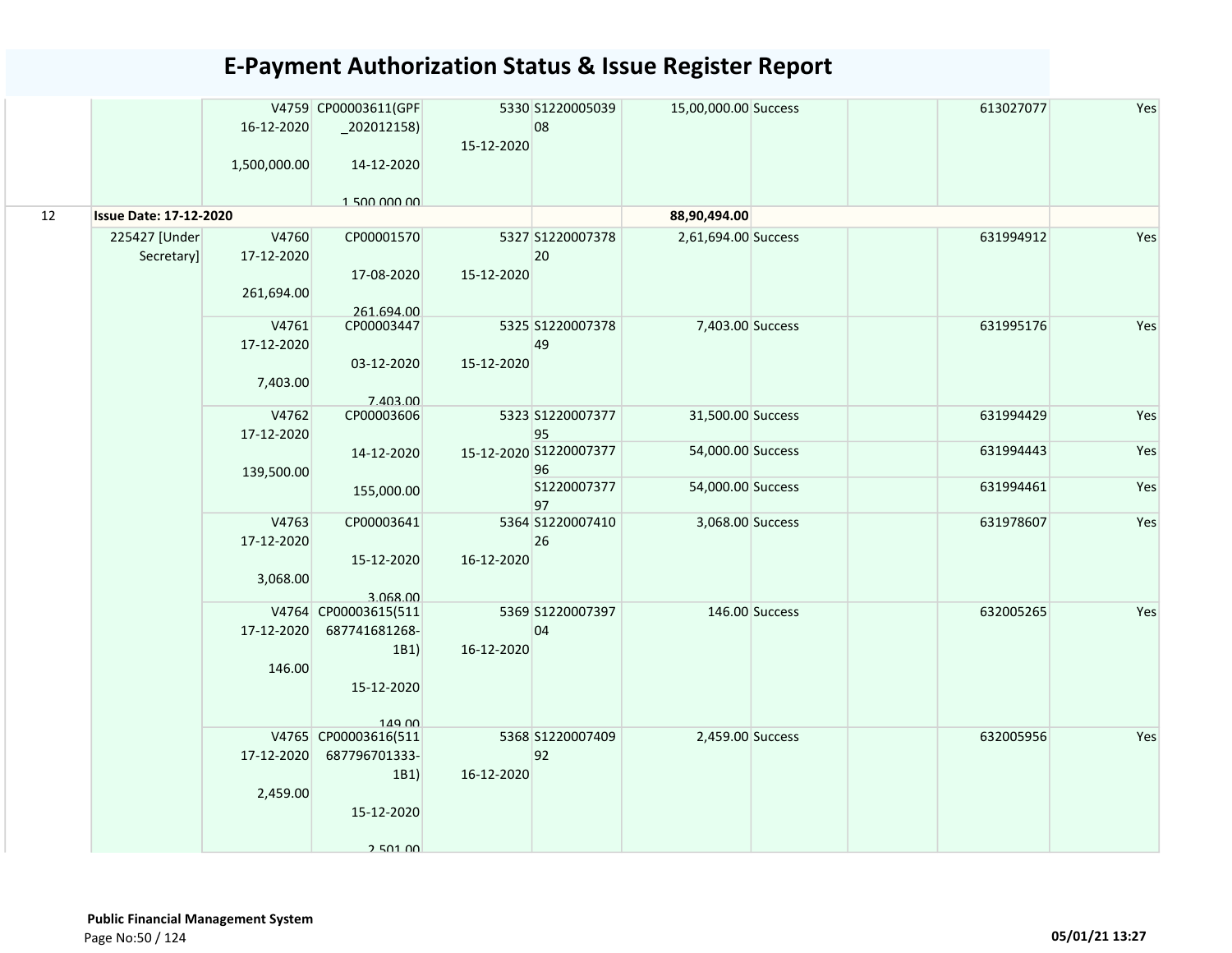# E-Payment Authorization Status & Issue Register Report

| | | | | | | | | | | |
|---|---|---|---|---|---|---|---|---|---|---|
| | | V4759 16-12-2020 1,500,000.00 | CP00003611(GPF_202012158) 14-12-2020 1,500,000.00 | 5330 15-12-2020 | S122000503908 | 15,00,000.00 | Success | | 613027077 | Yes |
| 12 | **Issue Date: 17-12-2020** | | | | | **88,90,494.00** | | | | |
| | 225427 [Under Secretary] | V4760 17-12-2020 261,694.00 | CP00001570 17-08-2020 261,694.00 | 5327 15-12-2020 | S122000737820 | 2,61,694.00 | Success | | 631994912 | Yes |
| | | V4761 17-12-2020 7,403.00 | CP00003447 03-12-2020 7,403.00 | 5325 15-12-2020 | S122000737849 | 7,403.00 | Success | | 631995176 | Yes |
| | | V4762 17-12-2020 139,500.00 | CP00003606 14-12-2020 155,000.00 | 5323 15-12-2020 | S122000737795 | 31,500.00 | Success | | 631994429 | Yes |
| | | | | | S122000737796 | 54,000.00 | Success | | 631994443 | Yes |
| | | | | | S122000737797 | 54,000.00 | Success | | 631994461 | Yes |
| | | V4763 17-12-2020 3,068.00 | CP00003641 15-12-2020 3,068.00 | 5364 16-12-2020 | S122000741026 | 3,068.00 | Success | | 631978607 | Yes |
| | | V4764 17-12-2020 146.00 | CP00003615(511687741681268-1B1) 15-12-2020 149.00 | 5369 16-12-2020 | S122000739704 | 146.00 | Success | | 632005265 | Yes |
| | | V4765 17-12-2020 2,459.00 | CP00003616(511687796701333-1B1) 15-12-2020 2,501.00 | 5368 16-12-2020 | S122000740992 | 2,459.00 | Success | | 632005956 | Yes |

**Public Financial Management System**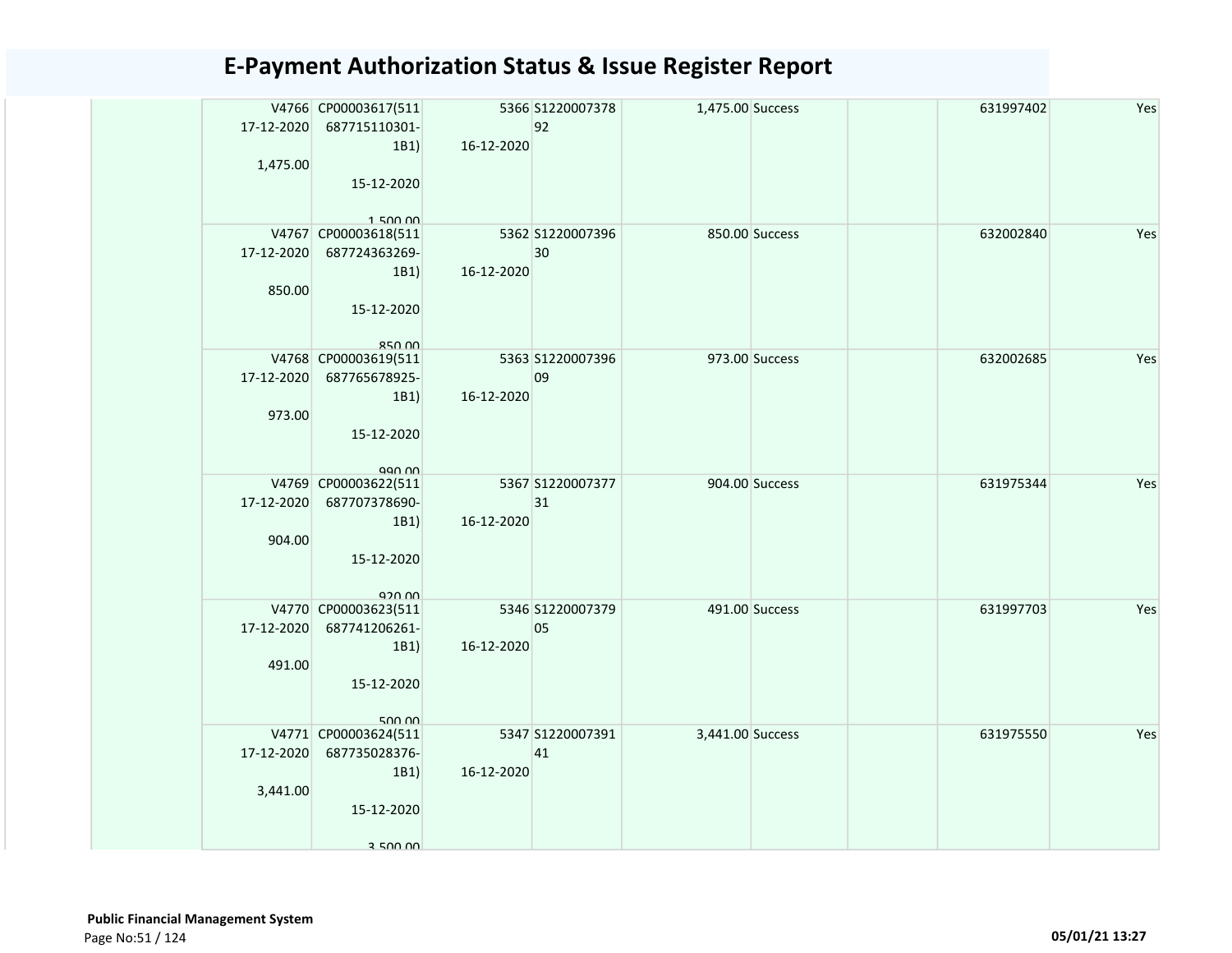# E-Payment Authorization Status & Issue Register Report

| | | | | | | | | |
|---|---|---|---|---|---|---|---|---|
| | V4766 17-12-2020 1,475.00 | CP00003617(511687715110301-1B1) 15-12-2020 1,500.00 | 5366 16-12-2020 | S122000737892 | 1,475.00 | Success | | 631997402 | Yes |
| | V4767 17-12-2020 850.00 | CP00003618(511687724363269-1B1) 15-12-2020 850.00 | 5362 16-12-2020 | S122000739630 | 850.00 | Success | | 632002840 | Yes |
| | V4768 17-12-2020 973.00 | CP00003619(511687765678925-1B1) 15-12-2020 990.00 | 5363 16-12-2020 | S122000739609 | 973.00 | Success | | 632002685 | Yes |
| | V4769 17-12-2020 904.00 | CP00003622(511687707378690-1B1) 15-12-2020 920.00 | 5367 16-12-2020 | S122000737731 | 904.00 | Success | | 631975344 | Yes |
| | V4770 17-12-2020 491.00 | CP00003623(511687741206261-1B1) 15-12-2020 500.00 | 5346 16-12-2020 | S122000737905 | 491.00 | Success | | 631997703 | Yes |
| | V4771 17-12-2020 3,441.00 | CP00003624(511687735028376-1B1) 15-12-2020 3,500.00 | 5347 16-12-2020 | S122000739141 | 3,441.00 | Success | | 631975550 | Yes |

**Public Financial Management System**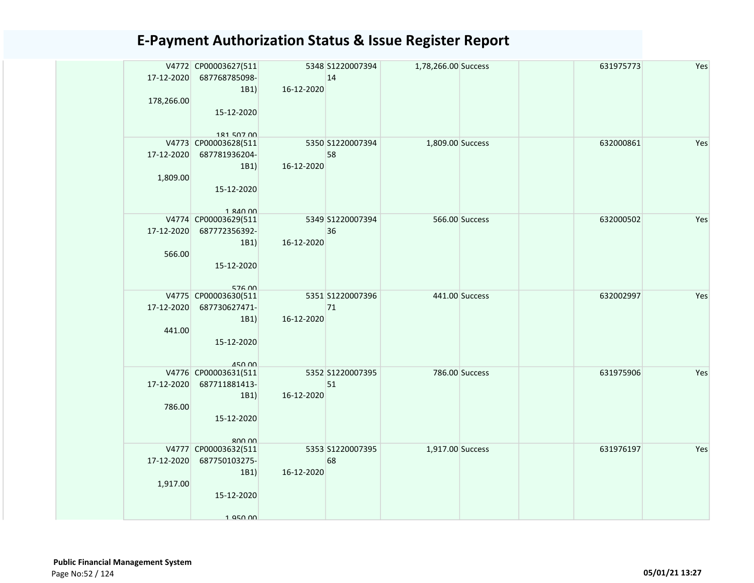# E-Payment Authorization Status & Issue Register Report

| | | | | | | | | |
|---|---|---|---|---|---|---|---|---|
| | V4772 17-12-2020 178,266.00 | CP00003627(511 687768785098-1B1) 15-12-2020 181,507.00 | 5348 16-12-2020 | S1220007394 14 | 1,78,266.00 | Success | | 631975773 | Yes |
| | V4773 17-12-2020 1,809.00 | CP00003628(511 687781936204-1B1) 15-12-2020 1,840.00 | 5350 16-12-2020 | S1220007394 58 | 1,809.00 | Success | | 632000861 | Yes |
| | V4774 17-12-2020 566.00 | CP00003629(511 687772356392-1B1) 15-12-2020 576.00 | 5349 16-12-2020 | S1220007394 36 | 566.00 | Success | | 632000502 | Yes |
| | V4775 17-12-2020 441.00 | CP00003630(511 687730627471-1B1) 15-12-2020 450.00 | 5351 16-12-2020 | S1220007396 71 | 441.00 | Success | | 632002997 | Yes |
| | V4776 17-12-2020 786.00 | CP00003631(511 687711881413-1B1) 15-12-2020 800.00 | 5352 16-12-2020 | S1220007395 51 | 786.00 | Success | | 631975906 | Yes |
| | V4777 17-12-2020 1,917.00 | CP00003632(511 687750103275-1B1) 15-12-2020 1,950.00 | 5353 16-12-2020 | S1220007395 68 | 1,917.00 | Success | | 631976197 | Yes |

**Public Financial Management System**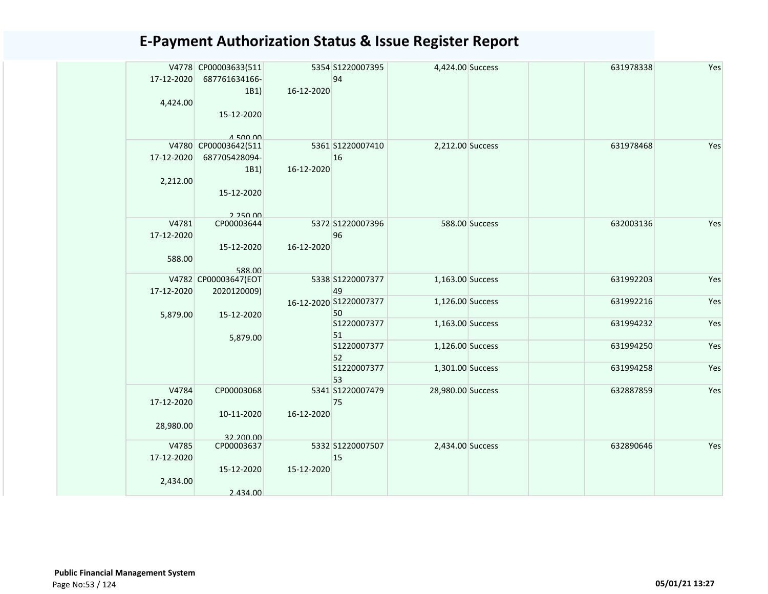# E-Payment Authorization Status & Issue Register Report

| | | | | | | | | | |
|---|---|---|---|---|---|---|---|---|---|
| | V4778 17-12-2020 4,424.00 | CP00003633(511687761634166-1B1) 15-12-2020 4,500.00 | 5354 16-12-2020 | S122000739594 | 4,424.00 | Success | | 631978338 | Yes |
| | V4780 17-12-2020 2,212.00 | CP00003642(511687705428094-1B1) 15-12-2020 2,250.00 | 5361 16-12-2020 | S122000741016 | 2,212.00 | Success | | 631978468 | Yes |
| | V4781 17-12-2020 588.00 | CP00003644 15-12-2020 588.00 | 5372 16-12-2020 | S122000739696 | 588.00 | Success | | 632003136 | Yes |
| | V4782 17-12-2020 5,879.00 | CP00003647(EOT2020120009) 15-12-2020 5,879.00 | 5338 16-12-2020 | S122000737749 | 1,163.00 | Success | | 631992203 | Yes |
| | | | | S122000737750 | 1,126.00 | Success | | 631992216 | Yes |
| | | | | S122000737751 | 1,163.00 | Success | | 631994232 | Yes |
| | | | | S122000737752 | 1,126.00 | Success | | 631994250 | Yes |
| | | | | S122000737753 | 1,301.00 | Success | | 631994258 | Yes |
| | V4784 17-12-2020 28,980.00 | CP00003068 10-11-2020 32,200.00 | 5341 16-12-2020 | S122000747975 | 28,980.00 | Success | | 632887859 | Yes |
| | V4785 17-12-2020 2,434.00 | CP00003637 15-12-2020 2,434.00 | 5332 15-12-2020 | S122000750715 | 2,434.00 | Success | | 632890646 | Yes |

**Public Financial Management System**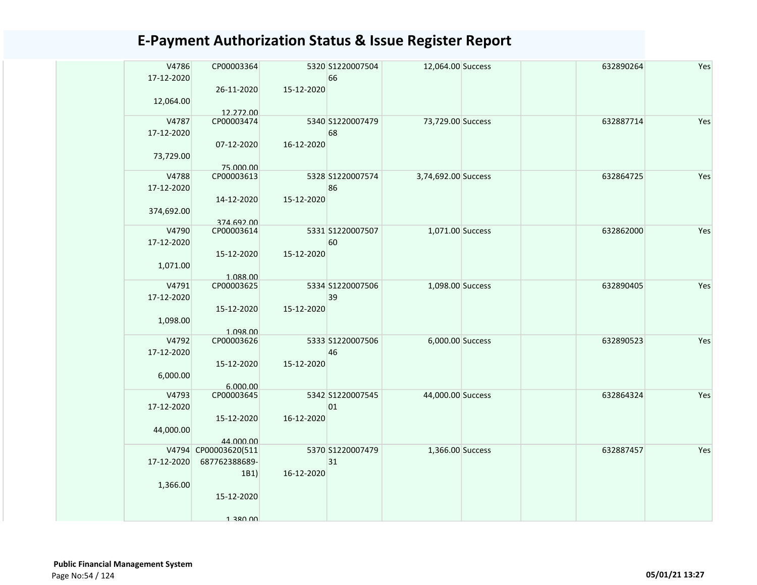# E-Payment Authorization Status & Issue Register Report

| | | | | | | | | | |
|---|---|---|---|---|---|---|---|---|---|
| | V4786 17-12-2020 12,064.00 | CP00003364 26-11-2020 12,272.00 | 5320 15-12-2020 | S1220007504 66 | 12,064.00 | Success | | 632890264 | Yes |
| | V4787 17-12-2020 73,729.00 | CP00003474 07-12-2020 75,000.00 | 5340 16-12-2020 | S1220007479 68 | 73,729.00 | Success | | 632887714 | Yes |
| | V4788 17-12-2020 374,692.00 | CP00003613 14-12-2020 374,692.00 | 5328 15-12-2020 | S1220007574 86 | 3,74,692.00 | Success | | 632864725 | Yes |
| | V4790 17-12-2020 1,071.00 | CP00003614 15-12-2020 1,088.00 | 5331 15-12-2020 | S1220007507 60 | 1,071.00 | Success | | 632862000 | Yes |
| | V4791 17-12-2020 1,098.00 | CP00003625 15-12-2020 1,098.00 | 5334 15-12-2020 | S1220007506 39 | 1,098.00 | Success | | 632890405 | Yes |
| | V4792 17-12-2020 6,000.00 | CP00003626 15-12-2020 6,000.00 | 5333 15-12-2020 | S1220007506 46 | 6,000.00 | Success | | 632890523 | Yes |
| | V4793 17-12-2020 44,000.00 | CP00003645 15-12-2020 44,000.00 | 5342 16-12-2020 | S1220007545 01 | 44,000.00 | Success | | 632864324 | Yes |
| | V4794 17-12-2020 1,366.00 | CP00003620(511 687762388689-1B1) 15-12-2020 1,380.00 | 5370 16-12-2020 | S1220007479 31 | 1,366.00 | Success | | 632887457 | Yes |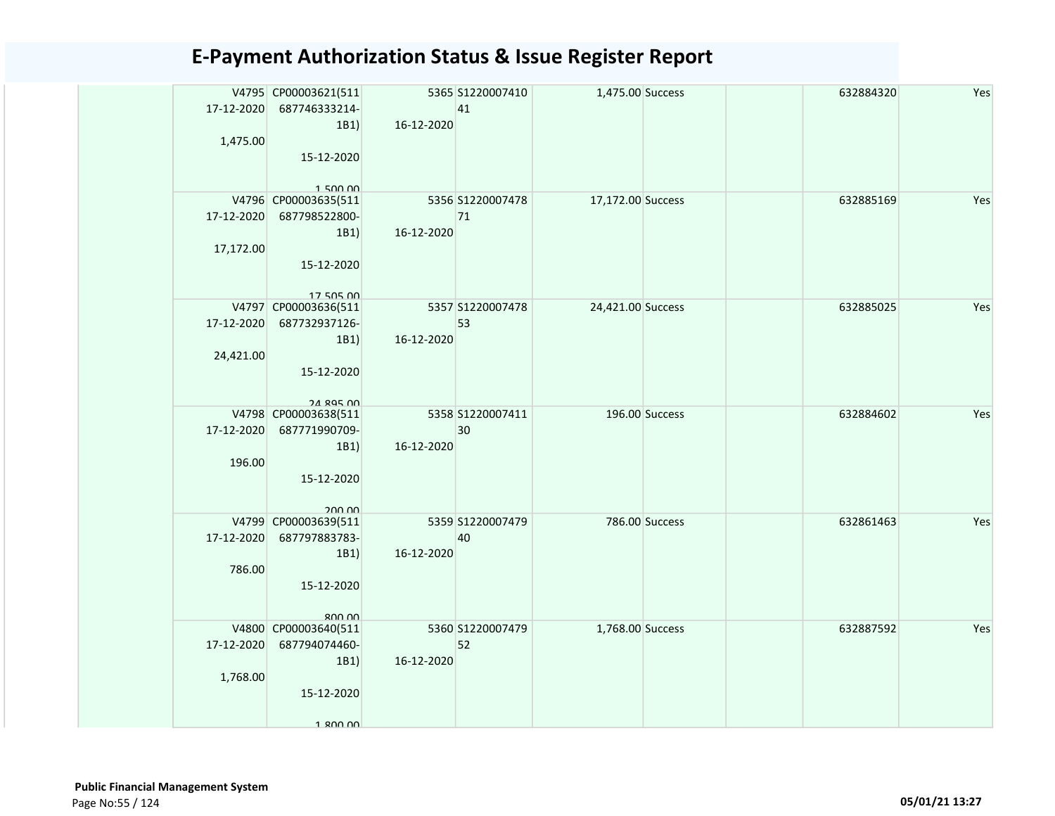# E-Payment Authorization Status & Issue Register Report

| | | | | | | | | |
|---|---|---|---|---|---|---|---|---|
| | V4795 17-12-2020 1,475.00 | CP00003621(511687746333214-1B1) 15-12-2020 1,500.00 | 5365 16-12-2020 | S122000741041 | 1,475.00 | Success | | 632884320 | Yes |
| | V4796 17-12-2020 17,172.00 | CP00003635(511687798522800-1B1) 15-12-2020 17,505.00 | 5356 16-12-2020 | S122000747871 | 17,172.00 | Success | | 632885169 | Yes |
| | V4797 17-12-2020 24,421.00 | CP00003636(511687732937126-1B1) 15-12-2020 24,895.00 | 5357 16-12-2020 | S122000747853 | 24,421.00 | Success | | 632885025 | Yes |
| | V4798 17-12-2020 196.00 | CP00003638(511687771990709-1B1) 15-12-2020 200.00 | 5358 16-12-2020 | S122000741130 | 196.00 | Success | | 632884602 | Yes |
| | V4799 17-12-2020 786.00 | CP00003639(511687797883783-1B1) 15-12-2020 800.00 | 5359 16-12-2020 | S122000747940 | 786.00 | Success | | 632861463 | Yes |
| | V4800 17-12-2020 1,768.00 | CP00003640(511687794074460-1B1) 15-12-2020 1,800.00 | 5360 16-12-2020 | S122000747952 | 1,768.00 | Success | | 632887592 | Yes |

**Public Financial Management System**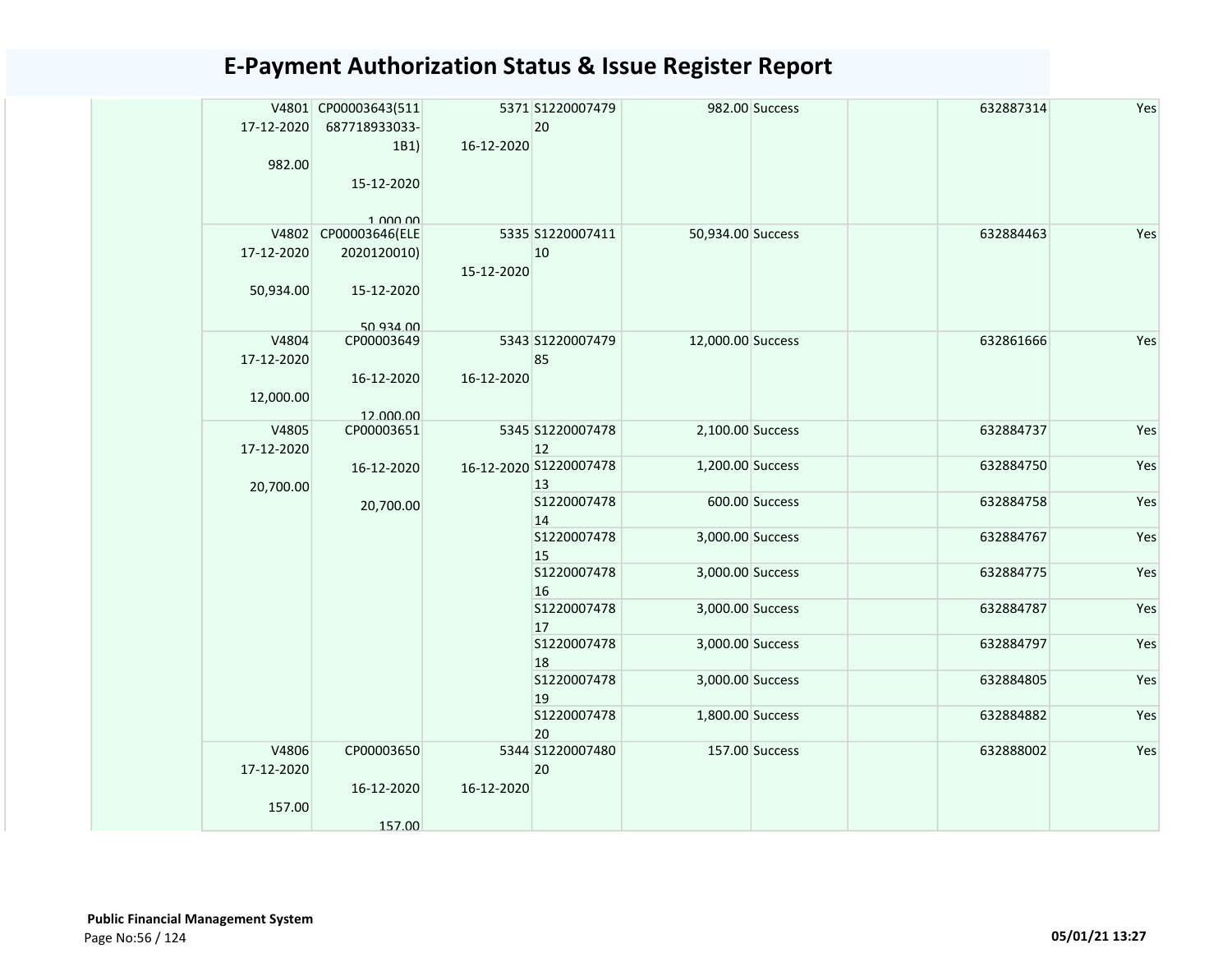# E-Payment Authorization Status & Issue Register Report

| | | | | | | | | |
|---|---|---|---|---|---|---|---|---|
| | V4801 17-12-2020 982.00 | CP00003643(511687718933033-1B1) 15-12-2020 1,000.00 | 5371 16-12-2020 | S122000747920 | 982.00 | Success | | 632887314 | Yes |
| | V4802 17-12-2020 50,934.00 | CP00003646(ELE2020120010) 15-12-2020 50,934.00 | 5335 15-12-2020 | S122000741110 | 50,934.00 | Success | | 632884463 | Yes |
| | V4804 17-12-2020 12,000.00 | CP00003649 16-12-2020 12,000.00 | 5343 16-12-2020 | S122000747985 | 12,000.00 | Success | | 632861666 | Yes |
| | V4805 17-12-2020 20,700.00 | CP00003651 16-12-2020 20,700.00 | 5345 16-12-2020 | S122000747812 | 2,100.00 | Success | | 632884737 | Yes |
| | | | | S122000747813 | 1,200.00 | Success | | 632884750 | Yes |
| | | | | S122000747814 | 600.00 | Success | | 632884758 | Yes |
| | | | | S122000747815 | 3,000.00 | Success | | 632884767 | Yes |
| | | | | S122000747816 | 3,000.00 | Success | | 632884775 | Yes |
| | | | | S122000747817 | 3,000.00 | Success | | 632884787 | Yes |
| | | | | S122000747818 | 3,000.00 | Success | | 632884797 | Yes |
| | | | | S122000747819 | 3,000.00 | Success | | 632884805 | Yes |
| | | | | S122000747820 | 1,800.00 | Success | | 632884882 | Yes |
| | V4806 17-12-2020 157.00 | CP00003650 16-12-2020 157.00 | 5344 16-12-2020 | S122000748020 | 157.00 | Success | | 632888002 | Yes |

**Public Financial Management System**

05/01/21 13:27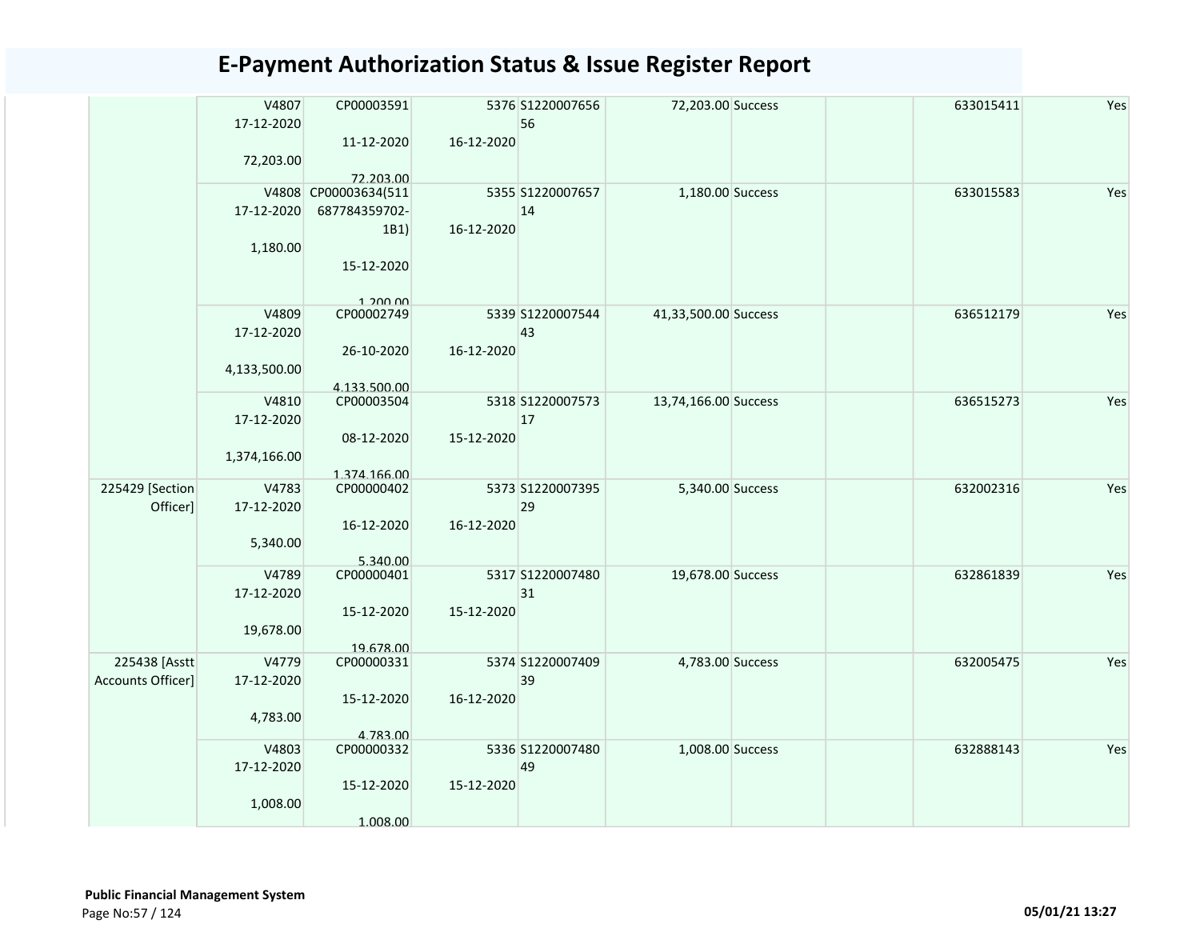# E-Payment Authorization Status & Issue Register Report

| | | | | | | | | | |
|---|---|---|---|---|---|---|---|---|---|
| | V4807<br>17-12-2020<br><br>72,203.00 | CP00003591<br><br>11-12-2020<br><br>72,203.00 | 5376<br><br>16-12-2020 | S1220007656<br>56 | 72,203.00 | Success | | 633015411 | Yes |
| | V4808<br>17-12-2020<br><br>1,180.00 | CP00003634(511<br>687784359702-<br>1B1)<br><br>15-12-2020<br><br>1,200.00 | 5355<br><br>16-12-2020 | S1220007657<br>14 | 1,180.00 | Success | | 633015583 | Yes |
| | V4809<br>17-12-2020<br><br>4,133,500.00 | CP00002749<br><br>26-10-2020<br><br>4,133,500.00 | 5339<br><br>16-12-2020 | S1220007544<br>43 | 41,33,500.00 | Success | | 636512179 | Yes |
| | V4810<br>17-12-2020<br><br>1,374,166.00 | CP00003504<br><br>08-12-2020<br><br>1,374,166.00 | 5318<br><br>15-12-2020 | S1220007573<br>17 | 13,74,166.00 | Success | | 636515273 | Yes |
| 225429 [Section Officer] | V4783<br>17-12-2020<br><br>5,340.00 | CP00000402<br><br>16-12-2020<br><br>5,340.00 | 5373<br><br>16-12-2020 | S1220007395<br>29 | 5,340.00 | Success | | 632002316 | Yes |
| | V4789<br>17-12-2020<br><br>19,678.00 | CP00000401<br><br>15-12-2020<br><br>19,678.00 | 5317<br><br>15-12-2020 | S1220007480<br>31 | 19,678.00 | Success | | 632861839 | Yes |
| 225438 [Asstt Accounts Officer] | V4779<br>17-12-2020<br><br>4,783.00 | CP00000331<br><br>15-12-2020<br><br>4,783.00 | 5374<br><br>16-12-2020 | S1220007409<br>39 | 4,783.00 | Success | | 632005475 | Yes |
| | V4803<br>17-12-2020<br><br>1,008.00 | CP00000332<br><br>15-12-2020<br><br>1,008.00 | 5336<br><br>15-12-2020 | S1220007480<br>49 | 1,008.00 | Success | | 632888143 | Yes |

**Public Financial Management System**

05/01/21 13:27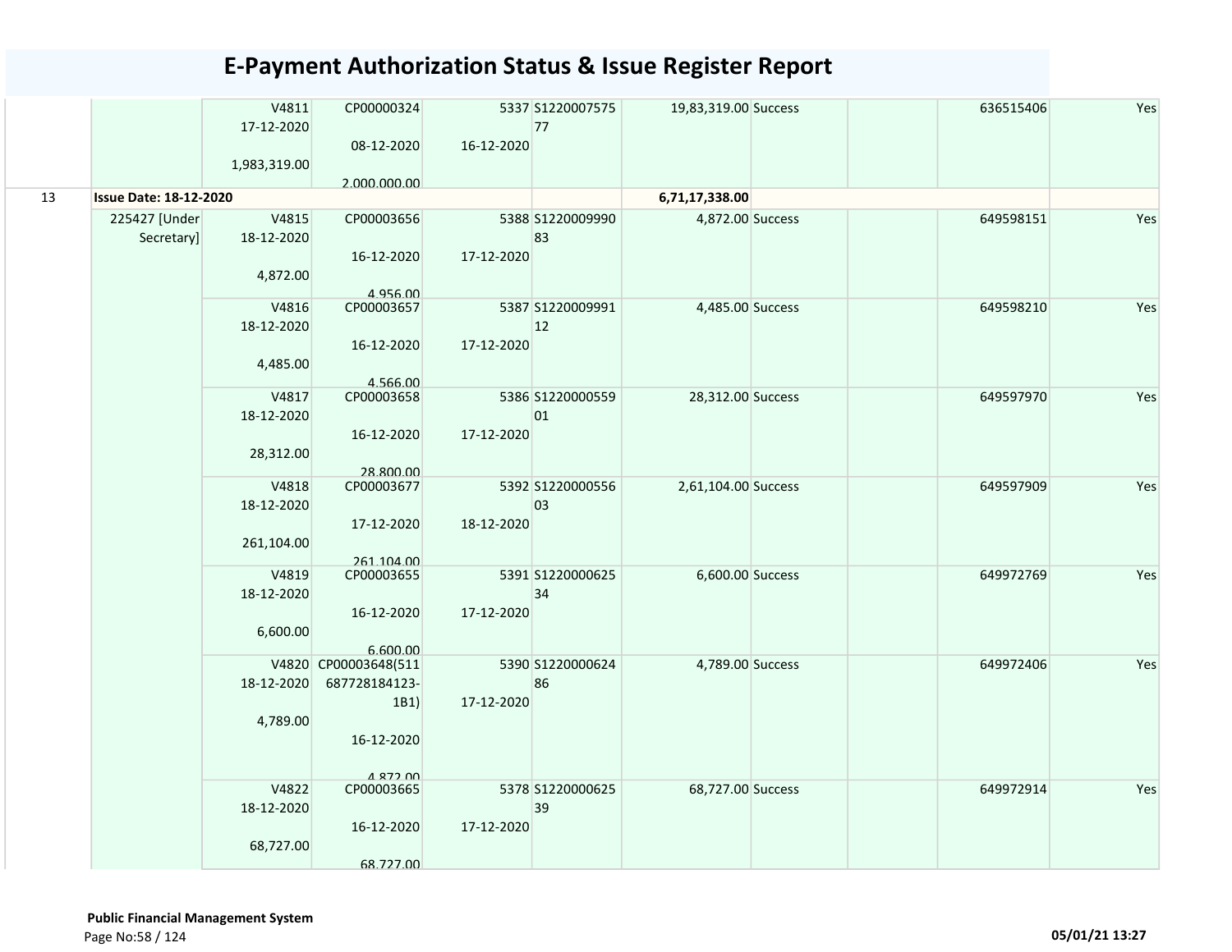# E-Payment Authorization Status & Issue Register Report

| | | | | | | | | | | |
|---|---|---|---|---|---|---|---|---|---|---|
| | | V4811<br>17-12-2020<br><br>1,983,319.00 | CP00000324<br><br>08-12-2020<br><br>2,000,000.00 | 5337<br><br>16-12-2020 | S1220007575<br>77 | 19,83,319.00 | Success | | 636515406 | Yes |
| 13 | **Issue Date: 18-12-2020** | | | | | **6,71,17,338.00** | | | | |
| | 225427 [Under Secretary] | V4815<br>18-12-2020<br><br>4,872.00 | CP00003656<br><br>16-12-2020<br><br>4,956.00 | 5388<br><br>17-12-2020 | S1220009990<br>83 | 4,872.00 | Success | | 649598151 | Yes |
| | | V4816<br>18-12-2020<br><br>4,485.00 | CP00003657<br><br>16-12-2020<br><br>4,566.00 | 5387<br><br>17-12-2020 | S1220009991<br>12 | 4,485.00 | Success | | 649598210 | Yes |
| | | V4817<br>18-12-2020<br><br>28,312.00 | CP00003658<br><br>16-12-2020<br><br>28,800.00 | 5386<br><br>17-12-2020 | S1220000559<br>01 | 28,312.00 | Success | | 649597970 | Yes |
| | | V4818<br>18-12-2020<br><br>261,104.00 | CP00003677<br><br>17-12-2020<br><br>261,104.00 | 5392<br><br>18-12-2020 | S1220000556<br>03 | 2,61,104.00 | Success | | 649597909 | Yes |
| | | V4819<br>18-12-2020<br><br>6,600.00 | CP00003655<br><br>16-12-2020<br><br>6,600.00 | 5391<br><br>17-12-2020 | S1220000625<br>34 | 6,600.00 | Success | | 649972769 | Yes |
| | | V4820<br>18-12-2020<br><br>4,789.00 | CP00003648(511 687728184123-1B1)<br><br>16-12-2020<br><br>4,872.00 | 5390<br><br>17-12-2020 | S1220000624<br>86 | 4,789.00 | Success | | 649972406 | Yes |
| | | V4822<br>18-12-2020<br><br>68,727.00 | CP00003665<br><br>16-12-2020<br><br>68,727.00 | 5378<br><br>17-12-2020 | S1220000625<br>39 | 68,727.00 | Success | | 649972914 | Yes |

**Public Financial Management System**

05/01/21 13:27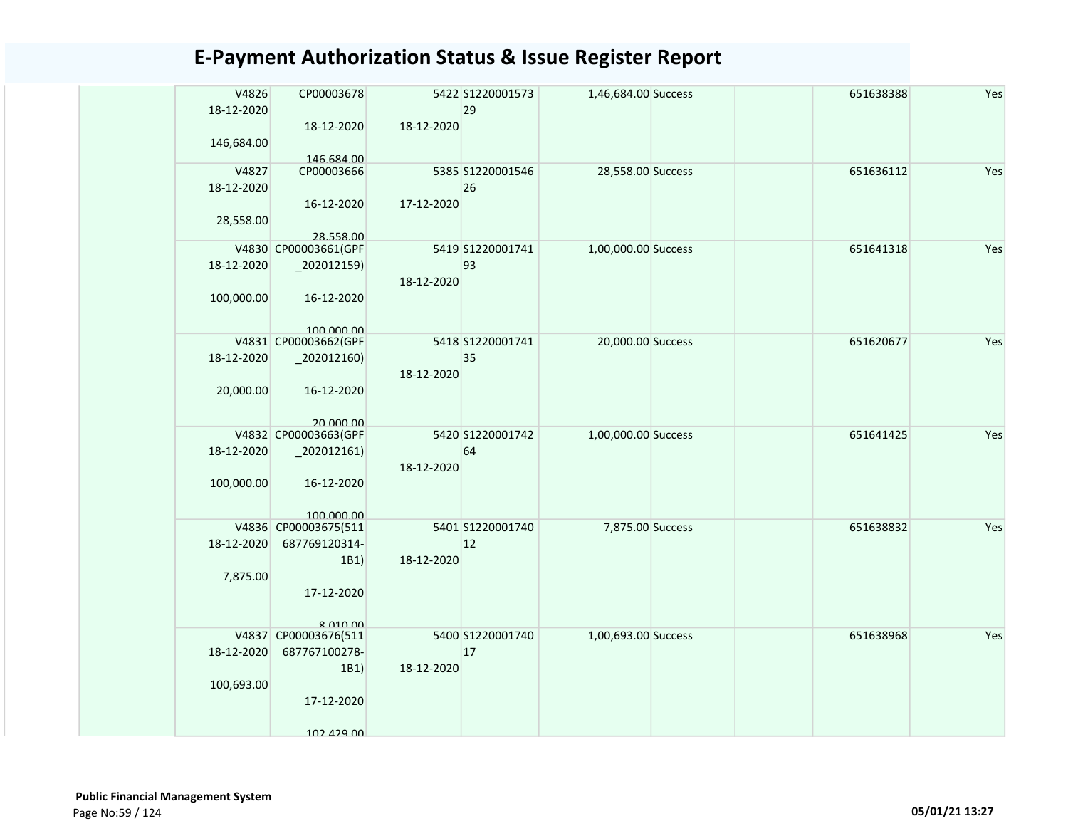# E-Payment Authorization Status & Issue Register Report

| | | | | | | | | | |
|---|---|---|---|---|---|---|---|---|---|
| | V4826 18-12-2020 146,684.00 | CP00003678 18-12-2020 146,684.00 | 5422 18-12-2020 | S1220001573 29 | 1,46,684.00 | Success | | 651638388 | Yes |
| | V4827 18-12-2020 28,558.00 | CP00003666 16-12-2020 28,558.00 | 5385 17-12-2020 | S1220001546 26 | 28,558.00 | Success | | 651636112 | Yes |
| | V4830 18-12-2020 100,000.00 | CP00003661(GPF _202012159) 16-12-2020 100,000.00 | 5419 18-12-2020 | S1220001741 93 | 1,00,000.00 | Success | | 651641318 | Yes |
| | V4831 18-12-2020 20,000.00 | CP00003662(GPF _202012160) 16-12-2020 20,000.00 | 5418 18-12-2020 | S1220001741 35 | 20,000.00 | Success | | 651620677 | Yes |
| | V4832 18-12-2020 100,000.00 | CP00003663(GPF _202012161) 16-12-2020 100,000.00 | 5420 18-12-2020 | S1220001742 64 | 1,00,000.00 | Success | | 651641425 | Yes |
| | V4836 18-12-2020 7,875.00 | CP00003675(511 687769120314-1B1) 17-12-2020 8,010.00 | 5401 18-12-2020 | S1220001740 12 | 7,875.00 | Success | | 651638832 | Yes |
| | V4837 18-12-2020 100,693.00 | CP00003676(511 687767100278-1B1) 17-12-2020 102,429.00 | 5400 18-12-2020 | S1220001740 17 | 1,00,693.00 | Success | | 651638968 | Yes |

**Public Financial Management System**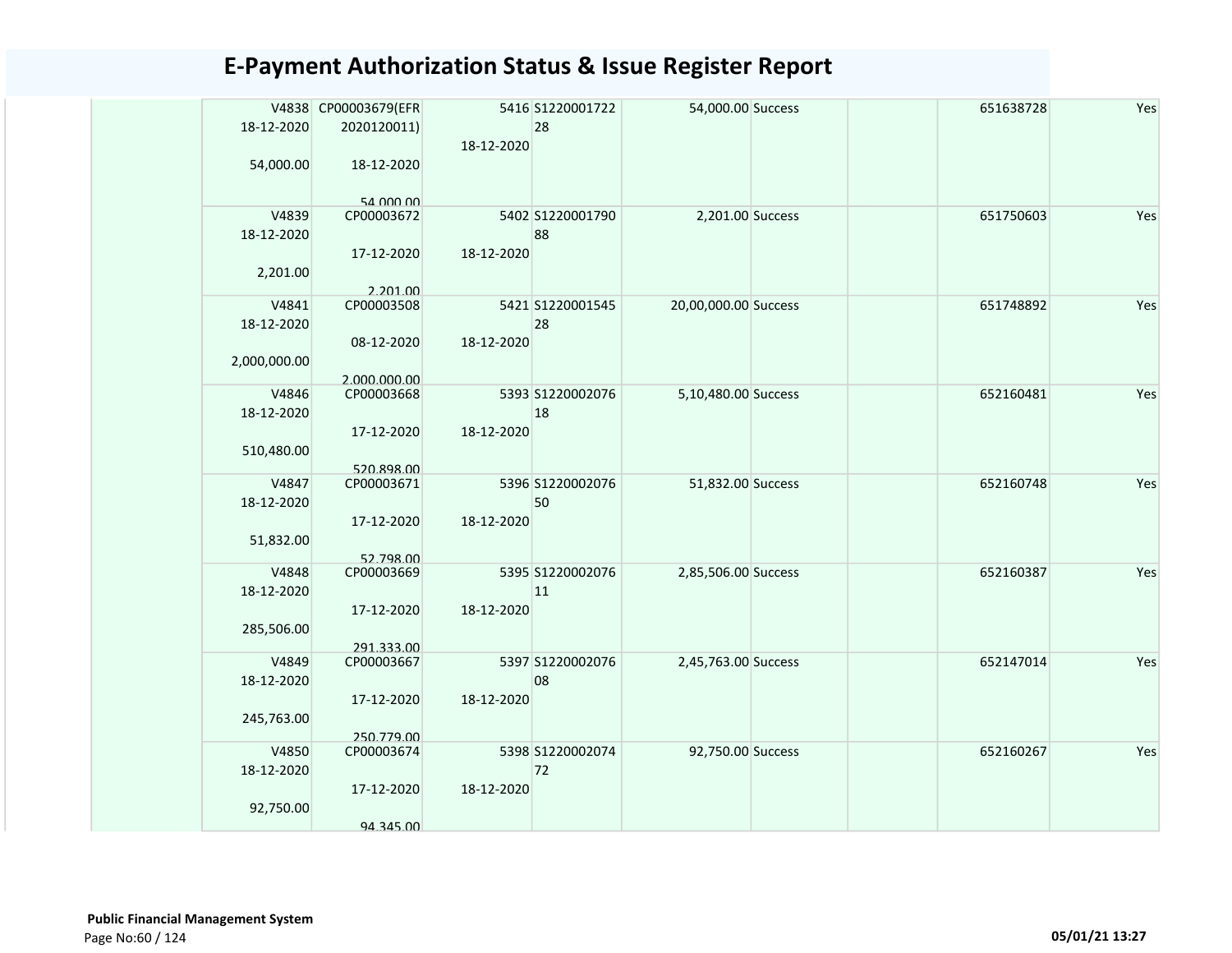# E-Payment Authorization Status & Issue Register Report

| | | | | | | | | | |
|---|---|---|---|---|---|---|---|---|---|
| | V4838 18-12-2020 54,000.00 | CP00003679(EFR 2020120011) 18-12-2020 54,000.00 | 5416 18-12-2020 | S1220001722 28 | 54,000.00 | Success | | 651638728 | Yes |
| | V4839 18-12-2020 2,201.00 | CP00003672 17-12-2020 2,201.00 | 5402 18-12-2020 | S1220001790 88 | 2,201.00 | Success | | 651750603 | Yes |
| | V4841 18-12-2020 2,000,000.00 | CP00003508 08-12-2020 2,000,000.00 | 5421 18-12-2020 | S1220001545 28 | 20,00,000.00 | Success | | 651748892 | Yes |
| | V4846 18-12-2020 510,480.00 | CP00003668 17-12-2020 520,898.00 | 5393 18-12-2020 | S1220002076 18 | 5,10,480.00 | Success | | 652160481 | Yes |
| | V4847 18-12-2020 51,832.00 | CP00003671 17-12-2020 52,798.00 | 5396 18-12-2020 | S1220002076 50 | 51,832.00 | Success | | 652160748 | Yes |
| | V4848 18-12-2020 285,506.00 | CP00003669 17-12-2020 291,333.00 | 5395 18-12-2020 | S1220002076 11 | 2,85,506.00 | Success | | 652160387 | Yes |
| | V4849 18-12-2020 245,763.00 | CP00003667 17-12-2020 250,779.00 | 5397 18-12-2020 | S1220002076 08 | 2,45,763.00 | Success | | 652147014 | Yes |
| | V4850 18-12-2020 92,750.00 | CP00003674 17-12-2020 94,345.00 | 5398 18-12-2020 | S1220002074 72 | 92,750.00 | Success | | 652160267 | Yes |

**Public Financial Management System**

05/01/21 13:27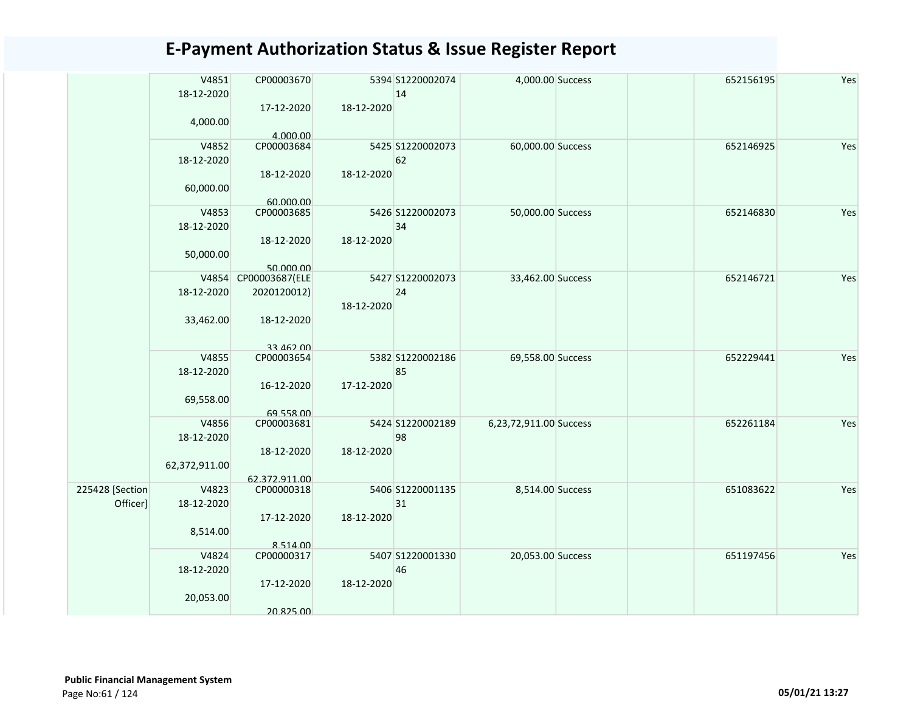# E-Payment Authorization Status & Issue Register Report

| | | | | | | | | | |
|---|---|---|---|---|---|---|---|---|---|
| | V4851 18-12-2020 4,000.00 | CP00003670 17-12-2020 4,000.00 | 5394 18-12-2020 | S1220002074 14 | 4,000.00 | Success | | 652156195 | Yes |
| | V4852 18-12-2020 60,000.00 | CP00003684 18-12-2020 60,000.00 | 5425 18-12-2020 | S1220002073 62 | 60,000.00 | Success | | 652146925 | Yes |
| | V4853 18-12-2020 50,000.00 | CP00003685 18-12-2020 50,000.00 | 5426 18-12-2020 | S1220002073 34 | 50,000.00 | Success | | 652146830 | Yes |
| | V4854 18-12-2020 33,462.00 | CP00003687(ELE 2020120012) 18-12-2020 33,462.00 | 5427 18-12-2020 | S1220002073 24 | 33,462.00 | Success | | 652146721 | Yes |
| | V4855 18-12-2020 69,558.00 | CP00003654 16-12-2020 69,558.00 | 5382 17-12-2020 | S1220002186 85 | 69,558.00 | Success | | 652229441 | Yes |
| | V4856 18-12-2020 62,372,911.00 | CP00003681 18-12-2020 62,372,911.00 | 5424 18-12-2020 | S1220002189 98 | 6,23,72,911.00 | Success | | 652261184 | Yes |
| 225428 [Section Officer] | V4823 18-12-2020 8,514.00 | CP00000318 17-12-2020 8,514.00 | 5406 18-12-2020 | S1220001135 31 | 8,514.00 | Success | | 651083622 | Yes |
| | V4824 18-12-2020 20,053.00 | CP00000317 17-12-2020 20,825.00 | 5407 18-12-2020 | S1220001330 46 | 20,053.00 | Success | | 651197456 | Yes |

**Public Financial Management System**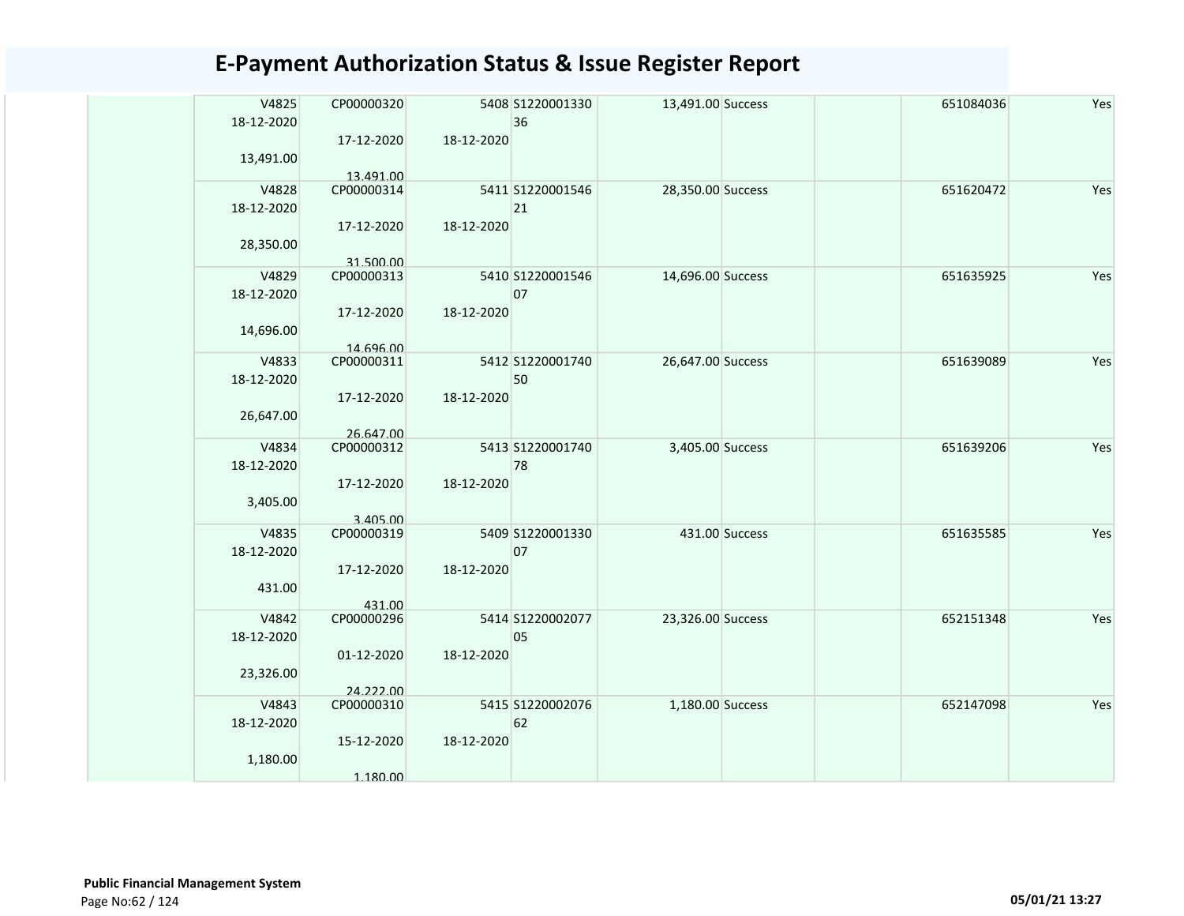# E-Payment Authorization Status & Issue Register Report

| | | | | | | | | |
|---|---|---|---|---|---|---|---|---|
| | V4825 18-12-2020 13,491.00 | CP00000320 17-12-2020 13,491.00 | 5408 18-12-2020 | S122000133036 | 13,491.00 | Success | | 651084036 | Yes |
| | V4828 18-12-2020 28,350.00 | CP00000314 17-12-2020 31,500.00 | 5411 18-12-2020 | S122000154621 | 28,350.00 | Success | | 651620472 | Yes |
| | V4829 18-12-2020 14,696.00 | CP00000313 17-12-2020 14,696.00 | 5410 18-12-2020 | S122000154607 | 14,696.00 | Success | | 651635925 | Yes |
| | V4833 18-12-2020 26,647.00 | CP00000311 17-12-2020 26,647.00 | 5412 18-12-2020 | S122000174050 | 26,647.00 | Success | | 651639089 | Yes |
| | V4834 18-12-2020 3,405.00 | CP00000312 17-12-2020 3,405.00 | 5413 18-12-2020 | S122000174078 | 3,405.00 | Success | | 651639206 | Yes |
| | V4835 18-12-2020 431.00 | CP00000319 17-12-2020 431.00 | 5409 18-12-2020 | S122000133007 | 431.00 | Success | | 651635585 | Yes |
| | V4842 18-12-2020 23,326.00 | CP00000296 01-12-2020 24,222.00 | 5414 18-12-2020 | S122000207705 | 23,326.00 | Success | | 652151348 | Yes |
| | V4843 18-12-2020 1,180.00 | CP00000310 15-12-2020 1,180.00 | 5415 18-12-2020 | S122000207662 | 1,180.00 | Success | | 652147098 | Yes |

**Public Financial Management System**

05/01/21 13:27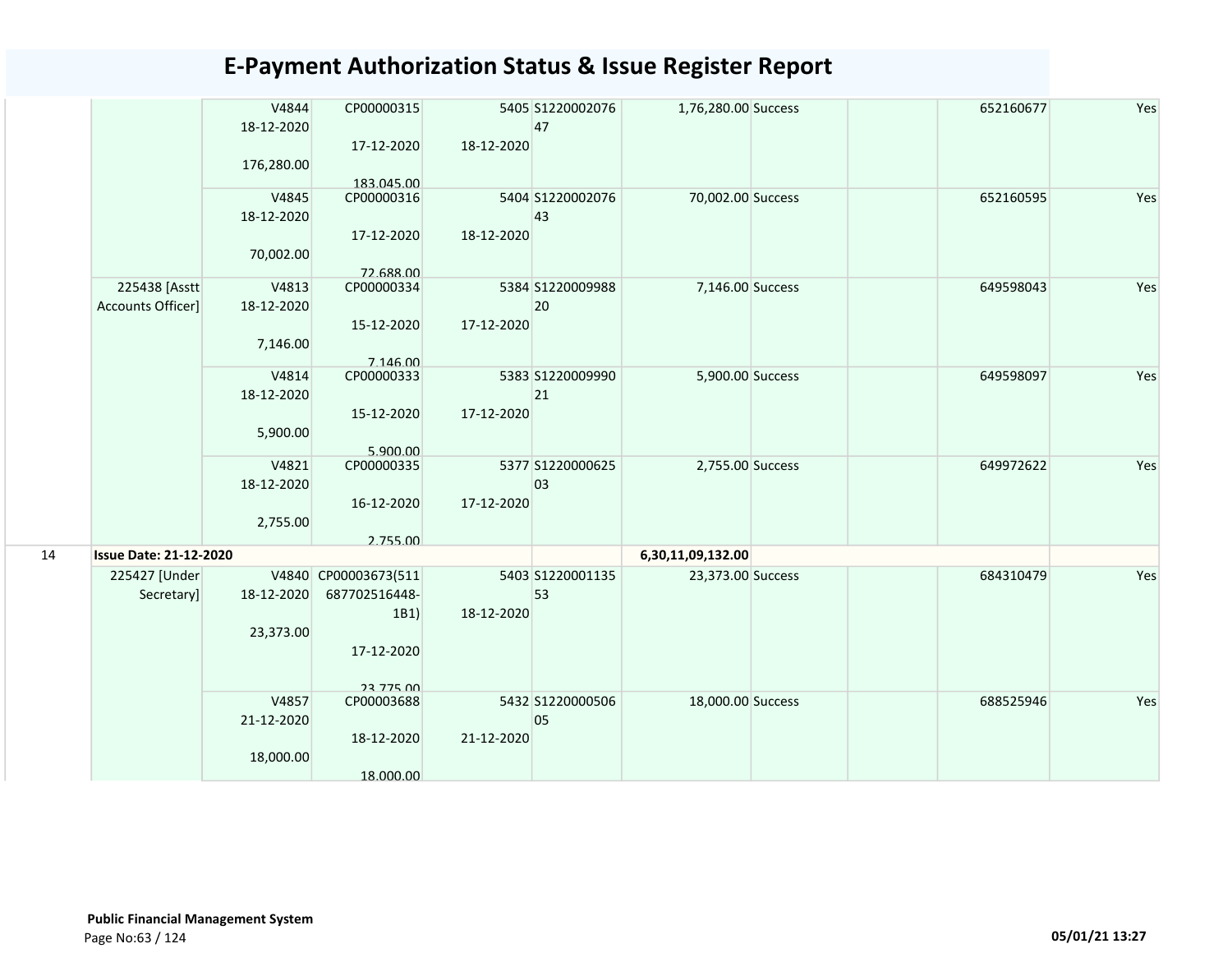# E-Payment Authorization Status & Issue Register Report

| | | | | | | | | | | |
|---|---|---|---|---|---|---|---|---|---|---|
| | | V4844 18-12-2020 176,280.00 | CP00000315 17-12-2020 183,045.00 | 5405 18-12-2020 | S122000207647 | 1,76,280.00 | Success | | 652160677 | Yes |
| | | V4845 18-12-2020 70,002.00 | CP00000316 17-12-2020 72,688.00 | 5404 18-12-2020 | S122000207643 | 70,002.00 | Success | | 652160595 | Yes |
| | 225438 [Asstt Accounts Officer] | V4813 18-12-2020 7,146.00 | CP00000334 15-12-2020 7,146.00 | 5384 17-12-2020 | S122000998820 | 7,146.00 | Success | | 649598043 | Yes |
| | | V4814 18-12-2020 5,900.00 | CP00000333 15-12-2020 5,900.00 | 5383 17-12-2020 | S122000999021 | 5,900.00 | Success | | 649598097 | Yes |
| | | V4821 18-12-2020 2,755.00 | CP00000335 16-12-2020 2,755.00 | 5377 17-12-2020 | S122000062503 | 2,755.00 | Success | | 649972622 | Yes |
| 14 | **Issue Date: 21-12-2020** | | | | | **6,30,11,09,132.00** | | | | |
| | 225427 [Under Secretary] | V4840 18-12-2020 23,373.00 | CP00003673(511687702516448-1B1) 17-12-2020 23,775.00 | 5403 18-12-2020 | S122000113553 | 23,373.00 | Success | | 684310479 | Yes |
| | | V4857 21-12-2020 18,000.00 | CP00003688 18-12-2020 18,000.00 | 5432 21-12-2020 | S122000050605 | 18,000.00 | Success | | 688525946 | Yes |

**Public Financial Management System**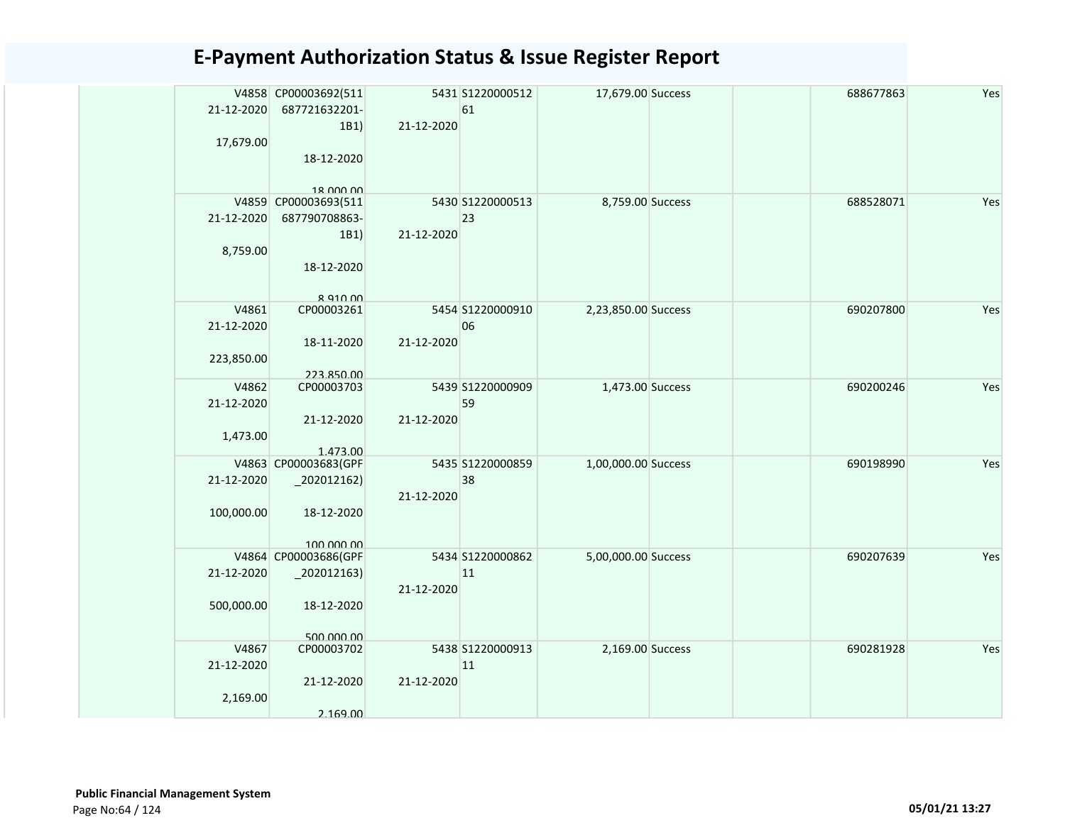# E-Payment Authorization Status & Issue Register Report

| | | | | | | | | |
|---|---|---|---|---|---|---|---|---|
| | V4858 21-12-2020 17,679.00 | CP00003692(511 687721632201-1B1) 18-12-2020 18,000.00 | 5431 21-12-2020 | S1220000512 61 | 17,679.00 | Success | | 688677863 | Yes |
| | V4859 21-12-2020 8,759.00 | CP00003693(511 687790708863-1B1) 18-12-2020 8,910.00 | 5430 21-12-2020 | S1220000513 23 | 8,759.00 | Success | | 688528071 | Yes |
| | V4861 21-12-2020 223,850.00 | CP00003261 18-11-2020 223,850.00 | 5454 21-12-2020 | S1220000910 06 | 2,23,850.00 | Success | | 690207800 | Yes |
| | V4862 21-12-2020 1,473.00 | CP00003703 21-12-2020 1,473.00 | 5439 21-12-2020 | S1220000909 59 | 1,473.00 | Success | | 690200246 | Yes |
| | V4863 21-12-2020 100,000.00 | CP00003683(GPF _202012162) 18-12-2020 100,000.00 | 5435 21-12-2020 | S1220000859 38 | 1,00,000.00 | Success | | 690198990 | Yes |
| | V4864 21-12-2020 500,000.00 | CP00003686(GPF _202012163) 18-12-2020 500,000.00 | 5434 21-12-2020 | S1220000862 11 | 5,00,000.00 | Success | | 690207639 | Yes |
| | V4867 21-12-2020 2,169.00 | CP00003702 21-12-2020 2,169.00 | 5438 21-12-2020 | S1220000913 11 | 2,169.00 | Success | | 690281928 | Yes |

**Public Financial Management System**

05/01/21 13:27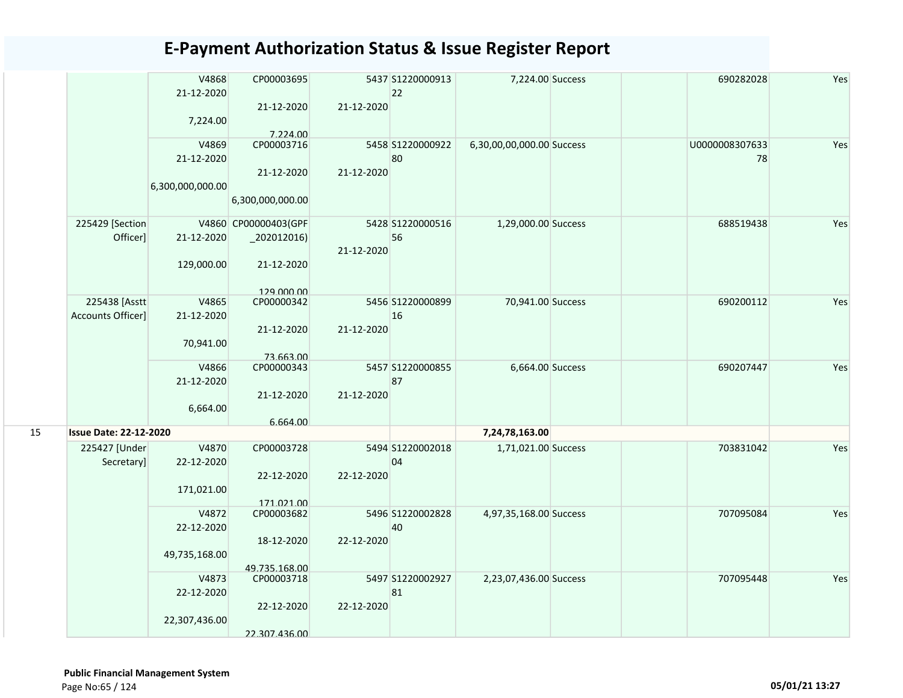# E-Payment Authorization Status & Issue Register Report

| | | | | | | | | | | |
|---|---|---|---|---|---|---|---|---|---|---|
| | | V4868<br>21-12-2020<br>7,224.00 | CP00003695<br>21-12-2020<br>7,224.00 | 5437<br>21-12-2020 | S1220000913<br>22 | 7,224.00 | Success | | 690282028 | Yes |
| | | V4869<br>21-12-2020<br>6,300,000,000.00 | CP00003716<br>21-12-2020<br>6,300,000,000.00 | 5458<br>21-12-2020 | S1220000922<br>80 | 6,30,00,00,000.00 | Success | | U0000008307633<br>78 | Yes |
| | 225429 [Section Officer] | V4860<br>21-12-2020<br>129,000.00 | CP00000403(GPF_202012016)<br>21-12-2020<br>129,000.00 | 5428<br>21-12-2020 | S1220000516<br>56 | 1,29,000.00 | Success | | 688519438 | Yes |
| | 225438 [Asstt Accounts Officer] | V4865<br>21-12-2020<br>70,941.00 | CP00000342<br>21-12-2020<br>73,663.00 | 5456<br>21-12-2020 | S1220000899<br>16 | 70,941.00 | Success | | 690200112 | Yes |
| | | V4866<br>21-12-2020<br>6,664.00 | CP00000343<br>21-12-2020<br>6,664.00 | 5457<br>21-12-2020 | S1220000855<br>87 | 6,664.00 | Success | | 690207447 | Yes |
| 15 | **Issue Date: 22-12-2020** | | | | | **7,24,78,163.00** | | | | |
| | 225427 [Under Secretary] | V4870<br>22-12-2020<br>171,021.00 | CP00003728<br>22-12-2020<br>171,021.00 | 5494<br>22-12-2020 | S1220002018<br>04 | 1,71,021.00 | Success | | 703831042 | Yes |
| | | V4872<br>22-12-2020<br>49,735,168.00 | CP00003682<br>18-12-2020<br>49,735,168.00 | 5496<br>22-12-2020 | S1220002828<br>40 | 4,97,35,168.00 | Success | | 707095084 | Yes |
| | | V4873<br>22-12-2020<br>22,307,436.00 | CP00003718<br>22-12-2020<br>22,307,436.00 | 5497<br>22-12-2020 | S1220002927<br>81 | 2,23,07,436.00 | Success | | 707095448 | Yes |

**Public Financial Management System**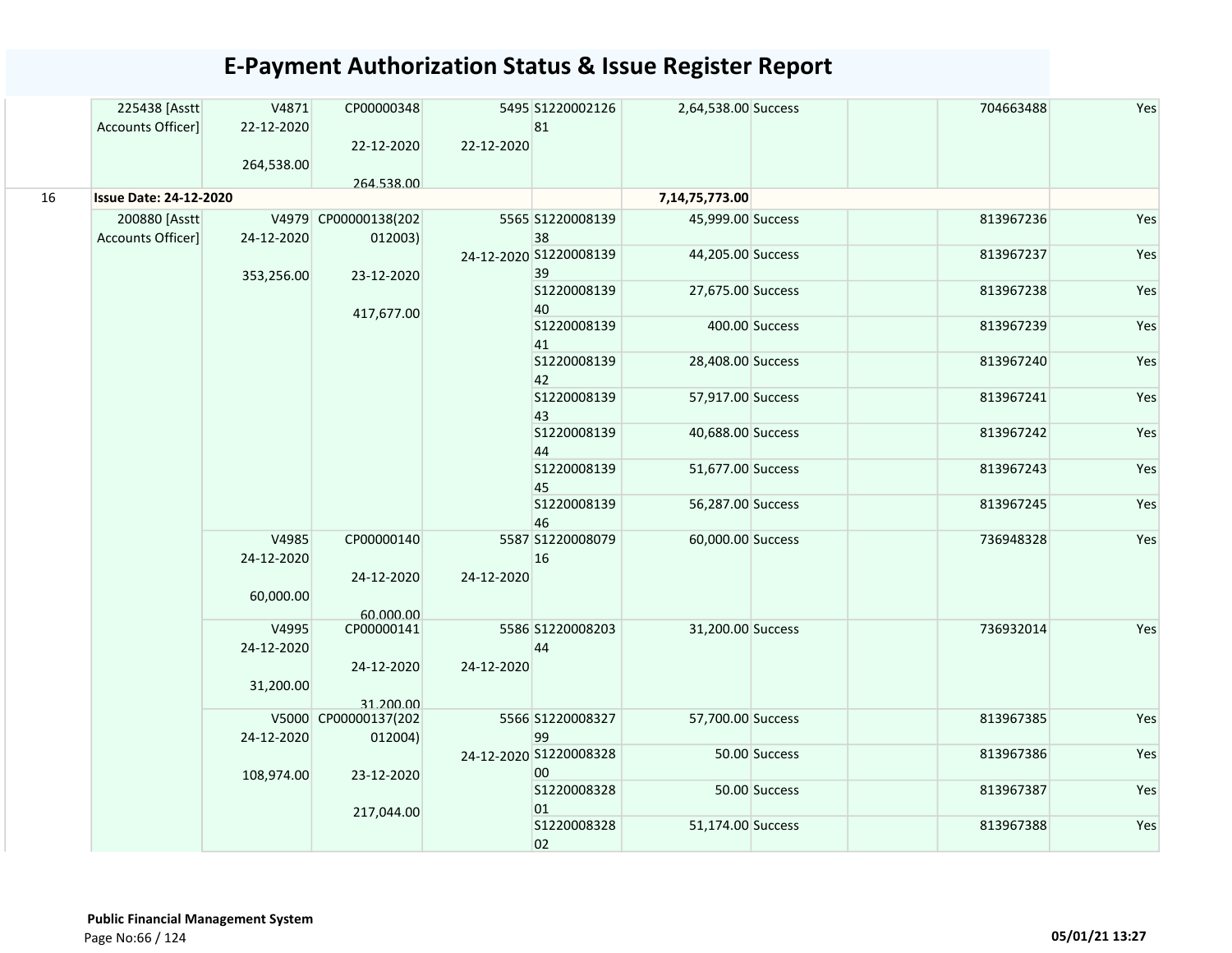# E-Payment Authorization Status & Issue Register Report

| | | | | | | | | | | |
|---|---|---|---|---|---|---|---|---|---|---|
| | 225438 [Asstt Accounts Officer] | V4871 22-12-2020 264,538.00 | CP00000348 22-12-2020 264,538.00 | 5495 22-12-2020 | S122000212681 | 2,64,538.00 | Success | | 704663488 | Yes |
| 16 | **Issue Date: 24-12-2020** | | | | | **7,14,75,773.00** | | | | |
| | 200880 [Asstt Accounts Officer] | V4979 24-12-2020 353,256.00 | CP00000138(202012003) 23-12-2020 417,677.00 | 5565 24-12-2020 | S122000813938 | 45,999.00 | Success | | 813967236 | Yes |
| | | | | | S122000813939 | 44,205.00 | Success | | 813967237 | Yes |
| | | | | | S122000813940 | 27,675.00 | Success | | 813967238 | Yes |
| | | | | | S122000813941 | 400.00 | Success | | 813967239 | Yes |
| | | | | | S122000813942 | 28,408.00 | Success | | 813967240 | Yes |
| | | | | | S122000813943 | 57,917.00 | Success | | 813967241 | Yes |
| | | | | | S122000813944 | 40,688.00 | Success | | 813967242 | Yes |
| | | | | | S122000813945 | 51,677.00 | Success | | 813967243 | Yes |
| | | | | | S122000813946 | 56,287.00 | Success | | 813967245 | Yes |
| | | V4985 24-12-2020 60,000.00 | CP00000140 24-12-2020 60,000.00 | 5587 24-12-2020 | S122000807916 | 60,000.00 | Success | | 736948328 | Yes |
| | | V4995 24-12-2020 31,200.00 | CP00000141 24-12-2020 31,200.00 | 5586 24-12-2020 | S122000820344 | 31,200.00 | Success | | 736932014 | Yes |
| | | V5000 24-12-2020 108,974.00 | CP00000137(202012004) 23-12-2020 217,044.00 | 5566 24-12-2020 | S122000832799 | 57,700.00 | Success | | 813967385 | Yes |
| | | | | | S122000832800 | 50.00 | Success | | 813967386 | Yes |
| | | | | | S122000832801 | 50.00 | Success | | 813967387 | Yes |
| | | | | | S122000832802 | 51,174.00 | Success | | 813967388 | Yes |

**Public Financial Management System**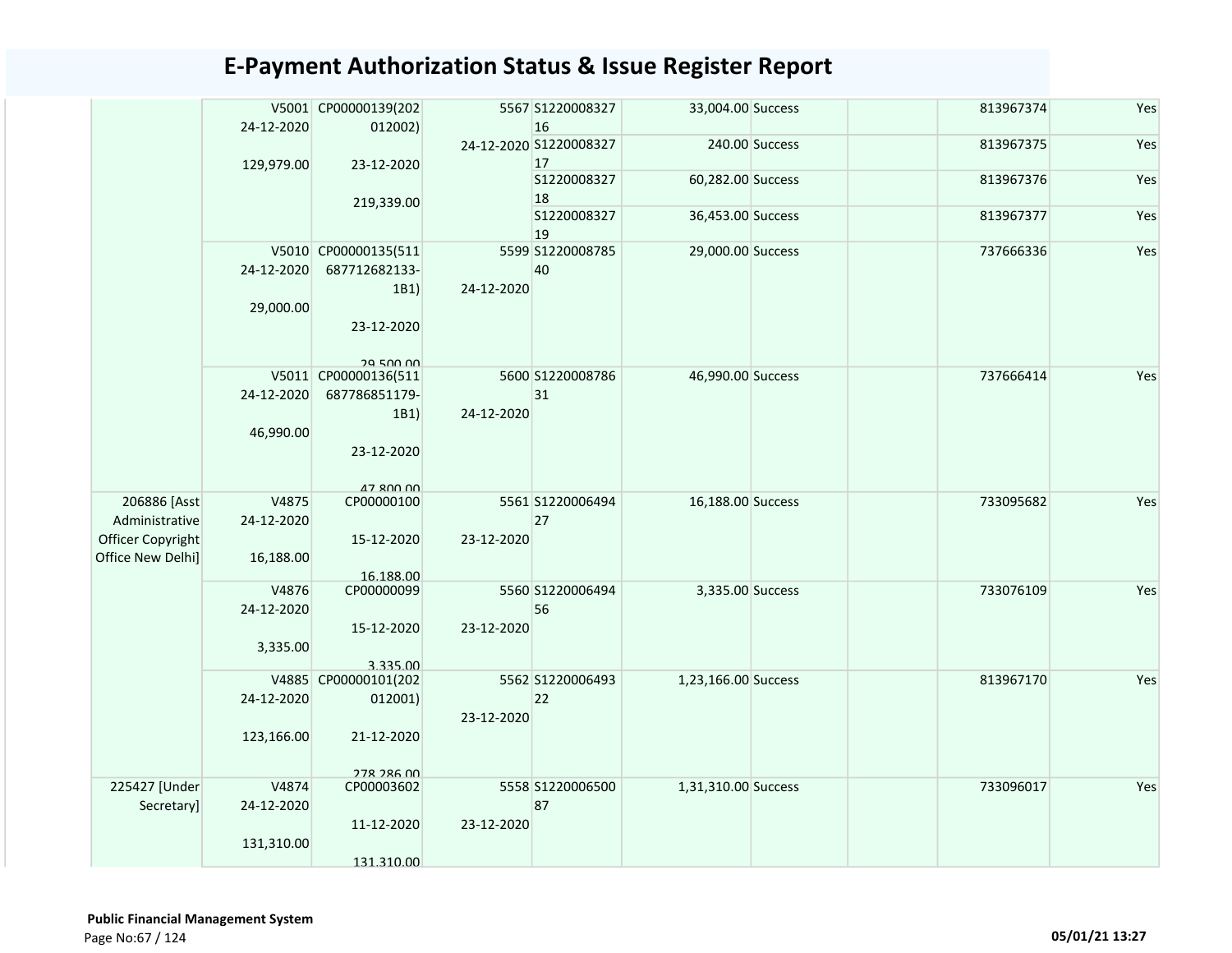# E-Payment Authorization Status & Issue Register Report

| | | | | | | | | | |
|---|---|---|---|---|---|---|---|---|---|
| | V5001 24-12-2020 129,979.00 | CP00000139(202012002) 23-12-2020 219,339.00 | 5567 24-12-2020 | S122000832716 | 33,004.00 | Success | | 813967374 | Yes |
| | | | | S122000832717 | 240.00 | Success | | 813967375 | Yes |
| | | | | S122000832718 | 60,282.00 | Success | | 813967376 | Yes |
| | | | | S122000832719 | 36,453.00 | Success | | 813967377 | Yes |
| | V5010 24-12-2020 29,000.00 | CP00000135(511687712682133-1B1) 23-12-2020 29,500.00 | 5599 24-12-2020 | S122000878540 | 29,000.00 | Success | | 737666336 | Yes |
| | V5011 24-12-2020 46,990.00 | CP00000136(511687786851179-1B1) 23-12-2020 47,800.00 | 5600 24-12-2020 | S122000878631 | 46,990.00 | Success | | 737666414 | Yes |
| 206886 [Asst Administrative Officer Copyright Office New Delhi] | V4875 24-12-2020 16,188.00 | CP00000100 15-12-2020 16,188.00 | 5561 23-12-2020 | S122000649427 | 16,188.00 | Success | | 733095682 | Yes |
| | V4876 24-12-2020 3,335.00 | CP00000099 15-12-2020 3,335.00 | 5560 23-12-2020 | S122000649456 | 3,335.00 | Success | | 733076109 | Yes |
| | V4885 24-12-2020 123,166.00 | CP00000101(202012001) 21-12-2020 278,286.00 | 5562 23-12-2020 | S122000649322 | 1,23,166.00 | Success | | 813967170 | Yes |
| 225427 [Under Secretary] | V4874 24-12-2020 131,310.00 | CP00003602 11-12-2020 131,310.00 | 5558 23-12-2020 | S122000650087 | 1,31,310.00 | Success | | 733096017 | Yes |

**Public Financial Management System**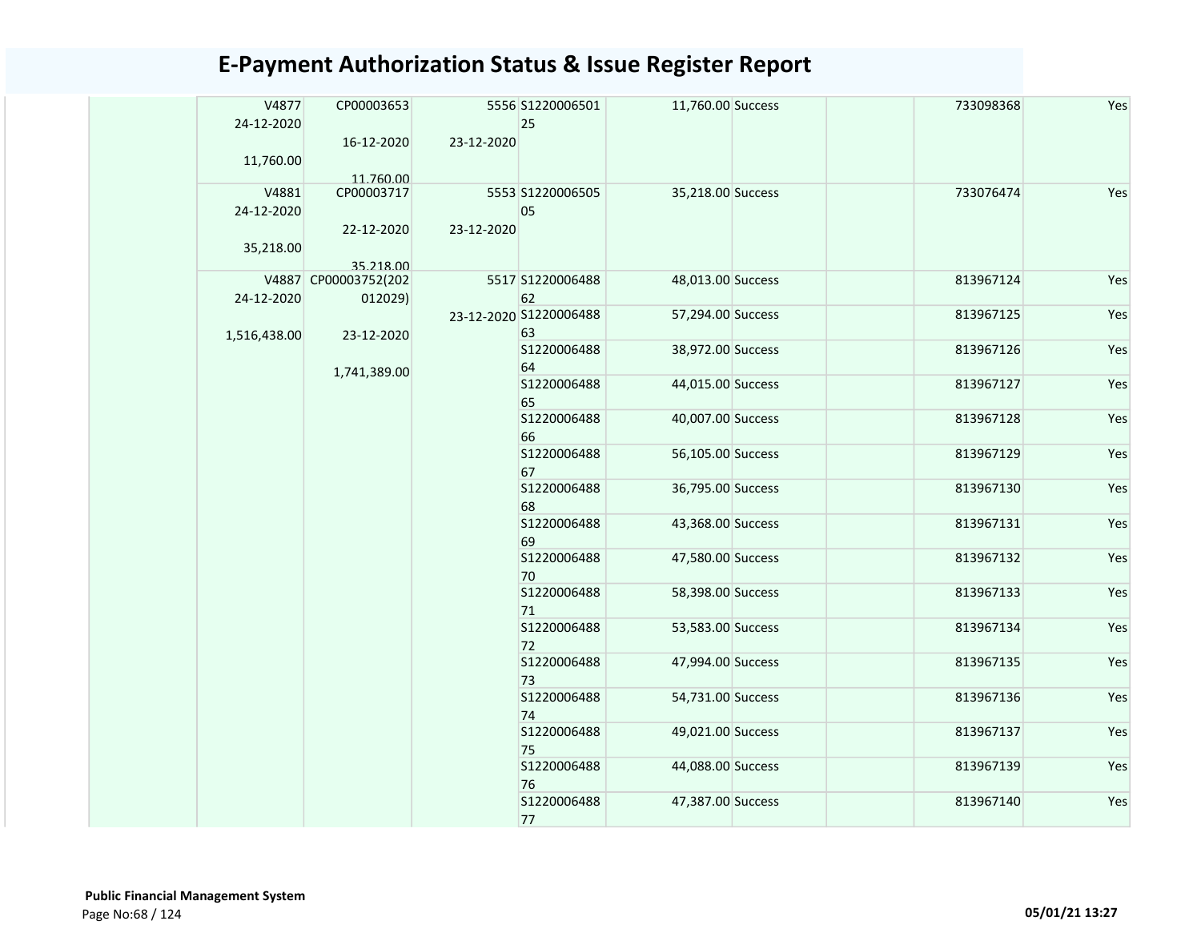# E-Payment Authorization Status & Issue Register Report

| | | | | | | | | | |
|---|---|---|---|---|---|---|---|---|---|
| | V4877 24-12-2020 11,760.00 | CP00003653 16-12-2020 11,760.00 | 5556 23-12-2020 | S1220006501 25 | 11,760.00 | Success | | 733098368 | Yes |
| | V4881 24-12-2020 35,218.00 | CP00003717 22-12-2020 35,218.00 | 5553 23-12-2020 | S1220006505 05 | 35,218.00 | Success | | 733076474 | Yes |
| | V4887 24-12-2020 1,516,438.00 | CP00003752(202 012029) 23-12-2020 1,741,389.00 | 5517 23-12-2020 | S1220006488 62 | 48,013.00 | Success | | 813967124 | Yes |
| | | | | S1220006488 63 | 57,294.00 | Success | | 813967125 | Yes |
| | | | | S1220006488 64 | 38,972.00 | Success | | 813967126 | Yes |
| | | | | S1220006488 65 | 44,015.00 | Success | | 813967127 | Yes |
| | | | | S1220006488 66 | 40,007.00 | Success | | 813967128 | Yes |
| | | | | S1220006488 67 | 56,105.00 | Success | | 813967129 | Yes |
| | | | | S1220006488 68 | 36,795.00 | Success | | 813967130 | Yes |
| | | | | S1220006488 69 | 43,368.00 | Success | | 813967131 | Yes |
| | | | | S1220006488 70 | 47,580.00 | Success | | 813967132 | Yes |
| | | | | S1220006488 71 | 58,398.00 | Success | | 813967133 | Yes |
| | | | | S1220006488 72 | 53,583.00 | Success | | 813967134 | Yes |
| | | | | S1220006488 73 | 47,994.00 | Success | | 813967135 | Yes |
| | | | | S1220006488 74 | 54,731.00 | Success | | 813967136 | Yes |
| | | | | S1220006488 75 | 49,021.00 | Success | | 813967137 | Yes |
| | | | | S1220006488 76 | 44,088.00 | Success | | 813967139 | Yes |
| | | | | S1220006488 77 | 47,387.00 | Success | | 813967140 | Yes |

**Public Financial Management System**

05/01/21 13:27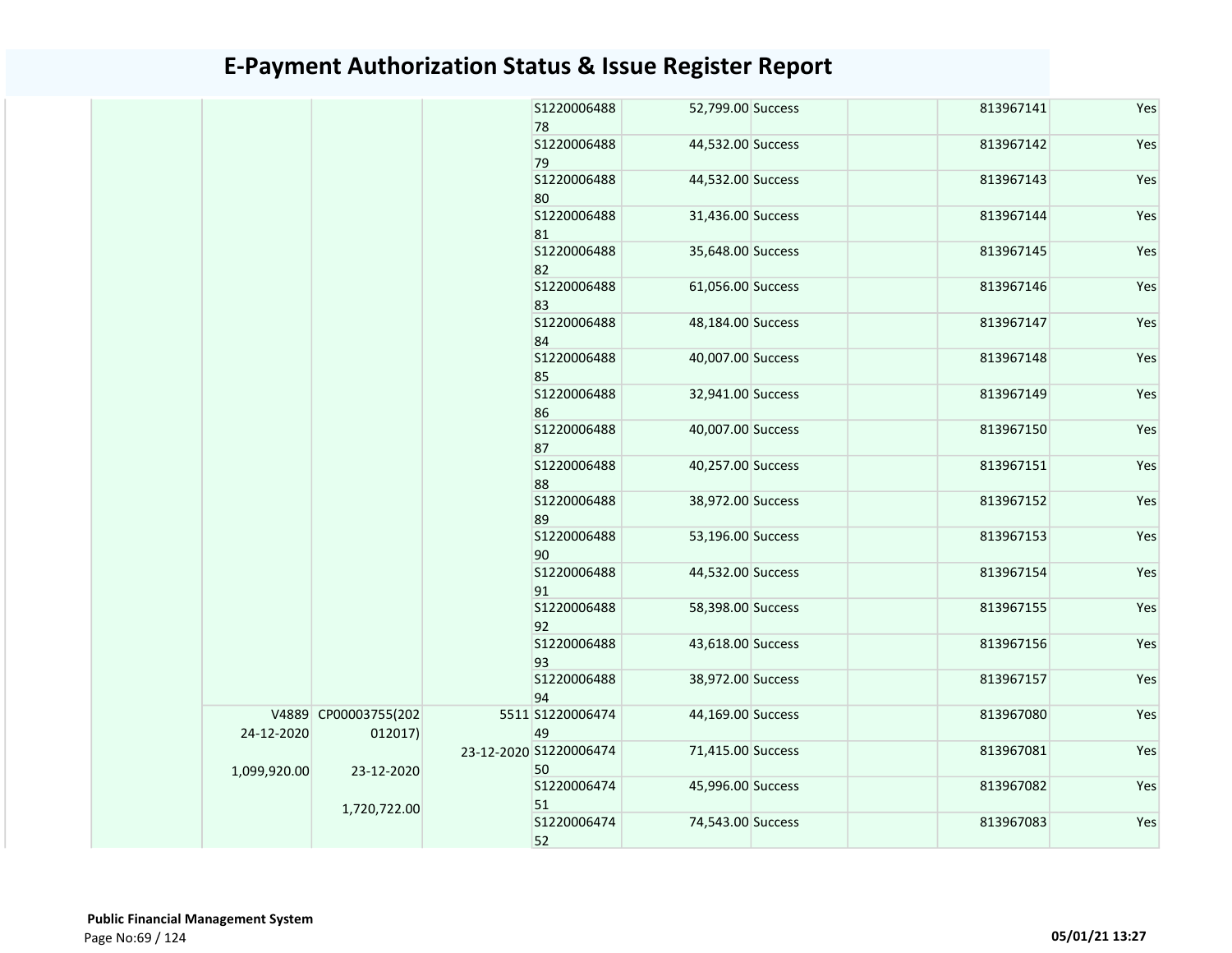# E-Payment Authorization Status & Issue Register Report

| | | | | | | | | | |
|---|---|---|---|---|---|---|---|---|---|
| | | | | S122000648878 | 52,799.00 | Success | | 813967141 | Yes |
| | | | | S122000648879 | 44,532.00 | Success | | 813967142 | Yes |
| | | | | S122000648880 | 44,532.00 | Success | | 813967143 | Yes |
| | | | | S122000648881 | 31,436.00 | Success | | 813967144 | Yes |
| | | | | S122000648882 | 35,648.00 | Success | | 813967145 | Yes |
| | | | | S122000648883 | 61,056.00 | Success | | 813967146 | Yes |
| | | | | S122000648884 | 48,184.00 | Success | | 813967147 | Yes |
| | | | | S122000648885 | 40,007.00 | Success | | 813967148 | Yes |
| | | | | S122000648886 | 32,941.00 | Success | | 813967149 | Yes |
| | | | | S122000648887 | 40,007.00 | Success | | 813967150 | Yes |
| | | | | S122000648888 | 40,257.00 | Success | | 813967151 | Yes |
| | | | | S122000648889 | 38,972.00 | Success | | 813967152 | Yes |
| | | | | S122000648890 | 53,196.00 | Success | | 813967153 | Yes |
| | | | | S122000648891 | 44,532.00 | Success | | 813967154 | Yes |
| | | | | S122000648892 | 58,398.00 | Success | | 813967155 | Yes |
| | | | | S122000648893 | 43,618.00 | Success | | 813967156 | Yes |
| | | | | S122000648894 | 38,972.00 | Success | | 813967157 | Yes |
| | V4889 24-12-2020 1,099,920.00 | CP00003755(202012017) 23-12-2020 1,720,722.00 | 5511 23-12-2020 | S122000647449 | 44,169.00 | Success | | 813967080 | Yes |
| | | | | S122000647450 | 71,415.00 | Success | | 813967081 | Yes |
| | | | | S122000647451 | 45,996.00 | Success | | 813967082 | Yes |
| | | | | S122000647452 | 74,543.00 | Success | | 813967083 | Yes |

**Public Financial Management System**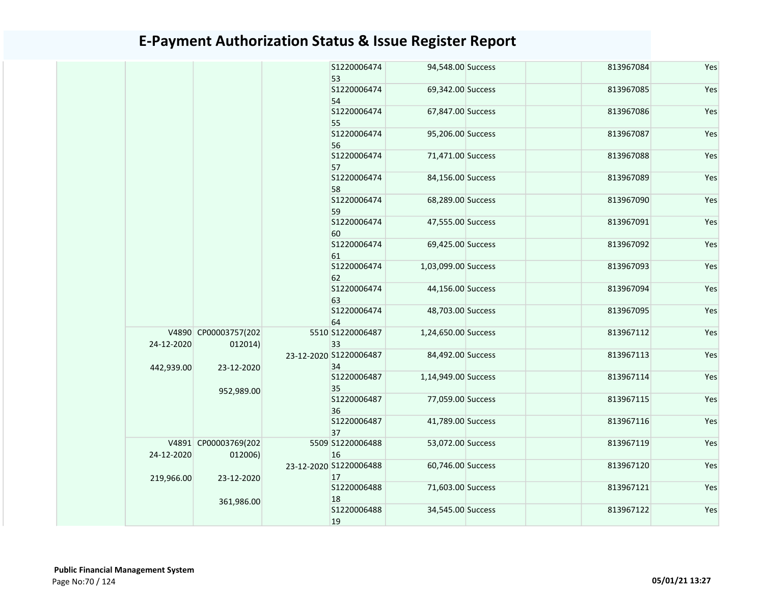# E-Payment Authorization Status & Issue Register Report

| | | | | | | | | | |
|---|---|---|---|---|---|---|---|---|---|
| | | | | S122000647453 | 94,548.00 | Success | | 813967084 | Yes |
| | | | | S122000647454 | 69,342.00 | Success | | 813967085 | Yes |
| | | | | S122000647455 | 67,847.00 | Success | | 813967086 | Yes |
| | | | | S122000647456 | 95,206.00 | Success | | 813967087 | Yes |
| | | | | S122000647457 | 71,471.00 | Success | | 813967088 | Yes |
| | | | | S122000647458 | 84,156.00 | Success | | 813967089 | Yes |
| | | | | S122000647459 | 68,289.00 | Success | | 813967090 | Yes |
| | | | | S122000647460 | 47,555.00 | Success | | 813967091 | Yes |
| | | | | S122000647461 | 69,425.00 | Success | | 813967092 | Yes |
| | | | | S122000647462 | 1,03,099.00 | Success | | 813967093 | Yes |
| | | | | S122000647463 | 44,156.00 | Success | | 813967094 | Yes |
| | | | | S122000647464 | 48,703.00 | Success | | 813967095 | Yes |
| | V4890 24-12-2020 442,939.00 | CP00003757(202012014) 23-12-2020 952,989.00 | 5510 23-12-2020 | S122000648733 | 1,24,650.00 | Success | | 813967112 | Yes |
| | | | | S122000648734 | 84,492.00 | Success | | 813967113 | Yes |
| | | | | S122000648735 | 1,14,949.00 | Success | | 813967114 | Yes |
| | | | | S122000648736 | 77,059.00 | Success | | 813967115 | Yes |
| | | | | S122000648737 | 41,789.00 | Success | | 813967116 | Yes |
| | V4891 24-12-2020 219,966.00 | CP00003769(202012006) 23-12-2020 361,986.00 | 5509 23-12-2020 | S122000648816 | 53,072.00 | Success | | 813967119 | Yes |
| | | | | S122000648817 | 60,746.00 | Success | | 813967120 | Yes |
| | | | | S122000648818 | 71,603.00 | Success | | 813967121 | Yes |
| | | | | S122000648819 | 34,545.00 | Success | | 813967122 | Yes |

**Public Financial Management System**

05/01/21 13:27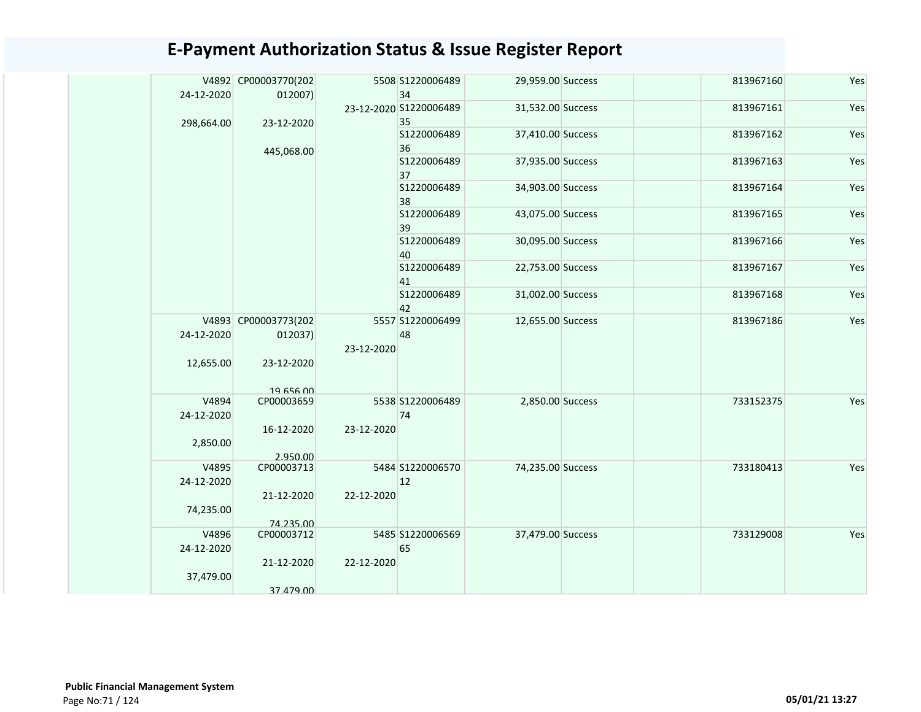# E-Payment Authorization Status & Issue Register Report

| | | | | | | | | | |
|---|---|---|---|---|---|---|---|---|---|
| | V4892 24-12-2020 298,664.00 | CP00003770(202012007) 23-12-2020 445,068.00 | 5508 23-12-2020 | S122000648934 | 29,959.00 | Success | | 813967160 | Yes |
| | | | | S122000648935 | 31,532.00 | Success | | 813967161 | Yes |
| | | | | S122000648936 | 37,410.00 | Success | | 813967162 | Yes |
| | | | | S122000648937 | 37,935.00 | Success | | 813967163 | Yes |
| | | | | S122000648938 | 34,903.00 | Success | | 813967164 | Yes |
| | | | | S122000648939 | 43,075.00 | Success | | 813967165 | Yes |
| | | | | S122000648940 | 30,095.00 | Success | | 813967166 | Yes |
| | | | | S122000648941 | 22,753.00 | Success | | 813967167 | Yes |
| | | | | S122000648942 | 31,002.00 | Success | | 813967168 | Yes |
| | V4893 24-12-2020 12,655.00 | CP00003773(202012037) 23-12-2020 19,656.00 | 5557 23-12-2020 | S122000649948 | 12,655.00 | Success | | 813967186 | Yes |
| | V4894 24-12-2020 2,850.00 | CP00003659 16-12-2020 2,950.00 | 5538 23-12-2020 | S122000648974 | 2,850.00 | Success | | 733152375 | Yes |
| | V4895 24-12-2020 74,235.00 | CP00003713 21-12-2020 74,235.00 | 5484 22-12-2020 | S122000657012 | 74,235.00 | Success | | 733180413 | Yes |
| | V4896 24-12-2020 37,479.00 | CP00003712 21-12-2020 37,479.00 | 5485 22-12-2020 | S122000656965 | 37,479.00 | Success | | 733129008 | Yes |

**Public Financial Management System**

05/01/21 13:27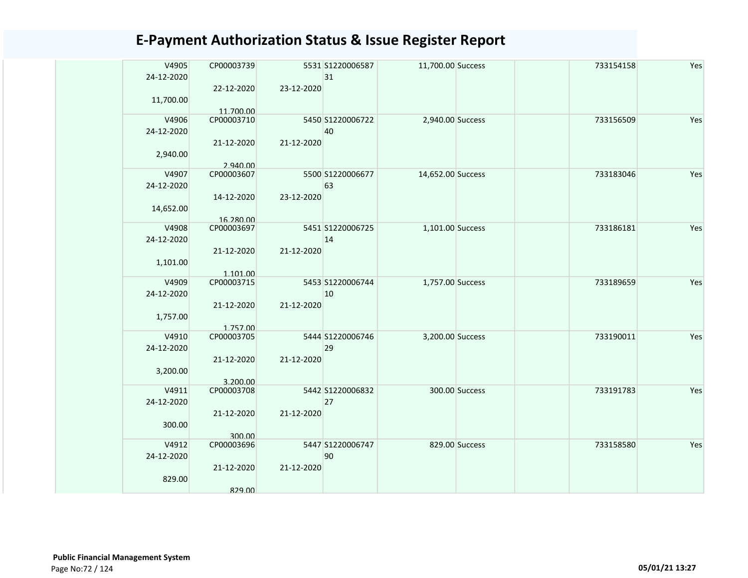# E-Payment Authorization Status & Issue Register Report

| | | | | | | | | | |
|---|---|---|---|---|---|---|---|---|---|
| | V4905 24-12-2020 11,700.00 | CP00003739 22-12-2020 11,700.00 | 5531 23-12-2020 | S122000658731 | 11,700.00 | Success | | 733154158 | Yes |
| | V4906 24-12-2020 2,940.00 | CP00003710 21-12-2020 2,940.00 | 5450 21-12-2020 | S122000672240 | 2,940.00 | Success | | 733156509 | Yes |
| | V4907 24-12-2020 14,652.00 | CP00003607 14-12-2020 16,280.00 | 5500 23-12-2020 | S122000667763 | 14,652.00 | Success | | 733183046 | Yes |
| | V4908 24-12-2020 1,101.00 | CP00003697 21-12-2020 1,101.00 | 5451 21-12-2020 | S122000672514 | 1,101.00 | Success | | 733186181 | Yes |
| | V4909 24-12-2020 1,757.00 | CP00003715 21-12-2020 1,757.00 | 5453 21-12-2020 | S122000674410 | 1,757.00 | Success | | 733189659 | Yes |
| | V4910 24-12-2020 3,200.00 | CP00003705 21-12-2020 3,200.00 | 5444 21-12-2020 | S122000674629 | 3,200.00 | Success | | 733190011 | Yes |
| | V4911 24-12-2020 300.00 | CP00003708 21-12-2020 300.00 | 5442 21-12-2020 | S122000683227 | 300.00 | Success | | 733191783 | Yes |
| | V4912 24-12-2020 829.00 | CP00003696 21-12-2020 829.00 | 5447 21-12-2020 | S122000674790 | 829.00 | Success | | 733158580 | Yes |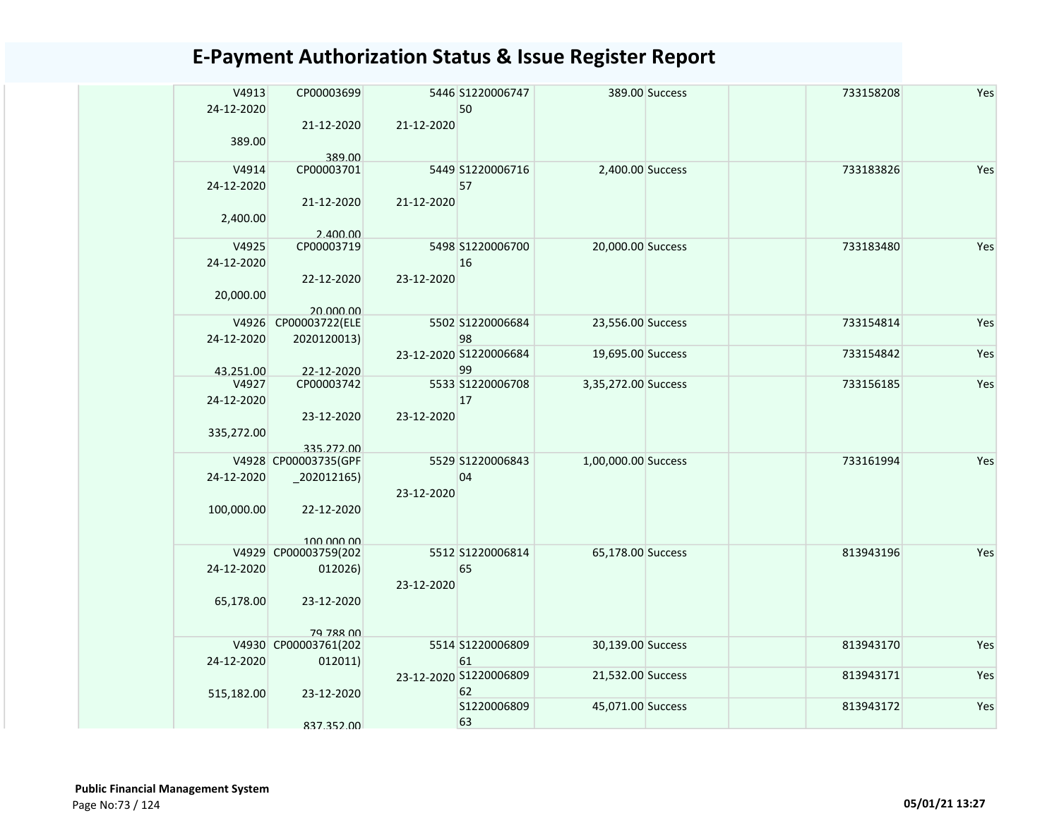# E-Payment Authorization Status & Issue Register Report

| | | | | | | | | |
|---|---|---|---|---|---|---|---|---|
| V4913 24-12-2020 389.00 | CP00003699 21-12-2020 389.00 | 5446 21-12-2020 | S1220006747 50 | 389.00 | Success | | 733158208 | Yes |
| V4914 24-12-2020 2,400.00 | CP00003701 21-12-2020 2,400.00 | 5449 21-12-2020 | S1220006716 57 | 2,400.00 | Success | | 733183826 | Yes |
| V4925 24-12-2020 20,000.00 | CP00003719 22-12-2020 20,000.00 | 5498 23-12-2020 | S1220006700 16 | 20,000.00 | Success | | 733183480 | Yes |
| V4926 24-12-2020 43,251.00 | CP00003722(ELE 2020120013) 22-12-2020 | 5502 23-12-2020 | S1220006684 98 | 23,556.00 | Success | | 733154814 | Yes |
| | | | S1220006684 99 | 19,695.00 | Success | | 733154842 | Yes |
| V4927 24-12-2020 335,272.00 | CP00003742 23-12-2020 335,272.00 | 5533 23-12-2020 | S1220006708 17 | 3,35,272.00 | Success | | 733156185 | Yes |
| V4928 24-12-2020 100,000.00 | CP00003735(GPF _202012165) 22-12-2020 100,000.00 | 5529 23-12-2020 | S1220006843 04 | 1,00,000.00 | Success | | 733161994 | Yes |
| V4929 24-12-2020 65,178.00 | CP00003759(202 012026) 23-12-2020 79,788.00 | 5512 23-12-2020 | S1220006814 65 | 65,178.00 | Success | | 813943196 | Yes |
| V4930 24-12-2020 515,182.00 | CP00003761(202 012011) 23-12-2020 837,352.00 | 5514 23-12-2020 | S1220006809 61 | 30,139.00 | Success | | 813943170 | Yes |
| | | | S1220006809 62 | 21,532.00 | Success | | 813943171 | Yes |
| | | | S1220006809 63 | 45,071.00 | Success | | 813943172 | Yes |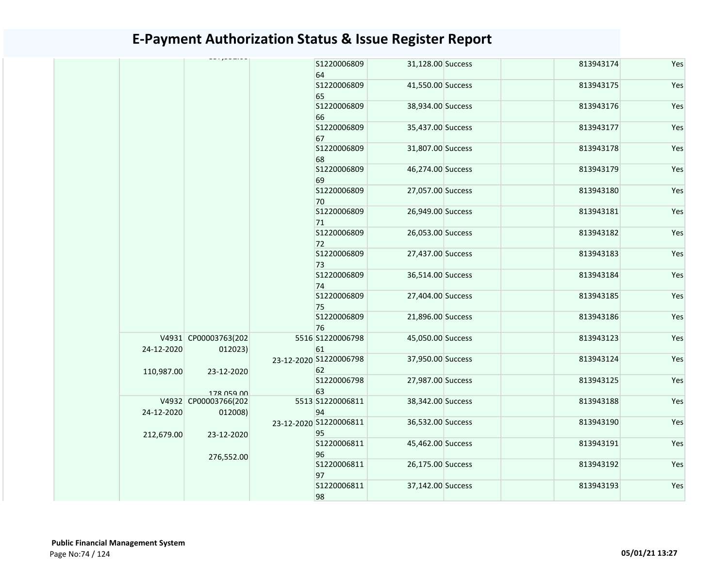# E-Payment Authorization Status & Issue Register Report

| | | | | | | | | | |
|---|---|---|---|---|---|---|---|---|---|
| | | | | S122000680964 | 31,128.00 | Success | | 813943174 | Yes |
| | | | | S122000680965 | 41,550.00 | Success | | 813943175 | Yes |
| | | | | S122000680966 | 38,934.00 | Success | | 813943176 | Yes |
| | | | | S122000680967 | 35,437.00 | Success | | 813943177 | Yes |
| | | | | S122000680968 | 31,807.00 | Success | | 813943178 | Yes |
| | | | | S122000680969 | 46,274.00 | Success | | 813943179 | Yes |
| | | | | S122000680970 | 27,057.00 | Success | | 813943180 | Yes |
| | | | | S122000680971 | 26,949.00 | Success | | 813943181 | Yes |
| | | | | S122000680972 | 26,053.00 | Success | | 813943182 | Yes |
| | | | | S122000680973 | 27,437.00 | Success | | 813943183 | Yes |
| | | | | S122000680974 | 36,514.00 | Success | | 813943184 | Yes |
| | | | | S122000680975 | 27,404.00 | Success | | 813943185 | Yes |
| | | | | S122000680976 | 21,896.00 | Success | | 813943186 | Yes |
| | V4931 24-12-2020 110,987.00 | CP00003763(202012023) 23-12-2020 178,059.00 | 5516 23-12-2020 | S122000679861 | 45,050.00 | Success | | 813943123 | Yes |
| | | | | S122000679862 | 37,950.00 | Success | | 813943124 | Yes |
| | | | | S122000679863 | 27,987.00 | Success | | 813943125 | Yes |
| | V4932 24-12-2020 212,679.00 | CP00003766(202012008) 23-12-2020 276,552.00 | 5513 23-12-2020 | S122000681194 | 38,342.00 | Success | | 813943188 | Yes |
| | | | | S122000681195 | 36,532.00 | Success | | 813943190 | Yes |
| | | | | S122000681196 | 45,462.00 | Success | | 813943191 | Yes |
| | | | | S122000681197 | 26,175.00 | Success | | 813943192 | Yes |
| | | | | S122000681198 | 37,142.00 | Success | | 813943193 | Yes |

**Public Financial Management System**

05/01/21 13:27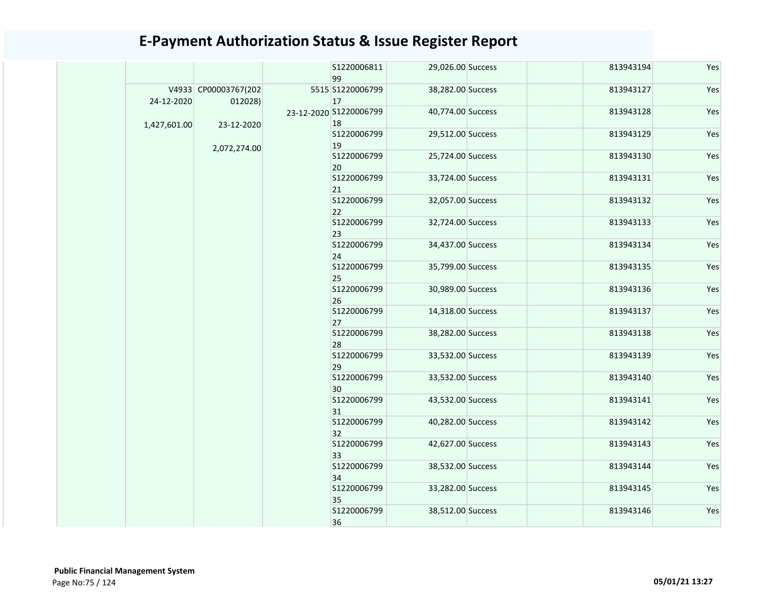# E-Payment Authorization Status & Issue Register Report

| | | | | | | | | | |
|---|---|---|---|---|---|---|---|---|---|
| | | | | S122000681199 | 29,026.00 | Success | | 813943194 | Yes |
| | V4933 24-12-2020 1,427,601.00 | CP00003767(202012028) 23-12-2020 2,072,274.00 | 5515 23-12-2020 | S122000679917 | 38,282.00 | Success | | 813943127 | Yes |
| | | | | S122000679918 | 40,774.00 | Success | | 813943128 | Yes |
| | | | | S122000679919 | 29,512.00 | Success | | 813943129 | Yes |
| | | | | S122000679920 | 25,724.00 | Success | | 813943130 | Yes |
| | | | | S122000679921 | 33,724.00 | Success | | 813943131 | Yes |
| | | | | S122000679922 | 32,057.00 | Success | | 813943132 | Yes |
| | | | | S122000679923 | 32,724.00 | Success | | 813943133 | Yes |
| | | | | S122000679924 | 34,437.00 | Success | | 813943134 | Yes |
| | | | | S122000679925 | 35,799.00 | Success | | 813943135 | Yes |
| | | | | S122000679926 | 30,989.00 | Success | | 813943136 | Yes |
| | | | | S122000679927 | 14,318.00 | Success | | 813943137 | Yes |
| | | | | S122000679928 | 38,282.00 | Success | | 813943138 | Yes |
| | | | | S122000679929 | 33,532.00 | Success | | 813943139 | Yes |
| | | | | S122000679930 | 33,532.00 | Success | | 813943140 | Yes |
| | | | | S122000679931 | 43,532.00 | Success | | 813943141 | Yes |
| | | | | S122000679932 | 40,282.00 | Success | | 813943142 | Yes |
| | | | | S122000679933 | 42,627.00 | Success | | 813943143 | Yes |
| | | | | S122000679934 | 38,532.00 | Success | | 813943144 | Yes |
| | | | | S122000679935 | 33,282.00 | Success | | 813943145 | Yes |
| | | | | S122000679936 | 38,512.00 | Success | | 813943146 | Yes |

**Public Financial Management System**

05/01/21 13:27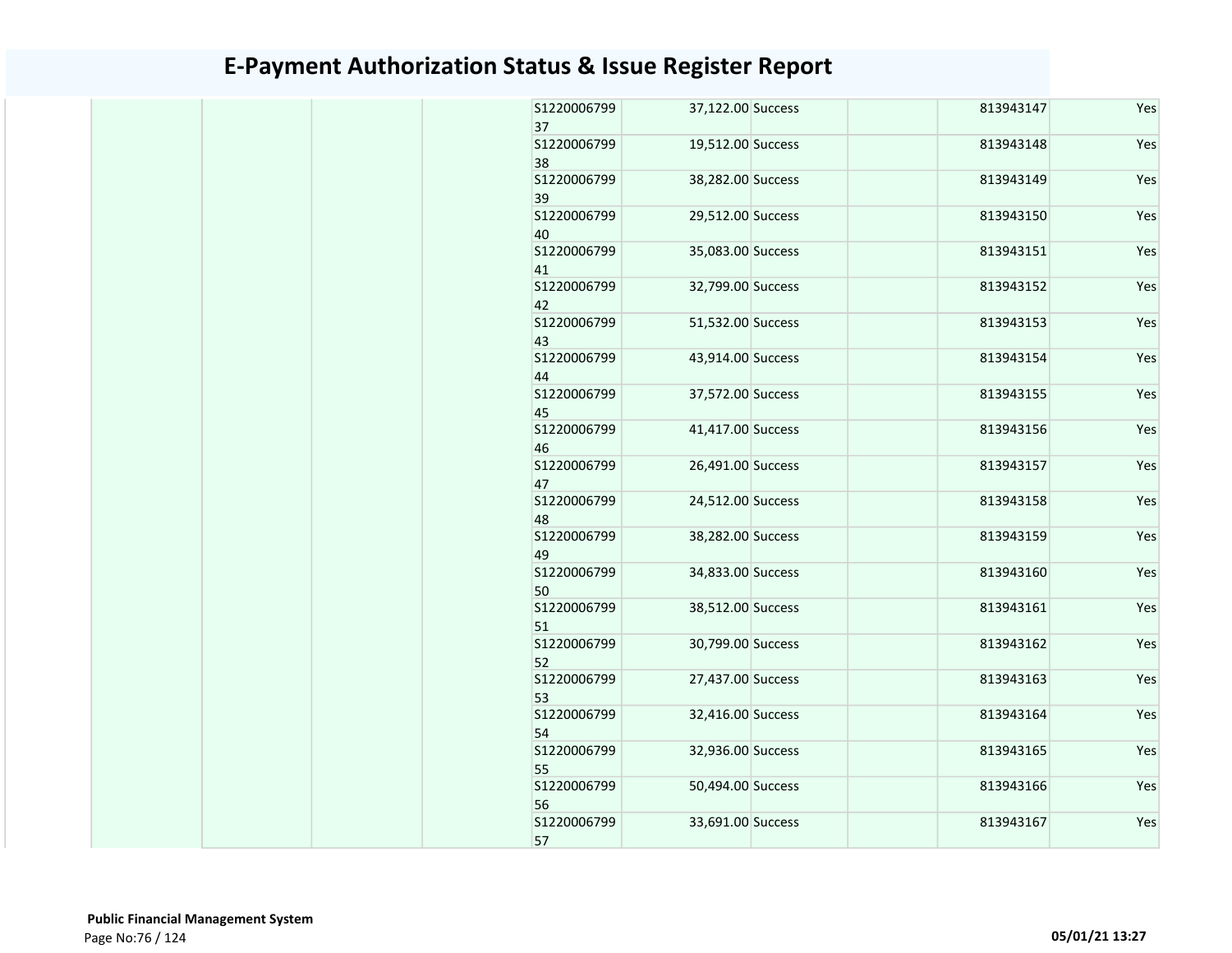# E-Payment Authorization Status & Issue Register Report

| | | | | | | | | | |
|---|---|---|---|---|---|---|---|---|---|
| | | | | S122000679937 | 37,122.00 | Success | | 813943147 | Yes |
| | | | | S122000679938 | 19,512.00 | Success | | 813943148 | Yes |
| | | | | S122000679939 | 38,282.00 | Success | | 813943149 | Yes |
| | | | | S122000679940 | 29,512.00 | Success | | 813943150 | Yes |
| | | | | S122000679941 | 35,083.00 | Success | | 813943151 | Yes |
| | | | | S122000679942 | 32,799.00 | Success | | 813943152 | Yes |
| | | | | S122000679943 | 51,532.00 | Success | | 813943153 | Yes |
| | | | | S122000679944 | 43,914.00 | Success | | 813943154 | Yes |
| | | | | S122000679945 | 37,572.00 | Success | | 813943155 | Yes |
| | | | | S122000679946 | 41,417.00 | Success | | 813943156 | Yes |
| | | | | S122000679947 | 26,491.00 | Success | | 813943157 | Yes |
| | | | | S122000679948 | 24,512.00 | Success | | 813943158 | Yes |
| | | | | S122000679949 | 38,282.00 | Success | | 813943159 | Yes |
| | | | | S122000679950 | 34,833.00 | Success | | 813943160 | Yes |
| | | | | S122000679951 | 38,512.00 | Success | | 813943161 | Yes |
| | | | | S122000679952 | 30,799.00 | Success | | 813943162 | Yes |
| | | | | S122000679953 | 27,437.00 | Success | | 813943163 | Yes |
| | | | | S122000679954 | 32,416.00 | Success | | 813943164 | Yes |
| | | | | S122000679955 | 32,936.00 | Success | | 813943165 | Yes |
| | | | | S122000679956 | 50,494.00 | Success | | 813943166 | Yes |
| | | | | S122000679957 | 33,691.00 | Success | | 813943167 | Yes |

**Public Financial Management System**

Page No:76 / 124

05/01/21 13:27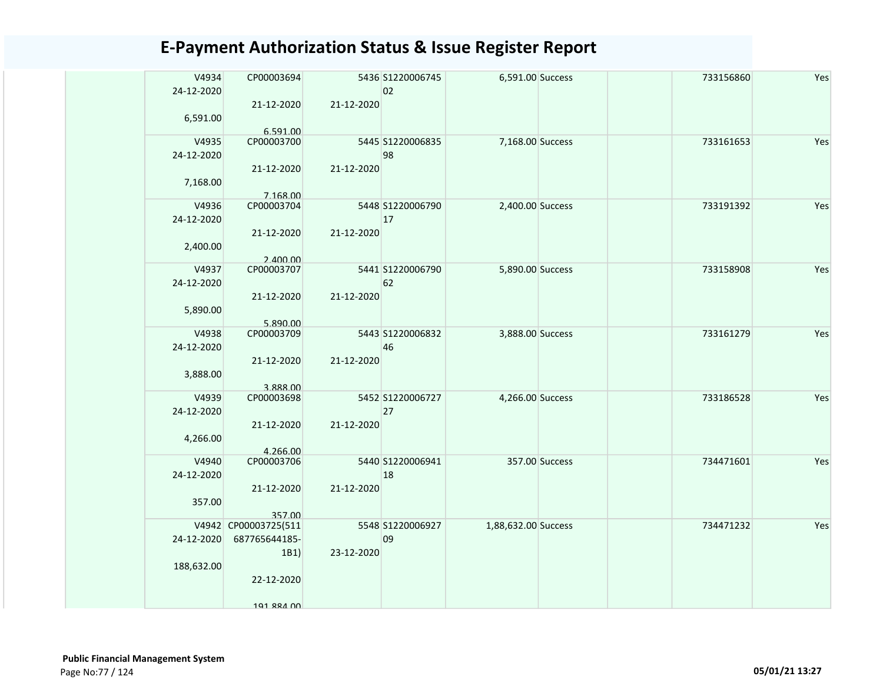# E-Payment Authorization Status & Issue Register Report

| | | | | | | | | |
|---|---|---|---|---|---|---|---|---|
| V4934<br>24-12-2020<br><br>6,591.00 | CP00003694<br><br>21-12-2020<br><br>6,591.00 | 5436<br><br>21-12-2020 | S1220006745<br>02 | 6,591.00 | Success | | 733156860 | Yes |
| V4935<br>24-12-2020<br><br>7,168.00 | CP00003700<br><br>21-12-2020<br><br>7,168.00 | 5445<br><br>21-12-2020 | S1220006835<br>98 | 7,168.00 | Success | | 733161653 | Yes |
| V4936<br>24-12-2020<br><br>2,400.00 | CP00003704<br><br>21-12-2020<br><br>2,400.00 | 5448<br><br>21-12-2020 | S1220006790<br>17 | 2,400.00 | Success | | 733191392 | Yes |
| V4937<br>24-12-2020<br><br>5,890.00 | CP00003707<br><br>21-12-2020<br><br>5,890.00 | 5441<br><br>21-12-2020 | S1220006790<br>62 | 5,890.00 | Success | | 733158908 | Yes |
| V4938<br>24-12-2020<br><br>3,888.00 | CP00003709<br><br>21-12-2020<br><br>3,888.00 | 5443<br><br>21-12-2020 | S1220006832<br>46 | 3,888.00 | Success | | 733161279 | Yes |
| V4939<br>24-12-2020<br><br>4,266.00 | CP00003698<br><br>21-12-2020<br><br>4,266.00 | 5452<br><br>21-12-2020 | S1220006727<br>27 | 4,266.00 | Success | | 733186528 | Yes |
| V4940<br>24-12-2020<br><br>357.00 | CP00003706<br><br>21-12-2020<br><br>357.00 | 5440<br><br>21-12-2020 | S1220006941<br>18 | 357.00 | Success | | 734471601 | Yes |
| V4942<br>24-12-2020<br><br>188,632.00 | CP00003725(511<br>687765644185-<br>1B1)<br><br>22-12-2020<br><br>191,884.00 | 5548<br><br>23-12-2020 | S1220006927<br>09 | 1,88,632.00 | Success | | 734471232 | Yes |

**Public Financial Management System**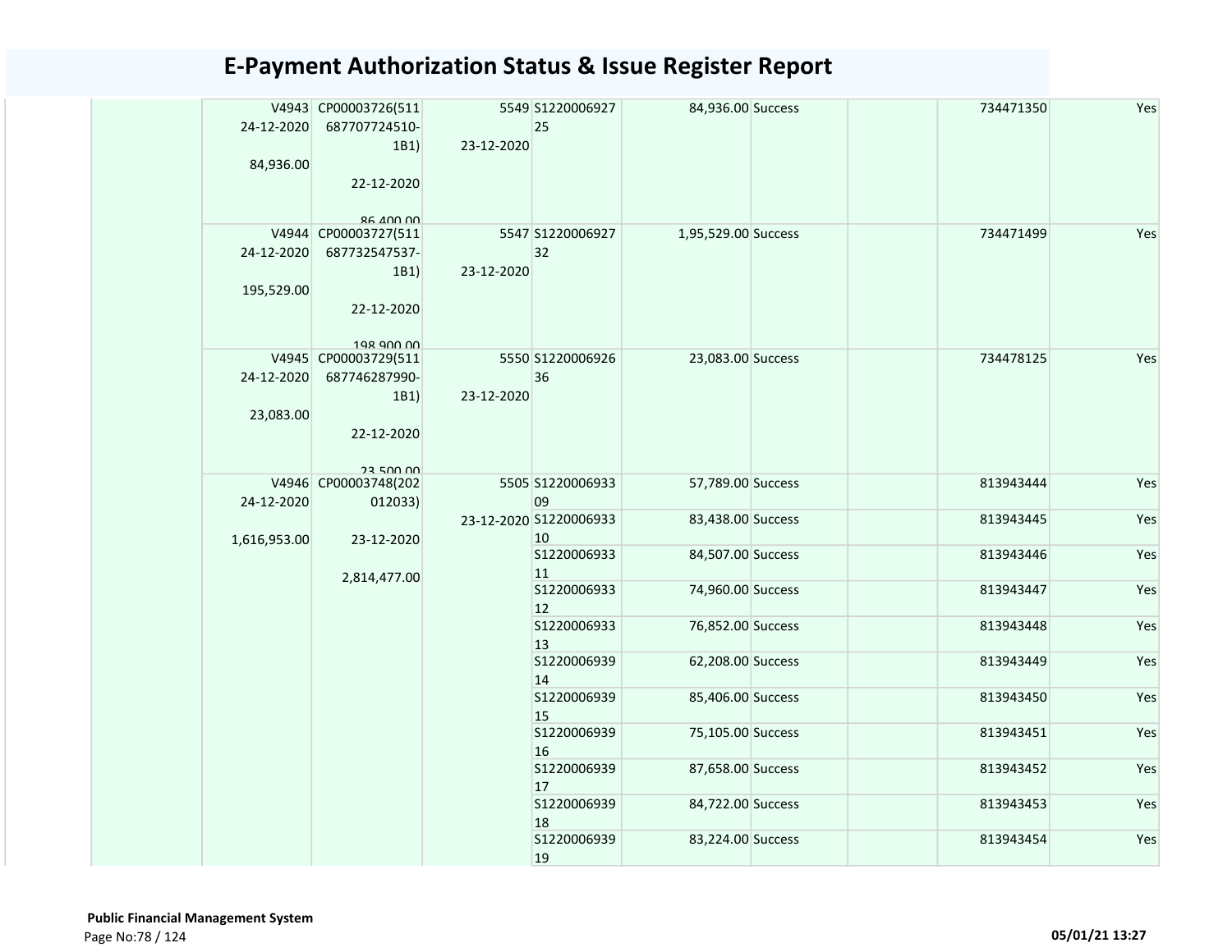# E-Payment Authorization Status & Issue Register Report

| | | | | | | | | | |
|---|---|---|---|---|---|---|---|---|---|
| | V4943 24-12-2020 84,936.00 | CP00003726(511687707724510-1B1) 22-12-2020 86,400.00 | 5549 23-12-2020 | S122000692725 | 84,936.00 | Success | | 734471350 | Yes |
| | V4944 24-12-2020 195,529.00 | CP00003727(511687732547537-1B1) 22-12-2020 198,900.00 | 5547 23-12-2020 | S122000692732 | 1,95,529.00 | Success | | 734471499 | Yes |
| | V4945 24-12-2020 23,083.00 | CP00003729(511687746287990-1B1) 22-12-2020 23,500.00 | 5550 23-12-2020 | S122000692636 | 23,083.00 | Success | | 734478125 | Yes |
| | V4946 24-12-2020 1,616,953.00 | CP00003748(202012033) 23-12-2020 2,814,477.00 | 5505 23-12-2020 | S122000693309 | 57,789.00 | Success | | 813943444 | Yes |
| | | | | S122000693310 | 83,438.00 | Success | | 813943445 | Yes |
| | | | | S122000693311 | 84,507.00 | Success | | 813943446 | Yes |
| | | | | S122000693312 | 74,960.00 | Success | | 813943447 | Yes |
| | | | | S122000693313 | 76,852.00 | Success | | 813943448 | Yes |
| | | | | S122000693914 | 62,208.00 | Success | | 813943449 | Yes |
| | | | | S122000693915 | 85,406.00 | Success | | 813943450 | Yes |
| | | | | S122000693916 | 75,105.00 | Success | | 813943451 | Yes |
| | | | | S122000693917 | 87,658.00 | Success | | 813943452 | Yes |
| | | | | S122000693918 | 84,722.00 | Success | | 813943453 | Yes |
| | | | | S122000693919 | 83,224.00 | Success | | 813943454 | Yes |

**Public Financial Management System**

05/01/21 13:27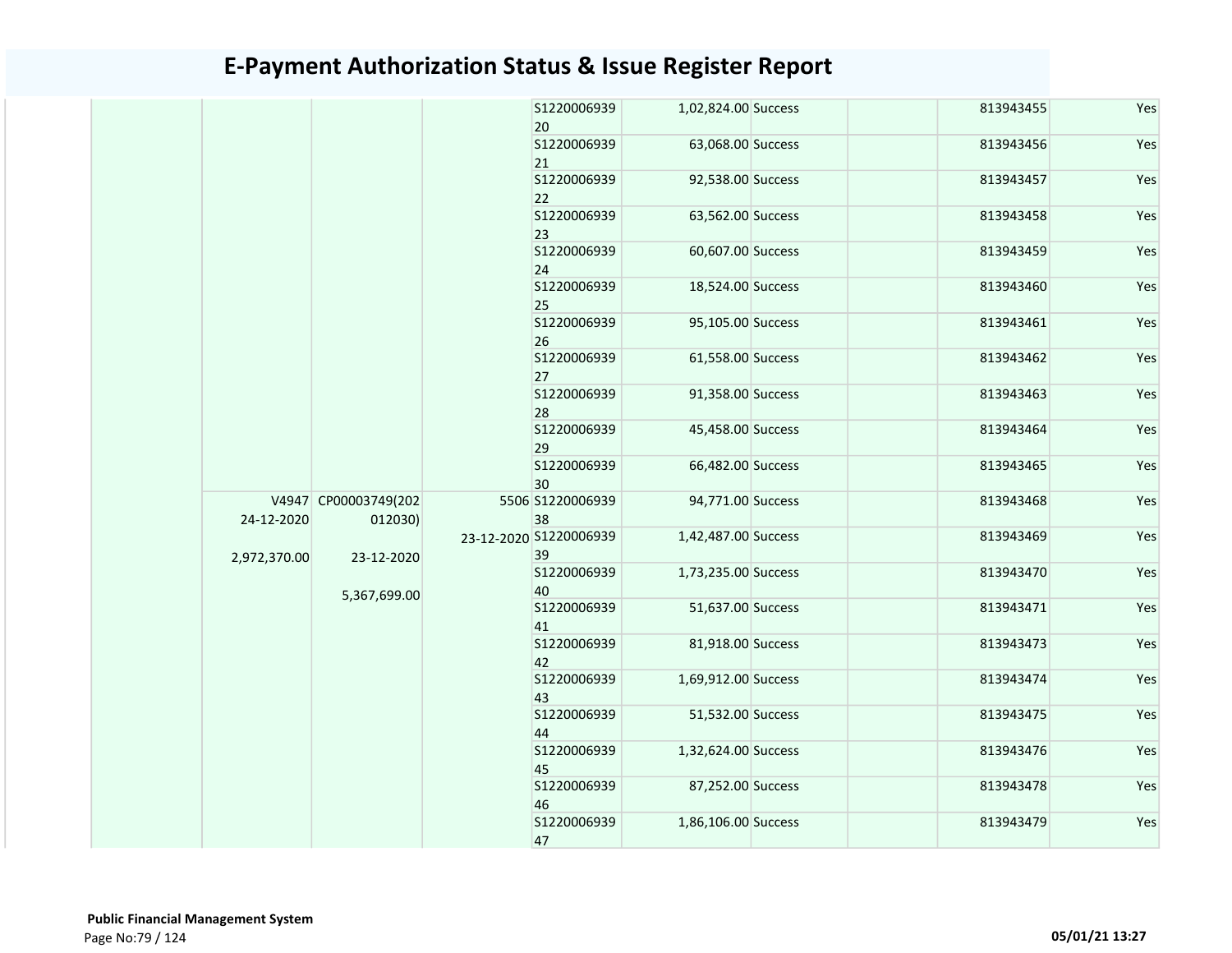# E-Payment Authorization Status & Issue Register Report

| | | | | | | | | | |
|---|---|---|---|---|---|---|---|---|---|
| | | | | S122000693920 | 1,02,824.00 | Success | | 813943455 | Yes |
| | | | | S122000693921 | 63,068.00 | Success | | 813943456 | Yes |
| | | | | S122000693922 | 92,538.00 | Success | | 813943457 | Yes |
| | | | | S122000693923 | 63,562.00 | Success | | 813943458 | Yes |
| | | | | S122000693924 | 60,607.00 | Success | | 813943459 | Yes |
| | | | | S122000693925 | 18,524.00 | Success | | 813943460 | Yes |
| | | | | S122000693926 | 95,105.00 | Success | | 813943461 | Yes |
| | | | | S122000693927 | 61,558.00 | Success | | 813943462 | Yes |
| | | | | S122000693928 | 91,358.00 | Success | | 813943463 | Yes |
| | | | | S122000693929 | 45,458.00 | Success | | 813943464 | Yes |
| | | | | S122000693930 | 66,482.00 | Success | | 813943465 | Yes |
| | V4947 24-12-2020 2,972,370.00 | CP00003749(202012030) 23-12-2020 5,367,699.00 | 5506 23-12-2020 | S122000693938 | 94,771.00 | Success | | 813943468 | Yes |
| | | | | S122000693939 | 1,42,487.00 | Success | | 813943469 | Yes |
| | | | | S122000693940 | 1,73,235.00 | Success | | 813943470 | Yes |
| | | | | S122000693941 | 51,637.00 | Success | | 813943471 | Yes |
| | | | | S122000693942 | 81,918.00 | Success | | 813943473 | Yes |
| | | | | S122000693943 | 1,69,912.00 | Success | | 813943474 | Yes |
| | | | | S122000693944 | 51,532.00 | Success | | 813943475 | Yes |
| | | | | S122000693945 | 1,32,624.00 | Success | | 813943476 | Yes |
| | | | | S122000693946 | 87,252.00 | Success | | 813943478 | Yes |
| | | | | S122000693947 | 1,86,106.00 | Success | | 813943479 | Yes |

**Public Financial Management System**

05/01/21 13:27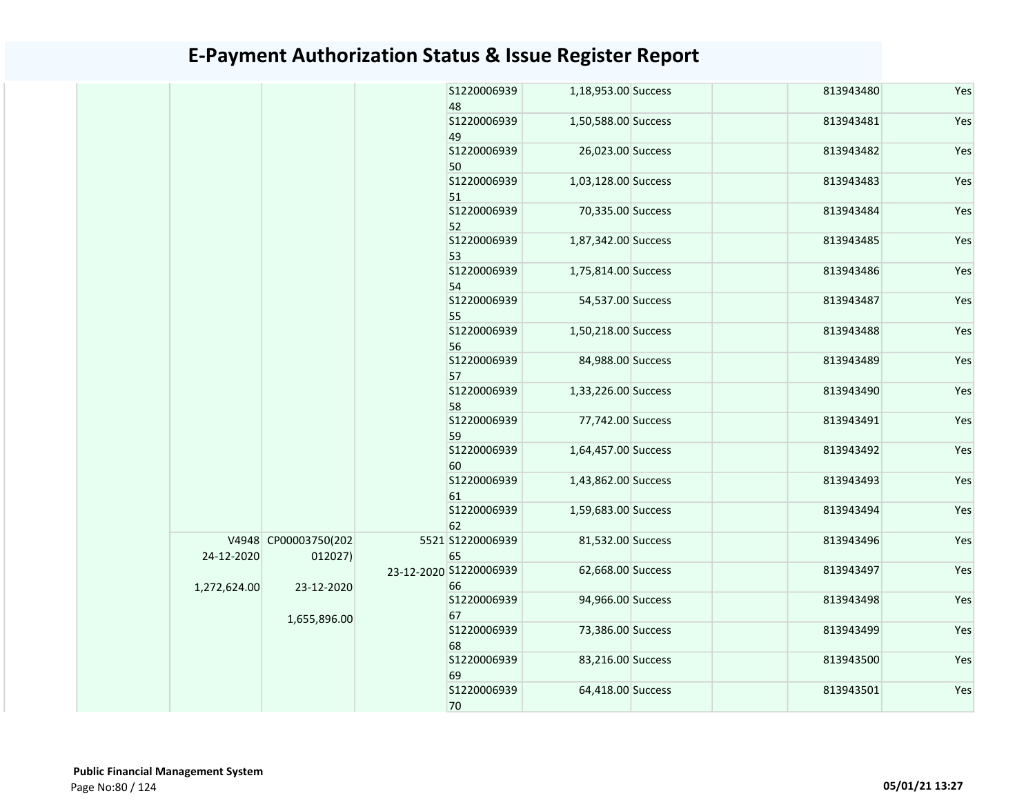# E-Payment Authorization Status & Issue Register Report

| | | | | | | | | | |
|---|---|---|---|---|---|---|---|---|---|
| | | | | S1220006939 48 | 1,18,953.00 | Success | | 813943480 | Yes |
| | | | | S1220006939 49 | 1,50,588.00 | Success | | 813943481 | Yes |
| | | | | S1220006939 50 | 26,023.00 | Success | | 813943482 | Yes |
| | | | | S1220006939 51 | 1,03,128.00 | Success | | 813943483 | Yes |
| | | | | S1220006939 52 | 70,335.00 | Success | | 813943484 | Yes |
| | | | | S1220006939 53 | 1,87,342.00 | Success | | 813943485 | Yes |
| | | | | S1220006939 54 | 1,75,814.00 | Success | | 813943486 | Yes |
| | | | | S1220006939 55 | 54,537.00 | Success | | 813943487 | Yes |
| | | | | S1220006939 56 | 1,50,218.00 | Success | | 813943488 | Yes |
| | | | | S1220006939 57 | 84,988.00 | Success | | 813943489 | Yes |
| | | | | S1220006939 58 | 1,33,226.00 | Success | | 813943490 | Yes |
| | | | | S1220006939 59 | 77,742.00 | Success | | 813943491 | Yes |
| | | | | S1220006939 60 | 1,64,457.00 | Success | | 813943492 | Yes |
| | | | | S1220006939 61 | 1,43,862.00 | Success | | 813943493 | Yes |
| | | | | S1220006939 62 | 1,59,683.00 | Success | | 813943494 | Yes |
| | V4948 24-12-2020 1,272,624.00 | CP00003750(202 012027) 23-12-2020 1,655,896.00 | 5521 23-12-2020 | S1220006939 65 | 81,532.00 | Success | | 813943496 | Yes |
| | | | | S1220006939 66 | 62,668.00 | Success | | 813943497 | Yes |
| | | | | S1220006939 67 | 94,966.00 | Success | | 813943498 | Yes |
| | | | | S1220006939 68 | 73,386.00 | Success | | 813943499 | Yes |
| | | | | S1220006939 69 | 83,216.00 | Success | | 813943500 | Yes |
| | | | | S1220006939 70 | 64,418.00 | Success | | 813943501 | Yes |

**Public Financial Management System**

05/01/21 13:27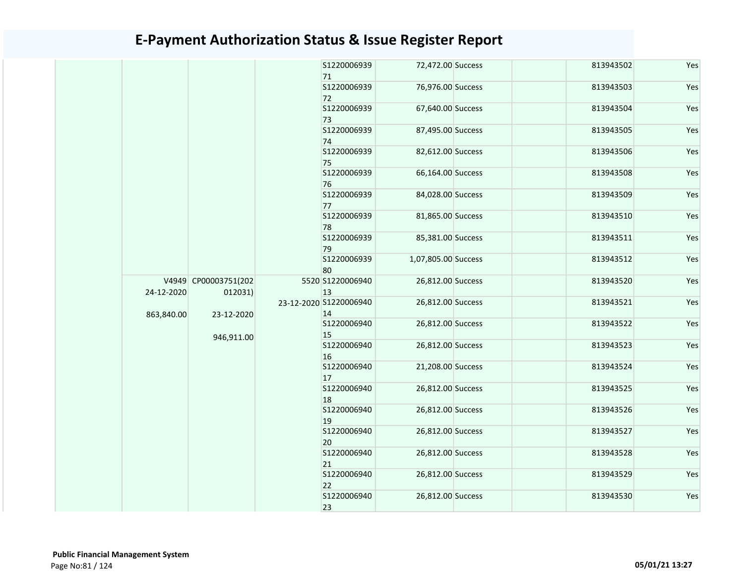# E-Payment Authorization Status & Issue Register Report

| | | | | | | | | | |
|---|---|---|---|---|---|---|---|---|---|
| | | | | S1220006939 71 | 72,472.00 | Success | | 813943502 | Yes |
| | | | | S1220006939 72 | 76,976.00 | Success | | 813943503 | Yes |
| | | | | S1220006939 73 | 67,640.00 | Success | | 813943504 | Yes |
| | | | | S1220006939 74 | 87,495.00 | Success | | 813943505 | Yes |
| | | | | S1220006939 75 | 82,612.00 | Success | | 813943506 | Yes |
| | | | | S1220006939 76 | 66,164.00 | Success | | 813943508 | Yes |
| | | | | S1220006939 77 | 84,028.00 | Success | | 813943509 | Yes |
| | | | | S1220006939 78 | 81,865.00 | Success | | 813943510 | Yes |
| | | | | S1220006939 79 | 85,381.00 | Success | | 813943511 | Yes |
| | | | | S1220006939 80 | 1,07,805.00 | Success | | 813943512 | Yes |
| | V4949 24-12-2020 863,840.00 | CP00003751(202012031) 23-12-2020 946,911.00 | 5520 23-12-2020 | S1220006940 13 | 26,812.00 | Success | | 813943520 | Yes |
| | | | | S1220006940 14 | 26,812.00 | Success | | 813943521 | Yes |
| | | | | S1220006940 15 | 26,812.00 | Success | | 813943522 | Yes |
| | | | | S1220006940 16 | 26,812.00 | Success | | 813943523 | Yes |
| | | | | S1220006940 17 | 21,208.00 | Success | | 813943524 | Yes |
| | | | | S1220006940 18 | 26,812.00 | Success | | 813943525 | Yes |
| | | | | S1220006940 19 | 26,812.00 | Success | | 813943526 | Yes |
| | | | | S1220006940 20 | 26,812.00 | Success | | 813943527 | Yes |
| | | | | S1220006940 21 | 26,812.00 | Success | | 813943528 | Yes |
| | | | | S1220006940 22 | 26,812.00 | Success | | 813943529 | Yes |
| | | | | S1220006940 23 | 26,812.00 | Success | | 813943530 | Yes |

**Public Financial Management System**

05/01/21 13:27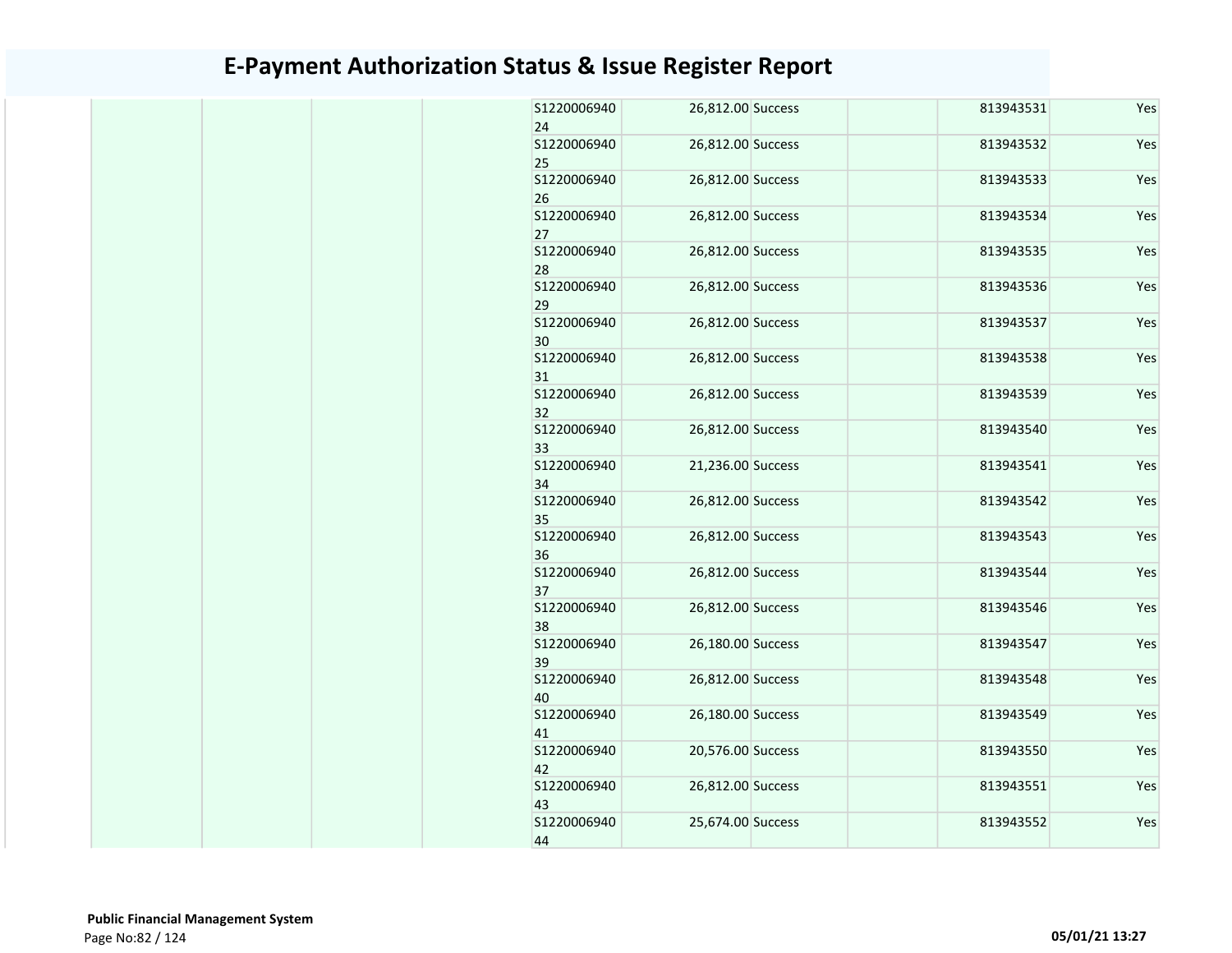# E-Payment Authorization Status & Issue Register Report

| | | | | | | | | | |
|---|---|---|---|---|---|---|---|---|---|
| | | | | S122000694024 | 26,812.00 | Success | | 813943531 | Yes |
| | | | | S122000694025 | 26,812.00 | Success | | 813943532 | Yes |
| | | | | S122000694026 | 26,812.00 | Success | | 813943533 | Yes |
| | | | | S122000694027 | 26,812.00 | Success | | 813943534 | Yes |
| | | | | S122000694028 | 26,812.00 | Success | | 813943535 | Yes |
| | | | | S122000694029 | 26,812.00 | Success | | 813943536 | Yes |
| | | | | S122000694030 | 26,812.00 | Success | | 813943537 | Yes |
| | | | | S122000694031 | 26,812.00 | Success | | 813943538 | Yes |
| | | | | S122000694032 | 26,812.00 | Success | | 813943539 | Yes |
| | | | | S122000694033 | 26,812.00 | Success | | 813943540 | Yes |
| | | | | S122000694034 | 21,236.00 | Success | | 813943541 | Yes |
| | | | | S122000694035 | 26,812.00 | Success | | 813943542 | Yes |
| | | | | S122000694036 | 26,812.00 | Success | | 813943543 | Yes |
| | | | | S122000694037 | 26,812.00 | Success | | 813943544 | Yes |
| | | | | S122000694038 | 26,812.00 | Success | | 813943546 | Yes |
| | | | | S122000694039 | 26,180.00 | Success | | 813943547 | Yes |
| | | | | S122000694040 | 26,812.00 | Success | | 813943548 | Yes |
| | | | | S122000694041 | 26,180.00 | Success | | 813943549 | Yes |
| | | | | S122000694042 | 20,576.00 | Success | | 813943550 | Yes |
| | | | | S122000694043 | 26,812.00 | Success | | 813943551 | Yes |
| | | | | S122000694044 | 25,674.00 | Success | | 813943552 | Yes |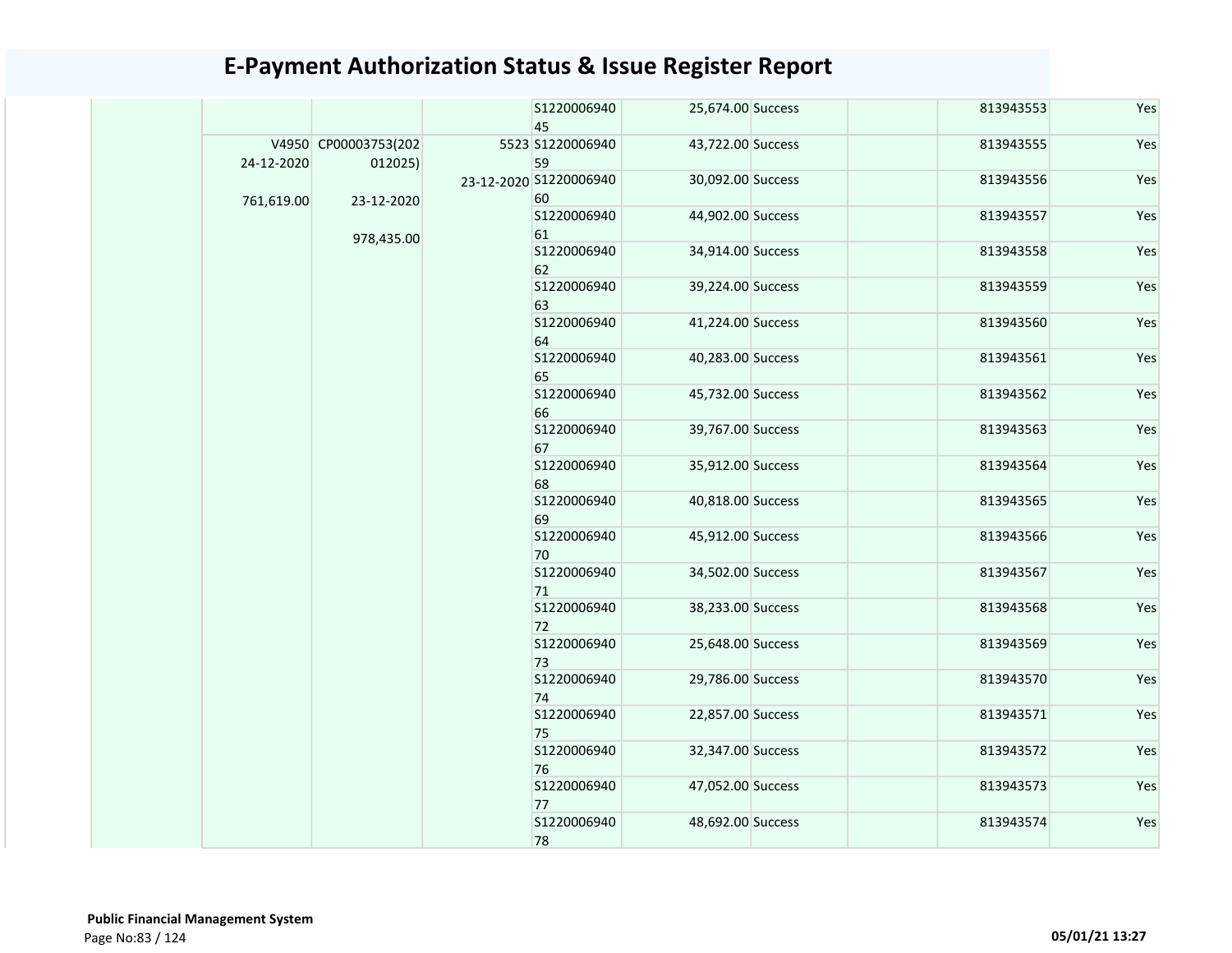# E-Payment Authorization Status & Issue Register Report

| | | | | | | | | | |
|---|---|---|---|---|---|---|---|---|---|
| | | | | S122000694045 | 25,674.00 | Success | | 813943553 | Yes |
| | V4950 24-12-2020 761,619.00 | CP00003753(202012025) 23-12-2020 978,435.00 | 5523 23-12-2020 | S122000694059 | 43,722.00 | Success | | 813943555 | Yes |
| | | | | S122000694060 | 30,092.00 | Success | | 813943556 | Yes |
| | | | | S122000694061 | 44,902.00 | Success | | 813943557 | Yes |
| | | | | S122000694062 | 34,914.00 | Success | | 813943558 | Yes |
| | | | | S122000694063 | 39,224.00 | Success | | 813943559 | Yes |
| | | | | S122000694064 | 41,224.00 | Success | | 813943560 | Yes |
| | | | | S122000694065 | 40,283.00 | Success | | 813943561 | Yes |
| | | | | S122000694066 | 45,732.00 | Success | | 813943562 | Yes |
| | | | | S122000694067 | 39,767.00 | Success | | 813943563 | Yes |
| | | | | S122000694068 | 35,912.00 | Success | | 813943564 | Yes |
| | | | | S122000694069 | 40,818.00 | Success | | 813943565 | Yes |
| | | | | S122000694070 | 45,912.00 | Success | | 813943566 | Yes |
| | | | | S122000694071 | 34,502.00 | Success | | 813943567 | Yes |
| | | | | S122000694072 | 38,233.00 | Success | | 813943568 | Yes |
| | | | | S122000694073 | 25,648.00 | Success | | 813943569 | Yes |
| | | | | S122000694074 | 29,786.00 | Success | | 813943570 | Yes |
| | | | | S122000694075 | 22,857.00 | Success | | 813943571 | Yes |
| | | | | S122000694076 | 32,347.00 | Success | | 813943572 | Yes |
| | | | | S122000694077 | 47,052.00 | Success | | 813943573 | Yes |
| | | | | S122000694078 | 48,692.00 | Success | | 813943574 | Yes |

**Public Financial Management System**

05/01/21 13:27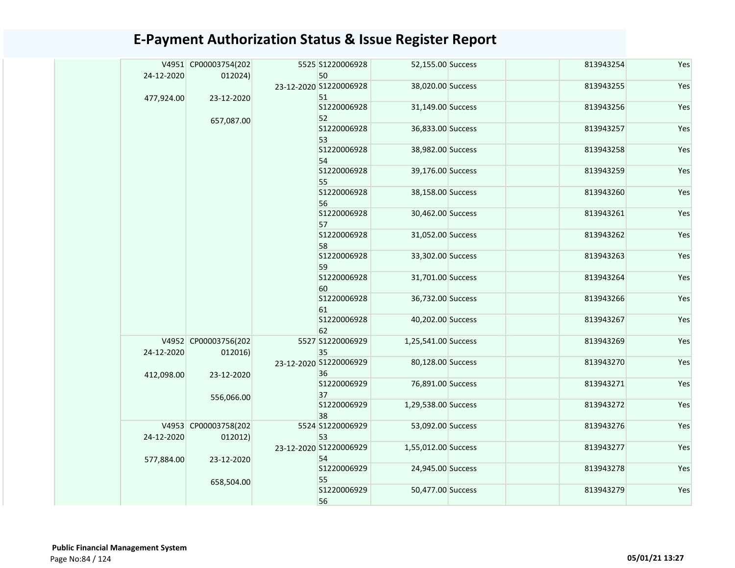# E-Payment Authorization Status & Issue Register Report

| | | | | | | | | | |
|---|---|---|---|---|---|---|---|---|---|
| | V4951 24-12-2020 477,924.00 | CP00003754(202012024) 23-12-2020 657,087.00 | 5525 23-12-2020 | S122000692850 | 52,155.00 | Success | | 813943254 | Yes |
| | | | | S122000692851 | 38,020.00 | Success | | 813943255 | Yes |
| | | | | S122000692852 | 31,149.00 | Success | | 813943256 | Yes |
| | | | | S122000692853 | 36,833.00 | Success | | 813943257 | Yes |
| | | | | S122000692854 | 38,982.00 | Success | | 813943258 | Yes |
| | | | | S122000692855 | 39,176.00 | Success | | 813943259 | Yes |
| | | | | S122000692856 | 38,158.00 | Success | | 813943260 | Yes |
| | | | | S122000692857 | 30,462.00 | Success | | 813943261 | Yes |
| | | | | S122000692858 | 31,052.00 | Success | | 813943262 | Yes |
| | | | | S122000692859 | 33,302.00 | Success | | 813943263 | Yes |
| | | | | S122000692860 | 31,701.00 | Success | | 813943264 | Yes |
| | | | | S122000692861 | 36,732.00 | Success | | 813943266 | Yes |
| | | | | S122000692862 | 40,202.00 | Success | | 813943267 | Yes |
| | V4952 24-12-2020 412,098.00 | CP00003756(202012016) 23-12-2020 556,066.00 | 5527 23-12-2020 | S122000692935 | 1,25,541.00 | Success | | 813943269 | Yes |
| | | | | S122000692936 | 80,128.00 | Success | | 813943270 | Yes |
| | | | | S122000692937 | 76,891.00 | Success | | 813943271 | Yes |
| | | | | S122000692938 | 1,29,538.00 | Success | | 813943272 | Yes |
| | V4953 24-12-2020 577,884.00 | CP00003758(202012012) 23-12-2020 658,504.00 | 5524 23-12-2020 | S122000692953 | 53,092.00 | Success | | 813943276 | Yes |
| | | | | S122000692954 | 1,55,012.00 | Success | | 813943277 | Yes |
| | | | | S122000692955 | 24,945.00 | Success | | 813943278 | Yes |
| | | | | S122000692956 | 50,477.00 | Success | | 813943279 | Yes |

**Public Financial Management System**

05/01/21 13:27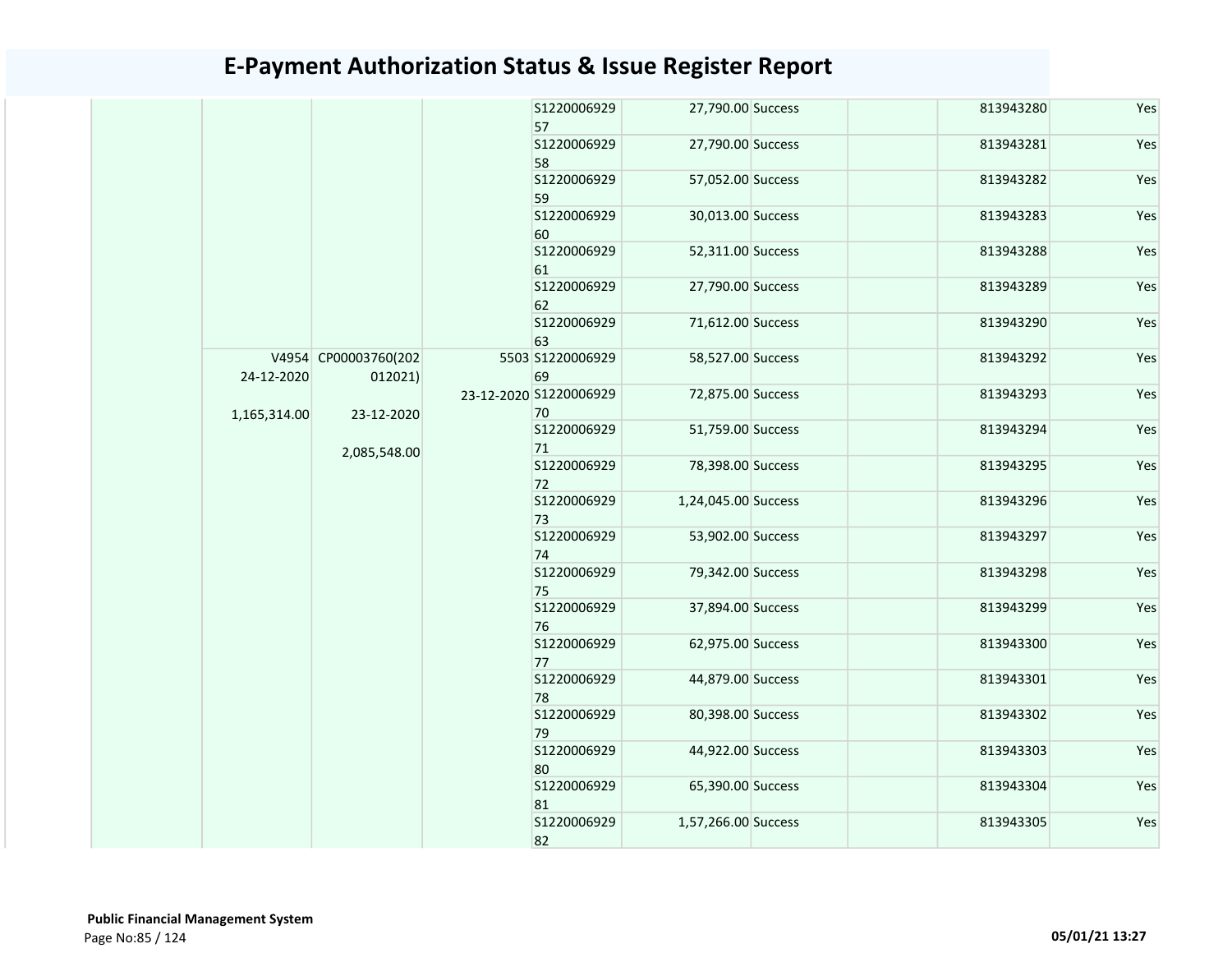# E-Payment Authorization Status & Issue Register Report

| | | | | | | | | | |
|---|---|---|---|---|---|---|---|---|---|
| | | | | S122000692957 | 27,790.00 | Success | | 813943280 | Yes |
| | | | | S122000692958 | 27,790.00 | Success | | 813943281 | Yes |
| | | | | S122000692959 | 57,052.00 | Success | | 813943282 | Yes |
| | | | | S122000692960 | 30,013.00 | Success | | 813943283 | Yes |
| | | | | S122000692961 | 52,311.00 | Success | | 813943288 | Yes |
| | | | | S122000692962 | 27,790.00 | Success | | 813943289 | Yes |
| | | | | S122000692963 | 71,612.00 | Success | | 813943290 | Yes |
| | V4954 24-12-2020 1,165,314.00 | CP00003760(202012021) 23-12-2020 2,085,548.00 | 5503 23-12-2020 | S122000692969 | 58,527.00 | Success | | 813943292 | Yes |
| | | | | S122000692970 | 72,875.00 | Success | | 813943293 | Yes |
| | | | | S122000692971 | 51,759.00 | Success | | 813943294 | Yes |
| | | | | S122000692972 | 78,398.00 | Success | | 813943295 | Yes |
| | | | | S122000692973 | 1,24,045.00 | Success | | 813943296 | Yes |
| | | | | S122000692974 | 53,902.00 | Success | | 813943297 | Yes |
| | | | | S122000692975 | 79,342.00 | Success | | 813943298 | Yes |
| | | | | S122000692976 | 37,894.00 | Success | | 813943299 | Yes |
| | | | | S122000692977 | 62,975.00 | Success | | 813943300 | Yes |
| | | | | S122000692978 | 44,879.00 | Success | | 813943301 | Yes |
| | | | | S122000692979 | 80,398.00 | Success | | 813943302 | Yes |
| | | | | S122000692980 | 44,922.00 | Success | | 813943303 | Yes |
| | | | | S122000692981 | 65,390.00 | Success | | 813943304 | Yes |
| | | | | S122000692982 | 1,57,266.00 | Success | | 813943305 | Yes |

**Public Financial Management System**

05/01/21 13:27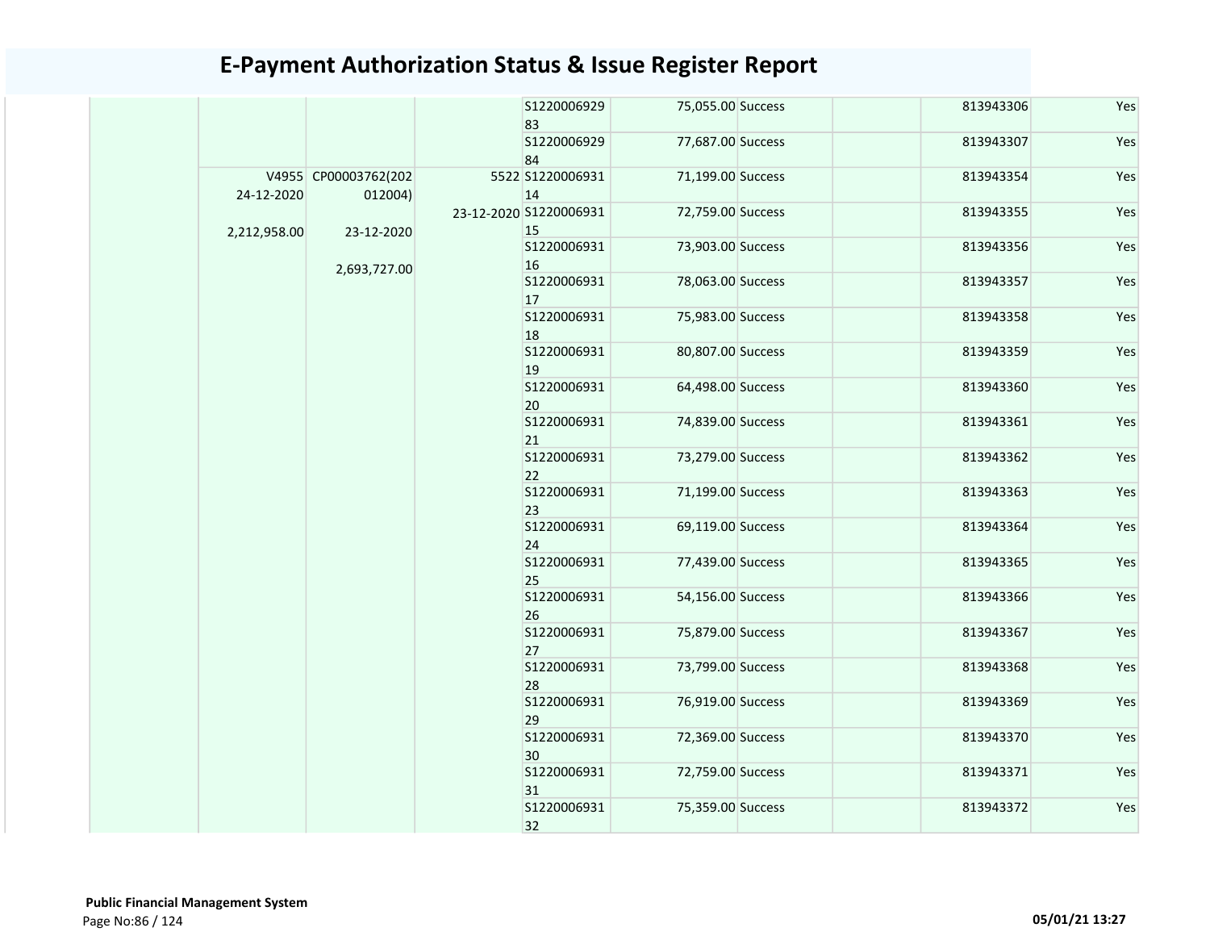# E-Payment Authorization Status & Issue Register Report

| | | | | | | | | | |
|---|---|---|---|---|---|---|---|---|---|
| | | | | S122000692983 | 75,055.00 | Success | | 813943306 | Yes |
| | | | | S122000692984 | 77,687.00 | Success | | 813943307 | Yes |
| | V4955 24-12-2020 2,212,958.00 | CP00003762(202012004) 23-12-2020 2,693,727.00 | 5522 23-12-2020 | S122000693114 | 71,199.00 | Success | | 813943354 | Yes |
| | | | | S122000693115 | 72,759.00 | Success | | 813943355 | Yes |
| | | | | S122000693116 | 73,903.00 | Success | | 813943356 | Yes |
| | | | | S122000693117 | 78,063.00 | Success | | 813943357 | Yes |
| | | | | S122000693118 | 75,983.00 | Success | | 813943358 | Yes |
| | | | | S122000693119 | 80,807.00 | Success | | 813943359 | Yes |
| | | | | S122000693120 | 64,498.00 | Success | | 813943360 | Yes |
| | | | | S122000693121 | 74,839.00 | Success | | 813943361 | Yes |
| | | | | S122000693122 | 73,279.00 | Success | | 813943362 | Yes |
| | | | | S122000693123 | 71,199.00 | Success | | 813943363 | Yes |
| | | | | S122000693124 | 69,119.00 | Success | | 813943364 | Yes |
| | | | | S122000693125 | 77,439.00 | Success | | 813943365 | Yes |
| | | | | S122000693126 | 54,156.00 | Success | | 813943366 | Yes |
| | | | | S122000693127 | 75,879.00 | Success | | 813943367 | Yes |
| | | | | S122000693128 | 73,799.00 | Success | | 813943368 | Yes |
| | | | | S122000693129 | 76,919.00 | Success | | 813943369 | Yes |
| | | | | S122000693130 | 72,369.00 | Success | | 813943370 | Yes |
| | | | | S122000693131 | 72,759.00 | Success | | 813943371 | Yes |
| | | | | S122000693132 | 75,359.00 | Success | | 813943372 | Yes |

**Public Financial Management System**

05/01/21 13:27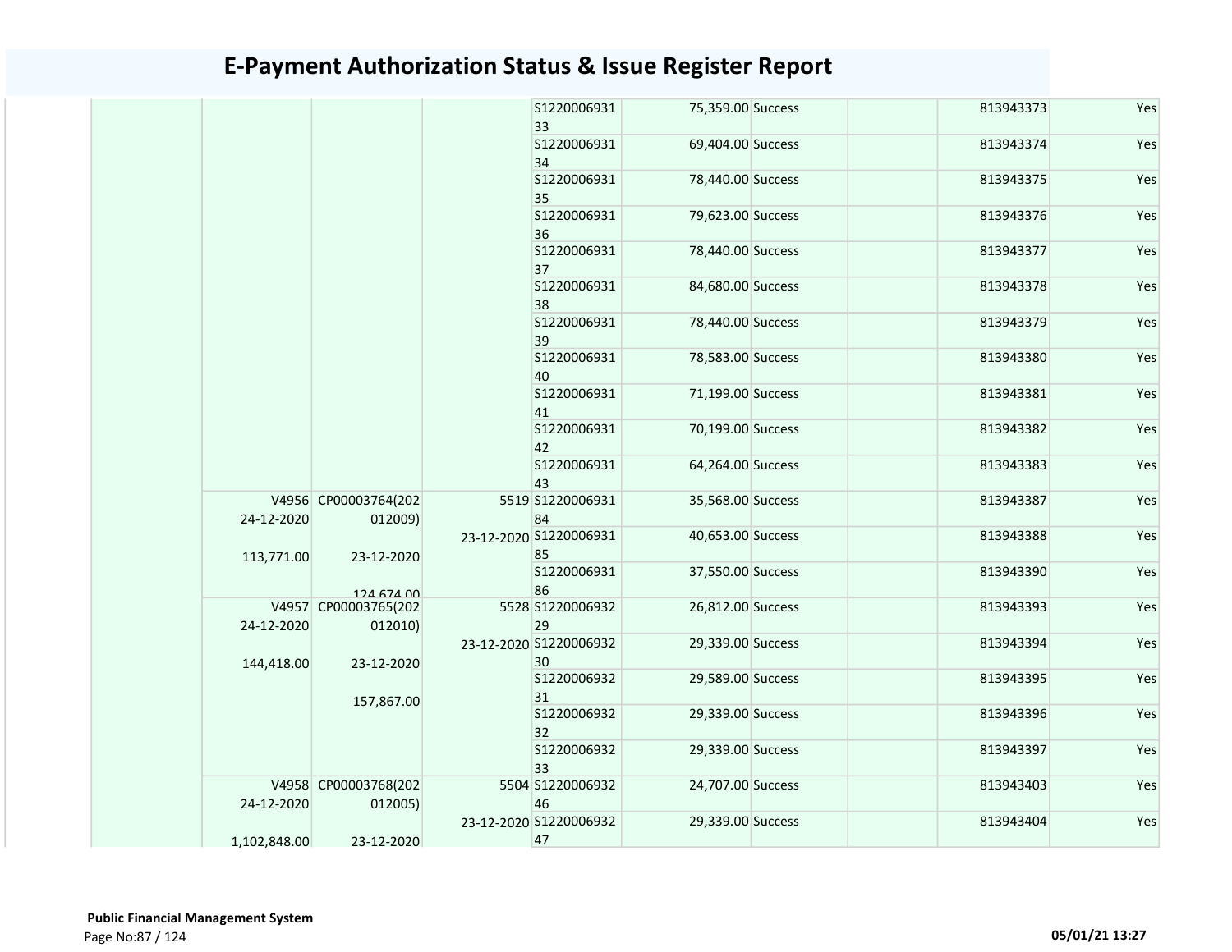# E-Payment Authorization Status & Issue Register Report

| | | | | | | | | | |
|---|---|---|---|---|---|---|---|---|---|
| | | | | S122000693133 | 75,359.00 | Success | | 813943373 | Yes |
| | | | | S122000693134 | 69,404.00 | Success | | 813943374 | Yes |
| | | | | S122000693135 | 78,440.00 | Success | | 813943375 | Yes |
| | | | | S122000693136 | 79,623.00 | Success | | 813943376 | Yes |
| | | | | S122000693137 | 78,440.00 | Success | | 813943377 | Yes |
| | | | | S122000693138 | 84,680.00 | Success | | 813943378 | Yes |
| | | | | S122000693139 | 78,440.00 | Success | | 813943379 | Yes |
| | | | | S122000693140 | 78,583.00 | Success | | 813943380 | Yes |
| | | | | S122000693141 | 71,199.00 | Success | | 813943381 | Yes |
| | | | | S122000693142 | 70,199.00 | Success | | 813943382 | Yes |
| | | | | S122000693143 | 64,264.00 | Success | | 813943383 | Yes |
| | V4956 24-12-2020 113,771.00 | CP00003764(202012009) 23-12-2020 124,674.00 | 5519 23-12-2020 | S122000693184 | 35,568.00 | Success | | 813943387 | Yes |
| | | | | S122000693185 | 40,653.00 | Success | | 813943388 | Yes |
| | | | | S122000693186 | 37,550.00 | Success | | 813943390 | Yes |
| | V4957 24-12-2020 144,418.00 | CP00003765(202012010) 23-12-2020 157,867.00 | 5528 23-12-2020 | S122000693229 | 26,812.00 | Success | | 813943393 | Yes |
| | | | | S122000693230 | 29,339.00 | Success | | 813943394 | Yes |
| | | | | S122000693231 | 29,589.00 | Success | | 813943395 | Yes |
| | | | | S122000693232 | 29,339.00 | Success | | 813943396 | Yes |
| | | | | S122000693233 | 29,339.00 | Success | | 813943397 | Yes |
| | V4958 24-12-2020 1,102,848.00 | CP00003768(202012005) 23-12-2020 | 5504 23-12-2020 | S122000693246 | 24,707.00 | Success | | 813943403 | Yes |
| | | | | S122000693247 | 29,339.00 | Success | | 813943404 | Yes |

**Public Financial Management System**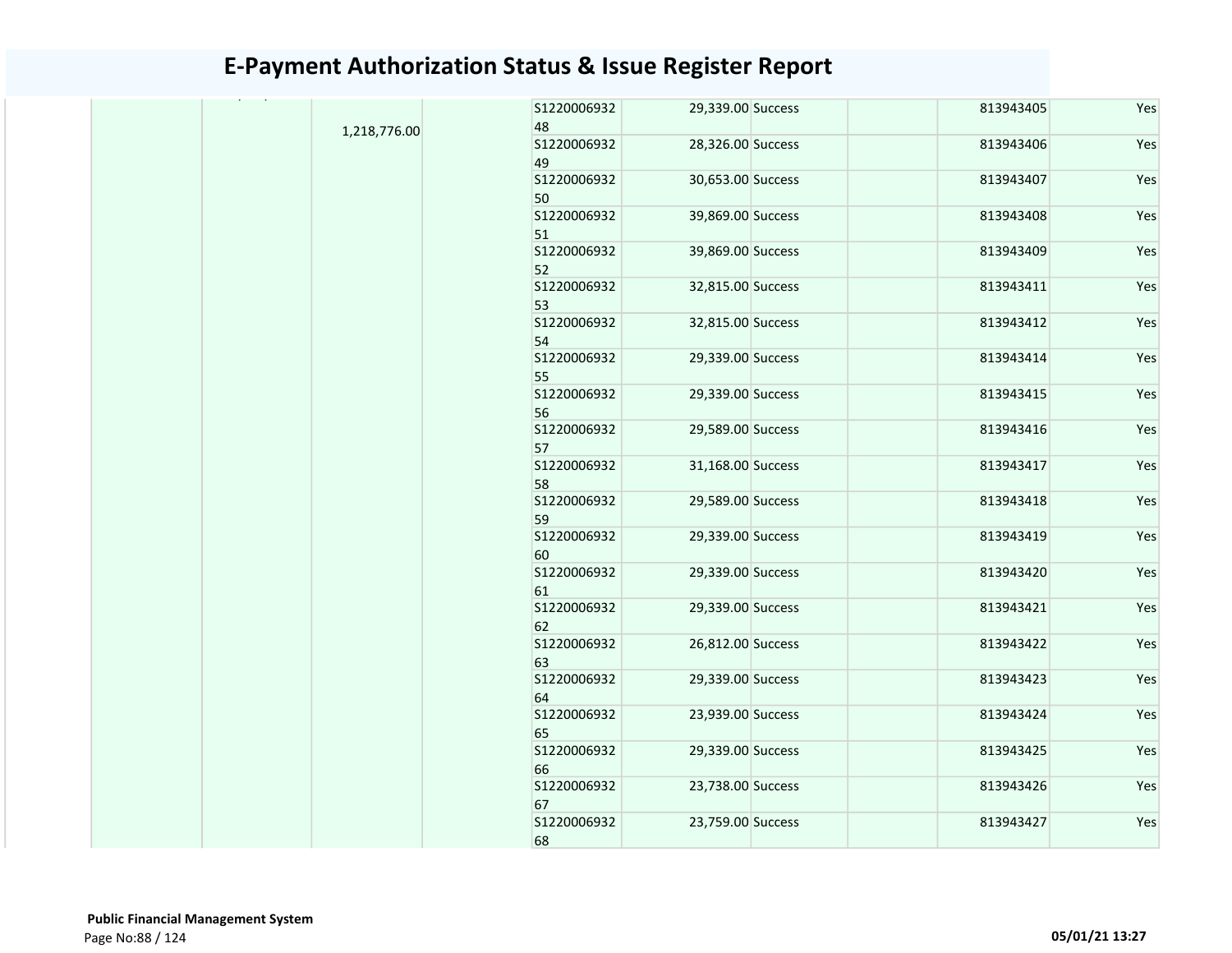# E-Payment Authorization Status & Issue Register Report

| | | | | | | | | | |
|---|---|---|---|---|---|---|---|---|---|
| | | 1,218,776.00 | | S122000693248 | 29,339.00 | Success | | 813943405 | Yes |
| | | | | S122000693249 | 28,326.00 | Success | | 813943406 | Yes |
| | | | | S122000693250 | 30,653.00 | Success | | 813943407 | Yes |
| | | | | S122000693251 | 39,869.00 | Success | | 813943408 | Yes |
| | | | | S122000693252 | 39,869.00 | Success | | 813943409 | Yes |
| | | | | S122000693253 | 32,815.00 | Success | | 813943411 | Yes |
| | | | | S122000693254 | 32,815.00 | Success | | 813943412 | Yes |
| | | | | S122000693255 | 29,339.00 | Success | | 813943414 | Yes |
| | | | | S122000693256 | 29,339.00 | Success | | 813943415 | Yes |
| | | | | S122000693257 | 29,589.00 | Success | | 813943416 | Yes |
| | | | | S122000693258 | 31,168.00 | Success | | 813943417 | Yes |
| | | | | S122000693259 | 29,589.00 | Success | | 813943418 | Yes |
| | | | | S122000693260 | 29,339.00 | Success | | 813943419 | Yes |
| | | | | S122000693261 | 29,339.00 | Success | | 813943420 | Yes |
| | | | | S122000693262 | 29,339.00 | Success | | 813943421 | Yes |
| | | | | S122000693263 | 26,812.00 | Success | | 813943422 | Yes |
| | | | | S122000693264 | 29,339.00 | Success | | 813943423 | Yes |
| | | | | S122000693265 | 23,939.00 | Success | | 813943424 | Yes |
| | | | | S122000693266 | 29,339.00 | Success | | 813943425 | Yes |
| | | | | S122000693267 | 23,738.00 | Success | | 813943426 | Yes |
| | | | | S122000693268 | 23,759.00 | Success | | 813943427 | Yes |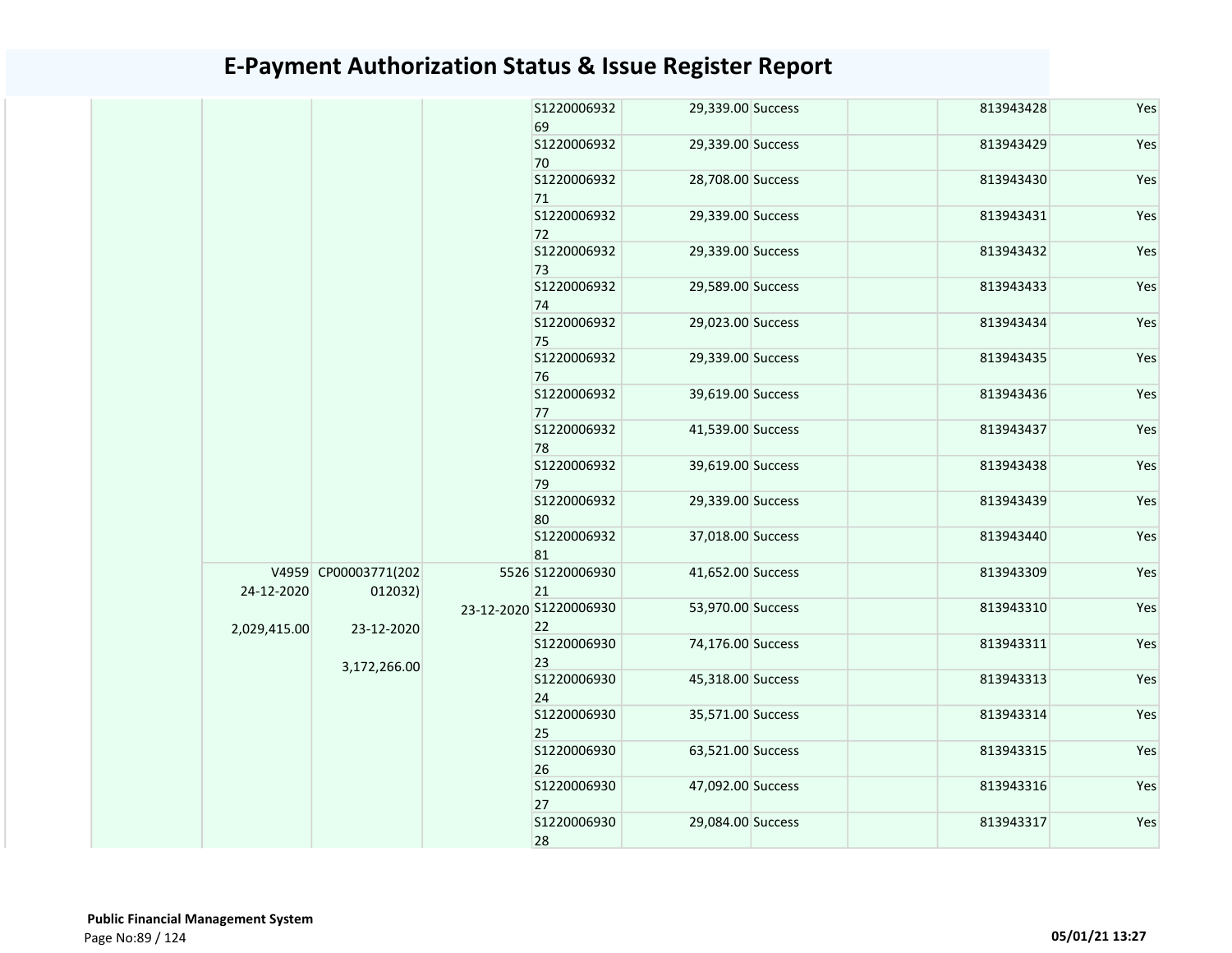# E-Payment Authorization Status & Issue Register Report

| | | | | | | | | | |
|---|---|---|---|---|---|---|---|---|---|
| | | | | S122000693269 | 29,339.00 | Success | | 813943428 | Yes |
| | | | | S122000693270 | 29,339.00 | Success | | 813943429 | Yes |
| | | | | S122000693271 | 28,708.00 | Success | | 813943430 | Yes |
| | | | | S122000693272 | 29,339.00 | Success | | 813943431 | Yes |
| | | | | S122000693273 | 29,339.00 | Success | | 813943432 | Yes |
| | | | | S122000693274 | 29,589.00 | Success | | 813943433 | Yes |
| | | | | S122000693275 | 29,023.00 | Success | | 813943434 | Yes |
| | | | | S122000693276 | 29,339.00 | Success | | 813943435 | Yes |
| | | | | S122000693277 | 39,619.00 | Success | | 813943436 | Yes |
| | | | | S122000693278 | 41,539.00 | Success | | 813943437 | Yes |
| | | | | S122000693279 | 39,619.00 | Success | | 813943438 | Yes |
| | | | | S122000693280 | 29,339.00 | Success | | 813943439 | Yes |
| | | | | S122000693281 | 37,018.00 | Success | | 813943440 | Yes |
| | V4959 24-12-2020 2,029,415.00 | CP00003771(202012032) 23-12-2020 3,172,266.00 | 5526 23-12-2020 | S122000693021 | 41,652.00 | Success | | 813943309 | Yes |
| | | | | S122000693022 | 53,970.00 | Success | | 813943310 | Yes |
| | | | | S122000693023 | 74,176.00 | Success | | 813943311 | Yes |
| | | | | S122000693024 | 45,318.00 | Success | | 813943313 | Yes |
| | | | | S122000693025 | 35,571.00 | Success | | 813943314 | Yes |
| | | | | S122000693026 | 63,521.00 | Success | | 813943315 | Yes |
| | | | | S122000693027 | 47,092.00 | Success | | 813943316 | Yes |
| | | | | S122000693028 | 29,084.00 | Success | | 813943317 | Yes |

**Public Financial Management System**

05/01/21 13:27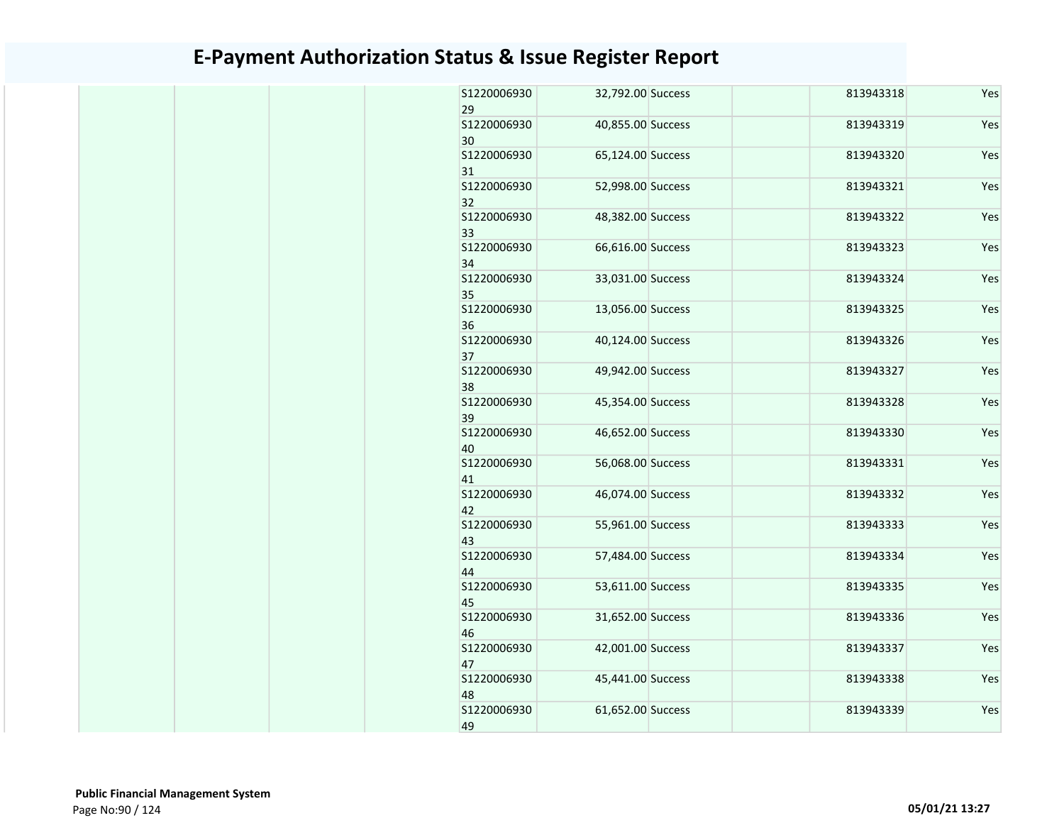# E-Payment Authorization Status & Issue Register Report

| | | | | | | | | | |
|---|---|---|---|---|---|---|---|---|---|
| | | | | S122000693029 | 32,792.00 | Success | | 813943318 | Yes |
| | | | | S122000693030 | 40,855.00 | Success | | 813943319 | Yes |
| | | | | S122000693031 | 65,124.00 | Success | | 813943320 | Yes |
| | | | | S122000693032 | 52,998.00 | Success | | 813943321 | Yes |
| | | | | S122000693033 | 48,382.00 | Success | | 813943322 | Yes |
| | | | | S122000693034 | 66,616.00 | Success | | 813943323 | Yes |
| | | | | S122000693035 | 33,031.00 | Success | | 813943324 | Yes |
| | | | | S122000693036 | 13,056.00 | Success | | 813943325 | Yes |
| | | | | S122000693037 | 40,124.00 | Success | | 813943326 | Yes |
| | | | | S122000693038 | 49,942.00 | Success | | 813943327 | Yes |
| | | | | S122000693039 | 45,354.00 | Success | | 813943328 | Yes |
| | | | | S122000693040 | 46,652.00 | Success | | 813943330 | Yes |
| | | | | S122000693041 | 56,068.00 | Success | | 813943331 | Yes |
| | | | | S122000693042 | 46,074.00 | Success | | 813943332 | Yes |
| | | | | S122000693043 | 55,961.00 | Success | | 813943333 | Yes |
| | | | | S122000693044 | 57,484.00 | Success | | 813943334 | Yes |
| | | | | S122000693045 | 53,611.00 | Success | | 813943335 | Yes |
| | | | | S122000693046 | 31,652.00 | Success | | 813943336 | Yes |
| | | | | S122000693047 | 42,001.00 | Success | | 813943337 | Yes |
| | | | | S122000693048 | 45,441.00 | Success | | 813943338 | Yes |
| | | | | S122000693049 | 61,652.00 | Success | | 813943339 | Yes |

**Public Financial Management System**

**05/01/21 13:27**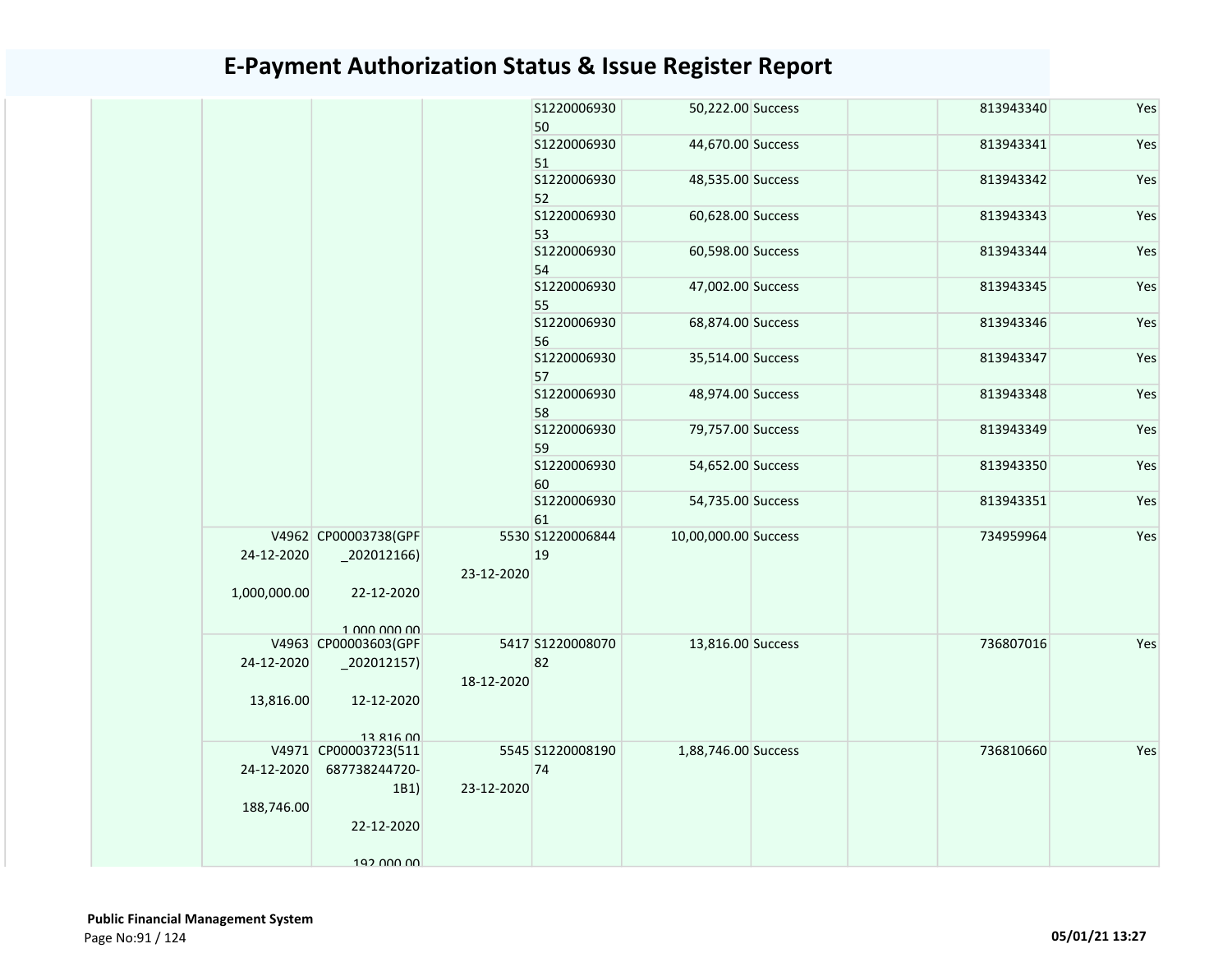# E-Payment Authorization Status & Issue Register Report

| | | | | | | | | | |
|---|---|---|---|---|---|---|---|---|---|
| | | | | S122000693050 | 50,222.00 | Success | | 813943340 | Yes |
| | | | | S122000693051 | 44,670.00 | Success | | 813943341 | Yes |
| | | | | S122000693052 | 48,535.00 | Success | | 813943342 | Yes |
| | | | | S122000693053 | 60,628.00 | Success | | 813943343 | Yes |
| | | | | S122000693054 | 60,598.00 | Success | | 813943344 | Yes |
| | | | | S122000693055 | 47,002.00 | Success | | 813943345 | Yes |
| | | | | S122000693056 | 68,874.00 | Success | | 813943346 | Yes |
| | | | | S122000693057 | 35,514.00 | Success | | 813943347 | Yes |
| | | | | S122000693058 | 48,974.00 | Success | | 813943348 | Yes |
| | | | | S122000693059 | 79,757.00 | Success | | 813943349 | Yes |
| | | | | S122000693060 | 54,652.00 | Success | | 813943350 | Yes |
| | | | | S122000693061 | 54,735.00 | Success | | 813943351 | Yes |
| | V4962 24-12-2020 1,000,000.00 | CP00003738(GPF_202012166) 22-12-2020 1,000,000.00 | 5530 23-12-2020 | S122000684419 | 10,00,000.00 | Success | | 734959964 | Yes |
| | V4963 24-12-2020 13,816.00 | CP00003603(GPF_202012157) 12-12-2020 13,816.00 | 5417 18-12-2020 | S122000807082 | 13,816.00 | Success | | 736807016 | Yes |
| | V4971 24-12-2020 188,746.00 | CP00003723(511687738244720-1B1) 22-12-2020 192,000.00 | 5545 23-12-2020 | S122000819074 | 1,88,746.00 | Success | | 736810660 | Yes |

**Public Financial Management System**

05/01/21 13:27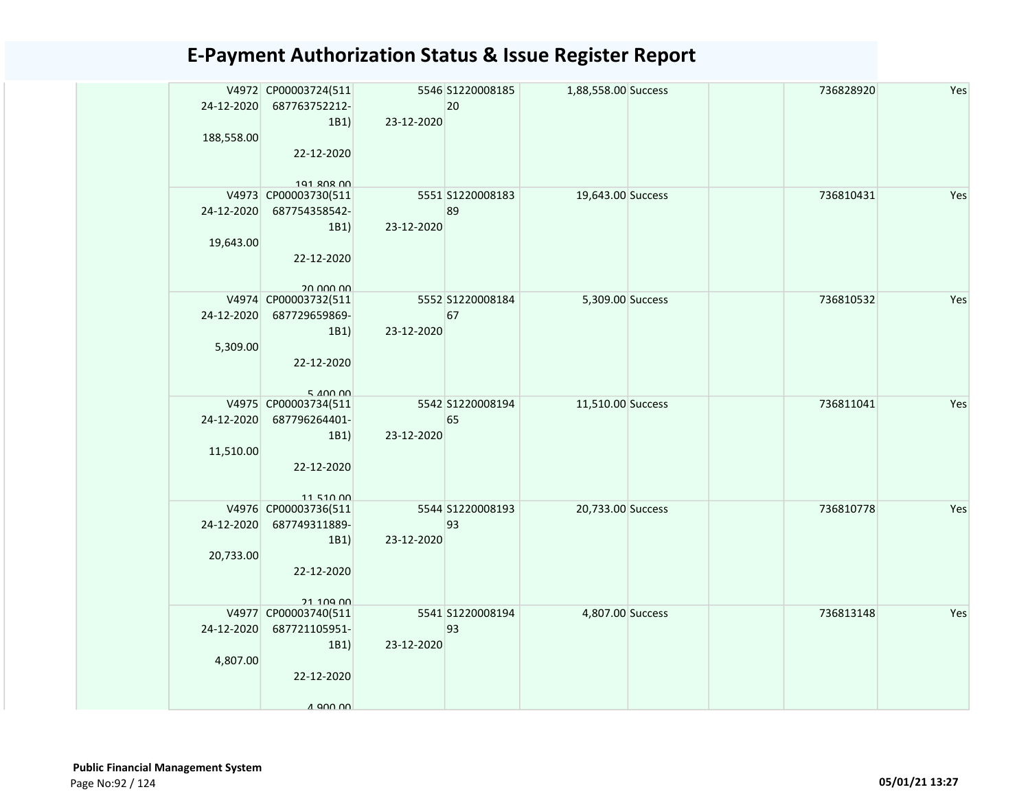# E-Payment Authorization Status & Issue Register Report

| | | | | | | | | | |
|---|---|---|---|---|---|---|---|---|---|
| | V4972 24-12-2020 188,558.00 | CP00003724(511 687763752212-1B1) 22-12-2020 191,808.00 | 5546 23-12-2020 | S1220008185 20 | 1,88,558.00 | Success | | 736828920 | Yes |
| | V4973 24-12-2020 19,643.00 | CP00003730(511 687754358542-1B1) 22-12-2020 20,000.00 | 5551 23-12-2020 | S1220008183 89 | 19,643.00 | Success | | 736810431 | Yes |
| | V4974 24-12-2020 5,309.00 | CP00003732(511 687729659869-1B1) 22-12-2020 5,400.00 | 5552 23-12-2020 | S1220008184 67 | 5,309.00 | Success | | 736810532 | Yes |
| | V4975 24-12-2020 11,510.00 | CP00003734(511 687796264401-1B1) 22-12-2020 11,510.00 | 5542 23-12-2020 | S1220008194 65 | 11,510.00 | Success | | 736811041 | Yes |
| | V4976 24-12-2020 20,733.00 | CP00003736(511 687749311889-1B1) 22-12-2020 21,109.00 | 5544 23-12-2020 | S1220008193 93 | 20,733.00 | Success | | 736810778 | Yes |
| | V4977 24-12-2020 4,807.00 | CP00003740(511 687721105951-1B1) 22-12-2020 4,900.00 | 5541 23-12-2020 | S1220008194 93 | 4,807.00 | Success | | 736813148 | Yes |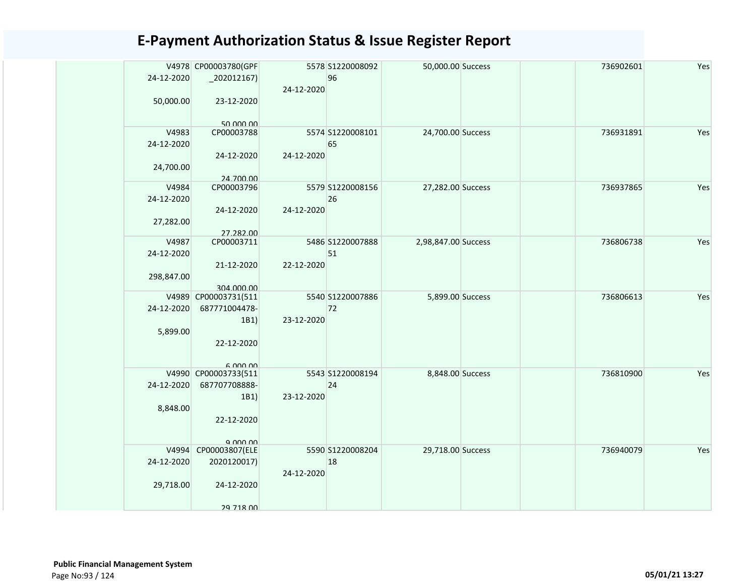# E-Payment Authorization Status & Issue Register Report

| | | | | | | | | | |
|---|---|---|---|---|---|---|---|---|---|
| | V4978 24-12-2020 50,000.00 | CP00003780(GPF _202012167) 23-12-2020 50,000.00 | 5578 24-12-2020 | S1220008092 96 | 50,000.00 | Success | | 736902601 | Yes |
| | V4983 24-12-2020 24,700.00 | CP00003788 24-12-2020 24,700.00 | 5574 24-12-2020 | S1220008101 65 | 24,700.00 | Success | | 736931891 | Yes |
| | V4984 24-12-2020 27,282.00 | CP00003796 24-12-2020 27,282.00 | 5579 24-12-2020 | S1220008156 26 | 27,282.00 | Success | | 736937865 | Yes |
| | V4987 24-12-2020 298,847.00 | CP00003711 21-12-2020 304,000.00 | 5486 22-12-2020 | S1220007888 51 | 2,98,847.00 | Success | | 736806738 | Yes |
| | V4989 24-12-2020 5,899.00 | CP00003731(511 687771004478- 1B1) 22-12-2020 6,000.00 | 5540 23-12-2020 | S1220007886 72 | 5,899.00 | Success | | 736806613 | Yes |
| | V4990 24-12-2020 8,848.00 | CP00003733(511 687707708888- 1B1) 22-12-2020 9,000.00 | 5543 23-12-2020 | S1220008194 24 | 8,848.00 | Success | | 736810900 | Yes |
| | V4994 24-12-2020 29,718.00 | CP00003807(ELE 2020120017) 24-12-2020 29,718.00 | 5590 24-12-2020 | S1220008204 18 | 29,718.00 | Success | | 736940079 | Yes |

**Public Financial Management System**

05/01/21 13:27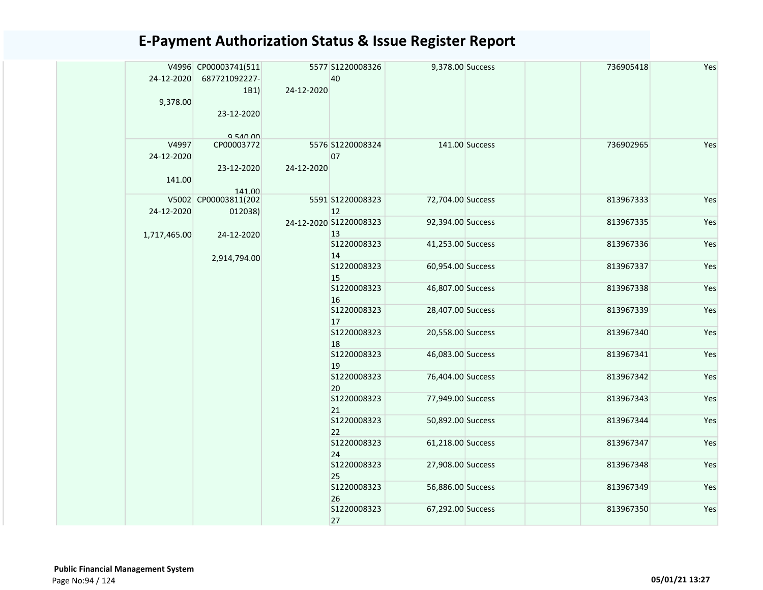# E-Payment Authorization Status & Issue Register Report

| | | | | | | | | | |
|---|---|---|---|---|---|---|---|---|---|
| | V4996 24-12-2020 9,378.00 | CP00003741(511687721092227-1B1) 23-12-2020 9,540.00 | 5577 24-12-2020 | S122000832640 | 9,378.00 | Success | | 736905418 | Yes |
| | V4997 24-12-2020 141.00 | CP00003772 23-12-2020 141.00 | 5576 24-12-2020 | S122000832407 | 141.00 | Success | | 736902965 | Yes |
| | V5002 24-12-2020 1,717,465.00 | CP00003811(202012038) 24-12-2020 2,914,794.00 | 5591 24-12-2020 | S122000832312 | 72,704.00 | Success | | 813967333 | Yes |
| | | | | S122000832313 | 92,394.00 | Success | | 813967335 | Yes |
| | | | | S122000832314 | 41,253.00 | Success | | 813967336 | Yes |
| | | | | S122000832315 | 60,954.00 | Success | | 813967337 | Yes |
| | | | | S122000832316 | 46,807.00 | Success | | 813967338 | Yes |
| | | | | S122000832317 | 28,407.00 | Success | | 813967339 | Yes |
| | | | | S122000832318 | 20,558.00 | Success | | 813967340 | Yes |
| | | | | S122000832319 | 46,083.00 | Success | | 813967341 | Yes |
| | | | | S122000832320 | 76,404.00 | Success | | 813967342 | Yes |
| | | | | S122000832321 | 77,949.00 | Success | | 813967343 | Yes |
| | | | | S122000832322 | 50,892.00 | Success | | 813967344 | Yes |
| | | | | S122000832324 | 61,218.00 | Success | | 813967347 | Yes |
| | | | | S122000832325 | 27,908.00 | Success | | 813967348 | Yes |
| | | | | S122000832326 | 56,886.00 | Success | | 813967349 | Yes |
| | | | | S122000832327 | 67,292.00 | Success | | 813967350 | Yes |

**Public Financial Management System**

05/01/21 13:27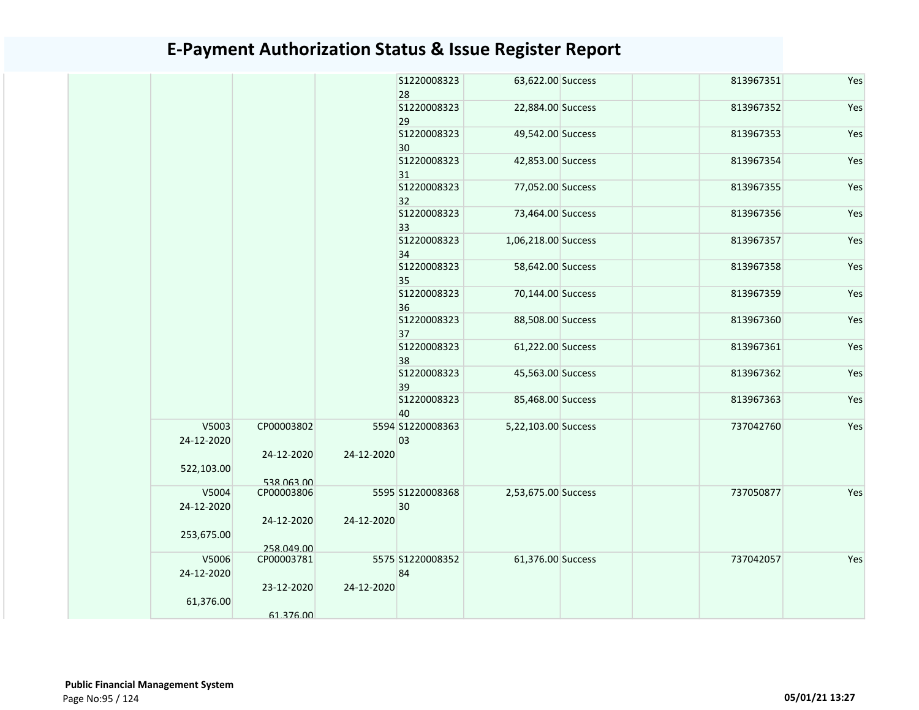# E-Payment Authorization Status & Issue Register Report

| | | | | | | | | | |
|---|---|---|---|---|---|---|---|---|---|
| | | | | S122000832328 | 63,622.00 | Success | | 813967351 | Yes |
| | | | | S122000832329 | 22,884.00 | Success | | 813967352 | Yes |
| | | | | S122000832330 | 49,542.00 | Success | | 813967353 | Yes |
| | | | | S122000832331 | 42,853.00 | Success | | 813967354 | Yes |
| | | | | S122000832332 | 77,052.00 | Success | | 813967355 | Yes |
| | | | | S122000832333 | 73,464.00 | Success | | 813967356 | Yes |
| | | | | S122000832334 | 1,06,218.00 | Success | | 813967357 | Yes |
| | | | | S122000832335 | 58,642.00 | Success | | 813967358 | Yes |
| | | | | S122000832336 | 70,144.00 | Success | | 813967359 | Yes |
| | | | | S122000832337 | 88,508.00 | Success | | 813967360 | Yes |
| | | | | S122000832338 | 61,222.00 | Success | | 813967361 | Yes |
| | | | | S122000832339 | 45,563.00 | Success | | 813967362 | Yes |
| | | | | S122000832340 | 85,468.00 | Success | | 813967363 | Yes |
| | V5003 24-12-2020 522,103.00 | CP00003802 24-12-2020 538,063.00 | 5594 24-12-2020 | S122000836303 | 5,22,103.00 | Success | | 737042760 | Yes |
| | V5004 24-12-2020 253,675.00 | CP00003806 24-12-2020 258,049.00 | 5595 24-12-2020 | S122000836830 | 2,53,675.00 | Success | | 737050877 | Yes |
| | V5006 24-12-2020 61,376.00 | CP00003781 23-12-2020 61,376.00 | 5575 24-12-2020 | S122000835284 | 61,376.00 | Success | | 737042057 | Yes |

**Public Financial Management System**

05/01/21 13:27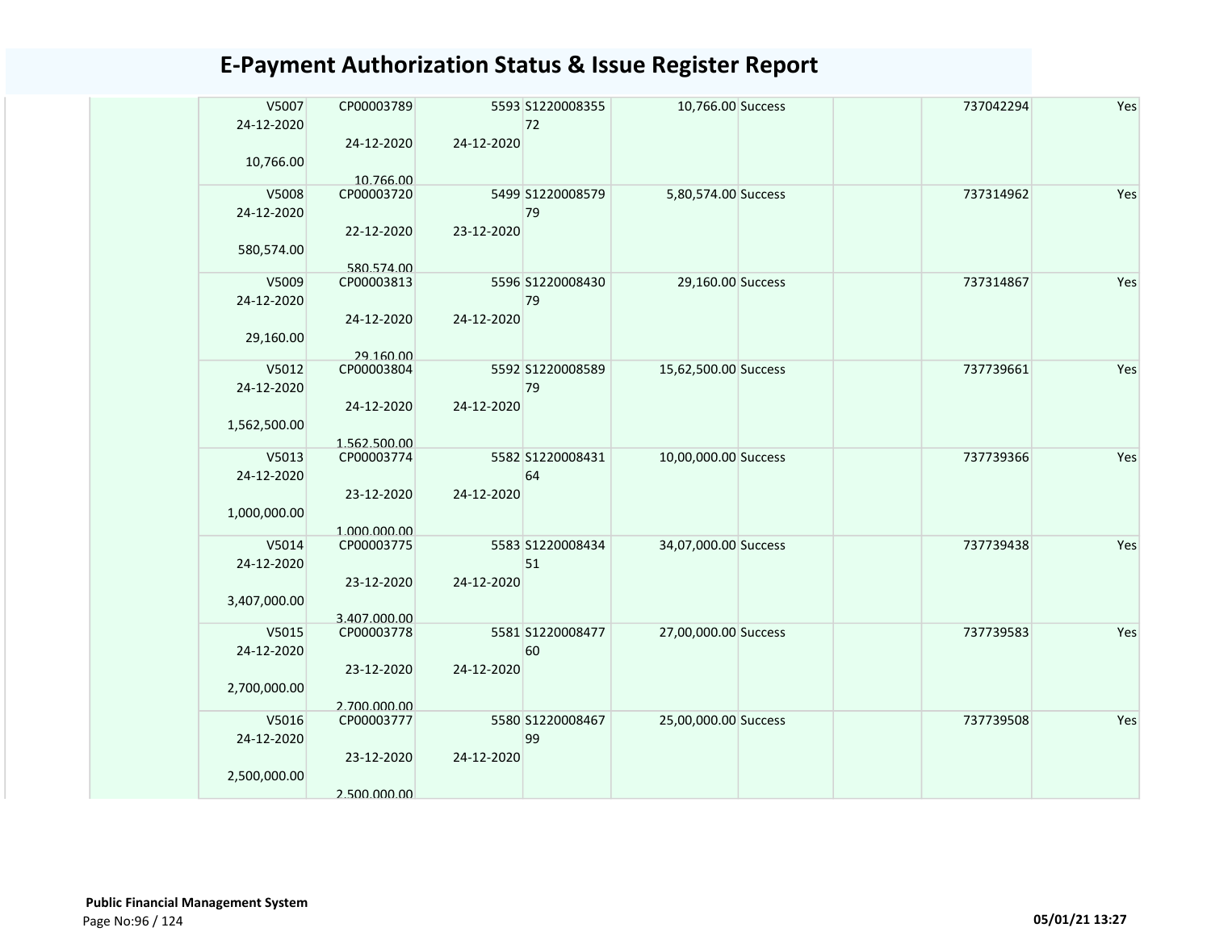# E-Payment Authorization Status & Issue Register Report

| | | | | | | | | | |
|---|---|---|---|---|---|---|---|---|---|
| | V5007 24-12-2020 10,766.00 | CP00003789 24-12-2020 10,766.00 | 5593 24-12-2020 | S122000835572 | 10,766.00 | Success | | 737042294 | Yes |
| | V5008 24-12-2020 580,574.00 | CP00003720 22-12-2020 580,574.00 | 5499 23-12-2020 | S122000857979 | 5,80,574.00 | Success | | 737314962 | Yes |
| | V5009 24-12-2020 29,160.00 | CP00003813 24-12-2020 29,160.00 | 5596 24-12-2020 | S122000843079 | 29,160.00 | Success | | 737314867 | Yes |
| | V5012 24-12-2020 1,562,500.00 | CP00003804 24-12-2020 1,562,500.00 | 5592 24-12-2020 | S122000858979 | 15,62,500.00 | Success | | 737739661 | Yes |
| | V5013 24-12-2020 1,000,000.00 | CP00003774 23-12-2020 1,000,000.00 | 5582 24-12-2020 | S122000843164 | 10,00,000.00 | Success | | 737739366 | Yes |
| | V5014 24-12-2020 3,407,000.00 | CP00003775 23-12-2020 3,407,000.00 | 5583 24-12-2020 | S122000843451 | 34,07,000.00 | Success | | 737739438 | Yes |
| | V5015 24-12-2020 2,700,000.00 | CP00003778 23-12-2020 2,700,000.00 | 5581 24-12-2020 | S122000847760 | 27,00,000.00 | Success | | 737739583 | Yes |
| | V5016 24-12-2020 2,500,000.00 | CP00003777 23-12-2020 2,500,000.00 | 5580 24-12-2020 | S122000846799 | 25,00,000.00 | Success | | 737739508 | Yes |

**Public Financial Management System**

05/01/21 13:27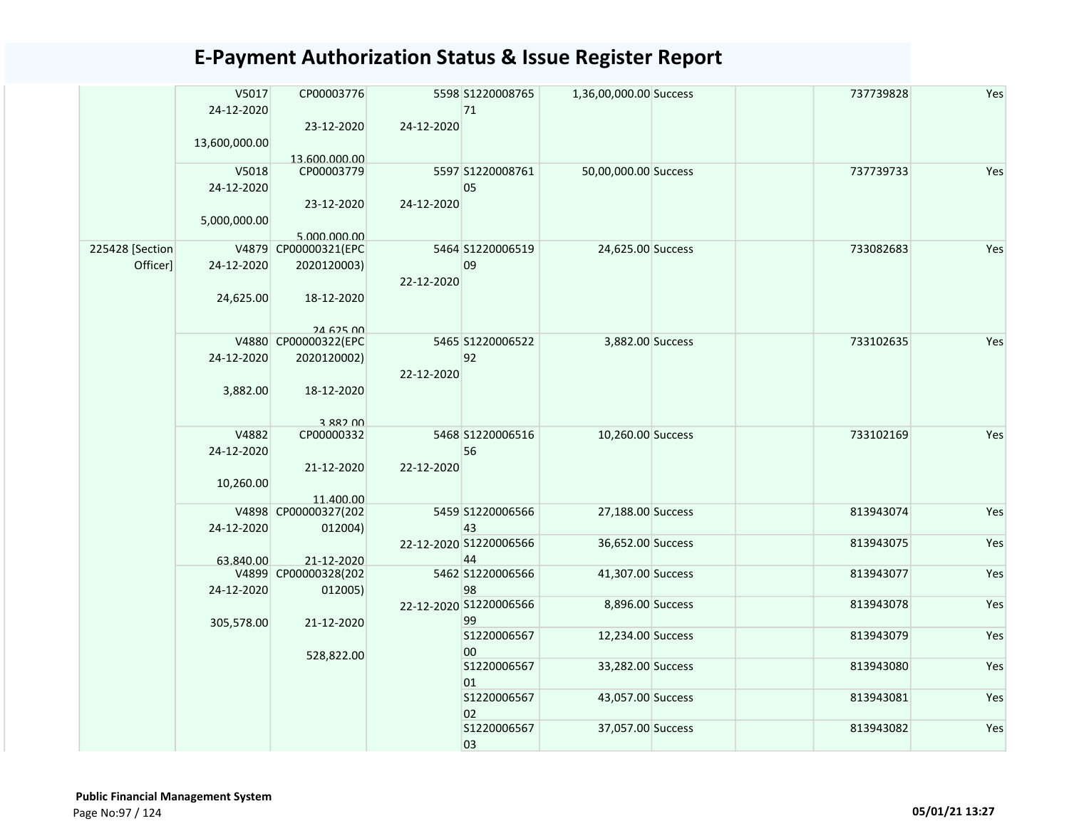# E-Payment Authorization Status & Issue Register Report

| | | | | | | | | | |
|---|---|---|---|---|---|---|---|---|---|
| | V5017<br>24-12-2020<br><br>13,600,000.00 | CP00003776<br><br>23-12-2020<br><br>13,600,000.00 | 5598<br><br>24-12-2020 | S1220008765<br>71 | 1,36,00,000.00 | Success | | 737739828 | Yes |
| | V5018<br>24-12-2020<br><br>5,000,000.00 | CP00003779<br><br>23-12-2020<br><br>5,000,000.00 | 5597<br><br>24-12-2020 | S1220008761<br>05 | 50,00,000.00 | Success | | 737739733 | Yes |
| 225428 [Section Officer] | V4879<br>24-12-2020<br><br>24,625.00 | CP00000321(EPC<br>2020120003)<br><br>18-12-2020<br><br>24,625.00 | 5464<br><br>22-12-2020 | S1220006519<br>09 | 24,625.00 | Success | | 733082683 | Yes |
| | V4880<br>24-12-2020<br><br>3,882.00 | CP00000322(EPC<br>2020120002)<br><br>18-12-2020<br><br>3,882.00 | 5465<br><br>22-12-2020 | S1220006522<br>92 | 3,882.00 | Success | | 733102635 | Yes |
| | V4882<br>24-12-2020<br><br>10,260.00 | CP00000332<br><br>21-12-2020<br><br>11,400.00 | 5468<br><br>22-12-2020 | S1220006516<br>56 | 10,260.00 | Success | | 733102169 | Yes |
| | V4898<br>24-12-2020<br><br>63,840.00 | CP00000327(202<br>012004)<br><br>21-12-2020 | 5459<br><br>22-12-2020 | S1220006566<br>43 | 27,188.00 | Success | | 813943074 | Yes |
| | | | | S1220006566<br>44 | 36,652.00 | Success | | 813943075 | Yes |
| | V4899<br>24-12-2020<br><br>305,578.00 | CP00000328(202<br>012005)<br><br>21-12-2020<br><br>528,822.00 | 5462<br><br>22-12-2020 | S1220006566<br>98 | 41,307.00 | Success | | 813943077 | Yes |
| | | | | S1220006566<br>99 | 8,896.00 | Success | | 813943078 | Yes |
| | | | | S1220006567<br>00 | 12,234.00 | Success | | 813943079 | Yes |
| | | | | S1220006567<br>01 | 33,282.00 | Success | | 813943080 | Yes |
| | | | | S1220006567<br>02 | 43,057.00 | Success | | 813943081 | Yes |
| | | | | S1220006567<br>03 | 37,057.00 | Success | | 813943082 | Yes |

**Public Financial Management System**

05/01/21 13:27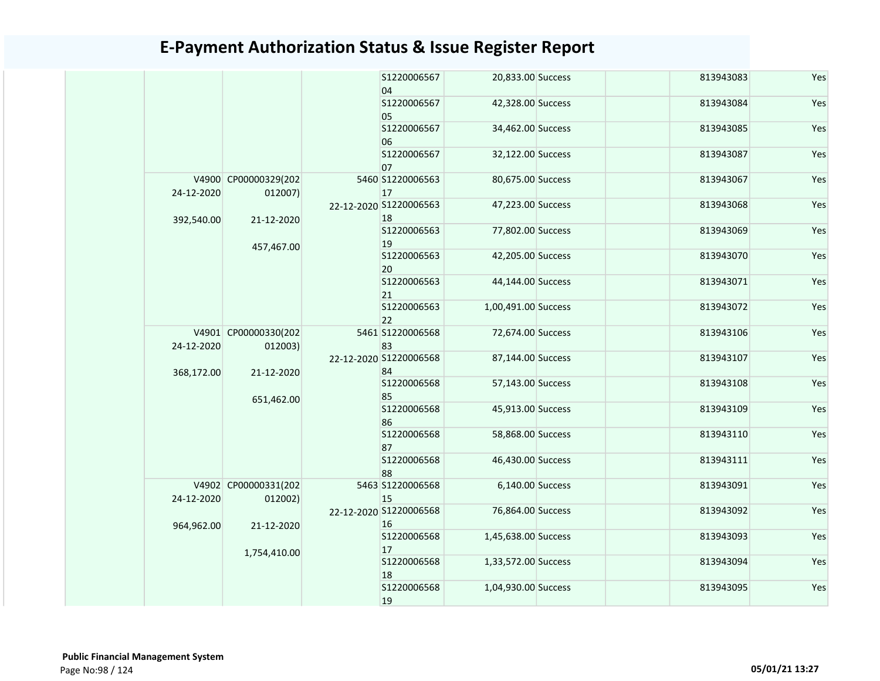# E-Payment Authorization Status & Issue Register Report

| | | | | | | | | | |
|---|---|---|---|---|---|---|---|---|---|
| | | | | S122000656704 | 20,833.00 | Success | | 813943083 | Yes |
| | | | | S122000656705 | 42,328.00 | Success | | 813943084 | Yes |
| | | | | S122000656706 | 34,462.00 | Success | | 813943085 | Yes |
| | | | | S122000656707 | 32,122.00 | Success | | 813943087 | Yes |
| | V4900 24-12-2020 392,540.00 | CP00000329(202012007) 21-12-2020 457,467.00 | 5460 22-12-2020 | S122000656317 | 80,675.00 | Success | | 813943067 | Yes |
| | | | | S122000656318 | 47,223.00 | Success | | 813943068 | Yes |
| | | | | S122000656319 | 77,802.00 | Success | | 813943069 | Yes |
| | | | | S122000656320 | 42,205.00 | Success | | 813943070 | Yes |
| | | | | S122000656321 | 44,144.00 | Success | | 813943071 | Yes |
| | | | | S122000656322 | 1,00,491.00 | Success | | 813943072 | Yes |
| | V4901 24-12-2020 368,172.00 | CP00000330(202012003) 21-12-2020 651,462.00 | 5461 22-12-2020 | S122000656883 | 72,674.00 | Success | | 813943106 | Yes |
| | | | | S122000656884 | 87,144.00 | Success | | 813943107 | Yes |
| | | | | S122000656885 | 57,143.00 | Success | | 813943108 | Yes |
| | | | | S122000656886 | 45,913.00 | Success | | 813943109 | Yes |
| | | | | S122000656887 | 58,868.00 | Success | | 813943110 | Yes |
| | | | | S122000656888 | 46,430.00 | Success | | 813943111 | Yes |
| | V4902 24-12-2020 964,962.00 | CP00000331(202012002) 21-12-2020 1,754,410.00 | 5463 22-12-2020 | S122000656815 | 6,140.00 | Success | | 813943091 | Yes |
| | | | | S122000656816 | 76,864.00 | Success | | 813943092 | Yes |
| | | | | S122000656817 | 1,45,638.00 | Success | | 813943093 | Yes |
| | | | | S122000656818 | 1,33,572.00 | Success | | 813943094 | Yes |
| | | | | S122000656819 | 1,04,930.00 | Success | | 813943095 | Yes |

**Public Financial Management System**

05/01/21 13:27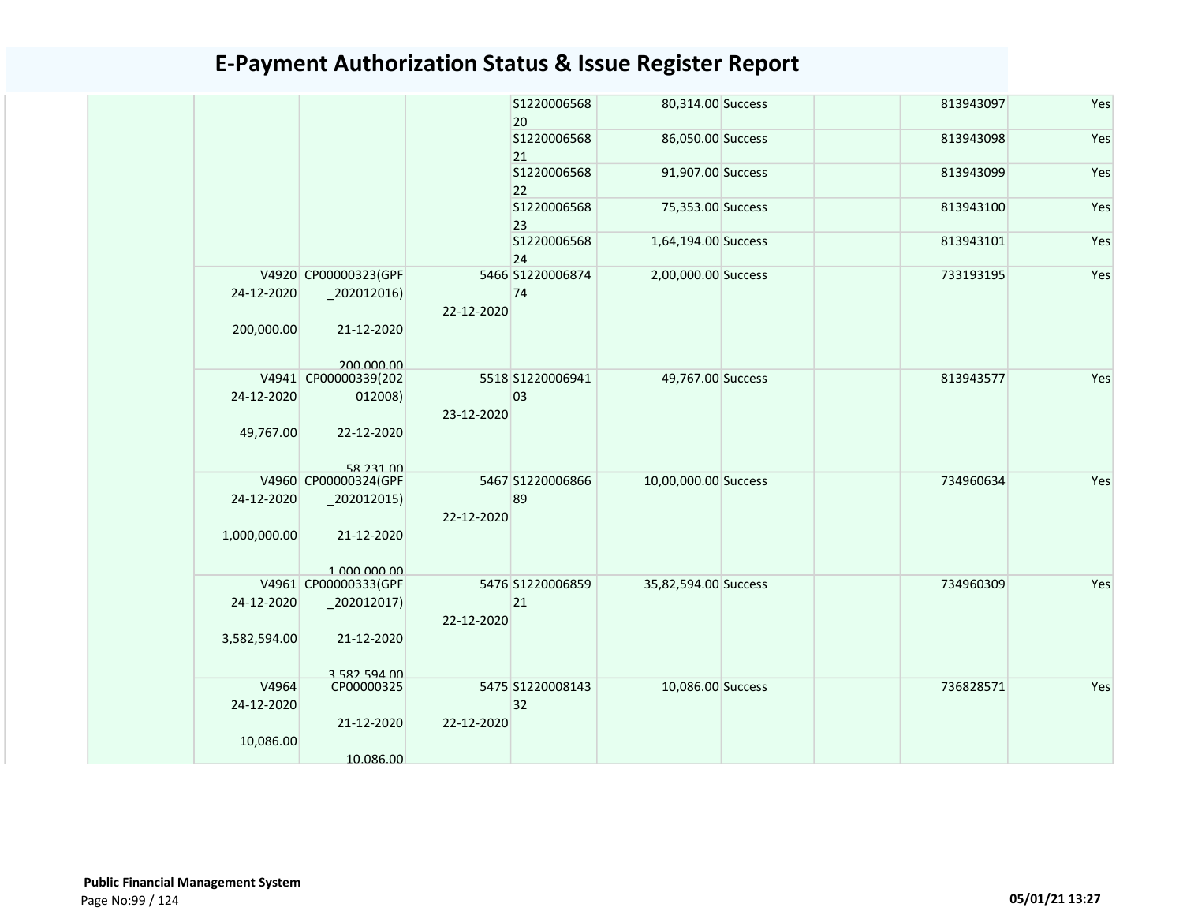# E-Payment Authorization Status & Issue Register Report

| | | | | | | | | | |
|---|---|---|---|---|---|---|---|---|---|
| | | | | S122000656820 | 80,314.00 | Success | | 813943097 | Yes |
| | | | | S122000656821 | 86,050.00 | Success | | 813943098 | Yes |
| | | | | S122000656822 | 91,907.00 | Success | | 813943099 | Yes |
| | | | | S122000656823 | 75,353.00 | Success | | 813943100 | Yes |
| | | | | S122000656824 | 1,64,194.00 | Success | | 813943101 | Yes |
| | V4920 24-12-2020 200,000.00 | CP00000323(GPF_202012016) 21-12-2020 200,000.00 | 5466 22-12-2020 | S122000687474 | 2,00,000.00 | Success | | 733193195 | Yes |
| | V4941 24-12-2020 49,767.00 | CP00000339(202012008) 22-12-2020 58,231.00 | 5518 23-12-2020 | S122000694103 | 49,767.00 | Success | | 813943577 | Yes |
| | V4960 24-12-2020 1,000,000.00 | CP00000324(GPF_202012015) 21-12-2020 1,000,000.00 | 5467 22-12-2020 | S122000686689 | 10,00,000.00 | Success | | 734960634 | Yes |
| | V4961 24-12-2020 3,582,594.00 | CP00000333(GPF_202012017) 21-12-2020 3,582,594.00 | 5476 22-12-2020 | S122000685921 | 35,82,594.00 | Success | | 734960309 | Yes |
| | V4964 24-12-2020 10,086.00 | CP00000325 21-12-2020 10,086.00 | 5475 22-12-2020 | S122000814332 | 10,086.00 | Success | | 736828571 | Yes |

**Public Financial Management System**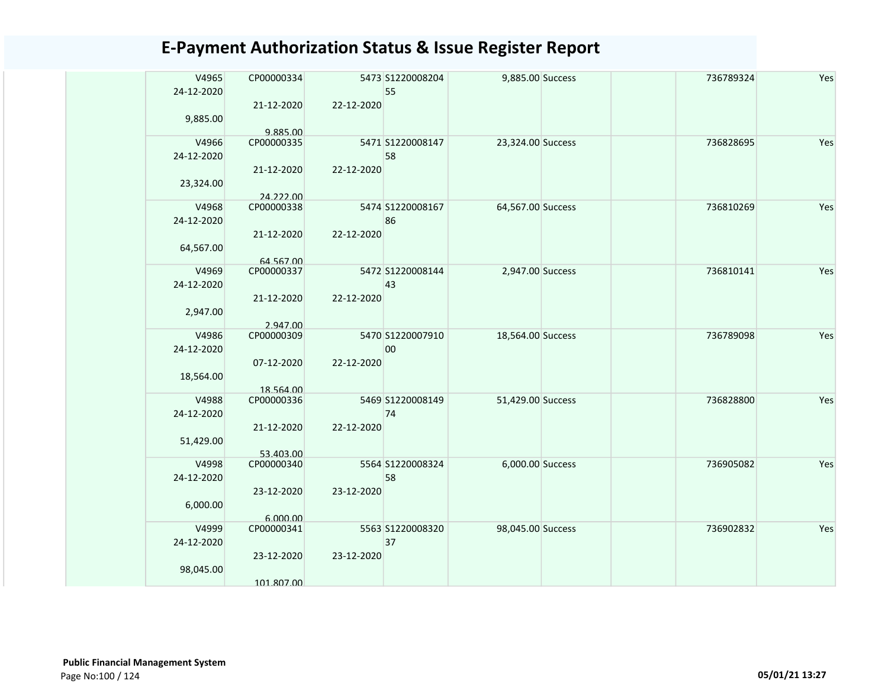# E-Payment Authorization Status & Issue Register Report

| | | | | | | | | | |
|---|---|---|---|---|---|---|---|---|---|
| | V4965 24-12-2020 9,885.00 | CP00000334 21-12-2020 9,885.00 | 5473 22-12-2020 | S122000820455 | 9,885.00 | Success | | 736789324 | Yes |
| | V4966 24-12-2020 23,324.00 | CP00000335 21-12-2020 24,222.00 | 5471 22-12-2020 | S122000814758 | 23,324.00 | Success | | 736828695 | Yes |
| | V4968 24-12-2020 64,567.00 | CP00000338 21-12-2020 64,567.00 | 5474 22-12-2020 | S122000816786 | 64,567.00 | Success | | 736810269 | Yes |
| | V4969 24-12-2020 2,947.00 | CP00000337 21-12-2020 2,947.00 | 5472 22-12-2020 | S122000814443 | 2,947.00 | Success | | 736810141 | Yes |
| | V4986 24-12-2020 18,564.00 | CP00000309 07-12-2020 18,564.00 | 5470 22-12-2020 | S122000791000 | 18,564.00 | Success | | 736789098 | Yes |
| | V4988 24-12-2020 51,429.00 | CP00000336 21-12-2020 53,403.00 | 5469 22-12-2020 | S122000814974 | 51,429.00 | Success | | 736828800 | Yes |
| | V4998 24-12-2020 6,000.00 | CP00000340 23-12-2020 6,000.00 | 5564 23-12-2020 | S122000832458 | 6,000.00 | Success | | 736905082 | Yes |
| | V4999 24-12-2020 98,045.00 | CP00000341 23-12-2020 101,807.00 | 5563 23-12-2020 | S122000832037 | 98,045.00 | Success | | 736902832 | Yes |

**Public Financial Management System**

05/01/21 13:27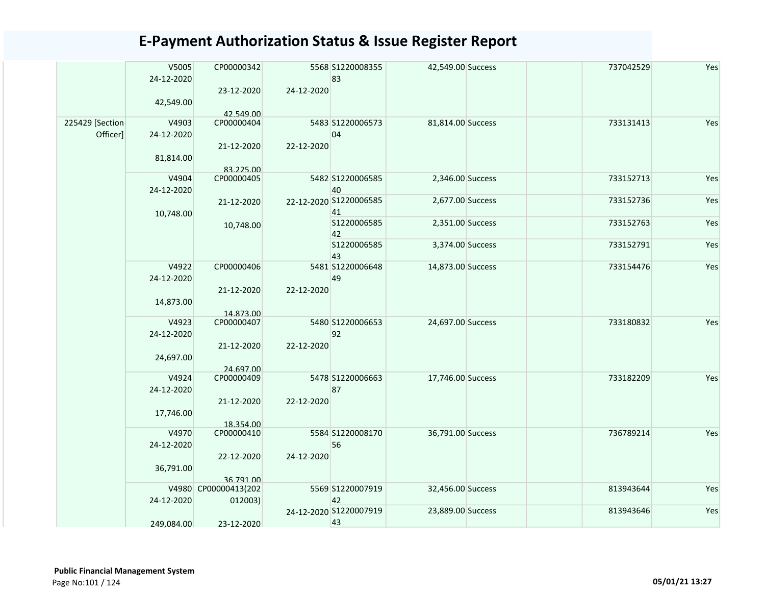# E-Payment Authorization Status & Issue Register Report

| | | | | | | | | | |
|---|---|---|---|---|---|---|---|---|---|
| | V5005 24-12-2020 42,549.00 | CP00000342 23-12-2020 42,549.00 | 5568 24-12-2020 | S122000835583 | 42,549.00 | Success | | 737042529 | Yes |
| 225429 [Section Officer] | V4903 24-12-2020 81,814.00 | CP00000404 21-12-2020 83,225.00 | 5483 22-12-2020 | S122000657304 | 81,814.00 | Success | | 733131413 | Yes |
| | V4904 24-12-2020 10,748.00 | CP00000405 21-12-2020 10,748.00 | 5482 22-12-2020 | S122000658540 | 2,346.00 | Success | | 733152713 | Yes |
| | | | | S122000658541 | 2,677.00 | Success | | 733152736 | Yes |
| | | | | S122000658542 | 2,351.00 | Success | | 733152763 | Yes |
| | | | | S122000658543 | 3,374.00 | Success | | 733152791 | Yes |
| | V4922 24-12-2020 14,873.00 | CP00000406 21-12-2020 14,873.00 | 5481 22-12-2020 | S122000664849 | 14,873.00 | Success | | 733154476 | Yes |
| | V4923 24-12-2020 24,697.00 | CP00000407 21-12-2020 24,697.00 | 5480 22-12-2020 | S122000665392 | 24,697.00 | Success | | 733180832 | Yes |
| | V4924 24-12-2020 17,746.00 | CP00000409 21-12-2020 18,354.00 | 5478 22-12-2020 | S122000666387 | 17,746.00 | Success | | 733182209 | Yes |
| | V4970 24-12-2020 36,791.00 | CP00000410 22-12-2020 36,791.00 | 5584 24-12-2020 | S122000817056 | 36,791.00 | Success | | 736789214 | Yes |
| | V4980 24-12-2020 249,084.00 | CP00000413(202012003) 23-12-2020 | 5569 24-12-2020 | S122000791942 | 32,456.00 | Success | | 813943644 | Yes |
| | | | | S122000791943 | 23,889.00 | Success | | 813943646 | Yes |

**Public Financial Management System**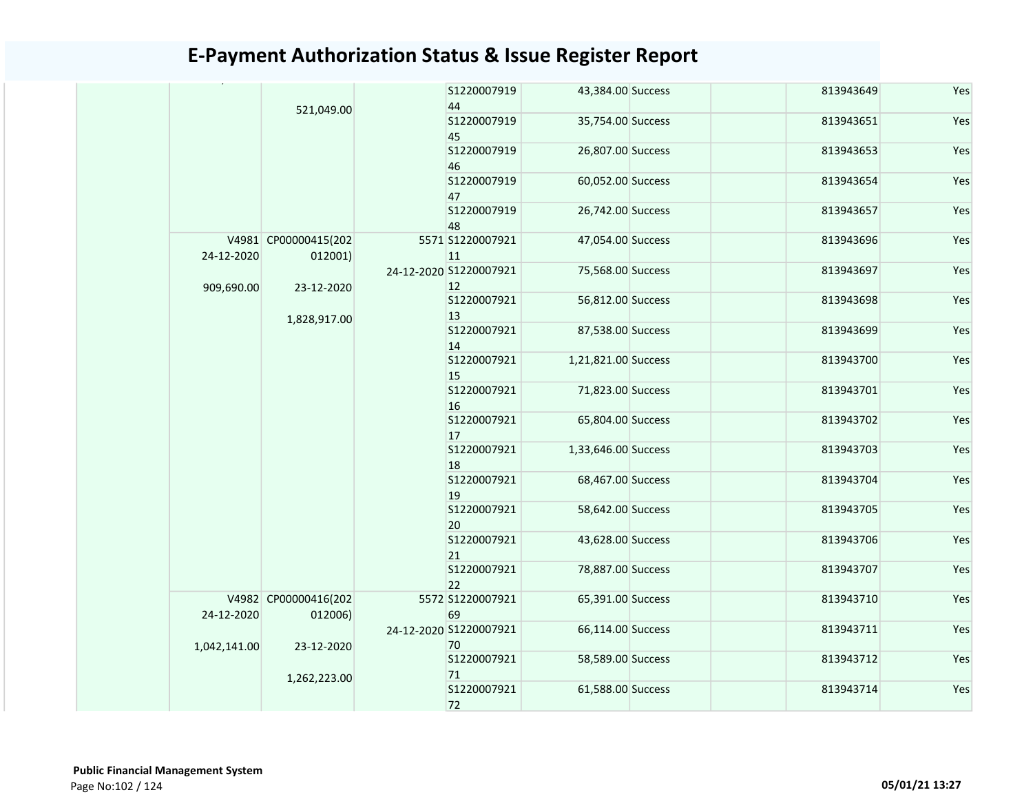# E-Payment Authorization Status & Issue Register Report

| | | | | | | | | | |
|---|---|---|---|---|---|---|---|---|---|
| | | 521,049.00 | | S122000791944 | 43,384.00 | Success | | 813943649 | Yes |
| | | | | S122000791945 | 35,754.00 | Success | | 813943651 | Yes |
| | | | | S122000791946 | 26,807.00 | Success | | 813943653 | Yes |
| | | | | S122000791947 | 60,052.00 | Success | | 813943654 | Yes |
| | | | | S122000791948 | 26,742.00 | Success | | 813943657 | Yes |
| | V4981 24-12-2020 909,690.00 | CP00000415(202012001) 23-12-2020 1,828,917.00 | 5571 24-12-2020 | S122000792111 | 47,054.00 | Success | | 813943696 | Yes |
| | | | | S122000792112 | 75,568.00 | Success | | 813943697 | Yes |
| | | | | S122000792113 | 56,812.00 | Success | | 813943698 | Yes |
| | | | | S122000792114 | 87,538.00 | Success | | 813943699 | Yes |
| | | | | S122000792115 | 1,21,821.00 | Success | | 813943700 | Yes |
| | | | | S122000792116 | 71,823.00 | Success | | 813943701 | Yes |
| | | | | S122000792117 | 65,804.00 | Success | | 813943702 | Yes |
| | | | | S122000792118 | 1,33,646.00 | Success | | 813943703 | Yes |
| | | | | S122000792119 | 68,467.00 | Success | | 813943704 | Yes |
| | | | | S122000792120 | 58,642.00 | Success | | 813943705 | Yes |
| | | | | S122000792121 | 43,628.00 | Success | | 813943706 | Yes |
| | | | | S122000792122 | 78,887.00 | Success | | 813943707 | Yes |
| | V4982 24-12-2020 1,042,141.00 | CP00000416(202012006) 23-12-2020 1,262,223.00 | 5572 24-12-2020 | S122000792169 | 65,391.00 | Success | | 813943710 | Yes |
| | | | | S122000792170 | 66,114.00 | Success | | 813943711 | Yes |
| | | | | S122000792171 | 58,589.00 | Success | | 813943712 | Yes |
| | | | | S122000792172 | 61,588.00 | Success | | 813943714 | Yes |

**Public Financial Management System**

05/01/21 13:27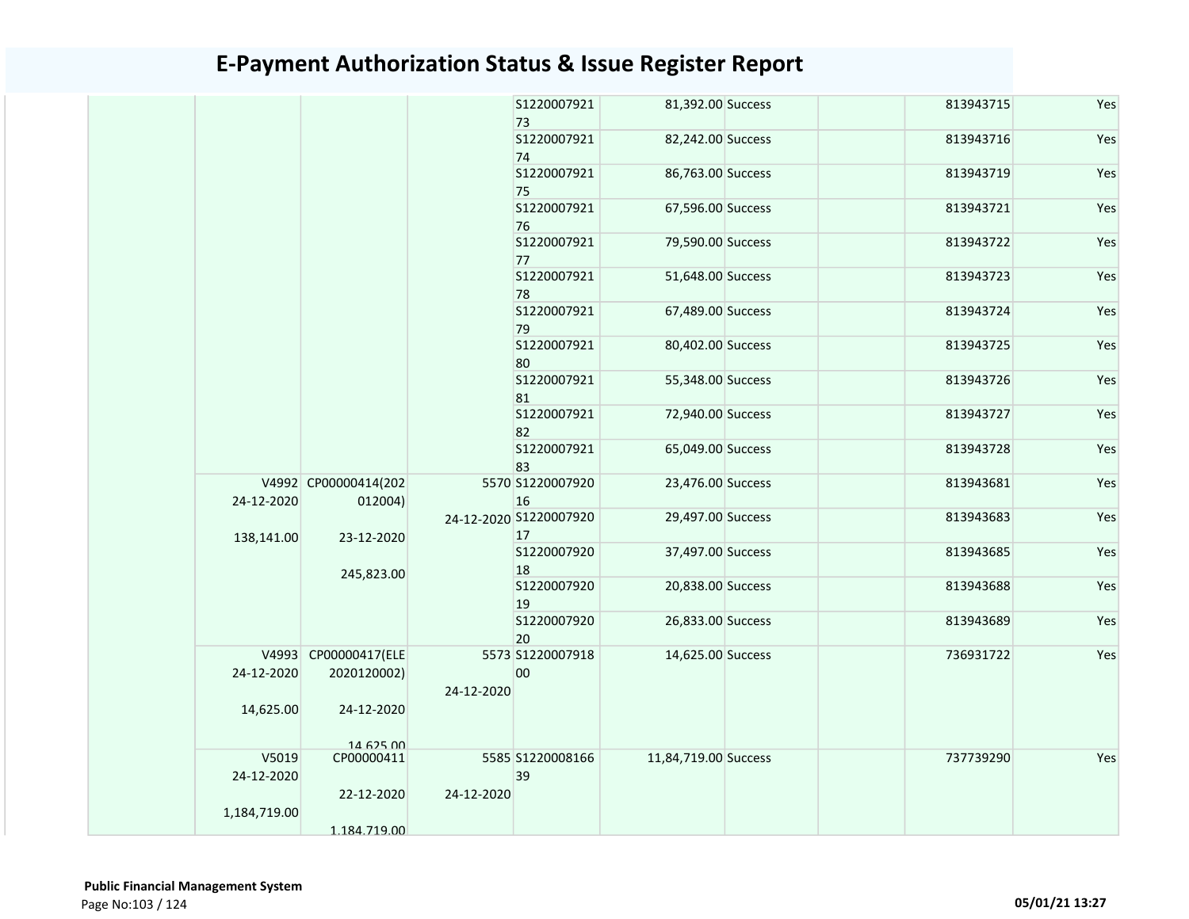# E-Payment Authorization Status & Issue Register Report

| | | | | | | | | | |
|---|---|---|---|---|---|---|---|---|---|
| | | | | S122000792173 | 81,392.00 | Success | | 813943715 | Yes |
| | | | | S122000792174 | 82,242.00 | Success | | 813943716 | Yes |
| | | | | S122000792175 | 86,763.00 | Success | | 813943719 | Yes |
| | | | | S122000792176 | 67,596.00 | Success | | 813943721 | Yes |
| | | | | S122000792177 | 79,590.00 | Success | | 813943722 | Yes |
| | | | | S122000792178 | 51,648.00 | Success | | 813943723 | Yes |
| | | | | S122000792179 | 67,489.00 | Success | | 813943724 | Yes |
| | | | | S122000792180 | 80,402.00 | Success | | 813943725 | Yes |
| | | | | S122000792181 | 55,348.00 | Success | | 813943726 | Yes |
| | | | | S122000792182 | 72,940.00 | Success | | 813943727 | Yes |
| | | | | S122000792183 | 65,049.00 | Success | | 813943728 | Yes |
| | V4992 24-12-2020 138,141.00 | CP00000414(202012004) 23-12-2020 245,823.00 | 5570 24-12-2020 | S122000792016 | 23,476.00 | Success | | 813943681 | Yes |
| | | | | S122000792017 | 29,497.00 | Success | | 813943683 | Yes |
| | | | | S122000792018 | 37,497.00 | Success | | 813943685 | Yes |
| | | | | S122000792019 | 20,838.00 | Success | | 813943688 | Yes |
| | | | | S122000792020 | 26,833.00 | Success | | 813943689 | Yes |
| | V4993 24-12-2020 14,625.00 | CP00000417(ELE2020120002) 24-12-2020 14,625.00 | 5573 24-12-2020 | S122000791800 | 14,625.00 | Success | | 736931722 | Yes |
| | V5019 24-12-2020 1,184,719.00 | CP00000411 22-12-2020 1,184,719.00 | 5585 24-12-2020 | S122000816639 | 11,84,719.00 | Success | | 737739290 | Yes |

**Public Financial Management System**

05/01/21 13:27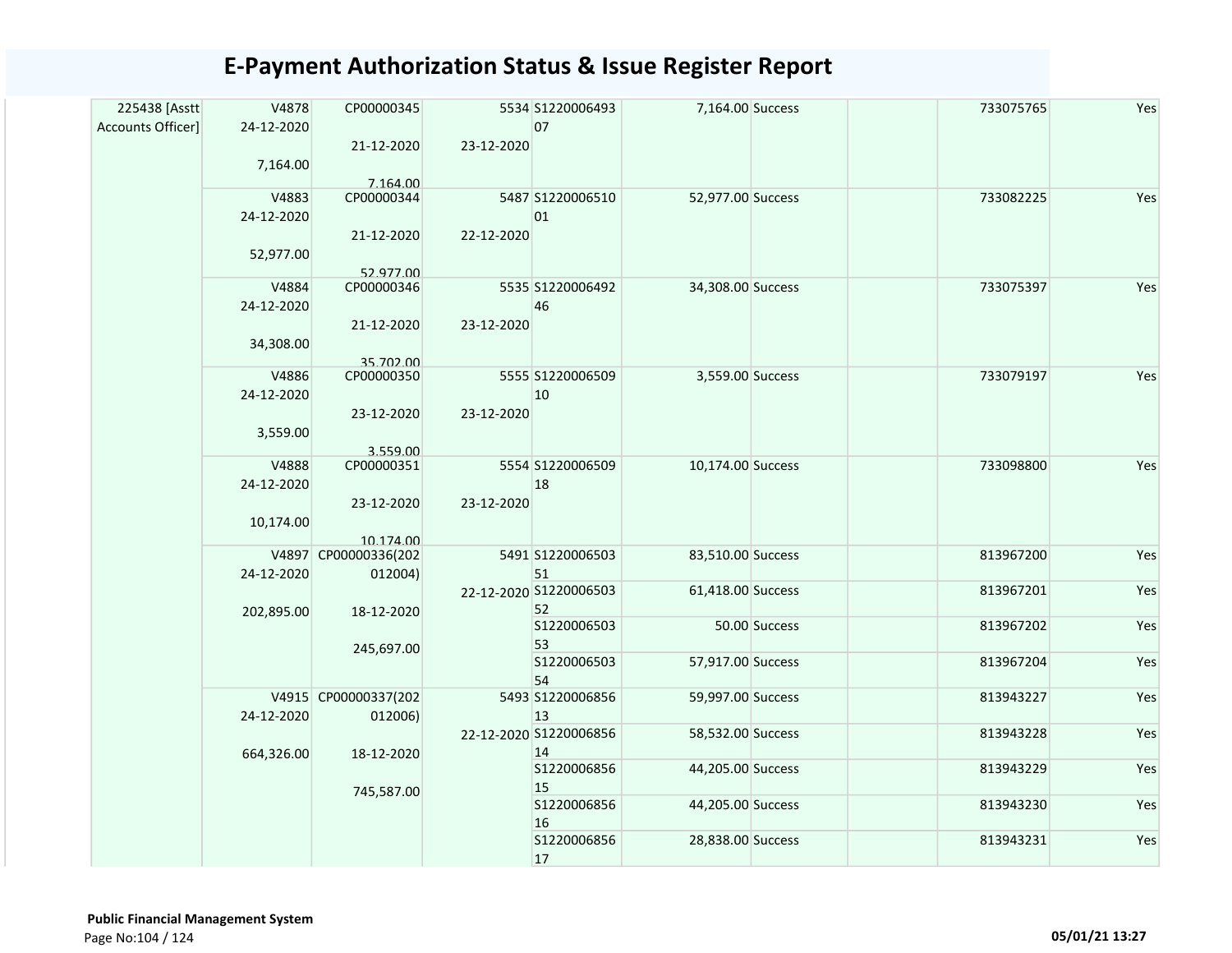# E-Payment Authorization Status & Issue Register Report

| | | | | | | | | | |
|---|---|---|---|---|---|---|---|---|---|
| 225438 [Asstt Accounts Officer] | V4878 24-12-2020 7,164.00 | CP00000345 21-12-2020 7,164.00 | 5534 23-12-2020 | S122000649307 | 7,164.00 | Success | | 733075765 | Yes |
| | V4883 24-12-2020 52,977.00 | CP00000344 21-12-2020 52,977.00 | 5487 22-12-2020 | S122000651001 | 52,977.00 | Success | | 733082225 | Yes |
| | V4884 24-12-2020 34,308.00 | CP00000346 21-12-2020 35,702.00 | 5535 23-12-2020 | S122000649246 | 34,308.00 | Success | | 733075397 | Yes |
| | V4886 24-12-2020 3,559.00 | CP00000350 23-12-2020 3,559.00 | 5555 23-12-2020 | S122000650910 | 3,559.00 | Success | | 733079197 | Yes |
| | V4888 24-12-2020 10,174.00 | CP00000351 23-12-2020 10,174.00 | 5554 23-12-2020 | S122000650918 | 10,174.00 | Success | | 733098800 | Yes |
| | V4897 24-12-2020 202,895.00 | CP00000336(202012004) 18-12-2020 245,697.00 | 5491 22-12-2020 | S122000650351 | 83,510.00 | Success | | 813967200 | Yes |
| | | | | S122000650352 | 61,418.00 | Success | | 813967201 | Yes |
| | | | | S122000650353 | 50.00 | Success | | 813967202 | Yes |
| | | | | S122000650354 | 57,917.00 | Success | | 813967204 | Yes |
| | V4915 24-12-2020 664,326.00 | CP00000337(202012006) 18-12-2020 745,587.00 | 5493 22-12-2020 | S122000685613 | 59,997.00 | Success | | 813943227 | Yes |
| | | | | S122000685614 | 58,532.00 | Success | | 813943228 | Yes |
| | | | | S122000685615 | 44,205.00 | Success | | 813943229 | Yes |
| | | | | S122000685616 | 44,205.00 | Success | | 813943230 | Yes |
| | | | | S122000685617 | 28,838.00 | Success | | 813943231 | Yes |

**Public Financial Management System**

05/01/21 13:27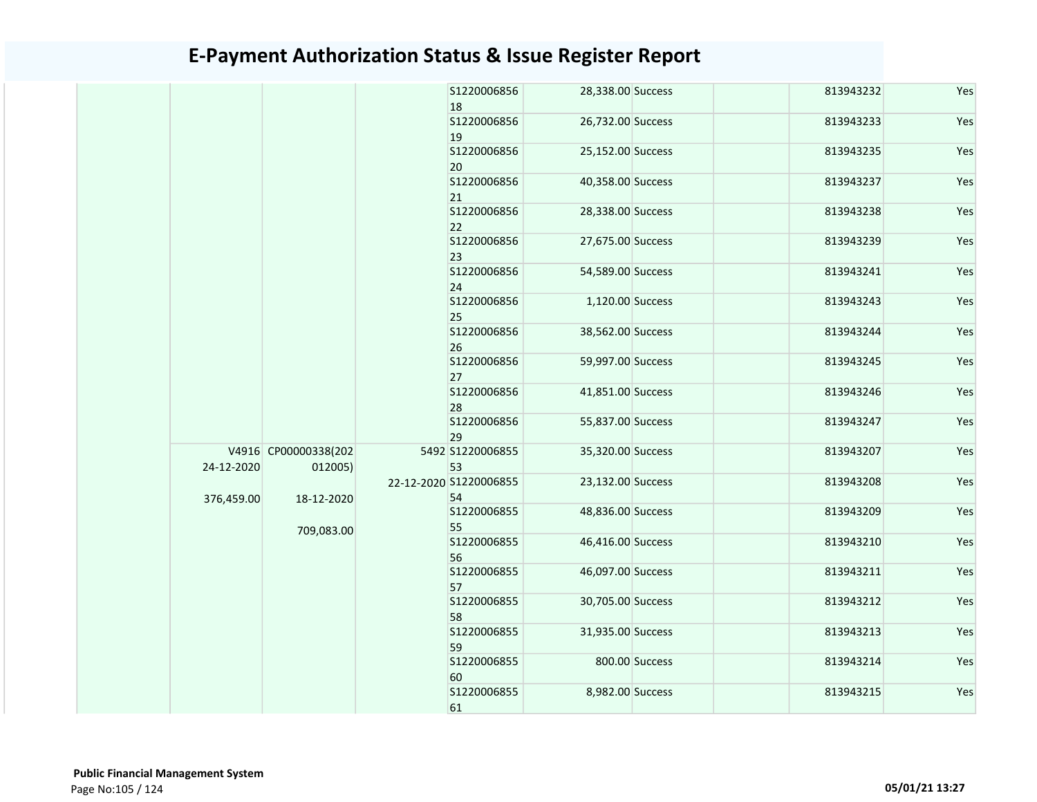# E-Payment Authorization Status & Issue Register Report

| | | | | | | | | | |
|---|---|---|---|---|---|---|---|---|---|
| | | | | S122000685618 | 28,338.00 | Success | | 813943232 | Yes |
| | | | | S122000685619 | 26,732.00 | Success | | 813943233 | Yes |
| | | | | S122000685620 | 25,152.00 | Success | | 813943235 | Yes |
| | | | | S122000685621 | 40,358.00 | Success | | 813943237 | Yes |
| | | | | S122000685622 | 28,338.00 | Success | | 813943238 | Yes |
| | | | | S122000685623 | 27,675.00 | Success | | 813943239 | Yes |
| | | | | S122000685624 | 54,589.00 | Success | | 813943241 | Yes |
| | | | | S122000685625 | 1,120.00 | Success | | 813943243 | Yes |
| | | | | S122000685626 | 38,562.00 | Success | | 813943244 | Yes |
| | | | | S122000685627 | 59,997.00 | Success | | 813943245 | Yes |
| | | | | S122000685628 | 41,851.00 | Success | | 813943246 | Yes |
| | | | | S122000685629 | 55,837.00 | Success | | 813943247 | Yes |
| | V4916 24-12-2020 376,459.00 | CP00000338(202012005) 18-12-2020 709,083.00 | 5492 22-12-2020 | S122000685553 | 35,320.00 | Success | | 813943207 | Yes |
| | | | | S122000685554 | 23,132.00 | Success | | 813943208 | Yes |
| | | | | S122000685555 | 48,836.00 | Success | | 813943209 | Yes |
| | | | | S122000685556 | 46,416.00 | Success | | 813943210 | Yes |
| | | | | S122000685557 | 46,097.00 | Success | | 813943211 | Yes |
| | | | | S122000685558 | 30,705.00 | Success | | 813943212 | Yes |
| | | | | S122000685559 | 31,935.00 | Success | | 813943213 | Yes |
| | | | | S122000685560 | 800.00 | Success | | 813943214 | Yes |
| | | | | S122000685561 | 8,982.00 | Success | | 813943215 | Yes |

**Public Financial Management System**

05/01/21 13:27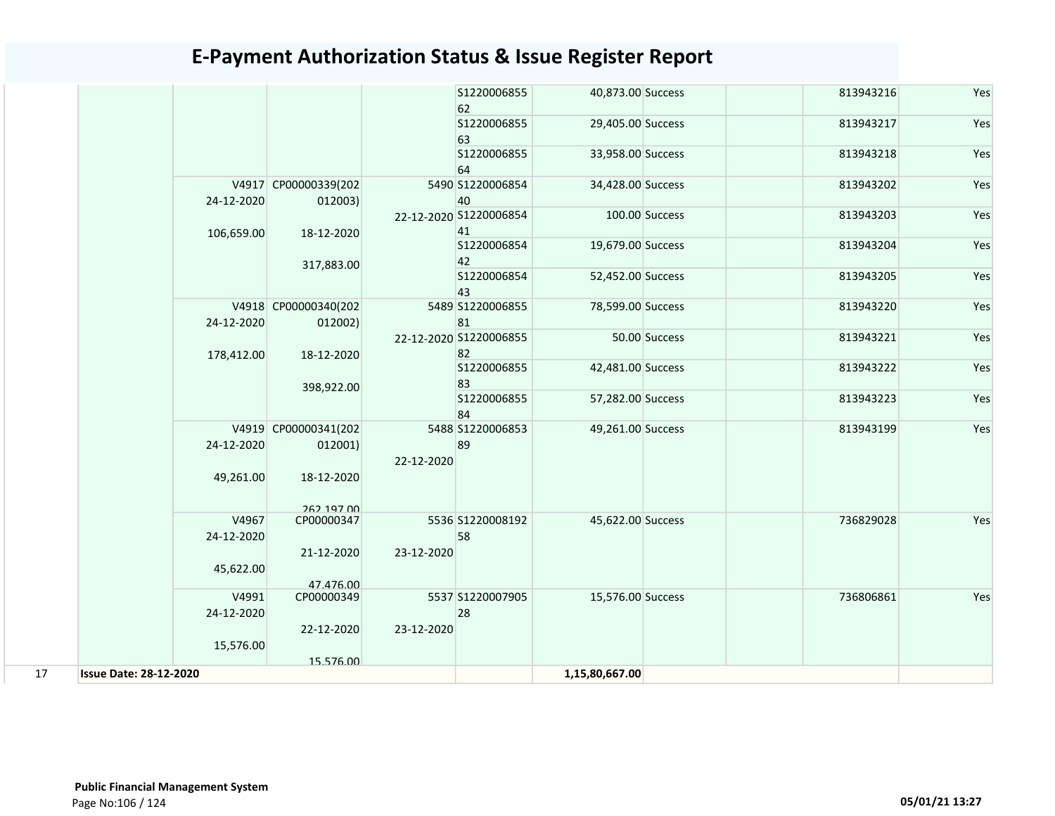# E-Payment Authorization Status & Issue Register Report

| | | | | | | | | | | |
|---|---|---|---|---|---|---|---|---|---|---|
| | | | | | S1220006855 62 | 40,873.00 | Success | | 813943216 | Yes |
| | | | | | S1220006855 63 | 29,405.00 | Success | | 813943217 | Yes |
| | | | | | S1220006855 64 | 33,958.00 | Success | | 813943218 | Yes |
| | | V4917 24-12-2020 106,659.00 | CP00000339(202 012003) 18-12-2020 317,883.00 | 5490 22-12-2020 | S1220006854 40 | 34,428.00 | Success | | 813943202 | Yes |
| | | | | | S1220006854 41 | 100.00 | Success | | 813943203 | Yes |
| | | | | | S1220006854 42 | 19,679.00 | Success | | 813943204 | Yes |
| | | | | | S1220006854 43 | 52,452.00 | Success | | 813943205 | Yes |
| | | V4918 24-12-2020 178,412.00 | CP00000340(202 012002) 18-12-2020 398,922.00 | 5489 22-12-2020 | S1220006855 81 | 78,599.00 | Success | | 813943220 | Yes |
| | | | | | S1220006855 82 | 50.00 | Success | | 813943221 | Yes |
| | | | | | S1220006855 83 | 42,481.00 | Success | | 813943222 | Yes |
| | | | | | S1220006855 84 | 57,282.00 | Success | | 813943223 | Yes |
| | | V4919 24-12-2020 49,261.00 | CP00000341(202 012001) 18-12-2020 262,197.00 | 5488 22-12-2020 | S1220006853 89 | 49,261.00 | Success | | 813943199 | Yes |
| | | V4967 24-12-2020 45,622.00 | CP00000347 21-12-2020 47,476.00 | 5536 23-12-2020 | S1220008192 58 | 45,622.00 | Success | | 736829028 | Yes |
| | | V4991 24-12-2020 15,576.00 | CP00000349 22-12-2020 15,576.00 | 5537 23-12-2020 | S1220007905 28 | 15,576.00 | Success | | 736806861 | Yes |
| 17 | **Issue Date: 28-12-2020** | | | | | **1,15,80,667.00** | | | | |

**Public Financial Management System**

05/01/21 13:27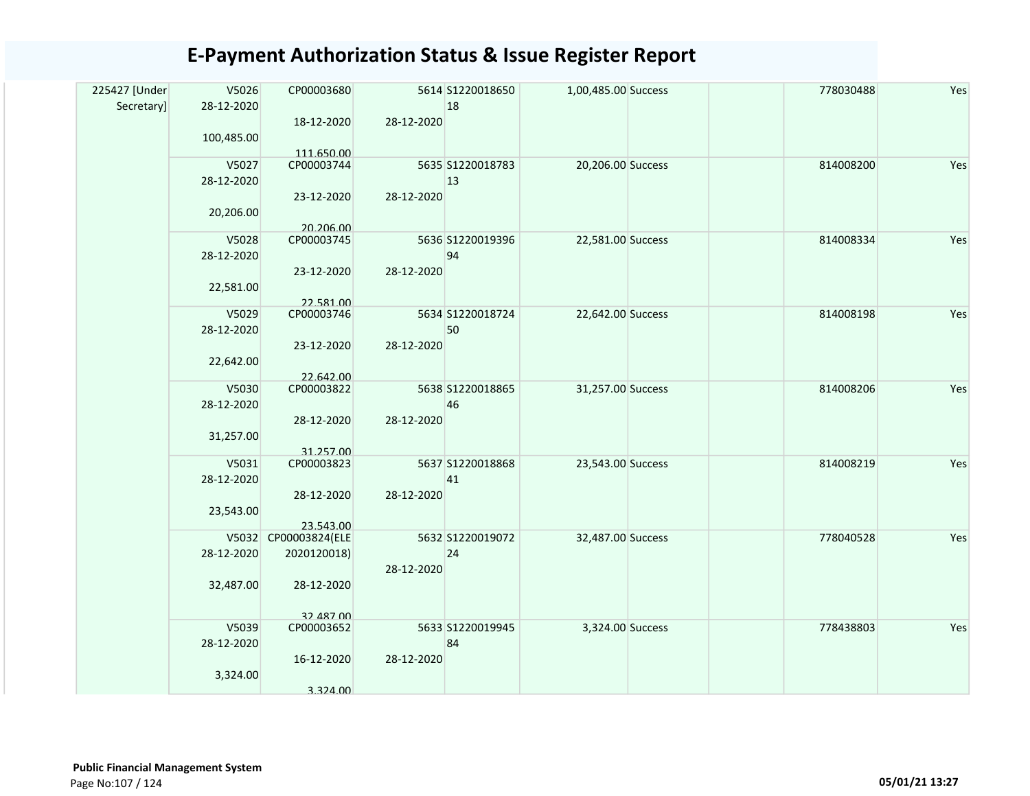# E-Payment Authorization Status & Issue Register Report

| | | | | | | | | | |
|---|---|---|---|---|---|---|---|---|---|
| 225427 [Under Secretary] | V5026 28-12-2020 100,485.00 | CP00003680 18-12-2020 111,650.00 | 5614 28-12-2020 | S122001865018 | 1,00,485.00 | Success | | 778030488 | Yes |
| | V5027 28-12-2020 20,206.00 | CP00003744 23-12-2020 20,206.00 | 5635 28-12-2020 | S122001878313 | 20,206.00 | Success | | 814008200 | Yes |
| | V5028 28-12-2020 22,581.00 | CP00003745 23-12-2020 22,581.00 | 5636 28-12-2020 | S122001939694 | 22,581.00 | Success | | 814008334 | Yes |
| | V5029 28-12-2020 22,642.00 | CP00003746 23-12-2020 22,642.00 | 5634 28-12-2020 | S122001872450 | 22,642.00 | Success | | 814008198 | Yes |
| | V5030 28-12-2020 31,257.00 | CP00003822 28-12-2020 31,257.00 | 5638 28-12-2020 | S122001886546 | 31,257.00 | Success | | 814008206 | Yes |
| | V5031 28-12-2020 23,543.00 | CP00003823 28-12-2020 23,543.00 | 5637 28-12-2020 | S122001886841 | 23,543.00 | Success | | 814008219 | Yes |
| | V5032 28-12-2020 32,487.00 | CP00003824(ELE2020120018) 28-12-2020 32,487.00 | 5632 28-12-2020 | S122001907224 | 32,487.00 | Success | | 778040528 | Yes |
| | V5039 28-12-2020 3,324.00 | CP00003652 16-12-2020 3,324.00 | 5633 28-12-2020 | S122001994584 | 3,324.00 | Success | | 778438803 | Yes |

**Public Financial Management System**

05/01/21 13:27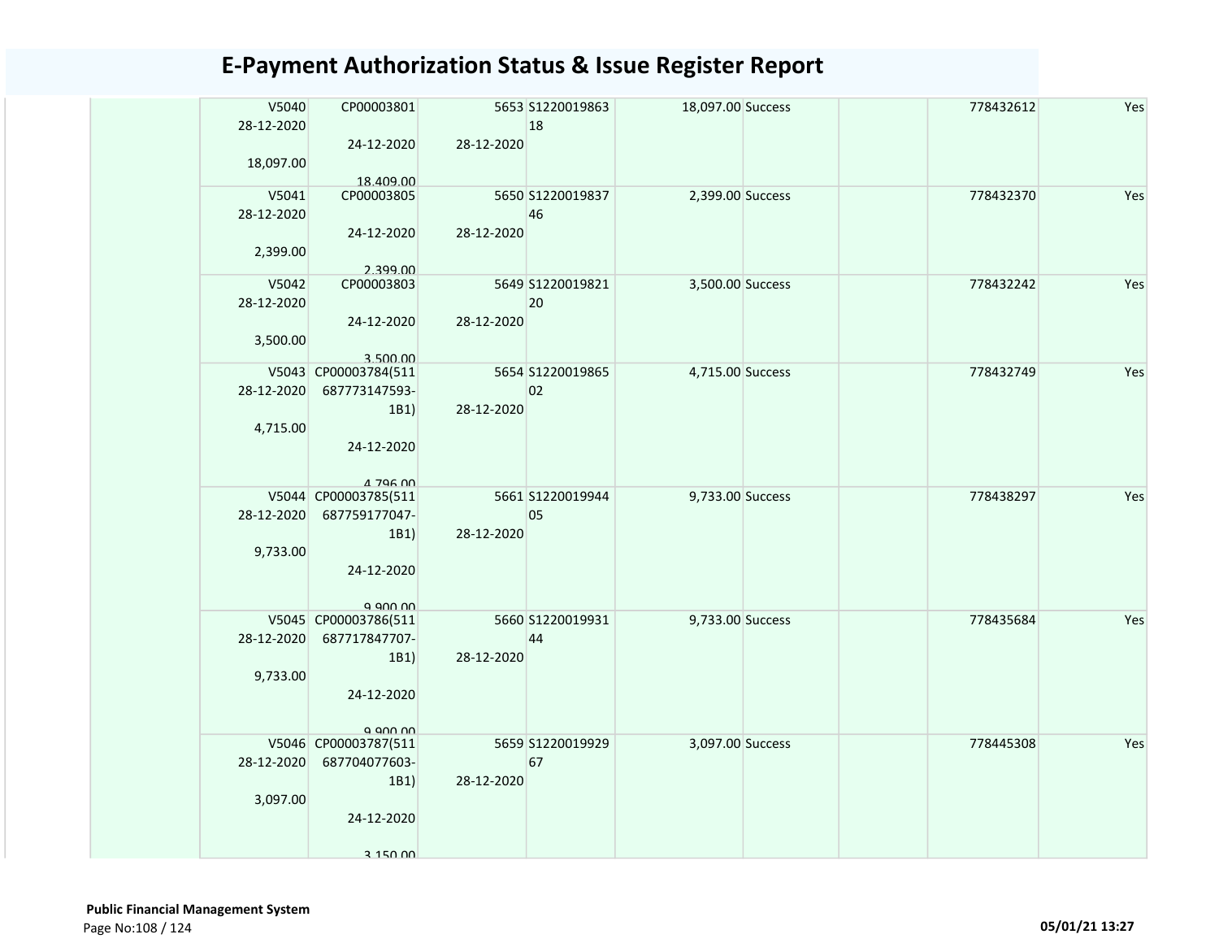# E-Payment Authorization Status & Issue Register Report

| | | | | | | | | |
|---|---|---|---|---|---|---|---|---|
| V5040 28-12-2020 18,097.00 | CP00003801 24-12-2020 18,409.00 | 5653 28-12-2020 | S122001986318 | 18,097.00 | Success | | 778432612 | Yes |
| V5041 28-12-2020 2,399.00 | CP00003805 24-12-2020 2,399.00 | 5650 28-12-2020 | S122001983746 | 2,399.00 | Success | | 778432370 | Yes |
| V5042 28-12-2020 3,500.00 | CP00003803 24-12-2020 3,500.00 | 5649 28-12-2020 | S122001982120 | 3,500.00 | Success | | 778432242 | Yes |
| V5043 28-12-2020 4,715.00 | CP00003784(511687773147593-1B1) 24-12-2020 4,796.00 | 5654 28-12-2020 | S122001986502 | 4,715.00 | Success | | 778432749 | Yes |
| V5044 28-12-2020 9,733.00 | CP00003785(511687759177047-1B1) 24-12-2020 9,900.00 | 5661 28-12-2020 | S122001994405 | 9,733.00 | Success | | 778438297 | Yes |
| V5045 28-12-2020 9,733.00 | CP00003786(511687717847707-1B1) 24-12-2020 9,900.00 | 5660 28-12-2020 | S122001993144 | 9,733.00 | Success | | 778435684 | Yes |
| V5046 28-12-2020 3,097.00 | CP00003787(511687704077603-1B1) 24-12-2020 3,150.00 | 5659 28-12-2020 | S122001992967 | 3,097.00 | Success | | 778445308 | Yes |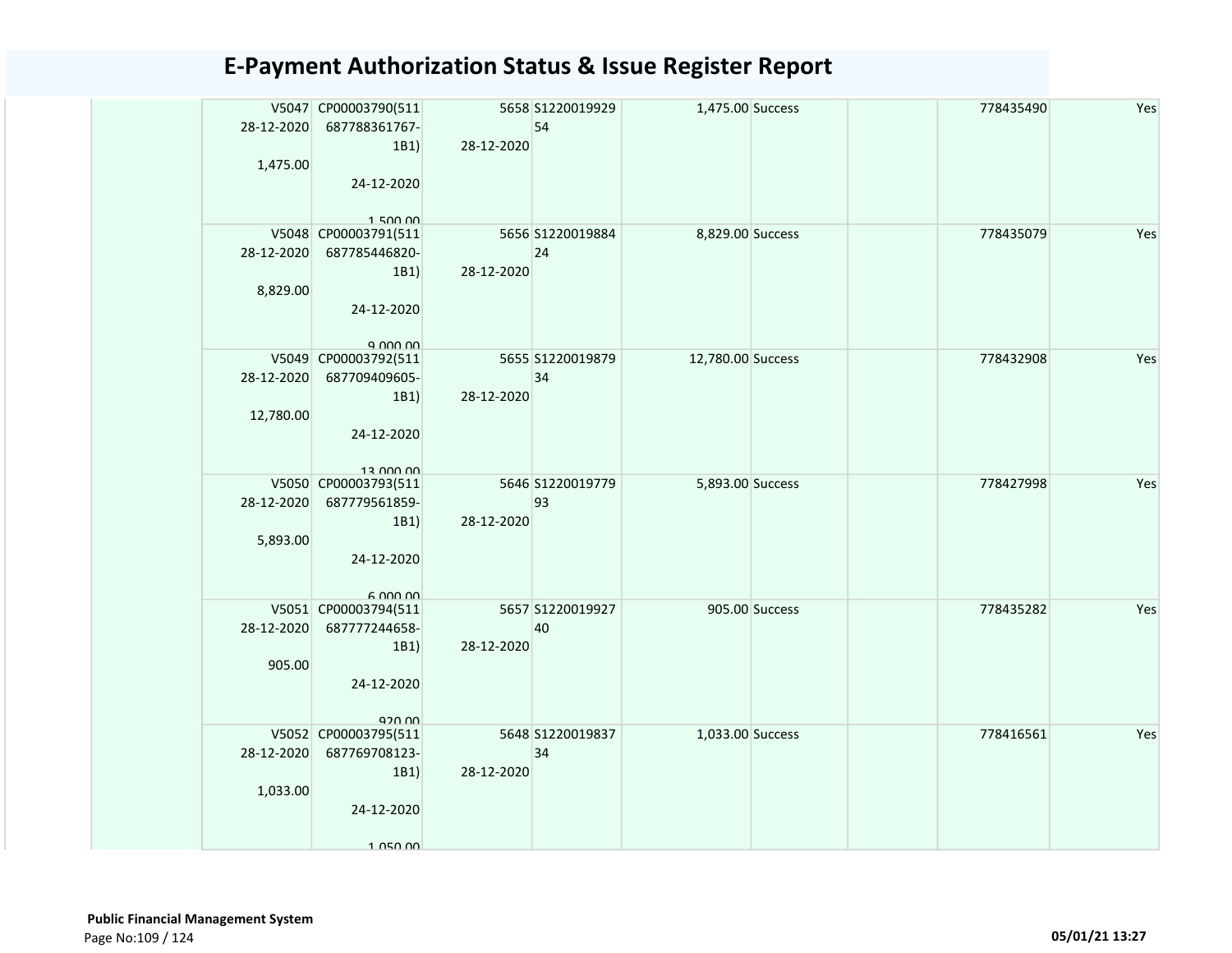# E-Payment Authorization Status & Issue Register Report

| | | | | | | | | |
|---|---|---|---|---|---|---|---|---|
| | V5047 28-12-2020 1,475.00 | CP00003790(511687788361767-1B1) 24-12-2020 1,500.00 | 5658 28-12-2020 | S122001992954 | 1,475.00 | Success | | 778435490 | Yes |
| | V5048 28-12-2020 8,829.00 | CP00003791(511687785446820-1B1) 24-12-2020 9,000.00 | 5656 28-12-2020 | S122001988424 | 8,829.00 | Success | | 778435079 | Yes |
| | V5049 28-12-2020 12,780.00 | CP00003792(511687709409605-1B1) 24-12-2020 13,000.00 | 5655 28-12-2020 | S122001987934 | 12,780.00 | Success | | 778432908 | Yes |
| | V5050 28-12-2020 5,893.00 | CP00003793(511687779561859-1B1) 24-12-2020 6,000.00 | 5646 28-12-2020 | S122001977993 | 5,893.00 | Success | | 778427998 | Yes |
| | V5051 28-12-2020 905.00 | CP00003794(511687777244658-1B1) 24-12-2020 920.00 | 5657 28-12-2020 | S122001992740 | 905.00 | Success | | 778435282 | Yes |
| | V5052 28-12-2020 1,033.00 | CP00003795(511687769708123-1B1) 24-12-2020 1,050.00 | 5648 28-12-2020 | S122001983734 | 1,033.00 | Success | | 778416561 | Yes |

**Public Financial Management System**

05/01/21 13:27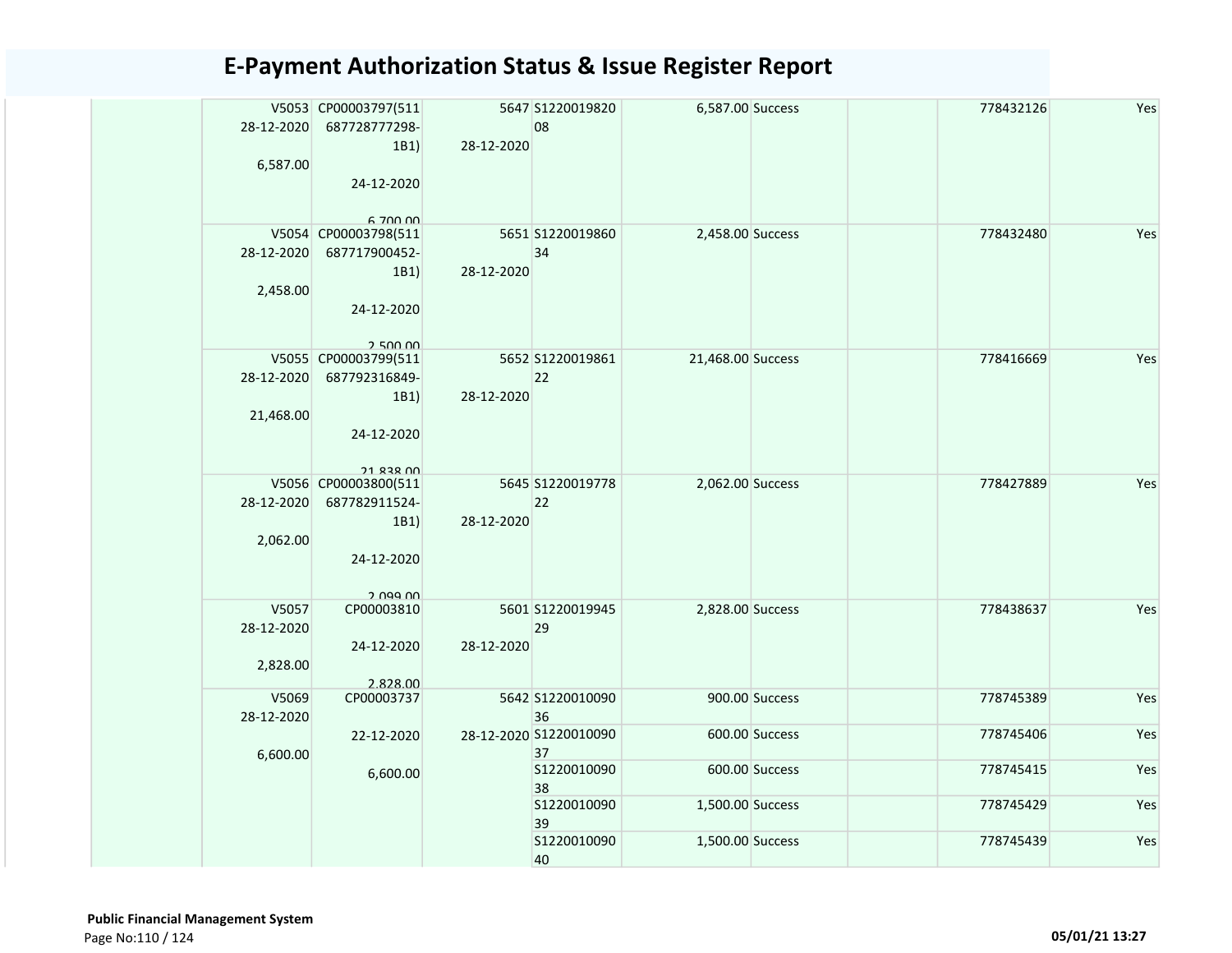# E-Payment Authorization Status & Issue Register Report

| | | | | | | | | | |
|---|---|---|---|---|---|---|---|---|---|
| | V5053 28-12-2020 6,587.00 | CP00003797(511687728777298-1B1) 24-12-2020 6,700.00 | 5647 28-12-2020 | S122001982008 | 6,587.00 | Success | | 778432126 | Yes |
| | V5054 28-12-2020 2,458.00 | CP00003798(511687717900452-1B1) 24-12-2020 2,500.00 | 5651 28-12-2020 | S122001986034 | 2,458.00 | Success | | 778432480 | Yes |
| | V5055 28-12-2020 21,468.00 | CP00003799(511687792316849-1B1) 24-12-2020 21,838.00 | 5652 28-12-2020 | S122001986122 | 21,468.00 | Success | | 778416669 | Yes |
| | V5056 28-12-2020 2,062.00 | CP00003800(511687782911524-1B1) 24-12-2020 2,099.00 | 5645 28-12-2020 | S122001977822 | 2,062.00 | Success | | 778427889 | Yes |
| | V5057 28-12-2020 2,828.00 | CP00003810 24-12-2020 2,828.00 | 5601 28-12-2020 | S122001994529 | 2,828.00 | Success | | 778438637 | Yes |
| | V5069 28-12-2020 6,600.00 | CP00003737 22-12-2020 6,600.00 | 5642 28-12-2020 | S122001009036 | 900.00 | Success | | 778745389 | Yes |
| | | | | S122001009037 | 600.00 | Success | | 778745406 | Yes |
| | | | | S122001009038 | 600.00 | Success | | 778745415 | Yes |
| | | | | S122001009039 | 1,500.00 | Success | | 778745429 | Yes |
| | | | | S122001009040 | 1,500.00 | Success | | 778745439 | Yes |

**Public Financial Management System**

05/01/21 13:27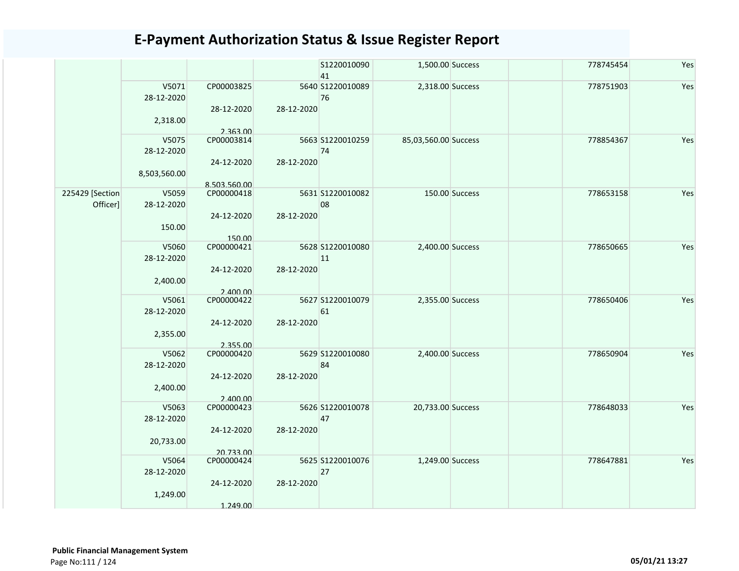# E-Payment Authorization Status & Issue Register Report

| | | | | | | | | | |
|---|---|---|---|---|---|---|---|---|---|
| | | | | S122001009041 | 1,500.00 | Success | | 778745454 | Yes |
| | V5071 28-12-2020 2,318.00 | CP00003825 28-12-2020 2,363.00 | 5640 28-12-2020 | S122001008976 | 2,318.00 | Success | | 778751903 | Yes |
| | V5075 28-12-2020 8,503,560.00 | CP00003814 24-12-2020 8,503,560.00 | 5663 28-12-2020 | S122001025974 | 85,03,560.00 | Success | | 778854367 | Yes |
| 225429 [Section Officer] | V5059 28-12-2020 150.00 | CP00000418 24-12-2020 150.00 | 5631 28-12-2020 | S122001008208 | 150.00 | Success | | 778653158 | Yes |
| | V5060 28-12-2020 2,400.00 | CP00000421 24-12-2020 2,400.00 | 5628 28-12-2020 | S122001008011 | 2,400.00 | Success | | 778650665 | Yes |
| | V5061 28-12-2020 2,355.00 | CP00000422 24-12-2020 2,355.00 | 5627 28-12-2020 | S122001007961 | 2,355.00 | Success | | 778650406 | Yes |
| | V5062 28-12-2020 2,400.00 | CP00000420 24-12-2020 2,400.00 | 5629 28-12-2020 | S122001008084 | 2,400.00 | Success | | 778650904 | Yes |
| | V5063 28-12-2020 20,733.00 | CP00000423 24-12-2020 20,733.00 | 5626 28-12-2020 | S122001007847 | 20,733.00 | Success | | 778648033 | Yes |
| | V5064 28-12-2020 1,249.00 | CP00000424 24-12-2020 1,249.00 | 5625 28-12-2020 | S122001007627 | 1,249.00 | Success | | 778647881 | Yes |

**Public Financial Management System**

05/01/21 13:27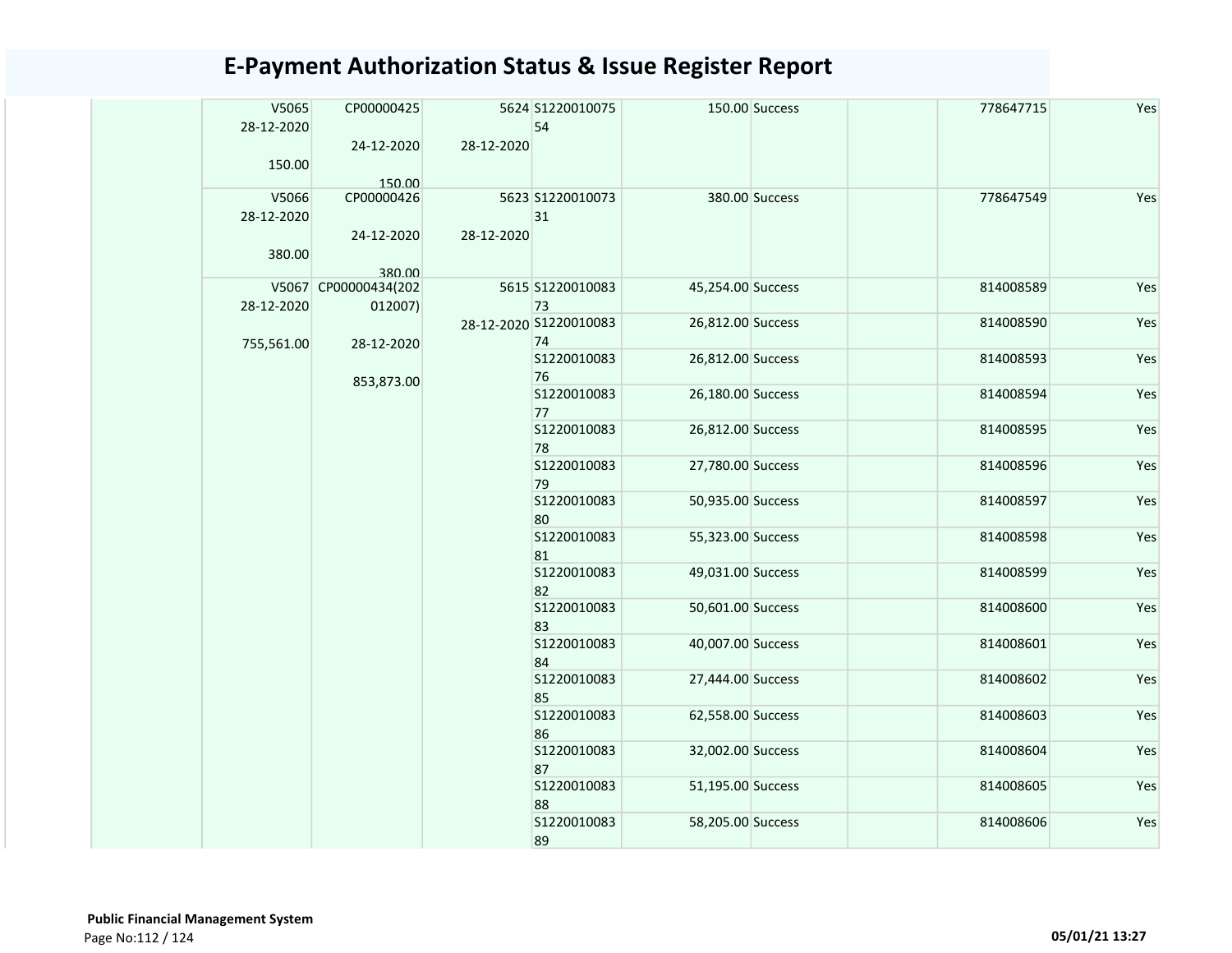# E-Payment Authorization Status & Issue Register Report

| | | | | | | | | | |
|---|---|---|---|---|---|---|---|---|---|
| | V5065 28-12-2020 150.00 | CP00000425 24-12-2020 150.00 | 5624 28-12-2020 | S1220010075 54 | 150.00 | Success | | 778647715 | Yes |
| | V5066 28-12-2020 380.00 | CP00000426 24-12-2020 380.00 | 5623 28-12-2020 | S1220010073 31 | 380.00 | Success | | 778647549 | Yes |
| | V5067 28-12-2020 755,561.00 | CP00000434(202 012007) 28-12-2020 853,873.00 | 5615 28-12-2020 | S1220010083 73 | 45,254.00 | Success | | 814008589 | Yes |
| | | | | S1220010083 74 | 26,812.00 | Success | | 814008590 | Yes |
| | | | | S1220010083 76 | 26,812.00 | Success | | 814008593 | Yes |
| | | | | S1220010083 77 | 26,180.00 | Success | | 814008594 | Yes |
| | | | | S1220010083 78 | 26,812.00 | Success | | 814008595 | Yes |
| | | | | S1220010083 79 | 27,780.00 | Success | | 814008596 | Yes |
| | | | | S1220010083 80 | 50,935.00 | Success | | 814008597 | Yes |
| | | | | S1220010083 81 | 55,323.00 | Success | | 814008598 | Yes |
| | | | | S1220010083 82 | 49,031.00 | Success | | 814008599 | Yes |
| | | | | S1220010083 83 | 50,601.00 | Success | | 814008600 | Yes |
| | | | | S1220010083 84 | 40,007.00 | Success | | 814008601 | Yes |
| | | | | S1220010083 85 | 27,444.00 | Success | | 814008602 | Yes |
| | | | | S1220010083 86 | 62,558.00 | Success | | 814008603 | Yes |
| | | | | S1220010083 87 | 32,002.00 | Success | | 814008604 | Yes |
| | | | | S1220010083 88 | 51,195.00 | Success | | 814008605 | Yes |
| | | | | S1220010083 89 | 58,205.00 | Success | | 814008606 | Yes |

**Public Financial Management System**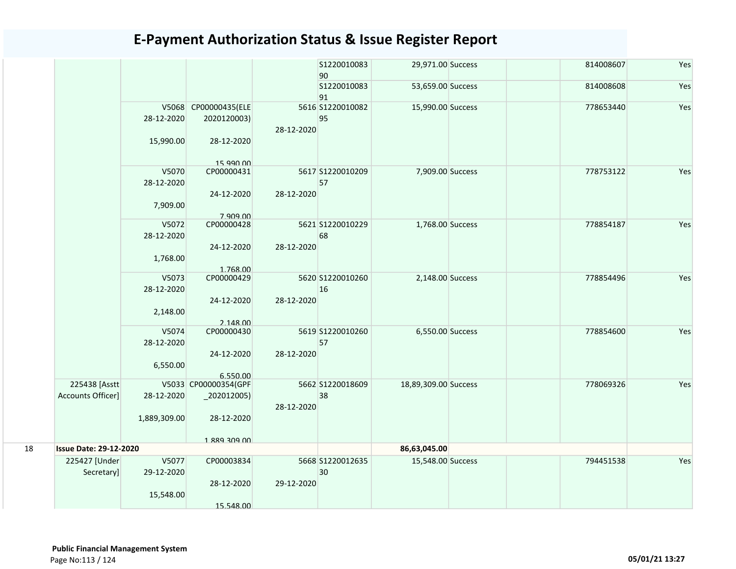# E-Payment Authorization Status & Issue Register Report

| | | | | | | | | | | |
|---|---|---|---|---|---|---|---|---|---|---|
| | | | | | S122001008390 | 29,971.00 | Success | | 814008607 | Yes |
| | | | | | S122001008391 | 53,659.00 | Success | | 814008608 | Yes |
| | | V5068 28-12-2020 15,990.00 | CP00000435(ELE 2020120003) 28-12-2020 15,990.00 | 5616 28-12-2020 | S122001008295 | 15,990.00 | Success | | 778653440 | Yes |
| | | V5070 28-12-2020 7,909.00 | CP00000431 24-12-2020 7,909.00 | 5617 28-12-2020 | S122001020957 | 7,909.00 | Success | | 778753122 | Yes |
| | | V5072 28-12-2020 1,768.00 | CP00000428 24-12-2020 1,768.00 | 5621 28-12-2020 | S122001022968 | 1,768.00 | Success | | 778854187 | Yes |
| | | V5073 28-12-2020 2,148.00 | CP00000429 24-12-2020 2,148.00 | 5620 28-12-2020 | S122001026016 | 2,148.00 | Success | | 778854496 | Yes |
| | | V5074 28-12-2020 6,550.00 | CP00000430 24-12-2020 6,550.00 | 5619 28-12-2020 | S122001026057 | 6,550.00 | Success | | 778854600 | Yes |
| | 225438 [Asstt Accounts Officer] | V5033 28-12-2020 1,889,309.00 | CP00000354(GPF _202012005) 28-12-2020 1,889,309.00 | 5662 28-12-2020 | S122001860938 | 18,89,309.00 | Success | | 778069326 | Yes |
| 18 | **Issue Date: 29-12-2020** | | | | | **86,63,045.00** | | | | |
| | 225427 [Under Secretary] | V5077 29-12-2020 15,548.00 | CP00003834 28-12-2020 15,548.00 | 5668 29-12-2020 | S122001263530 | 15,548.00 | Success | | 794451538 | Yes |

**Public Financial Management System**

05/01/21 13:27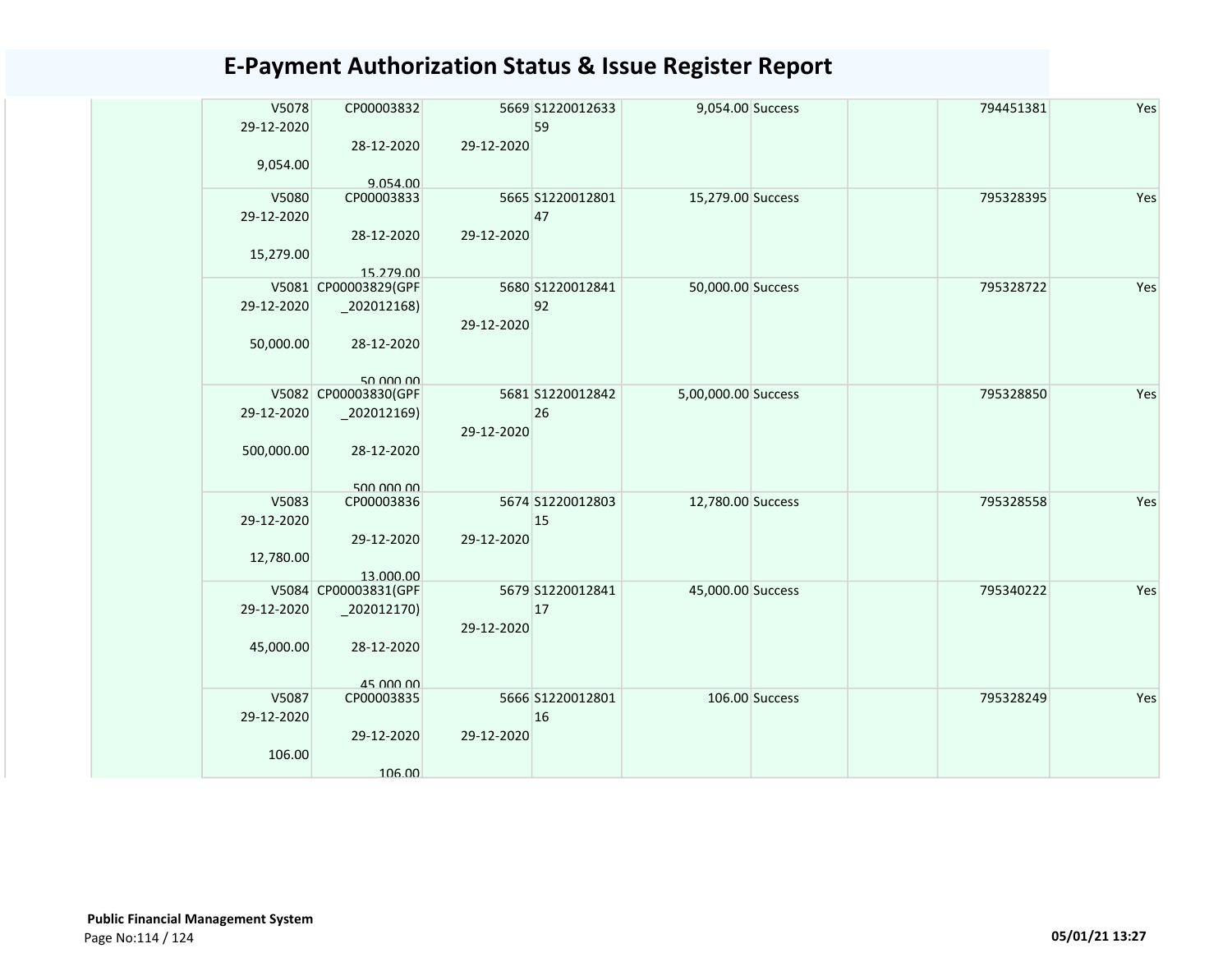# E-Payment Authorization Status & Issue Register Report

| | | | | | | | | |
|---|---|---|---|---|---|---|---|---|
| V5078 29-12-2020 9,054.00 | CP00003832 28-12-2020 9,054.00 | 5669 29-12-2020 | S122001263359 | 9,054.00 | Success | | 794451381 | Yes |
| V5080 29-12-2020 15,279.00 | CP00003833 28-12-2020 15,279.00 | 5665 29-12-2020 | S122001280147 | 15,279.00 | Success | | 795328395 | Yes |
| V5081 29-12-2020 50,000.00 | CP00003829(GPF_202012168) 28-12-2020 50,000.00 | 5680 29-12-2020 | S122001284192 | 50,000.00 | Success | | 795328722 | Yes |
| V5082 29-12-2020 500,000.00 | CP00003830(GPF_202012169) 28-12-2020 500,000.00 | 5681 29-12-2020 | S122001284226 | 5,00,000.00 | Success | | 795328850 | Yes |
| V5083 29-12-2020 12,780.00 | CP00003836 29-12-2020 13,000.00 | 5674 29-12-2020 | S122001280315 | 12,780.00 | Success | | 795328558 | Yes |
| V5084 29-12-2020 45,000.00 | CP00003831(GPF_202012170) 28-12-2020 45,000.00 | 5679 29-12-2020 | S122001284117 | 45,000.00 | Success | | 795340222 | Yes |
| V5087 29-12-2020 106.00 | CP00003835 29-12-2020 106.00 | 5666 29-12-2020 | S122001280116 | 106.00 | Success | | 795328249 | Yes |

**Public Financial Management System**

05/01/21 13:27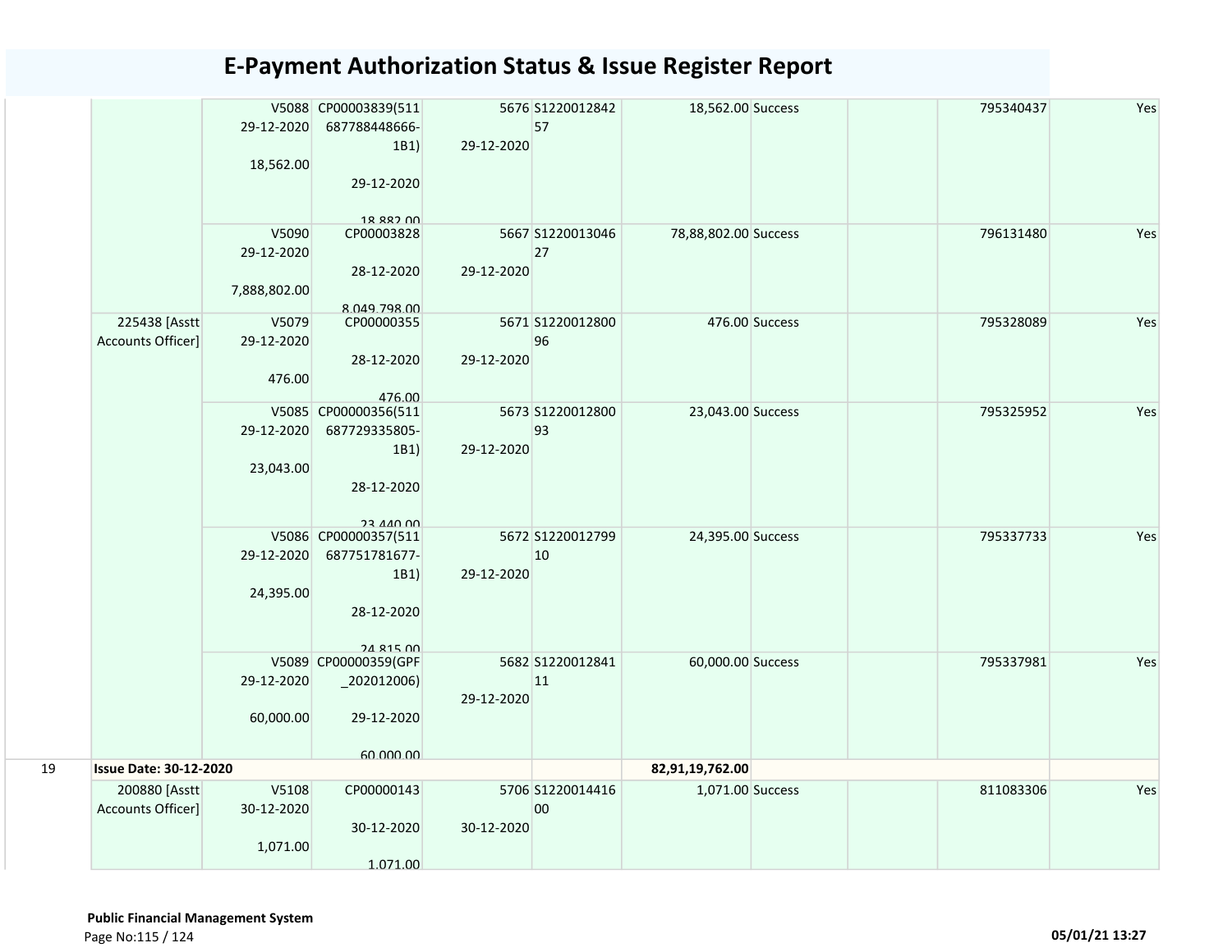# E-Payment Authorization Status & Issue Register Report

| | | | | | | | | | | |
|---|---|---|---|---|---|---|---|---|---|---|
| | | V5088 29-12-2020 18,562.00 | CP00003839(511687788448666-1B1) 29-12-2020 18,882.00 | 5676 29-12-2020 | S122001284257 | 18,562.00 | Success | | 795340437 | Yes |
| | | V5090 29-12-2020 7,888,802.00 | CP00003828 28-12-2020 8,049,798.00 | 5667 29-12-2020 | S122001304627 | 78,88,802.00 | Success | | 796131480 | Yes |
| | 225438 [Asstt Accounts Officer] | V5079 29-12-2020 476.00 | CP00000355 28-12-2020 476.00 | 5671 29-12-2020 | S122001280096 | 476.00 | Success | | 795328089 | Yes |
| | | V5085 29-12-2020 23,043.00 | CP00000356(511687729335805-1B1) 28-12-2020 23,440.00 | 5673 29-12-2020 | S122001280093 | 23,043.00 | Success | | 795325952 | Yes |
| | | V5086 29-12-2020 24,395.00 | CP00000357(511687751781677-1B1) 28-12-2020 24,815.00 | 5672 29-12-2020 | S122001279910 | 24,395.00 | Success | | 795337733 | Yes |
| | | V5089 29-12-2020 60,000.00 | CP00000359(GPF_202012006) 29-12-2020 60,000.00 | 5682 29-12-2020 | S122001284111 | 60,000.00 | Success | | 795337981 | Yes |
| 19 | **Issue Date: 30-12-2020** | | | | | **82,91,19,762.00** | | | | |
| | 200880 [Asstt Accounts Officer] | V5108 30-12-2020 1,071.00 | CP00000143 30-12-2020 1,071.00 | 5706 30-12-2020 | S122001441600 | 1,071.00 | Success | | 811083306 | Yes |

**Public Financial Management System**

05/01/21 13:27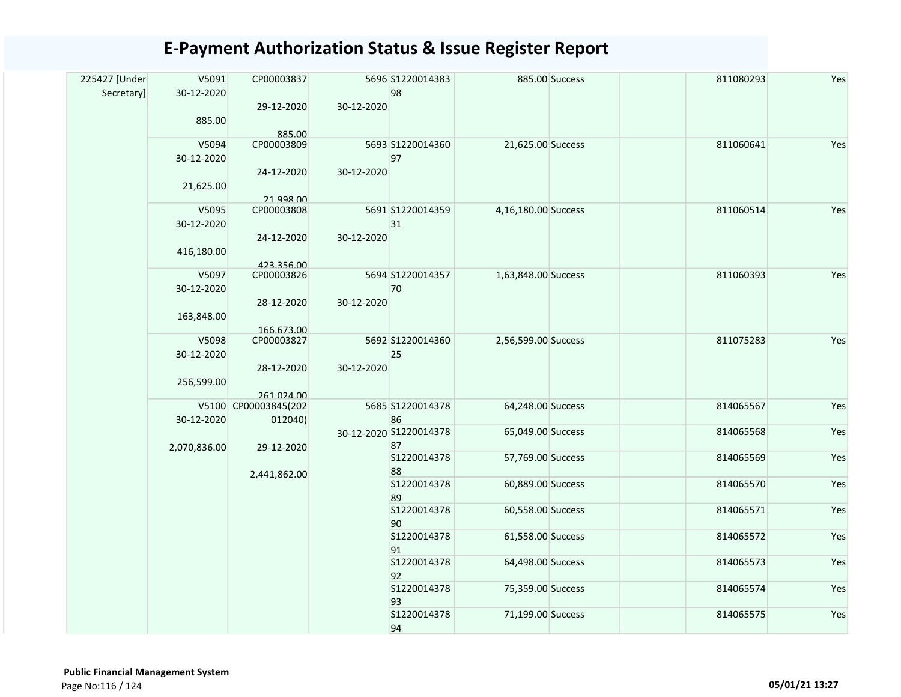# E-Payment Authorization Status & Issue Register Report

| | | | | | | | | | |
|---|---|---|---|---|---|---|---|---|---|
| 225427 [Under Secretary] | V5091 30-12-2020 885.00 | CP00003837 29-12-2020 885.00 | 5696 30-12-2020 | S122001438398 | 885.00 | Success | | 811080293 | Yes |
| | V5094 30-12-2020 21,625.00 | CP00003809 24-12-2020 21,998.00 | 5693 30-12-2020 | S122001436097 | 21,625.00 | Success | | 811060641 | Yes |
| | V5095 30-12-2020 416,180.00 | CP00003808 24-12-2020 423,356.00 | 5691 30-12-2020 | S122001435931 | 4,16,180.00 | Success | | 811060514 | Yes |
| | V5097 30-12-2020 163,848.00 | CP00003826 28-12-2020 166,673.00 | 5694 30-12-2020 | S122001435770 | 1,63,848.00 | Success | | 811060393 | Yes |
| | V5098 30-12-2020 256,599.00 | CP00003827 28-12-2020 261,024.00 | 5692 30-12-2020 | S122001436025 | 2,56,599.00 | Success | | 811075283 | Yes |
| | V5100 30-12-2020 2,070,836.00 | CP00003845(202012040) 29-12-2020 2,441,862.00 | 5685 30-12-2020 | S122001437886 | 64,248.00 | Success | | 814065567 | Yes |
| | | | | S122001437887 | 65,049.00 | Success | | 814065568 | Yes |
| | | | | S122001437888 | 57,769.00 | Success | | 814065569 | Yes |
| | | | | S122001437889 | 60,889.00 | Success | | 814065570 | Yes |
| | | | | S122001437890 | 60,558.00 | Success | | 814065571 | Yes |
| | | | | S122001437891 | 61,558.00 | Success | | 814065572 | Yes |
| | | | | S122001437892 | 64,498.00 | Success | | 814065573 | Yes |
| | | | | S122001437893 | 75,359.00 | Success | | 814065574 | Yes |
| | | | | S122001437894 | 71,199.00 | Success | | 814065575 | Yes |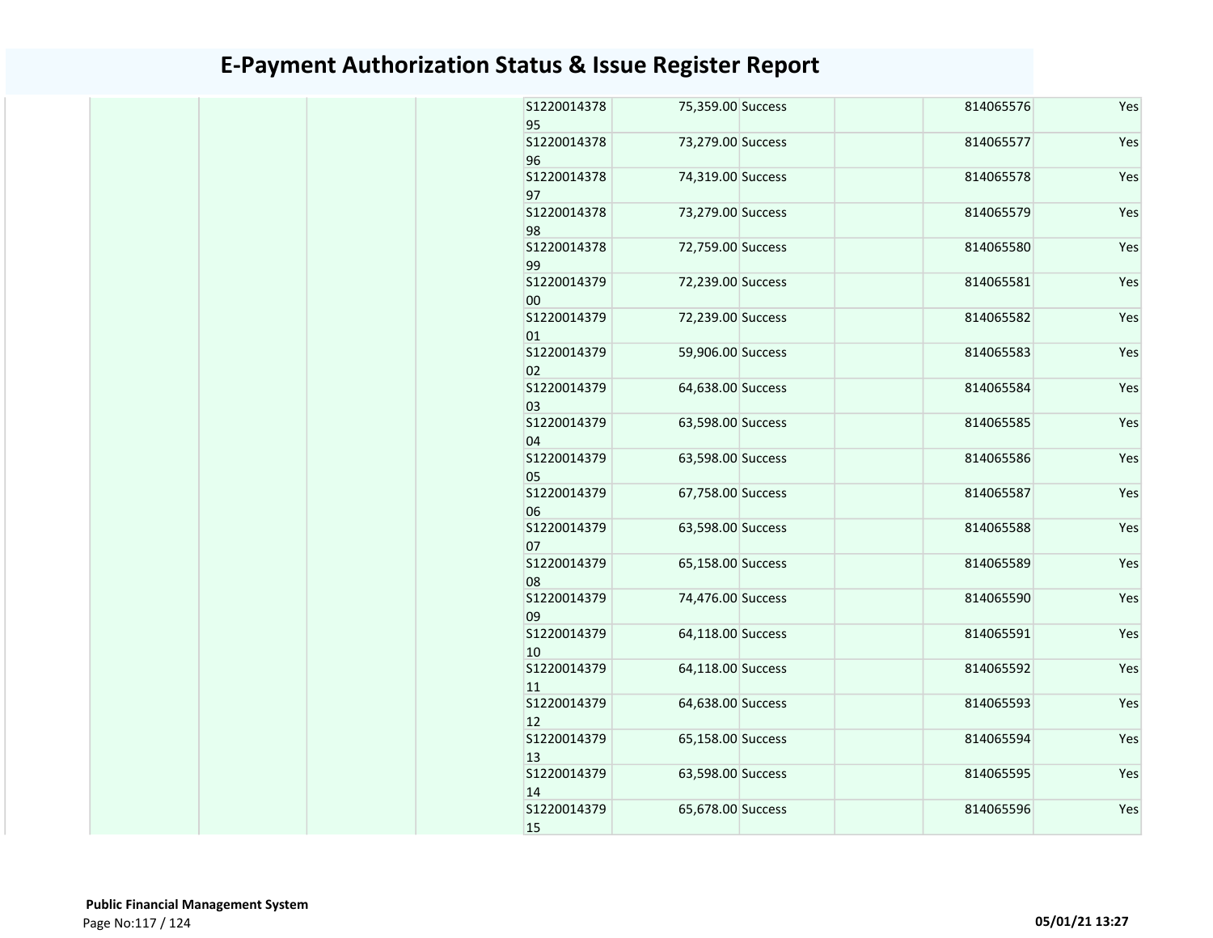# E-Payment Authorization Status & Issue Register Report

| | | | | | | | | | |
|---|---|---|---|---|---|---|---|---|---|
| | | | | S122001437895 | 75,359.00 | Success | | 814065576 | Yes |
| | | | | S122001437896 | 73,279.00 | Success | | 814065577 | Yes |
| | | | | S122001437897 | 74,319.00 | Success | | 814065578 | Yes |
| | | | | S122001437898 | 73,279.00 | Success | | 814065579 | Yes |
| | | | | S122001437899 | 72,759.00 | Success | | 814065580 | Yes |
| | | | | S122001437900 | 72,239.00 | Success | | 814065581 | Yes |
| | | | | S122001437901 | 72,239.00 | Success | | 814065582 | Yes |
| | | | | S122001437902 | 59,906.00 | Success | | 814065583 | Yes |
| | | | | S122001437903 | 64,638.00 | Success | | 814065584 | Yes |
| | | | | S122001437904 | 63,598.00 | Success | | 814065585 | Yes |
| | | | | S122001437905 | 63,598.00 | Success | | 814065586 | Yes |
| | | | | S122001437906 | 67,758.00 | Success | | 814065587 | Yes |
| | | | | S122001437907 | 63,598.00 | Success | | 814065588 | Yes |
| | | | | S122001437908 | 65,158.00 | Success | | 814065589 | Yes |
| | | | | S122001437909 | 74,476.00 | Success | | 814065590 | Yes |
| | | | | S122001437910 | 64,118.00 | Success | | 814065591 | Yes |
| | | | | S122001437911 | 64,118.00 | Success | | 814065592 | Yes |
| | | | | S122001437912 | 64,638.00 | Success | | 814065593 | Yes |
| | | | | S122001437913 | 65,158.00 | Success | | 814065594 | Yes |
| | | | | S122001437914 | 63,598.00 | Success | | 814065595 | Yes |
| | | | | S122001437915 | 65,678.00 | Success | | 814065596 | Yes |

**Public Financial Management System**

**05/01/21 13:27**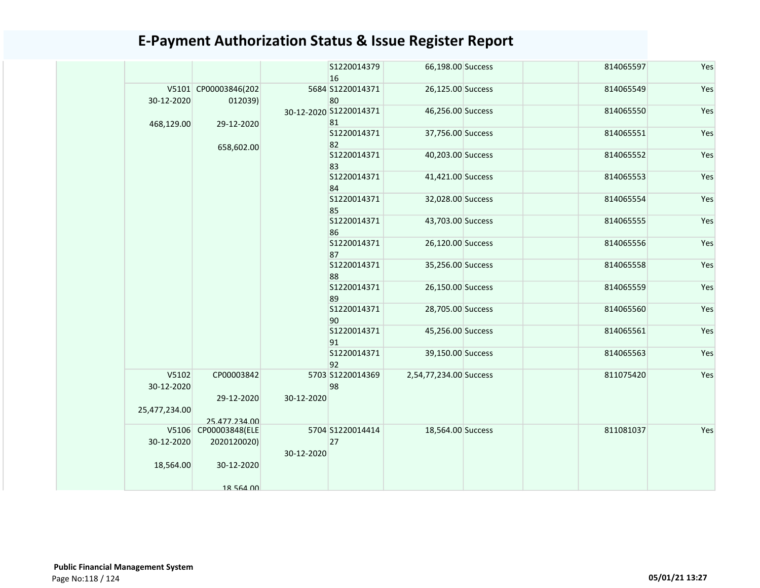# E-Payment Authorization Status & Issue Register Report

| | | | | | | | | | |
|---|---|---|---|---|---|---|---|---|---|
| | | | | S122001437916 | 66,198.00 | Success | | 814065597 | Yes |
| | V5101 30-12-2020 468,129.00 | CP00003846(202012039) 29-12-2020 658,602.00 | 5684 30-12-2020 | S122001437180 | 26,125.00 | Success | | 814065549 | Yes |
| | | | | S122001437181 | 46,256.00 | Success | | 814065550 | Yes |
| | | | | S122001437182 | 37,756.00 | Success | | 814065551 | Yes |
| | | | | S122001437183 | 40,203.00 | Success | | 814065552 | Yes |
| | | | | S122001437184 | 41,421.00 | Success | | 814065553 | Yes |
| | | | | S122001437185 | 32,028.00 | Success | | 814065554 | Yes |
| | | | | S122001437186 | 43,703.00 | Success | | 814065555 | Yes |
| | | | | S122001437187 | 26,120.00 | Success | | 814065556 | Yes |
| | | | | S122001437188 | 35,256.00 | Success | | 814065558 | Yes |
| | | | | S122001437189 | 26,150.00 | Success | | 814065559 | Yes |
| | | | | S122001437190 | 28,705.00 | Success | | 814065560 | Yes |
| | | | | S122001437191 | 45,256.00 | Success | | 814065561 | Yes |
| | | | | S122001437192 | 39,150.00 | Success | | 814065563 | Yes |
| | V5102 30-12-2020 25,477,234.00 | CP00003842 29-12-2020 25,477,234.00 | 5703 30-12-2020 | S122001436998 | 2,54,77,234.00 | Success | | 811075420 | Yes |
| | V5106 30-12-2020 18,564.00 | CP00003848(ELE2020120020) 30-12-2020 18,564.00 | 5704 30-12-2020 | S122001441427 | 18,564.00 | Success | | 811081037 | Yes |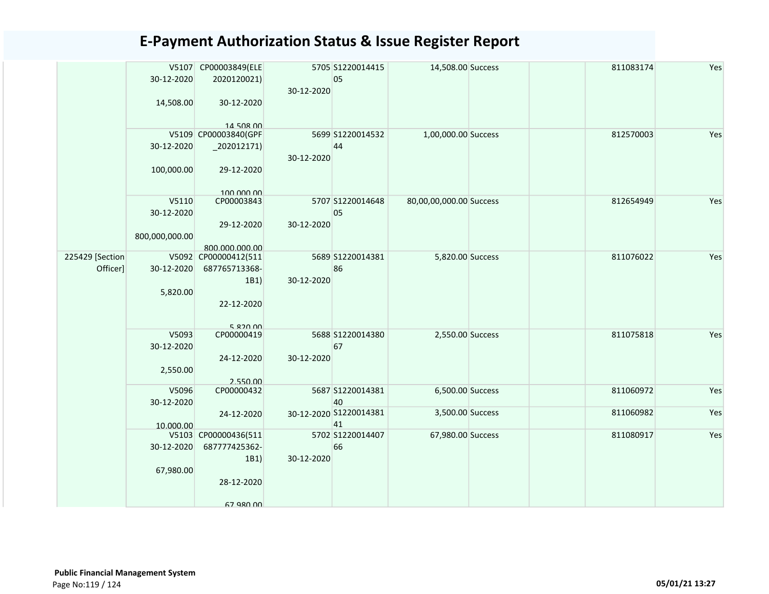# E-Payment Authorization Status & Issue Register Report

| | | | | | | | | | |
|---|---|---|---|---|---|---|---|---|---|
| | V5107<br>30-12-2020<br><br>14,508.00 | CP00003849(ELE 2020120021)<br><br>30-12-2020<br><br>14,508.00 | 5705<br><br>30-12-2020 | S122001441505 | 14,508.00 | Success | | 811083174 | Yes |
| | V5109<br>30-12-2020<br><br>100,000.00 | CP00003840(GPF _202012171)<br><br>29-12-2020<br><br>100,000.00 | 5699<br><br>30-12-2020 | S122001453244 | 1,00,000.00 | Success | | 812570003 | Yes |
| | V5110<br>30-12-2020<br><br>800,000,000.00 | CP00003843<br><br>29-12-2020<br><br>800,000,000.00 | 5707<br><br>30-12-2020 | S122001464805 | 80,00,00,000.00 | Success | | 812654949 | Yes |
| 225429 [Section Officer] | V5092<br>30-12-2020<br><br>5,820.00 | CP00000412(511 687765713368-1B1)<br><br>22-12-2020<br><br>5,820.00 | 5689<br><br>30-12-2020 | S122001438186 | 5,820.00 | Success | | 811076022 | Yes |
| | V5093<br>30-12-2020<br><br>2,550.00 | CP00000419<br><br>24-12-2020<br><br>2,550.00 | 5688<br><br>30-12-2020 | S122001438067 | 2,550.00 | Success | | 811075818 | Yes |
| | V5096<br>30-12-2020<br><br>10,000.00 | CP00000432<br><br>24-12-2020 | 5687<br><br>30-12-2020 | S122001438140 | 6,500.00 | Success | | 811060972 | Yes |
| | | | | S122001438141 | 3,500.00 | Success | | 811060982 | Yes |
| | V5103<br>30-12-2020<br><br>67,980.00 | CP00000436(511 687777425362-1B1)<br><br>28-12-2020<br><br>67,980.00 | 5702<br><br>30-12-2020 | S122001440766 | 67,980.00 | Success | | 811080917 | Yes |

**Public Financial Management System**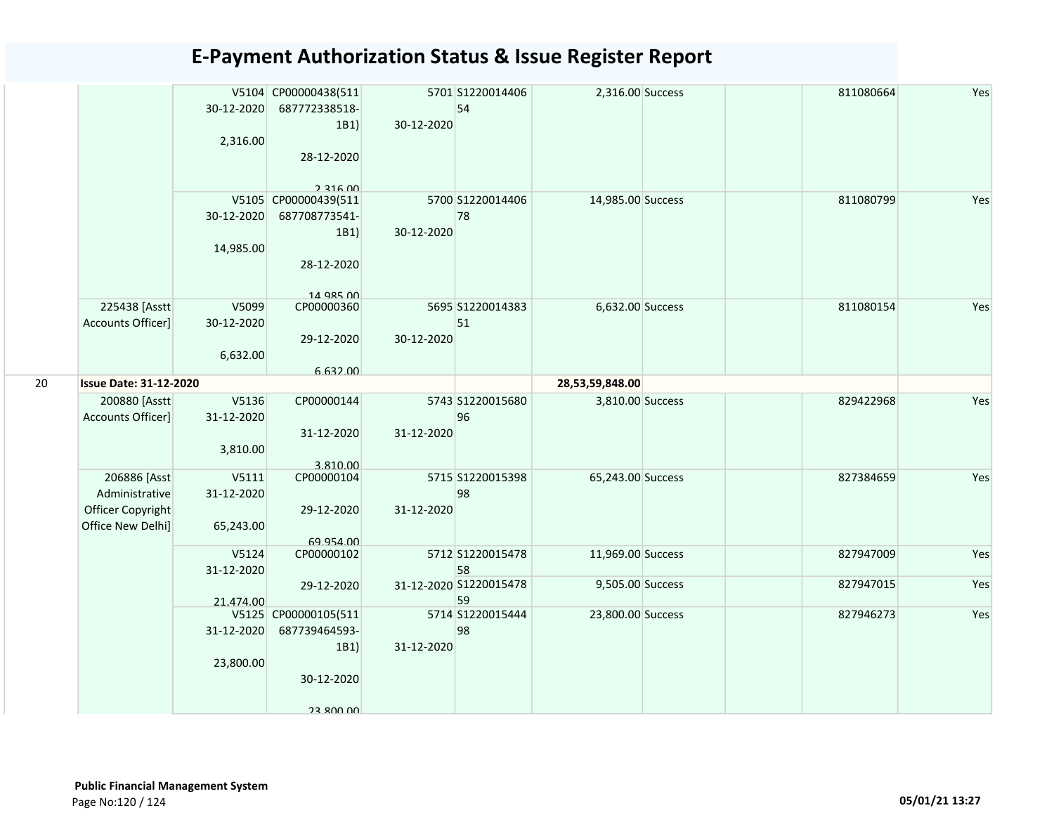# E-Payment Authorization Status & Issue Register Report

| | | | | | | | | | | | |
|---|---|---|---|---|---|---|---|---|---|---|---|
| | | V5104 30-12-2020 2,316.00 | CP00000438(511687772338518-1B1) 28-12-2020 2,316.00 | 5701 30-12-2020 | S122001440654 | 2,316.00 | Success | | | 811080664 | Yes |
| | | V5105 30-12-2020 14,985.00 | CP00000439(511687708773541-1B1) 28-12-2020 14,985.00 | 5700 30-12-2020 | S122001440678 | 14,985.00 | Success | | | 811080799 | Yes |
| | 225438 [Asstt Accounts Officer] | V5099 30-12-2020 6,632.00 | CP00000360 29-12-2020 6,632.00 | 5695 30-12-2020 | S122001438351 | 6,632.00 | Success | | | 811080154 | Yes |
| 20 | **Issue Date: 31-12-2020** | | | | | **28,53,59,848.00** | | | | | |
| | 200880 [Asstt Accounts Officer] | V5136 31-12-2020 3,810.00 | CP00000144 31-12-2020 3,810.00 | 5743 31-12-2020 | S122001568096 | 3,810.00 | Success | | | 829422968 | Yes |
| | 206886 [Asst Administrative Officer Copyright Office New Delhi] | V5111 31-12-2020 65,243.00 | CP00000104 29-12-2020 69,954.00 | 5715 31-12-2020 | S122001539898 | 65,243.00 | Success | | | 827384659 | Yes |
| | | V5124 31-12-2020 21,474.00 | CP00000102 29-12-2020 | 5712 31-12-2020 | S122001547858 | 11,969.00 | Success | | | 827947009 | Yes |
| | | | | | S122001547859 | 9,505.00 | Success | | | 827947015 | Yes |
| | | V5125 31-12-2020 23,800.00 | CP00000105(511687739464593-1B1) 30-12-2020 23,800.00 | 5714 31-12-2020 | S122001544498 | 23,800.00 | Success | | | 827946273 | Yes |

**Public Financial Management System**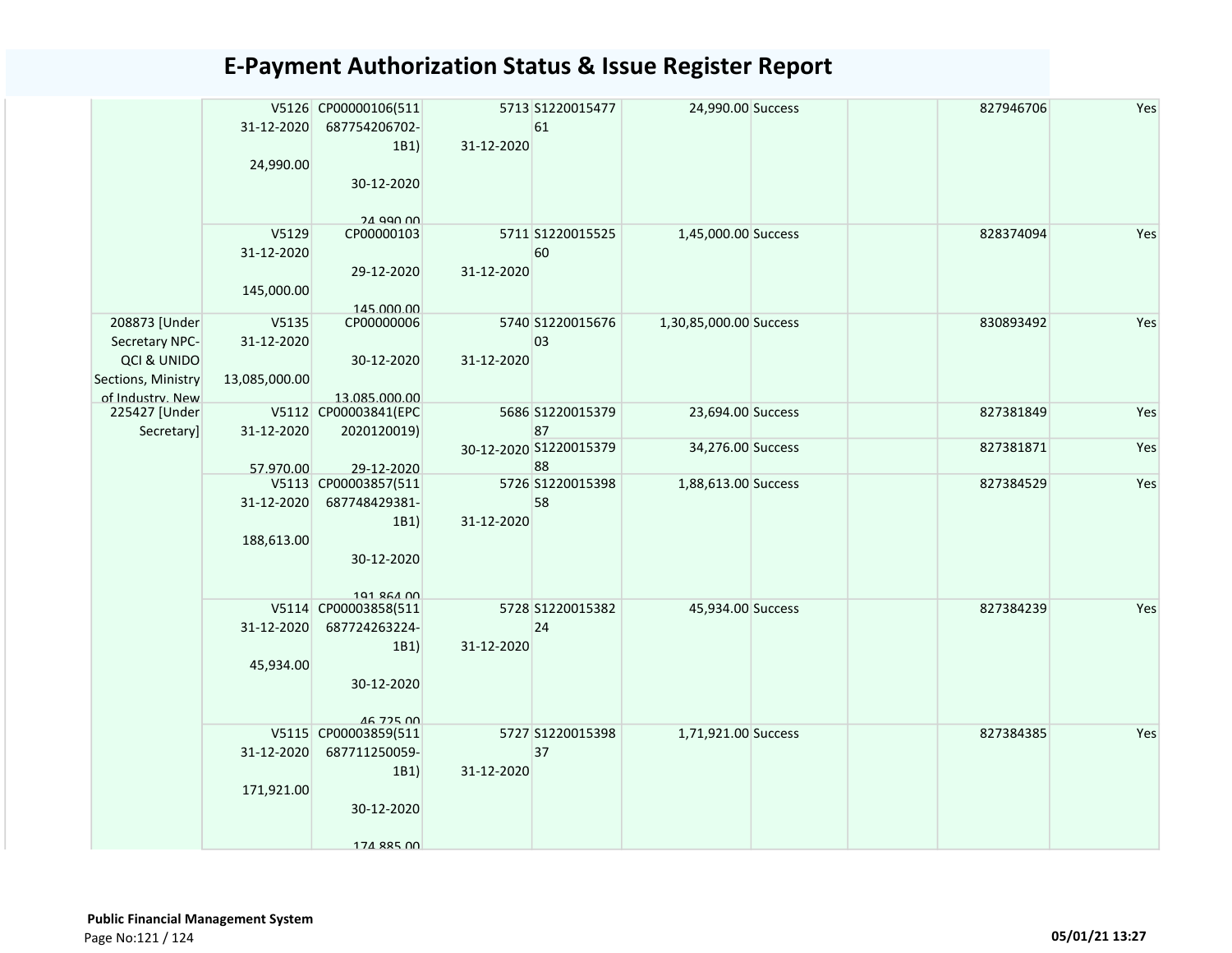# E-Payment Authorization Status & Issue Register Report

| | | | | | | | | | | |
|---|---|---|---|---|---|---|---|---|---|---|
| | V5126 31-12-2020 24,990.00 | CP00000106(511687754206702-1B1) 30-12-2020 24,990.00 | 5713 31-12-2020 | S122001547761 | 24,990.00 | Success | | | 827946706 | Yes |
| | V5129 31-12-2020 145,000.00 | CP00000103 29-12-2020 145,000.00 | 5711 31-12-2020 | S122001552560 | 1,45,000.00 | Success | | | 828374094 | Yes |
| 208873 [Under Secretary NPC-QCI & UNIDO Sections, Ministry of Industry, New | V5135 31-12-2020 13,085,000.00 | CP00000006 30-12-2020 13,085,000.00 | 5740 31-12-2020 | S122001567603 | 1,30,85,000.00 | Success | | | 830893492 | Yes |
| 225427 [Under Secretary] | V5112 31-12-2020 57,970.00 | CP00003841(EPC2020120019) 29-12-2020 | 5686 30-12-2020 | S122001537987 | 23,694.00 | Success | | | 827381849 | Yes |
| | | | | S122001537988 | 34,276.00 | Success | | | 827381871 | Yes |
| | V5113 31-12-2020 188,613.00 | CP00003857(511687748429381-1B1) 30-12-2020 191,864.00 | 5726 31-12-2020 | S122001539858 | 1,88,613.00 | Success | | | 827384529 | Yes |
| | V5114 31-12-2020 45,934.00 | CP00003858(511687724263224-1B1) 30-12-2020 46,725.00 | 5728 31-12-2020 | S122001538224 | 45,934.00 | Success | | | 827384239 | Yes |
| | V5115 31-12-2020 171,921.00 | CP00003859(511687711250059-1B1) 30-12-2020 174,885.00 | 5727 31-12-2020 | S122001539837 | 1,71,921.00 | Success | | | 827384385 | Yes |

**Public Financial Management System**

05/01/21 13:27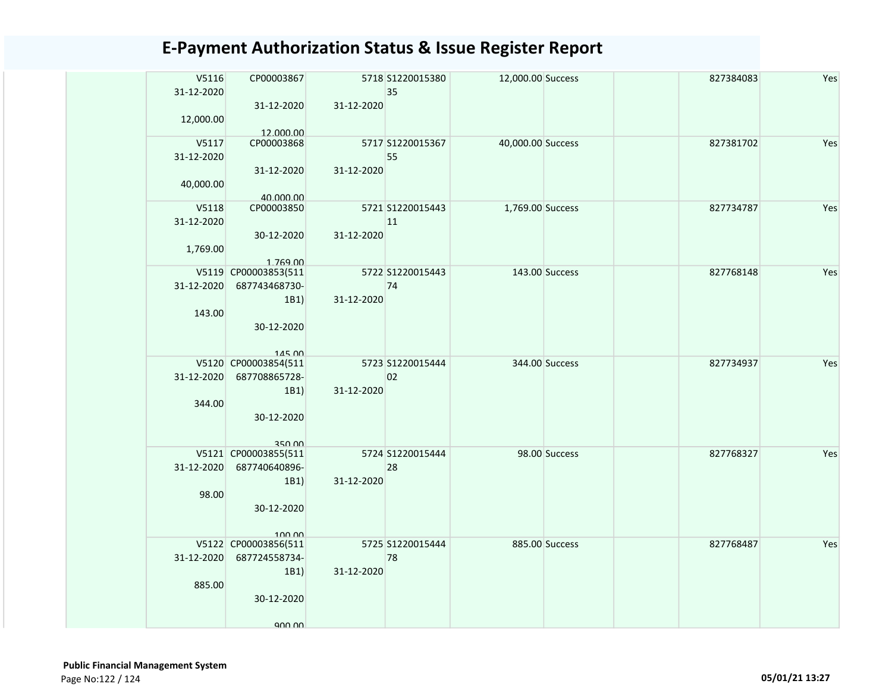# E-Payment Authorization Status & Issue Register Report

| | | | | | | | | | |
|---|---|---|---|---|---|---|---|---|---|
| | V5116 31-12-2020 12,000.00 | CP00003867 31-12-2020 12,000.00 | 5718 31-12-2020 | S122001538035 | 12,000.00 | Success | | 827384083 | Yes |
| | V5117 31-12-2020 40,000.00 | CP00003868 31-12-2020 40,000.00 | 5717 31-12-2020 | S122001536755 | 40,000.00 | Success | | 827381702 | Yes |
| | V5118 31-12-2020 1,769.00 | CP00003850 30-12-2020 1,769.00 | 5721 31-12-2020 | S122001544311 | 1,769.00 | Success | | 827734787 | Yes |
| | V5119 31-12-2020 143.00 | CP00003853(511687743468730-1B1) 30-12-2020 145.00 | 5722 31-12-2020 | S122001544374 | 143.00 | Success | | 827768148 | Yes |
| | V5120 31-12-2020 344.00 | CP00003854(511687708865728-1B1) 30-12-2020 350.00 | 5723 31-12-2020 | S122001544402 | 344.00 | Success | | 827734937 | Yes |
| | V5121 31-12-2020 98.00 | CP00003855(511687740640896-1B1) 30-12-2020 100.00 | 5724 31-12-2020 | S122001544428 | 98.00 | Success | | 827768327 | Yes |
| | V5122 31-12-2020 885.00 | CP00003856(511687724558734-1B1) 30-12-2020 900.00 | 5725 31-12-2020 | S122001544478 | 885.00 | Success | | 827768487 | Yes |

**Public Financial Management System**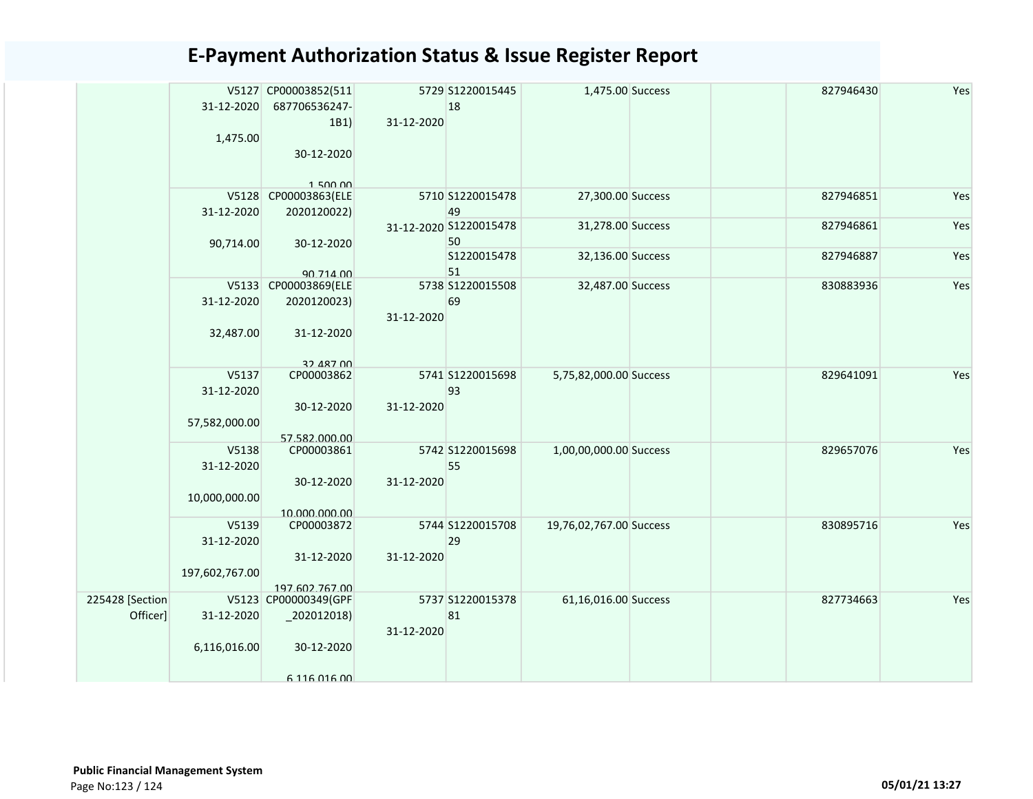# E-Payment Authorization Status & Issue Register Report

| | | | | | | | | | |
|---|---|---|---|---|---|---|---|---|---|
| | V5127 31-12-2020 1,475.00 | CP00003852(511 687706536247-1B1) 30-12-2020 1,500.00 | 5729 31-12-2020 | S1220015445 18 | 1,475.00 | Success | | 827946430 | Yes |
| | V5128 31-12-2020 90,714.00 | CP00003863(ELE 2020120022) 30-12-2020 90,714.00 | 5710 31-12-2020 | S1220015478 49 | 27,300.00 | Success | | 827946851 | Yes |
| | | | | S1220015478 50 | 31,278.00 | Success | | 827946861 | Yes |
| | | | | S1220015478 51 | 32,136.00 | Success | | 827946887 | Yes |
| | V5133 31-12-2020 32,487.00 | CP00003869(ELE 2020120023) 31-12-2020 32,487.00 | 5738 31-12-2020 | S1220015508 69 | 32,487.00 | Success | | 830883936 | Yes |
| | V5137 31-12-2020 57,582,000.00 | CP00003862 30-12-2020 57,582,000.00 | 5741 31-12-2020 | S1220015698 93 | 5,75,82,000.00 | Success | | 829641091 | Yes |
| | V5138 31-12-2020 10,000,000.00 | CP00003861 30-12-2020 10,000,000.00 | 5742 31-12-2020 | S1220015698 55 | 1,00,00,000.00 | Success | | 829657076 | Yes |
| | V5139 31-12-2020 197,602,767.00 | CP00003872 31-12-2020 197,602,767.00 | 5744 31-12-2020 | S1220015708 29 | 19,76,02,767.00 | Success | | 830895716 | Yes |
| 225428 [Section Officer] | V5123 31-12-2020 6,116,016.00 | CP00000349(GPF _202012018) 30-12-2020 6,116,016.00 | 5737 31-12-2020 | S1220015378 81 | 61,16,016.00 | Success | | 827734663 | Yes |

**Public Financial Management System**

05/01/21 13:27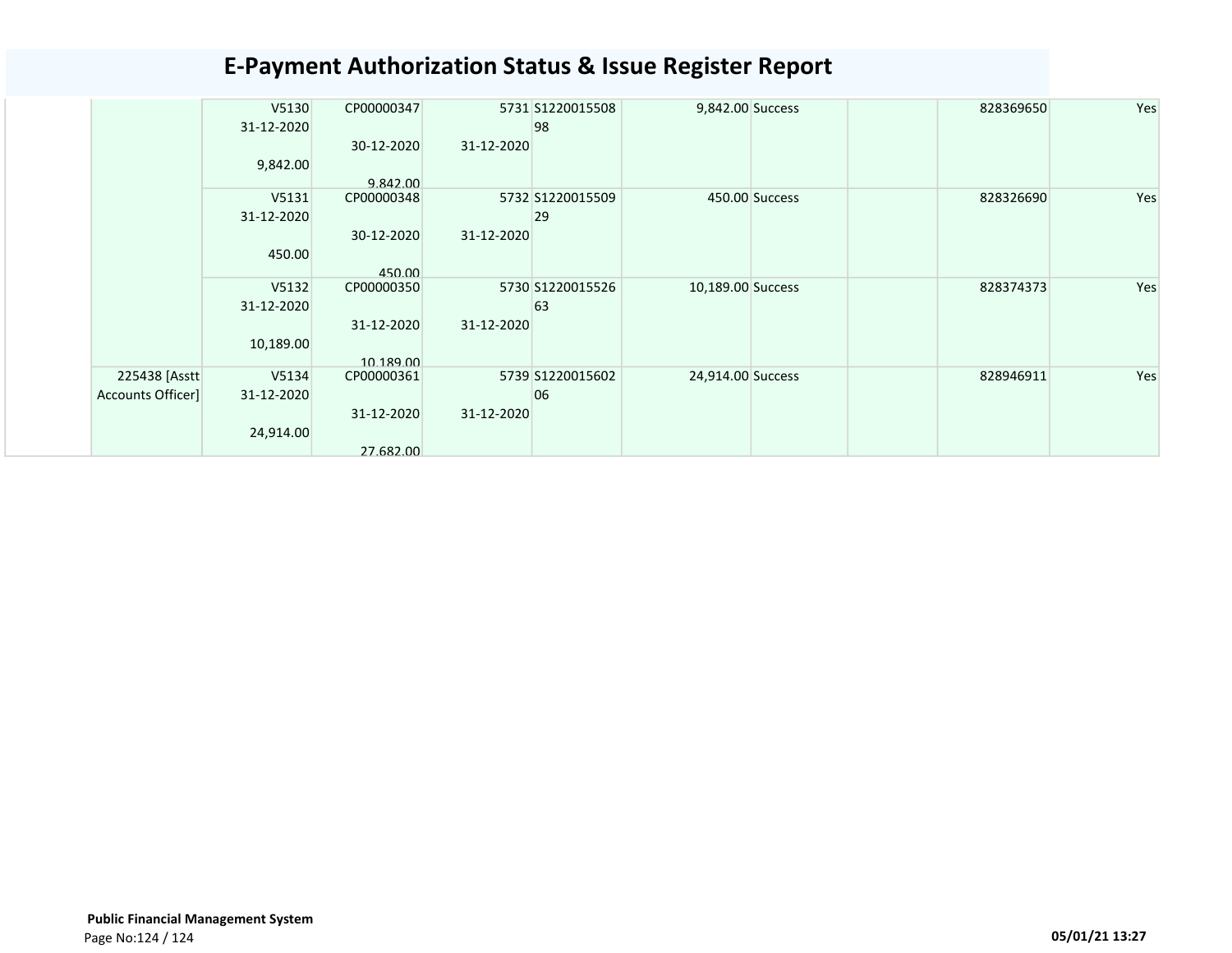# E-Payment Authorization Status & Issue Register Report

| | | | | | | | | | | | |
|---|---|---|---|---|---|---|---|---|---|---|---|
| | | V5130 31-12-2020 9,842.00 | CP00000347 30-12-2020 9,842.00 | 5731 31-12-2020 | S122001550898 | 9,842.00 | Success | | | 828369650 | Yes |
| | | V5131 31-12-2020 450.00 | CP00000348 30-12-2020 450.00 | 5732 31-12-2020 | S122001550929 | 450.00 | Success | | | 828326690 | Yes |
| | | V5132 31-12-2020 10,189.00 | CP00000350 31-12-2020 10,189.00 | 5730 31-12-2020 | S122001552663 | 10,189.00 | Success | | | 828374373 | Yes |
| | 225438 [Asstt Accounts Officer] | V5134 31-12-2020 24,914.00 | CP00000361 31-12-2020 27,682.00 | 5739 31-12-2020 | S122001560206 | 24,914.00 | Success | | | 828946911 | Yes |

**Public Financial Management System**

05/01/21 13:27